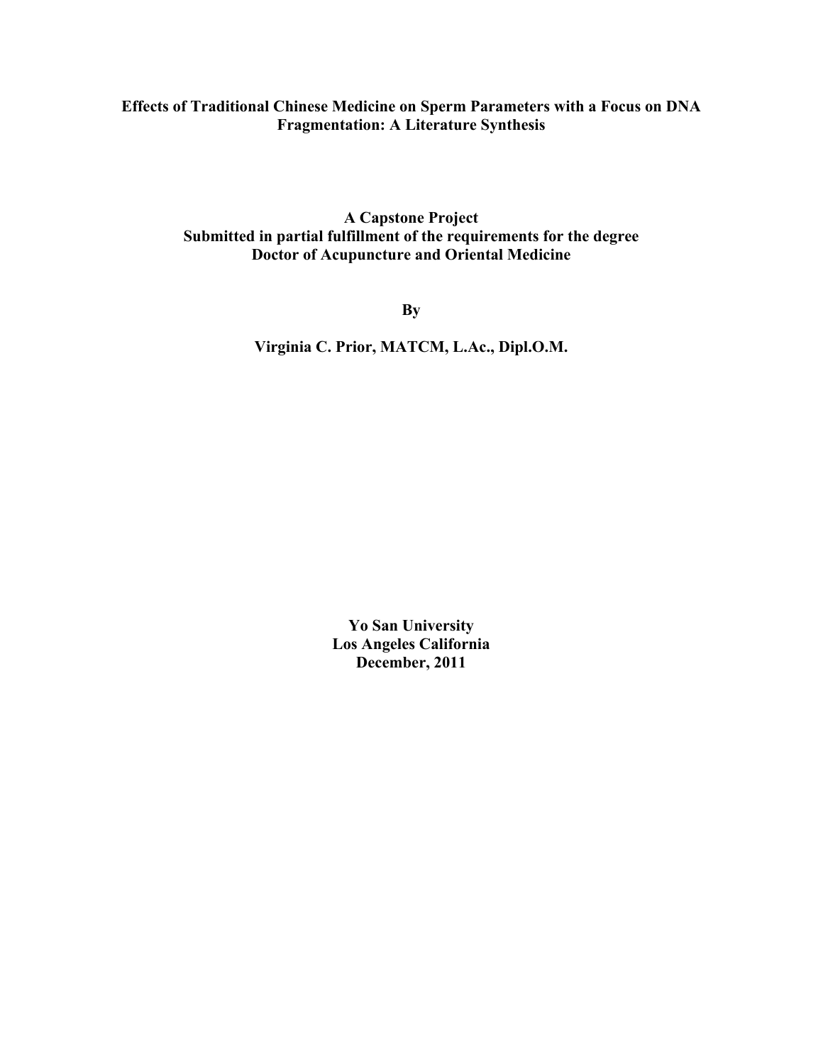# Effects of Traditional Chinese Medicine on Sperm Parameters with a Focus on DNA Fragmentation: A Literature Synthesis

**A Capstone Project**
**Submitted in partial fulfillment of the requirements for the degree**
**Doctor of Acupuncture and Oriental Medicine**

**By**

**Virginia C. Prior, MATCM, L.Ac., Dipl.O.M.**

**Yo San University**
**Los Angeles California**
**December, 2011**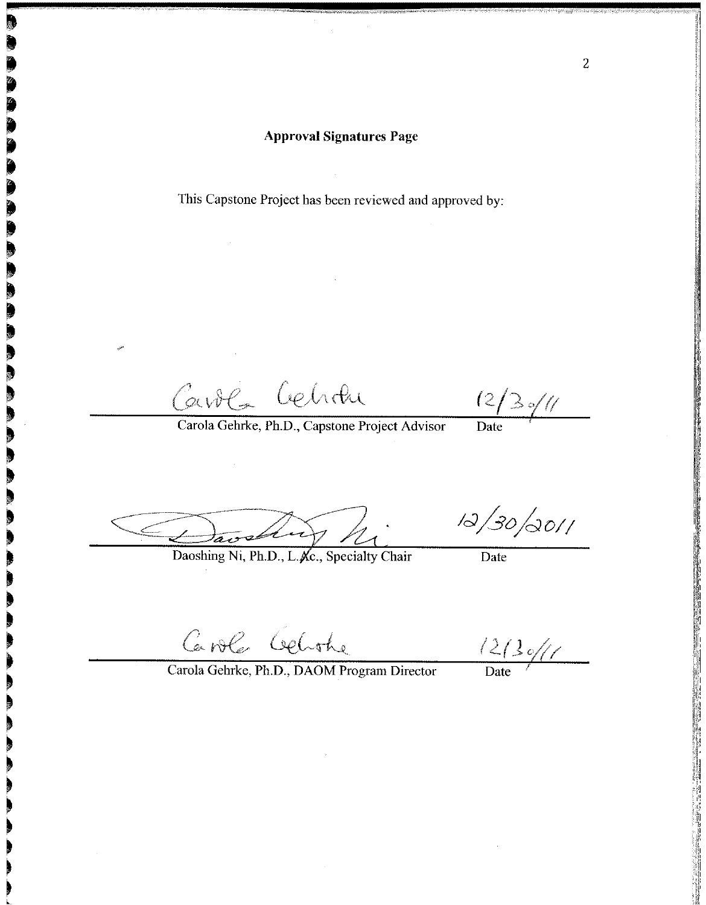**Approval Signatures Page**

This Capstone Project has been reviewed and approved by:

Carola Gehrke 12/30/11

Carola Gehrke, Ph.D., Capstone Project Advisor Date

Daoshing Ni 12/30/2011

Daoshing Ni, Ph.D., L.Ac., Specialty Chair Date

Carola Gehrke 12/30/11

Carola Gehrke, Ph.D., DAOM Program Director Date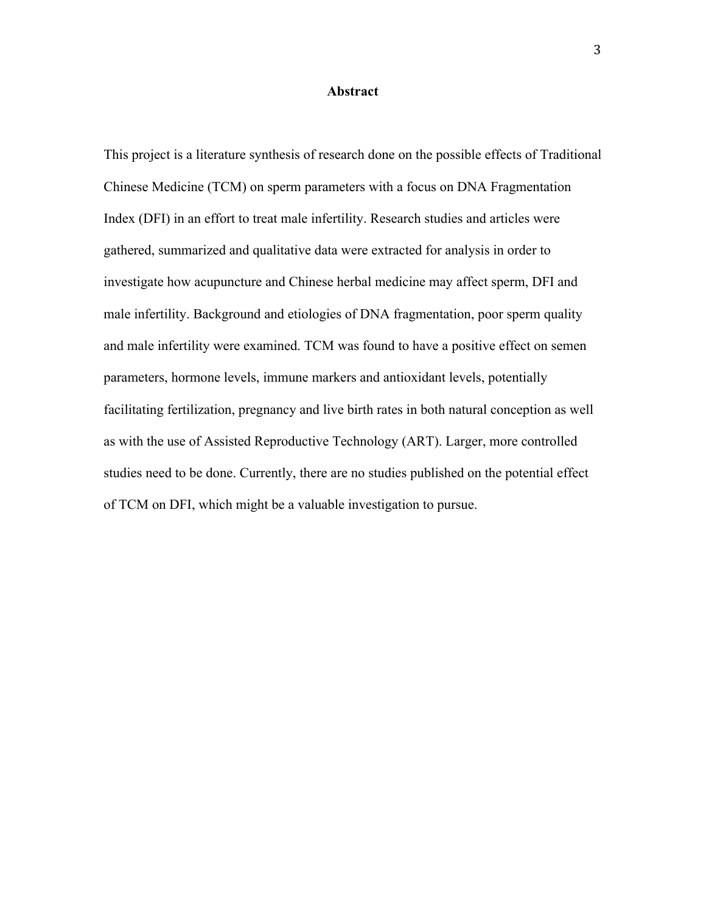# Abstract

This project is a literature synthesis of research done on the possible effects of Traditional Chinese Medicine (TCM) on sperm parameters with a focus on DNA Fragmentation Index (DFI) in an effort to treat male infertility. Research studies and articles were gathered, summarized and qualitative data were extracted for analysis in order to investigate how acupuncture and Chinese herbal medicine may affect sperm, DFI and male infertility. Background and etiologies of DNA fragmentation, poor sperm quality and male infertility were examined. TCM was found to have a positive effect on semen parameters, hormone levels, immune markers and antioxidant levels, potentially facilitating fertilization, pregnancy and live birth rates in both natural conception as well as with the use of Assisted Reproductive Technology (ART). Larger, more controlled studies need to be done. Currently, there are no studies published on the potential effect of TCM on DFI, which might be a valuable investigation to pursue.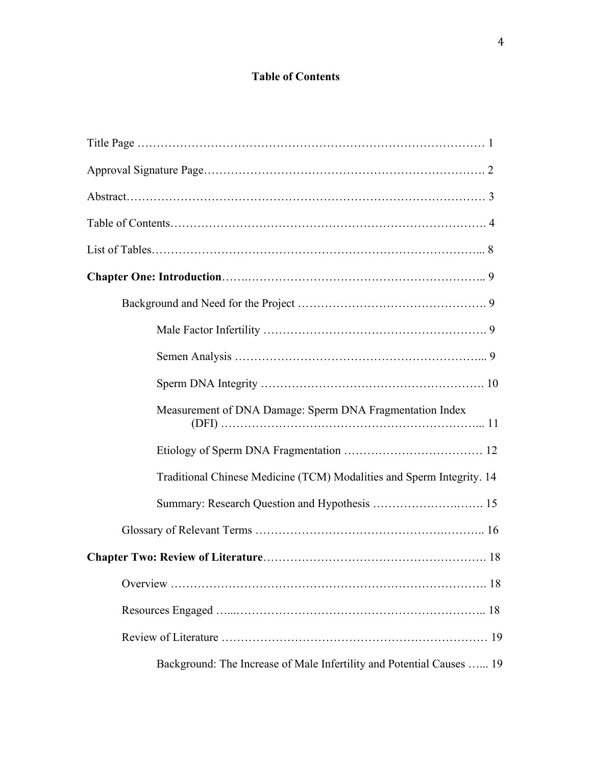**Table of Contents**

Title Page ………………………………………………………………………………… 1

Approval Signature Page……………………………………………………………. 2

Abstract……………………………………………………………………………… 3

Table of Contents……………………………………………………………………. 4

List of Tables………………………………………………………………………... 8

**Chapter One: Introduction**……..……………………………………………………….. 9

Background and Need for the Project ………………………………………… 9

Male Factor Infertility ………………………………………………. 9

Semen Analysis ……………………………………………………... 9

Sperm DNA Integrity ………………………………………………. 10

Measurement of DNA Damage: Sperm DNA Fragmentation Index (DFI) ………………………………………………………... 11

Etiology of Sperm DNA Fragmentation ……………………………… 12

Traditional Chinese Medicine (TCM) Modalities and Sperm Integrity. 14

Summary: Research Question and Hypothesis ……………….……. 15

Glossary of Relevant Terms …………………………………….……….. 16

**Chapter Two: Review of Literature**…………………………………………………. 18

Overview ………………………………………………………………………. 18

Resources Engaged …...……………………………………………………….. 18

Review of Literature …………………………………………………………… 19

Background: The Increase of Male Infertility and Potential Causes …... 19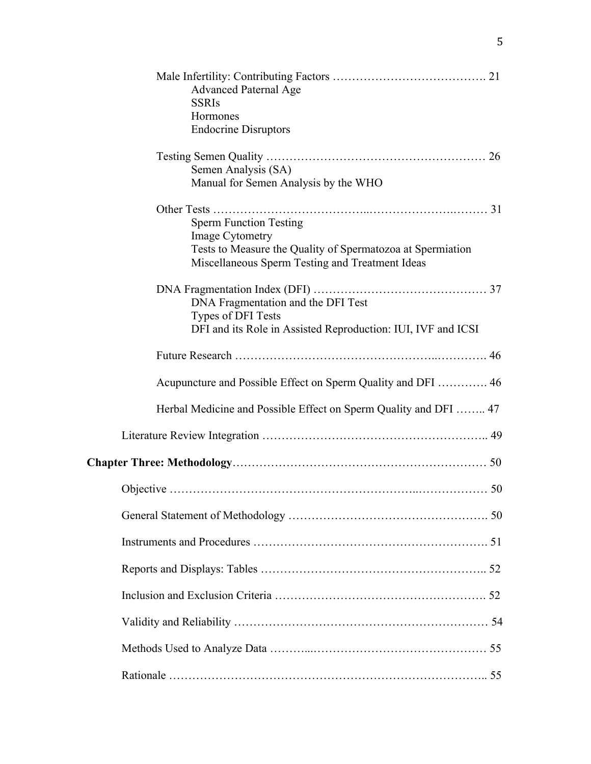Male Infertility: Contributing Factors …………………………………. 21

Advanced Paternal Age
SSRIs
Hormones
Endocrine Disruptors

Testing Semen Quality ……………………………………………… 26

Semen Analysis (SA)
Manual for Semen Analysis by the WHO

Other Tests ………………………………..……………….……… 31

Sperm Function Testing
Image Cytometry
Tests to Measure the Quality of Spermatozoa at Spermiation
Miscellaneous Sperm Testing and Treatment Ideas

DNA Fragmentation Index (DFI) …………………………………… 37

DNA Fragmentation and the DFI Test
Types of DFI Tests
DFI and its Role in Assisted Reproduction: IUI, IVF and ICSI

Future Research …………………………………………..…………. 46

Acupuncture and Possible Effect on Sperm Quality and DFI …………. 46

Herbal Medicine and Possible Effect on Sperm Quality and DFI …….. 47

Literature Review Integration ……………………………………………….. 49

**Chapter Three: Methodology**……………………………………………………… 50

Objective …………………………………………………...……………… 50

General Statement of Methodology …………………………………………. 50

Instruments and Procedures …………………………………………………. 51

Reports and Displays: Tables ……………………………………………….. 52

Inclusion and Exclusion Criteria ……………………………………………. 52

Validity and Reliability ……………………………………………………… 54

Methods Used to Analyze Data ………...……………………………………… 55

Rationale ……………………………………………………………………….. 55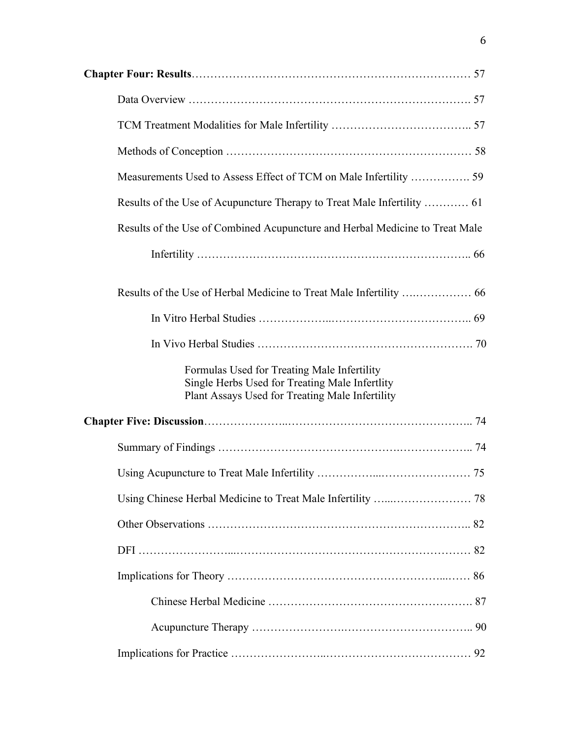**Chapter Four: Results** ………………………………………………………………… 57

Data Overview …………………………………………………………………. 57

TCM Treatment Modalities for Male Infertility ……………………………….. 57

Methods of Conception ………………………………………………………… 58

Measurements Used to Assess Effect of TCM on Male Infertility ……………. 59

Results of the Use of Acupuncture Therapy to Treat Male Infertility ………… 61

Results of the Use of Combined Acupuncture and Herbal Medicine to Treat Male Infertility ……………………………………………………………….. 66

Results of the Use of Herbal Medicine to Treat Male Infertility ….…………… 66

In Vitro Herbal Studies ………………..……………………………….. 69

In Vivo Herbal Studies ………………………………………………… 70

Formulas Used for Treating Male Infertility
Single Herbs Used for Treating Male Infertlity
Plant Assays Used for Treating Male Infertility

**Chapter Five: Discussion** …………………..………………………………………….. 74

Summary of Findings ……………………………………….……………….. 74

Using Acupuncture to Treat Male Infertility ……………...…………………… 75

Using Chinese Herbal Medicine to Treat Male Infertility …...………………… 78

Other Observations ………………………………………………………….. 82

DFI ……………………...………………………………………………………… 82

Implications for Theory ……………………………………………...…… 86

Chinese Herbal Medicine ……………………………….………………. 87

Acupuncture Therapy …………………….……………………………….. 90

Implications for Practice ……………………..………………………………… 92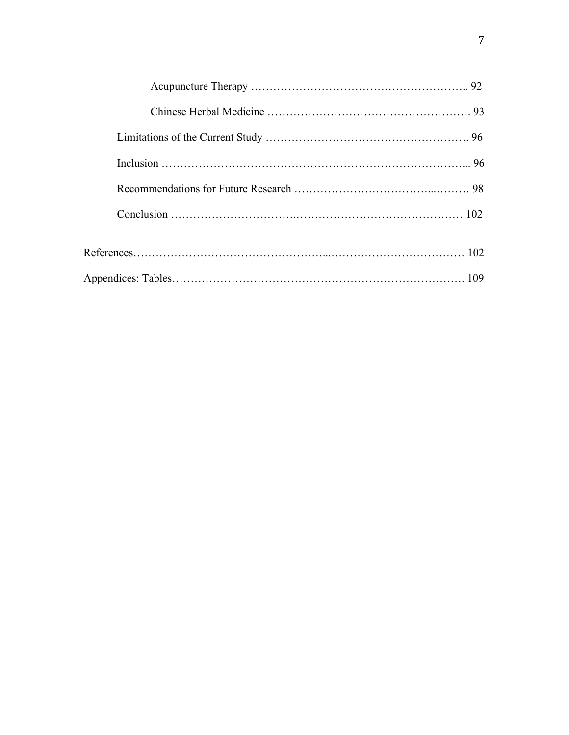Acupuncture Therapy …………………………………………………….. 92

Chinese Herbal Medicine ………………………………………………. 93

Limitations of the Current Study ………………………………………………. 96

Inclusion …………………………………………………………………….... 96

Recommendations for Future Research ……………………………...……… 98

Conclusion …………………………..……………………………….…… 102

References…………………………………………...……………………………… 102

Appendices: Tables…………………………………………………………………. 109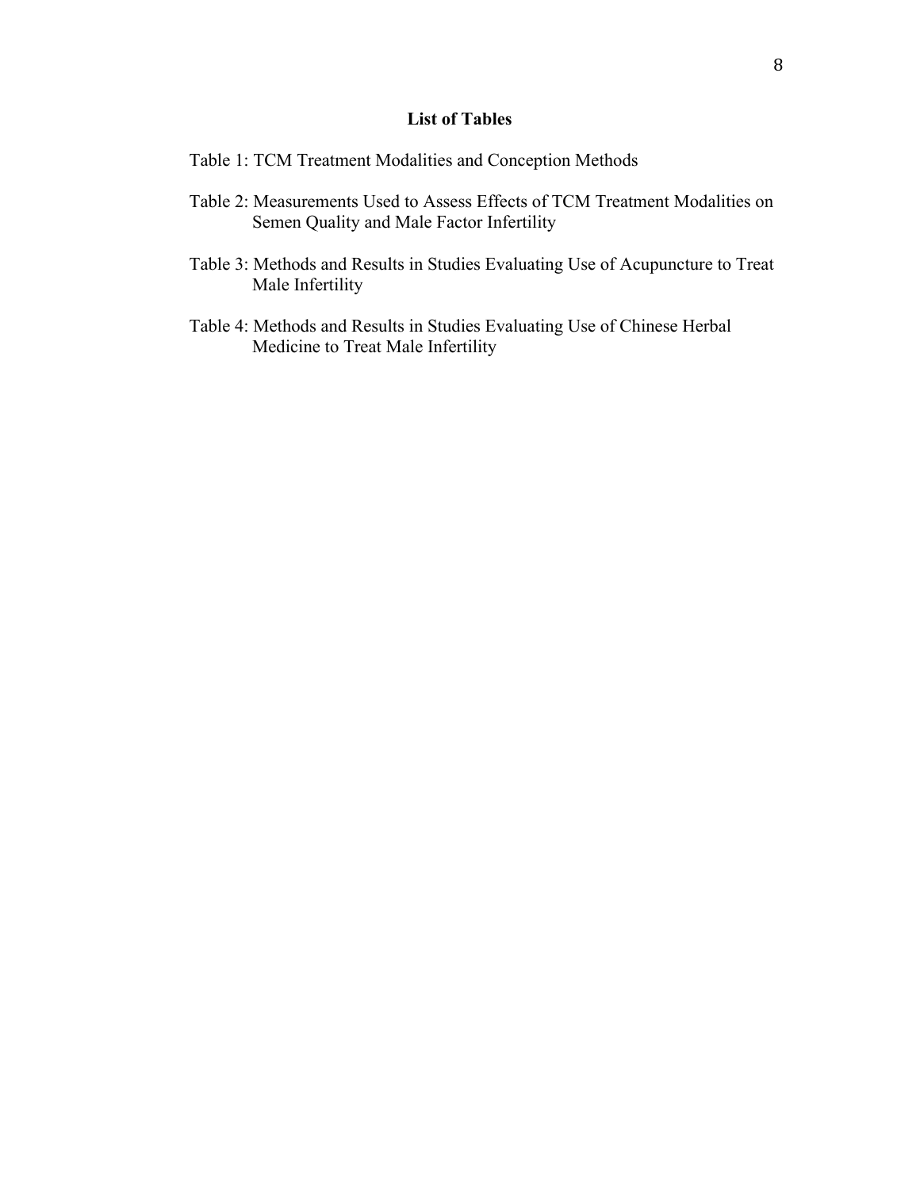## List of Tables

Table 1: TCM Treatment Modalities and Conception Methods

Table 2: Measurements Used to Assess Effects of TCM Treatment Modalities on Semen Quality and Male Factor Infertility

Table 3: Methods and Results in Studies Evaluating Use of Acupuncture to Treat Male Infertility

Table 4: Methods and Results in Studies Evaluating Use of Chinese Herbal Medicine to Treat Male Infertility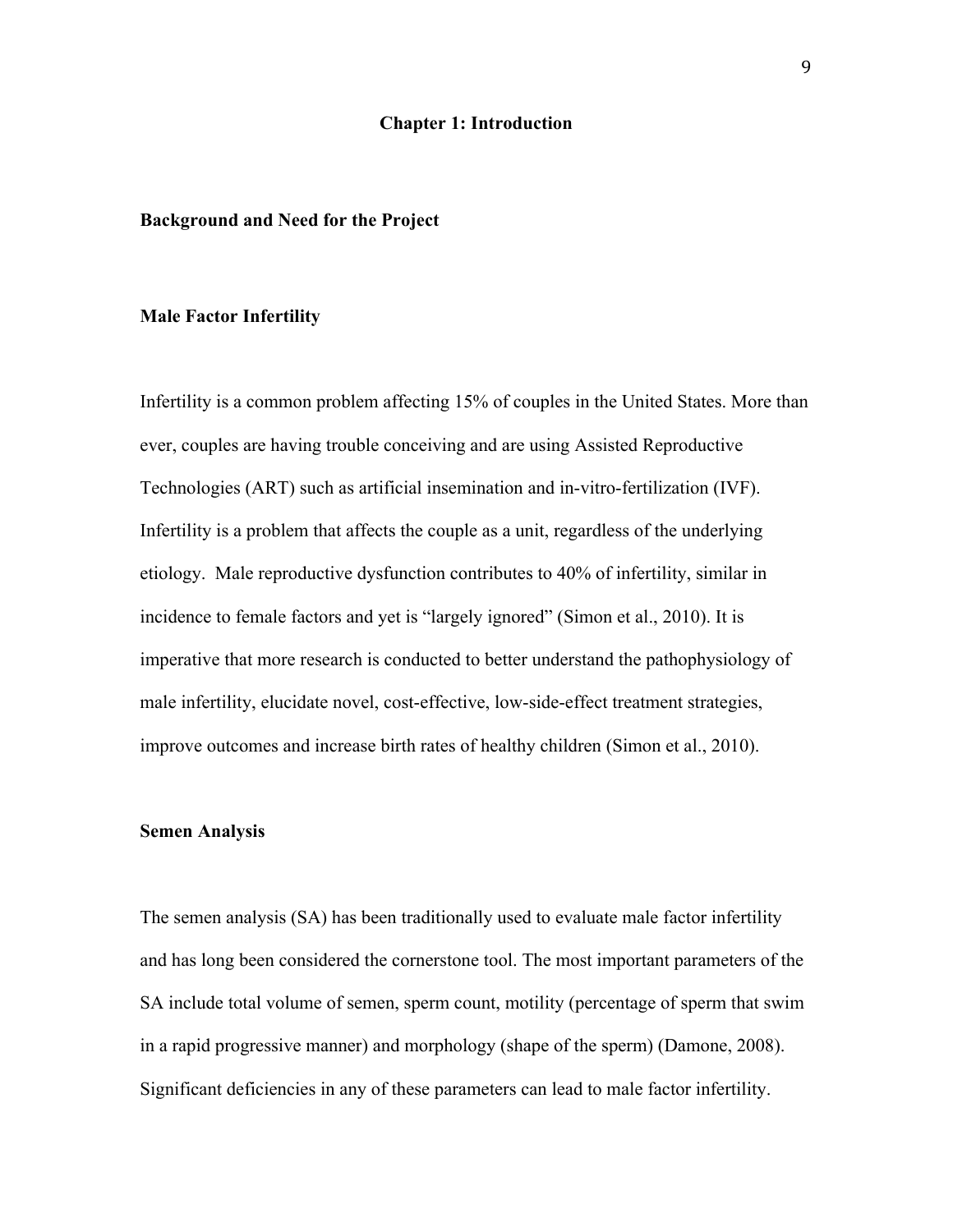# Chapter 1: Introduction

## Background and Need for the Project

### Male Factor Infertility

Infertility is a common problem affecting 15% of couples in the United States. More than ever, couples are having trouble conceiving and are using Assisted Reproductive Technologies (ART) such as artificial insemination and in-vitro-fertilization (IVF). Infertility is a problem that affects the couple as a unit, regardless of the underlying etiology. Male reproductive dysfunction contributes to 40% of infertility, similar in incidence to female factors and yet is "largely ignored" (Simon et al., 2010). It is imperative that more research is conducted to better understand the pathophysiology of male infertility, elucidate novel, cost-effective, low-side-effect treatment strategies, improve outcomes and increase birth rates of healthy children (Simon et al., 2010).

### Semen Analysis

The semen analysis (SA) has been traditionally used to evaluate male factor infertility and has long been considered the cornerstone tool. The most important parameters of the SA include total volume of semen, sperm count, motility (percentage of sperm that swim in a rapid progressive manner) and morphology (shape of the sperm) (Damone, 2008). Significant deficiencies in any of these parameters can lead to male factor infertility.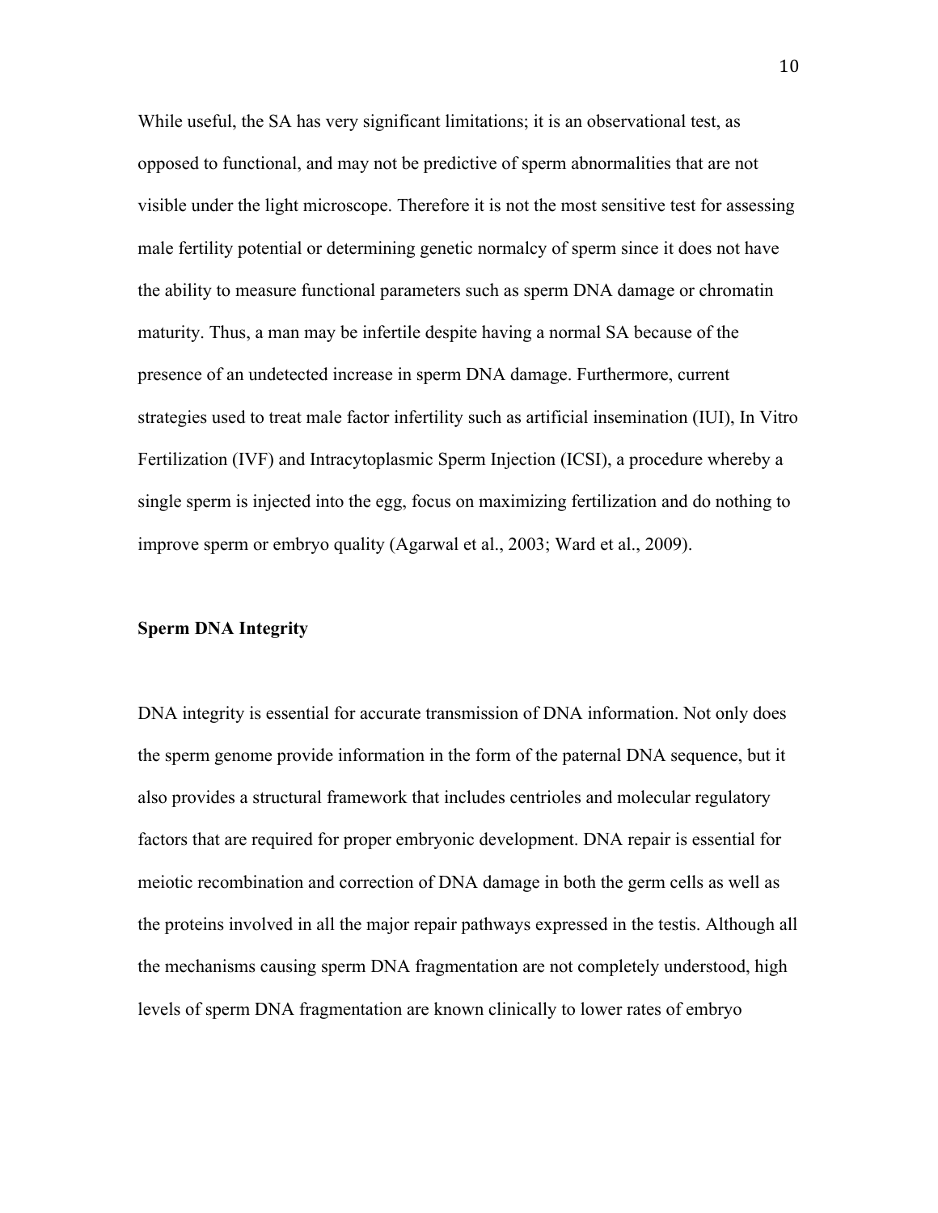While useful, the SA has very significant limitations; it is an observational test, as opposed to functional, and may not be predictive of sperm abnormalities that are not visible under the light microscope. Therefore it is not the most sensitive test for assessing male fertility potential or determining genetic normalcy of sperm since it does not have the ability to measure functional parameters such as sperm DNA damage or chromatin maturity. Thus, a man may be infertile despite having a normal SA because of the presence of an undetected increase in sperm DNA damage. Furthermore, current strategies used to treat male factor infertility such as artificial insemination (IUI), In Vitro Fertilization (IVF) and Intracytoplasmic Sperm Injection (ICSI), a procedure whereby a single sperm is injected into the egg, focus on maximizing fertilization and do nothing to improve sperm or embryo quality (Agarwal et al., 2003; Ward et al., 2009).

## Sperm DNA Integrity

DNA integrity is essential for accurate transmission of DNA information. Not only does the sperm genome provide information in the form of the paternal DNA sequence, but it also provides a structural framework that includes centrioles and molecular regulatory factors that are required for proper embryonic development. DNA repair is essential for meiotic recombination and correction of DNA damage in both the germ cells as well as the proteins involved in all the major repair pathways expressed in the testis. Although all the mechanisms causing sperm DNA fragmentation are not completely understood, high levels of sperm DNA fragmentation are known clinically to lower rates of embryo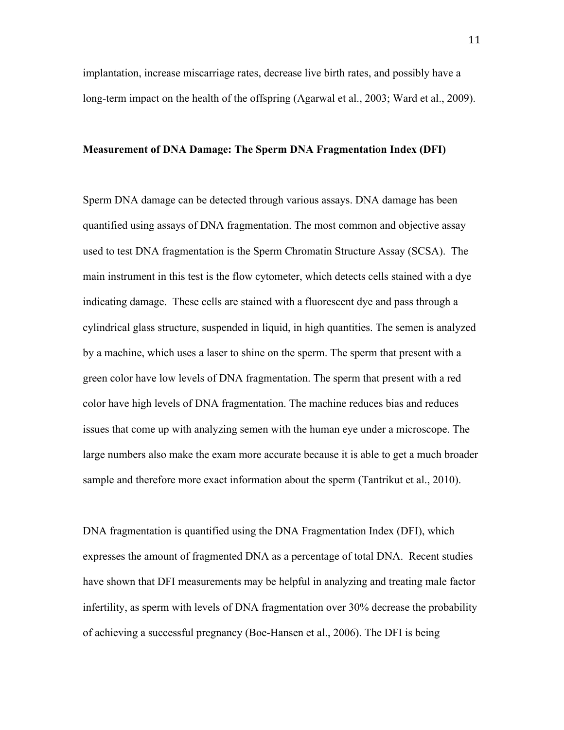implantation, increase miscarriage rates, decrease live birth rates, and possibly have a long-term impact on the health of the offspring (Agarwal et al., 2003; Ward et al., 2009).

**Measurement of DNA Damage: The Sperm DNA Fragmentation Index (DFI)**

Sperm DNA damage can be detected through various assays. DNA damage has been quantified using assays of DNA fragmentation. The most common and objective assay used to test DNA fragmentation is the Sperm Chromatin Structure Assay (SCSA). The main instrument in this test is the flow cytometer, which detects cells stained with a dye indicating damage. These cells are stained with a fluorescent dye and pass through a cylindrical glass structure, suspended in liquid, in high quantities. The semen is analyzed by a machine, which uses a laser to shine on the sperm. The sperm that present with a green color have low levels of DNA fragmentation. The sperm that present with a red color have high levels of DNA fragmentation. The machine reduces bias and reduces issues that come up with analyzing semen with the human eye under a microscope. The large numbers also make the exam more accurate because it is able to get a much broader sample and therefore more exact information about the sperm (Tantrikut et al., 2010).

DNA fragmentation is quantified using the DNA Fragmentation Index (DFI), which expresses the amount of fragmented DNA as a percentage of total DNA. Recent studies have shown that DFI measurements may be helpful in analyzing and treating male factor infertility, as sperm with levels of DNA fragmentation over 30% decrease the probability of achieving a successful pregnancy (Boe-Hansen et al., 2006). The DFI is being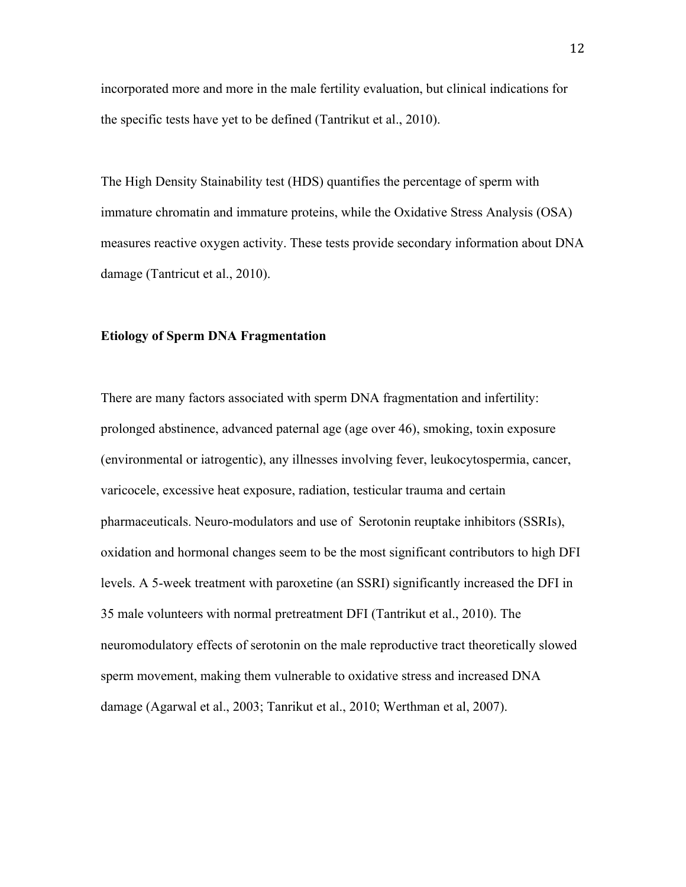incorporated more and more in the male fertility evaluation, but clinical indications for the specific tests have yet to be defined (Tantrikut et al., 2010).

The High Density Stainability test (HDS) quantifies the percentage of sperm with immature chromatin and immature proteins, while the Oxidative Stress Analysis (OSA) measures reactive oxygen activity. These tests provide secondary information about DNA damage (Tantricut et al., 2010).

**Etiology of Sperm DNA Fragmentation**

There are many factors associated with sperm DNA fragmentation and infertility: prolonged abstinence, advanced paternal age (age over 46), smoking, toxin exposure (environmental or iatrogentic), any illnesses involving fever, leukocytospermia, cancer, varicocele, excessive heat exposure, radiation, testicular trauma and certain pharmaceuticals. Neuro-modulators and use of  Serotonin reuptake inhibitors (SSRIs), oxidation and hormonal changes seem to be the most significant contributors to high DFI levels. A 5-week treatment with paroxetine (an SSRI) significantly increased the DFI in 35 male volunteers with normal pretreatment DFI (Tantrikut et al., 2010). The neuromodulatory effects of serotonin on the male reproductive tract theoretically slowed sperm movement, making them vulnerable to oxidative stress and increased DNA damage (Agarwal et al., 2003; Tanrikut et al., 2010; Werthman et al, 2007).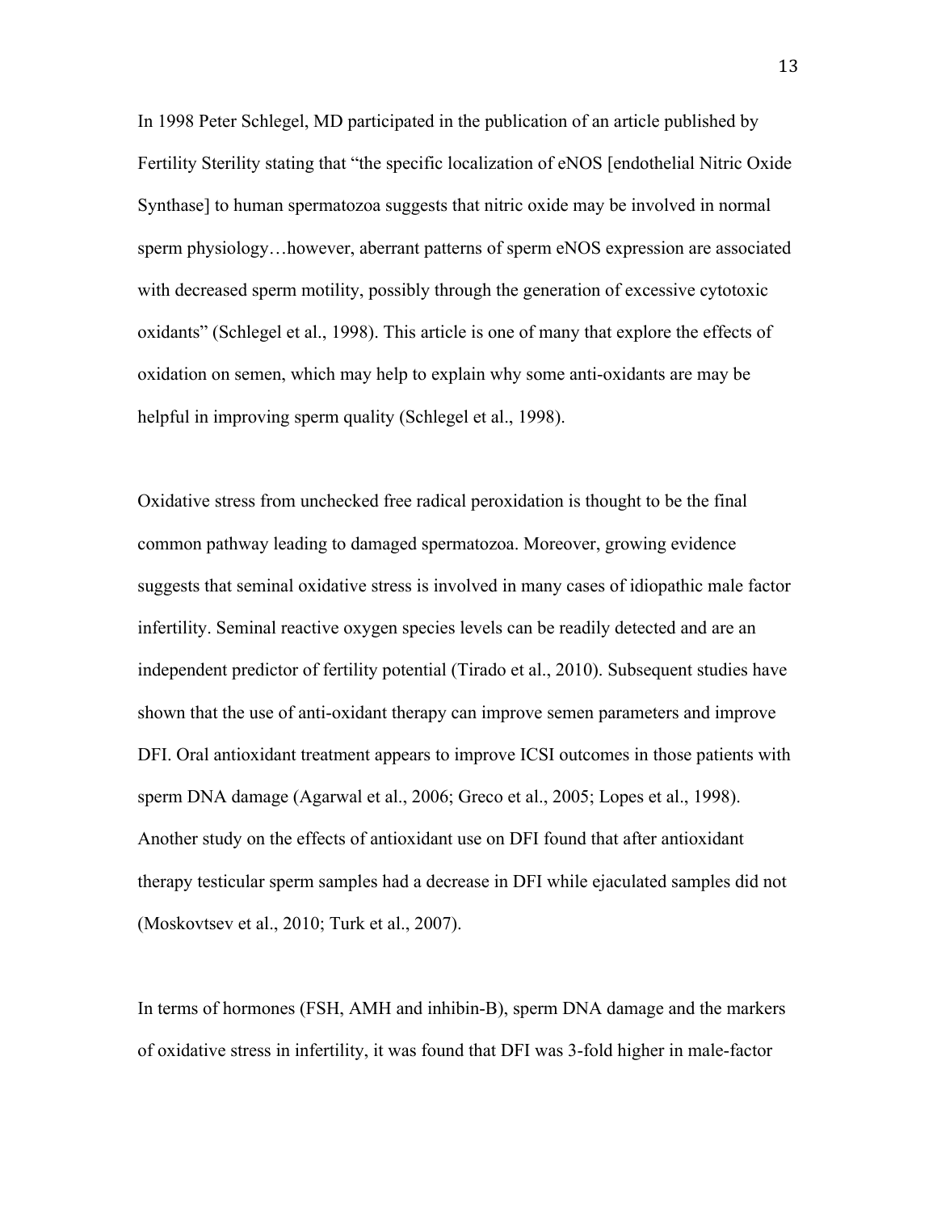In 1998 Peter Schlegel, MD participated in the publication of an article published by Fertility Sterility stating that "the specific localization of eNOS [endothelial Nitric Oxide Synthase] to human spermatozoa suggests that nitric oxide may be involved in normal sperm physiology…however, aberrant patterns of sperm eNOS expression are associated with decreased sperm motility, possibly through the generation of excessive cytotoxic oxidants" (Schlegel et al., 1998). This article is one of many that explore the effects of oxidation on semen, which may help to explain why some anti-oxidants are may be helpful in improving sperm quality (Schlegel et al., 1998).

Oxidative stress from unchecked free radical peroxidation is thought to be the final common pathway leading to damaged spermatozoa. Moreover, growing evidence suggests that seminal oxidative stress is involved in many cases of idiopathic male factor infertility. Seminal reactive oxygen species levels can be readily detected and are an independent predictor of fertility potential (Tirado et al., 2010). Subsequent studies have shown that the use of anti-oxidant therapy can improve semen parameters and improve DFI. Oral antioxidant treatment appears to improve ICSI outcomes in those patients with sperm DNA damage (Agarwal et al., 2006; Greco et al., 2005; Lopes et al., 1998). Another study on the effects of antioxidant use on DFI found that after antioxidant therapy testicular sperm samples had a decrease in DFI while ejaculated samples did not (Moskovtsev et al., 2010; Turk et al., 2007).

In terms of hormones (FSH, AMH and inhibin-B), sperm DNA damage and the markers of oxidative stress in infertility, it was found that DFI was 3-fold higher in male-factor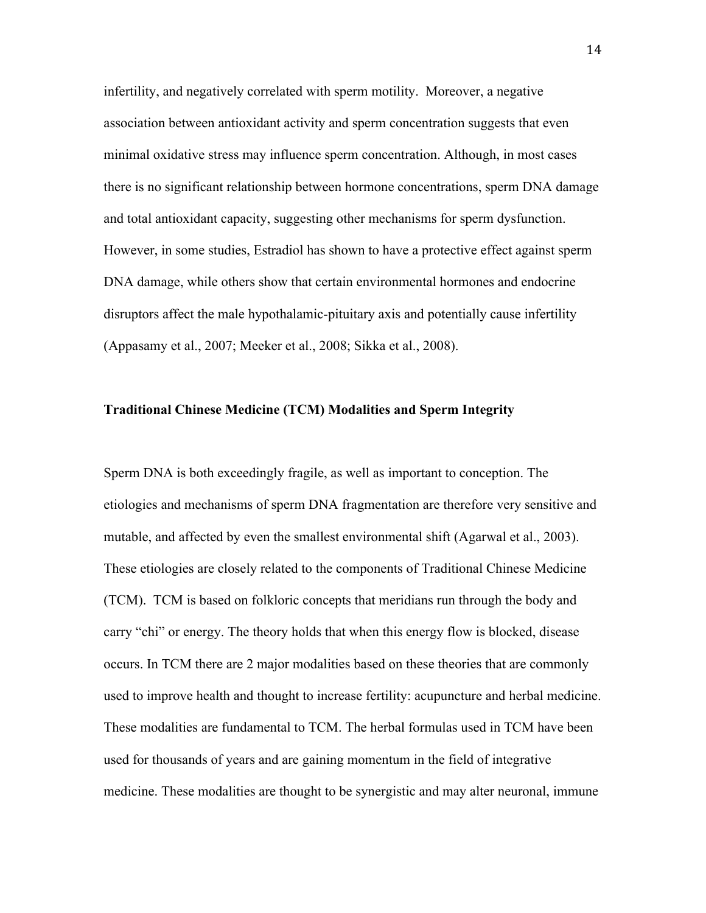infertility, and negatively correlated with sperm motility. Moreover, a negative association between antioxidant activity and sperm concentration suggests that even minimal oxidative stress may influence sperm concentration. Although, in most cases there is no significant relationship between hormone concentrations, sperm DNA damage and total antioxidant capacity, suggesting other mechanisms for sperm dysfunction. However, in some studies, Estradiol has shown to have a protective effect against sperm DNA damage, while others show that certain environmental hormones and endocrine disruptors affect the male hypothalamic-pituitary axis and potentially cause infertility (Appasamy et al., 2007; Meeker et al., 2008; Sikka et al., 2008).

### Traditional Chinese Medicine (TCM) Modalities and Sperm Integrity

Sperm DNA is both exceedingly fragile, as well as important to conception. The etiologies and mechanisms of sperm DNA fragmentation are therefore very sensitive and mutable, and affected by even the smallest environmental shift (Agarwal et al., 2003). These etiologies are closely related to the components of Traditional Chinese Medicine (TCM). TCM is based on folkloric concepts that meridians run through the body and carry "chi" or energy. The theory holds that when this energy flow is blocked, disease occurs. In TCM there are 2 major modalities based on these theories that are commonly used to improve health and thought to increase fertility: acupuncture and herbal medicine. These modalities are fundamental to TCM. The herbal formulas used in TCM have been used for thousands of years and are gaining momentum in the field of integrative medicine. These modalities are thought to be synergistic and may alter neuronal, immune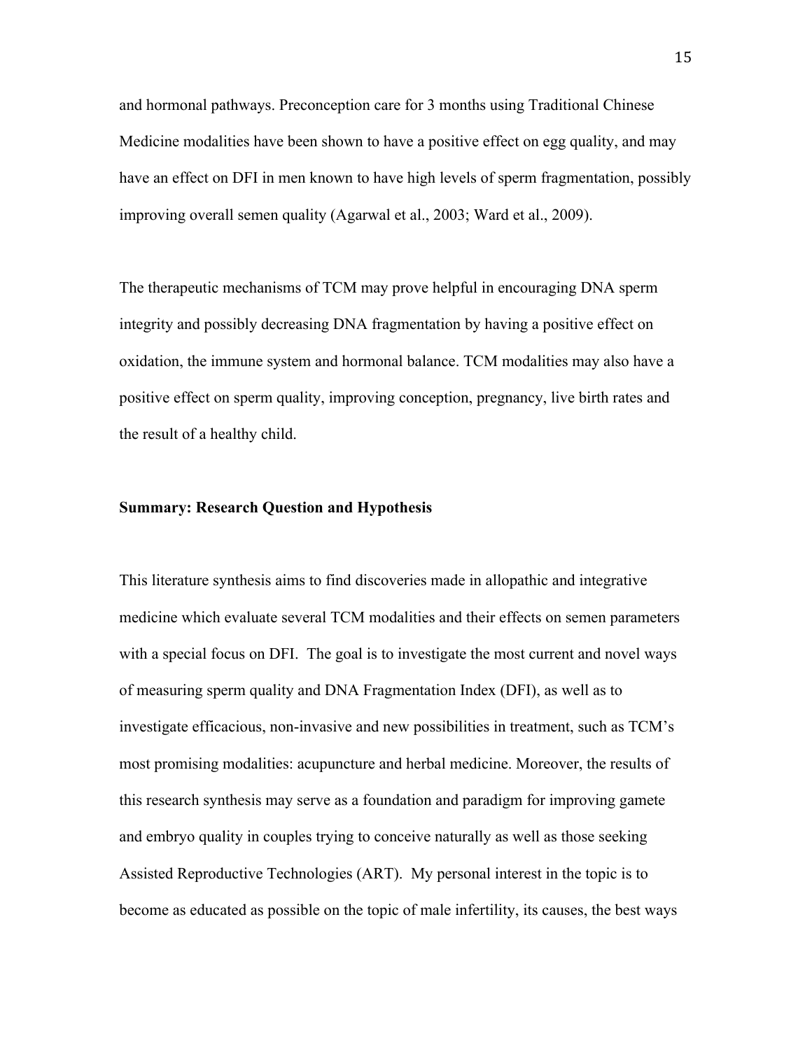and hormonal pathways. Preconception care for 3 months using Traditional Chinese Medicine modalities have been shown to have a positive effect on egg quality, and may have an effect on DFI in men known to have high levels of sperm fragmentation, possibly improving overall semen quality (Agarwal et al., 2003; Ward et al., 2009).

The therapeutic mechanisms of TCM may prove helpful in encouraging DNA sperm integrity and possibly decreasing DNA fragmentation by having a positive effect on oxidation, the immune system and hormonal balance. TCM modalities may also have a positive effect on sperm quality, improving conception, pregnancy, live birth rates and the result of a healthy child.

**Summary: Research Question and Hypothesis**

This literature synthesis aims to find discoveries made in allopathic and integrative medicine which evaluate several TCM modalities and their effects on semen parameters with a special focus on DFI. The goal is to investigate the most current and novel ways of measuring sperm quality and DNA Fragmentation Index (DFI), as well as to investigate efficacious, non-invasive and new possibilities in treatment, such as TCM's most promising modalities: acupuncture and herbal medicine. Moreover, the results of this research synthesis may serve as a foundation and paradigm for improving gamete and embryo quality in couples trying to conceive naturally as well as those seeking Assisted Reproductive Technologies (ART). My personal interest in the topic is to become as educated as possible on the topic of male infertility, its causes, the best ways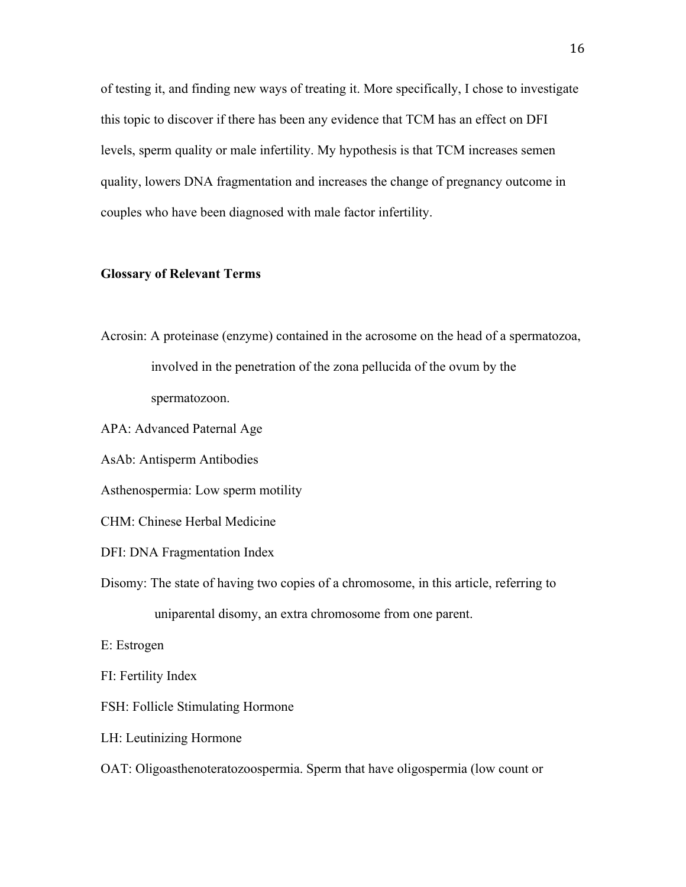of testing it, and finding new ways of treating it. More specifically, I chose to investigate this topic to discover if there has been any evidence that TCM has an effect on DFI levels, sperm quality or male infertility. My hypothesis is that TCM increases semen quality, lowers DNA fragmentation and increases the change of pregnancy outcome in couples who have been diagnosed with male factor infertility.

**Glossary of Relevant Terms**

Acrosin: A proteinase (enzyme) contained in the acrosome on the head of a spermatozoa, involved in the penetration of the zona pellucida of the ovum by the spermatozoon.

APA: Advanced Paternal Age

AsAb: Antisperm Antibodies

Asthenospermia: Low sperm motility

CHM: Chinese Herbal Medicine

DFI: DNA Fragmentation Index

Disomy: The state of having two copies of a chromosome, in this article, referring to uniparental disomy, an extra chromosome from one parent.

E: Estrogen

FI: Fertility Index

FSH: Follicle Stimulating Hormone

LH: Leutinizing Hormone

OAT: Oligoasthenoteratozoospermia. Sperm that have oligospermia (low count or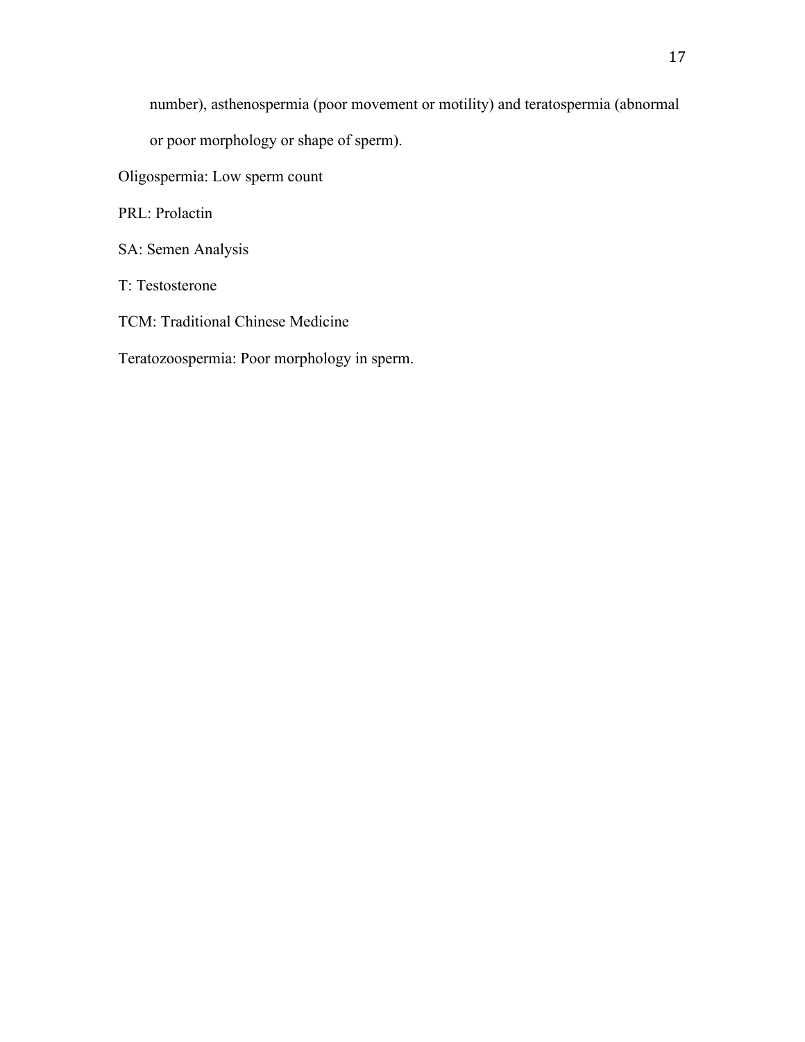number), asthenospermia (poor movement or motility) and teratospermia (abnormal or poor morphology or shape of sperm).

Oligospermia: Low sperm count

PRL: Prolactin

SA: Semen Analysis

T: Testosterone

TCM: Traditional Chinese Medicine

Teratozoospermia: Poor morphology in sperm.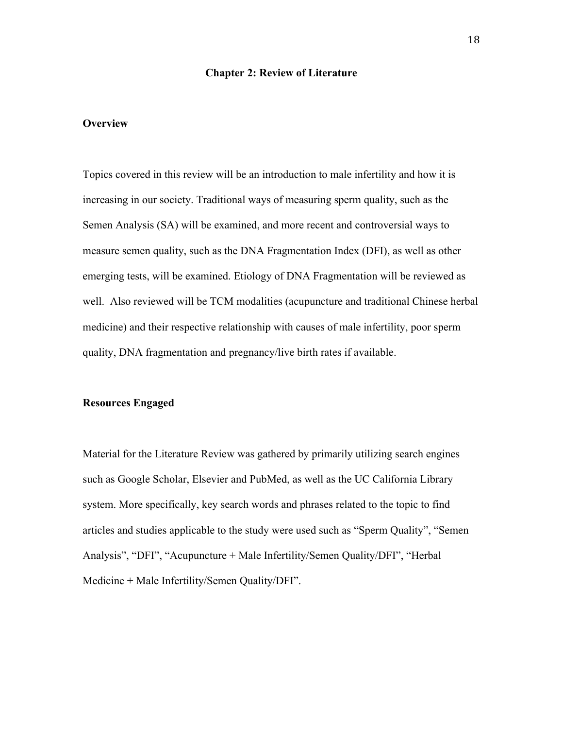# Chapter 2: Review of Literature

## Overview

Topics covered in this review will be an introduction to male infertility and how it is increasing in our society. Traditional ways of measuring sperm quality, such as the Semen Analysis (SA) will be examined, and more recent and controversial ways to measure semen quality, such as the DNA Fragmentation Index (DFI), as well as other emerging tests, will be examined. Etiology of DNA Fragmentation will be reviewed as well. Also reviewed will be TCM modalities (acupuncture and traditional Chinese herbal medicine) and their respective relationship with causes of male infertility, poor sperm quality, DNA fragmentation and pregnancy/live birth rates if available.

## Resources Engaged

Material for the Literature Review was gathered by primarily utilizing search engines such as Google Scholar, Elsevier and PubMed, as well as the UC California Library system. More specifically, key search words and phrases related to the topic to find articles and studies applicable to the study were used such as "Sperm Quality", "Semen Analysis", "DFI", "Acupuncture + Male Infertility/Semen Quality/DFI", "Herbal Medicine + Male Infertility/Semen Quality/DFI".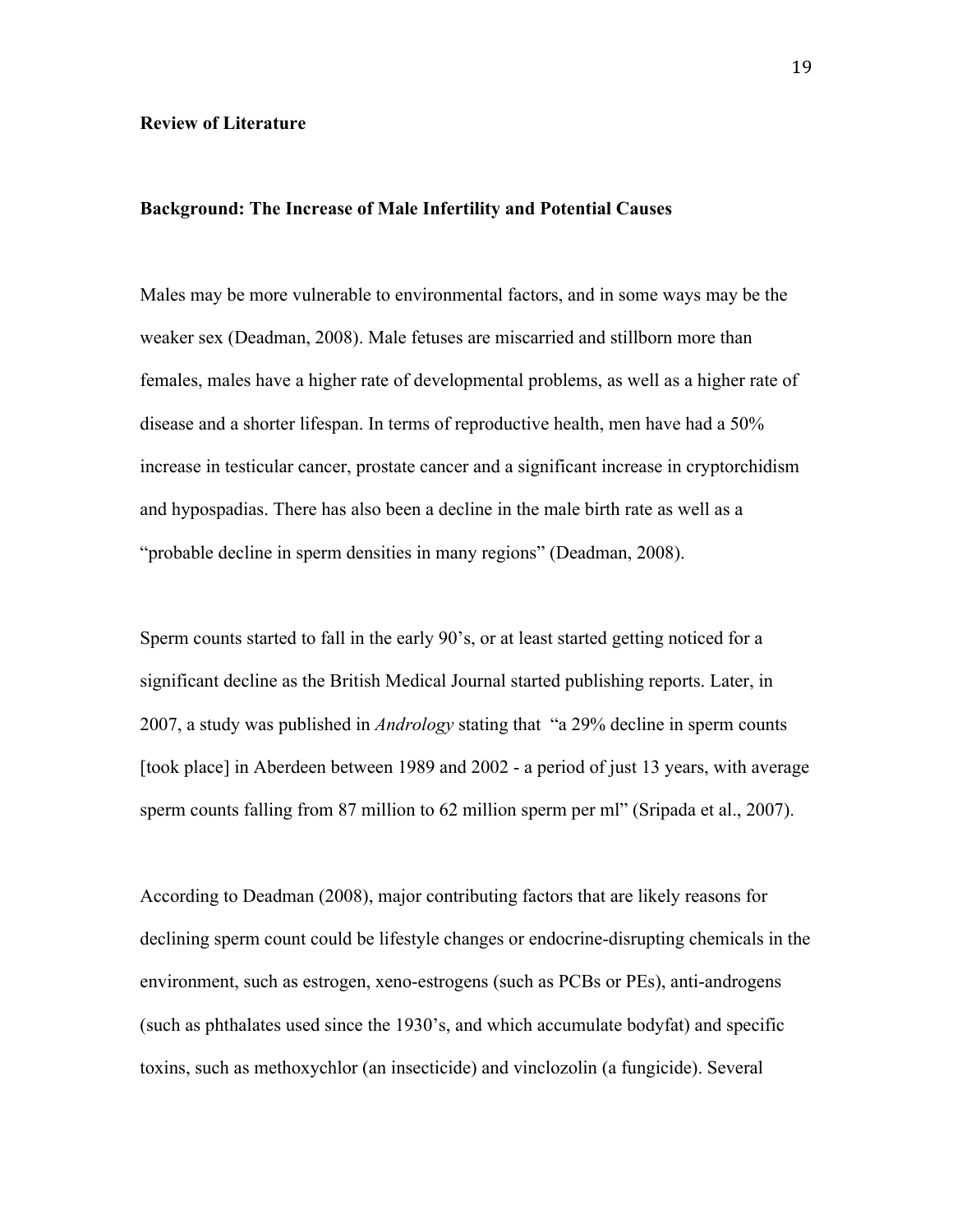**Review of Literature**

**Background: The Increase of Male Infertility and Potential Causes**

Males may be more vulnerable to environmental factors, and in some ways may be the weaker sex (Deadman, 2008). Male fetuses are miscarried and stillborn more than females, males have a higher rate of developmental problems, as well as a higher rate of disease and a shorter lifespan. In terms of reproductive health, men have had a 50% increase in testicular cancer, prostate cancer and a significant increase in cryptorchidism and hypospadias. There has also been a decline in the male birth rate as well as a "probable decline in sperm densities in many regions" (Deadman, 2008).

Sperm counts started to fall in the early 90's, or at least started getting noticed for a significant decline as the British Medical Journal started publishing reports. Later, in 2007, a study was published in *Andrology* stating that "a 29% decline in sperm counts [took place] in Aberdeen between 1989 and 2002 - a period of just 13 years, with average sperm counts falling from 87 million to 62 million sperm per ml" (Sripada et al., 2007).

According to Deadman (2008), major contributing factors that are likely reasons for declining sperm count could be lifestyle changes or endocrine-disrupting chemicals in the environment, such as estrogen, xeno-estrogens (such as PCBs or PEs), anti-androgens (such as phthalates used since the 1930's, and which accumulate bodyfat) and specific toxins, such as methoxychlor (an insecticide) and vinclozolin (a fungicide). Several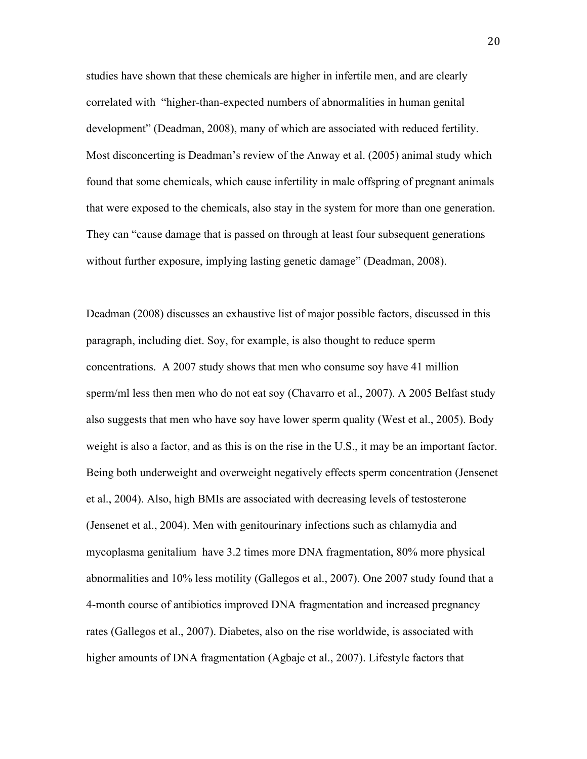studies have shown that these chemicals are higher in infertile men, and are clearly correlated with "higher-than-expected numbers of abnormalities in human genital development" (Deadman, 2008), many of which are associated with reduced fertility. Most disconcerting is Deadman's review of the Anway et al. (2005) animal study which found that some chemicals, which cause infertility in male offspring of pregnant animals that were exposed to the chemicals, also stay in the system for more than one generation. They can "cause damage that is passed on through at least four subsequent generations without further exposure, implying lasting genetic damage" (Deadman, 2008).

Deadman (2008) discusses an exhaustive list of major possible factors, discussed in this paragraph, including diet. Soy, for example, is also thought to reduce sperm concentrations. A 2007 study shows that men who consume soy have 41 million sperm/ml less then men who do not eat soy (Chavarro et al., 2007). A 2005 Belfast study also suggests that men who have soy have lower sperm quality (West et al., 2005). Body weight is also a factor, and as this is on the rise in the U.S., it may be an important factor. Being both underweight and overweight negatively effects sperm concentration (Jensenet et al., 2004). Also, high BMIs are associated with decreasing levels of testosterone (Jensenet et al., 2004). Men with genitourinary infections such as chlamydia and mycoplasma genitalium have 3.2 times more DNA fragmentation, 80% more physical abnormalities and 10% less motility (Gallegos et al., 2007). One 2007 study found that a 4-month course of antibiotics improved DNA fragmentation and increased pregnancy rates (Gallegos et al., 2007). Diabetes, also on the rise worldwide, is associated with higher amounts of DNA fragmentation (Agbaje et al., 2007). Lifestyle factors that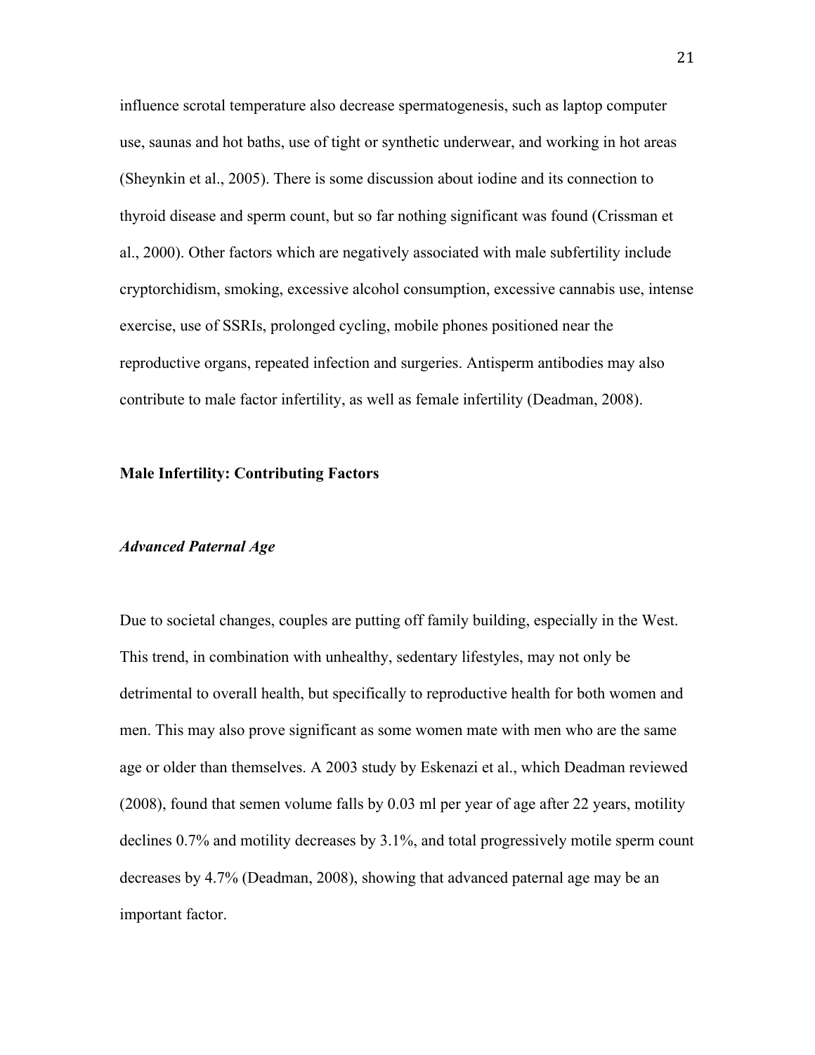influence scrotal temperature also decrease spermatogenesis, such as laptop computer use, saunas and hot baths, use of tight or synthetic underwear, and working in hot areas (Sheynkin et al., 2005). There is some discussion about iodine and its connection to thyroid disease and sperm count, but so far nothing significant was found (Crissman et al., 2000). Other factors which are negatively associated with male subfertility include cryptorchidism, smoking, excessive alcohol consumption, excessive cannabis use, intense exercise, use of SSRIs, prolonged cycling, mobile phones positioned near the reproductive organs, repeated infection and surgeries. Antisperm antibodies may also contribute to male factor infertility, as well as female infertility (Deadman, 2008).

## Male Infertility: Contributing Factors

### *Advanced Paternal Age*

Due to societal changes, couples are putting off family building, especially in the West. This trend, in combination with unhealthy, sedentary lifestyles, may not only be detrimental to overall health, but specifically to reproductive health for both women and men. This may also prove significant as some women mate with men who are the same age or older than themselves. A 2003 study by Eskenazi et al., which Deadman reviewed (2008), found that semen volume falls by 0.03 ml per year of age after 22 years, motility declines 0.7% and motility decreases by 3.1%, and total progressively motile sperm count decreases by 4.7% (Deadman, 2008), showing that advanced paternal age may be an important factor.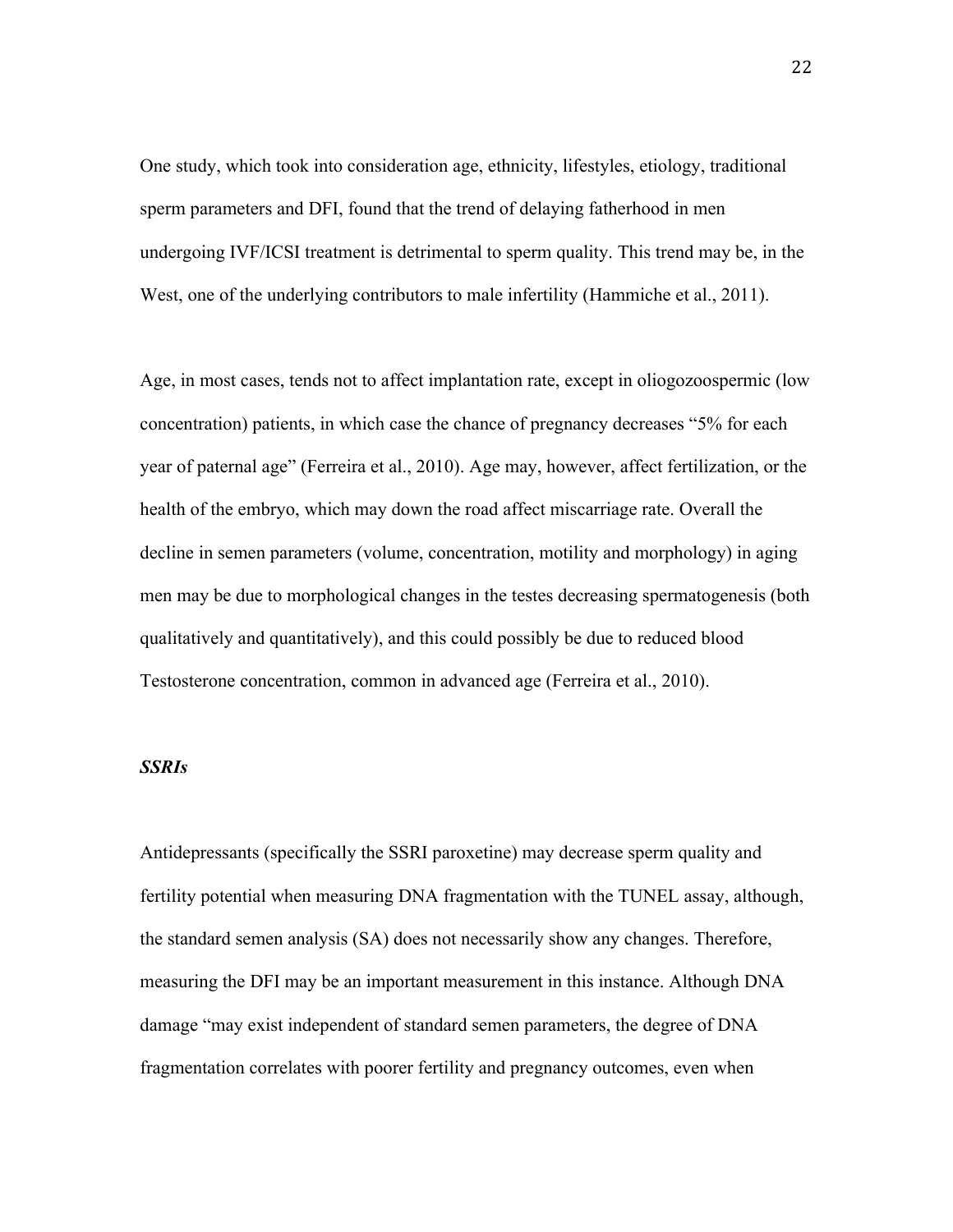One study, which took into consideration age, ethnicity, lifestyles, etiology, traditional sperm parameters and DFI, found that the trend of delaying fatherhood in men undergoing IVF/ICSI treatment is detrimental to sperm quality. This trend may be, in the West, one of the underlying contributors to male infertility (Hammiche et al., 2011).

Age, in most cases, tends not to affect implantation rate, except in oligozoospermic (low concentration) patients, in which case the chance of pregnancy decreases "5% for each year of paternal age" (Ferreira et al., 2010). Age may, however, affect fertilization, or the health of the embryo, which may down the road affect miscarriage rate. Overall the decline in semen parameters (volume, concentration, motility and morphology) in aging men may be due to morphological changes in the testes decreasing spermatogenesis (both qualitatively and quantitatively), and this could possibly be due to reduced blood Testosterone concentration, common in advanced age (Ferreira et al., 2010).

### ***SSRIs***

Antidepressants (specifically the SSRI paroxetine) may decrease sperm quality and fertility potential when measuring DNA fragmentation with the TUNEL assay, although, the standard semen analysis (SA) does not necessarily show any changes. Therefore, measuring the DFI may be an important measurement in this instance. Although DNA damage "may exist independent of standard semen parameters, the degree of DNA fragmentation correlates with poorer fertility and pregnancy outcomes, even when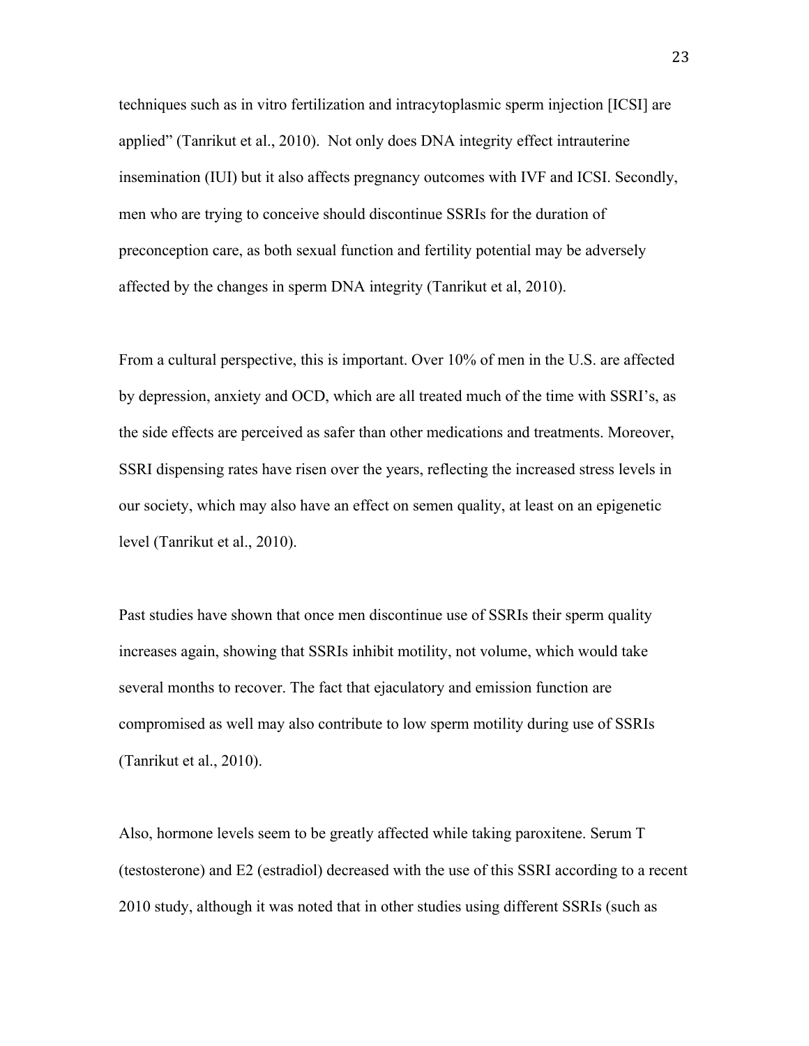techniques such as in vitro fertilization and intracytoplasmic sperm injection [ICSI] are applied" (Tanrikut et al., 2010). Not only does DNA integrity effect intrauterine insemination (IUI) but it also affects pregnancy outcomes with IVF and ICSI. Secondly, men who are trying to conceive should discontinue SSRIs for the duration of preconception care, as both sexual function and fertility potential may be adversely affected by the changes in sperm DNA integrity (Tanrikut et al, 2010).

From a cultural perspective, this is important. Over 10% of men in the U.S. are affected by depression, anxiety and OCD, which are all treated much of the time with SSRI's, as the side effects are perceived as safer than other medications and treatments. Moreover, SSRI dispensing rates have risen over the years, reflecting the increased stress levels in our society, which may also have an effect on semen quality, at least on an epigenetic level (Tanrikut et al., 2010).

Past studies have shown that once men discontinue use of SSRIs their sperm quality increases again, showing that SSRIs inhibit motility, not volume, which would take several months to recover. The fact that ejaculatory and emission function are compromised as well may also contribute to low sperm motility during use of SSRIs (Tanrikut et al., 2010).

Also, hormone levels seem to be greatly affected while taking paroxitene. Serum T (testosterone) and E2 (estradiol) decreased with the use of this SSRI according to a recent 2010 study, although it was noted that in other studies using different SSRIs (such as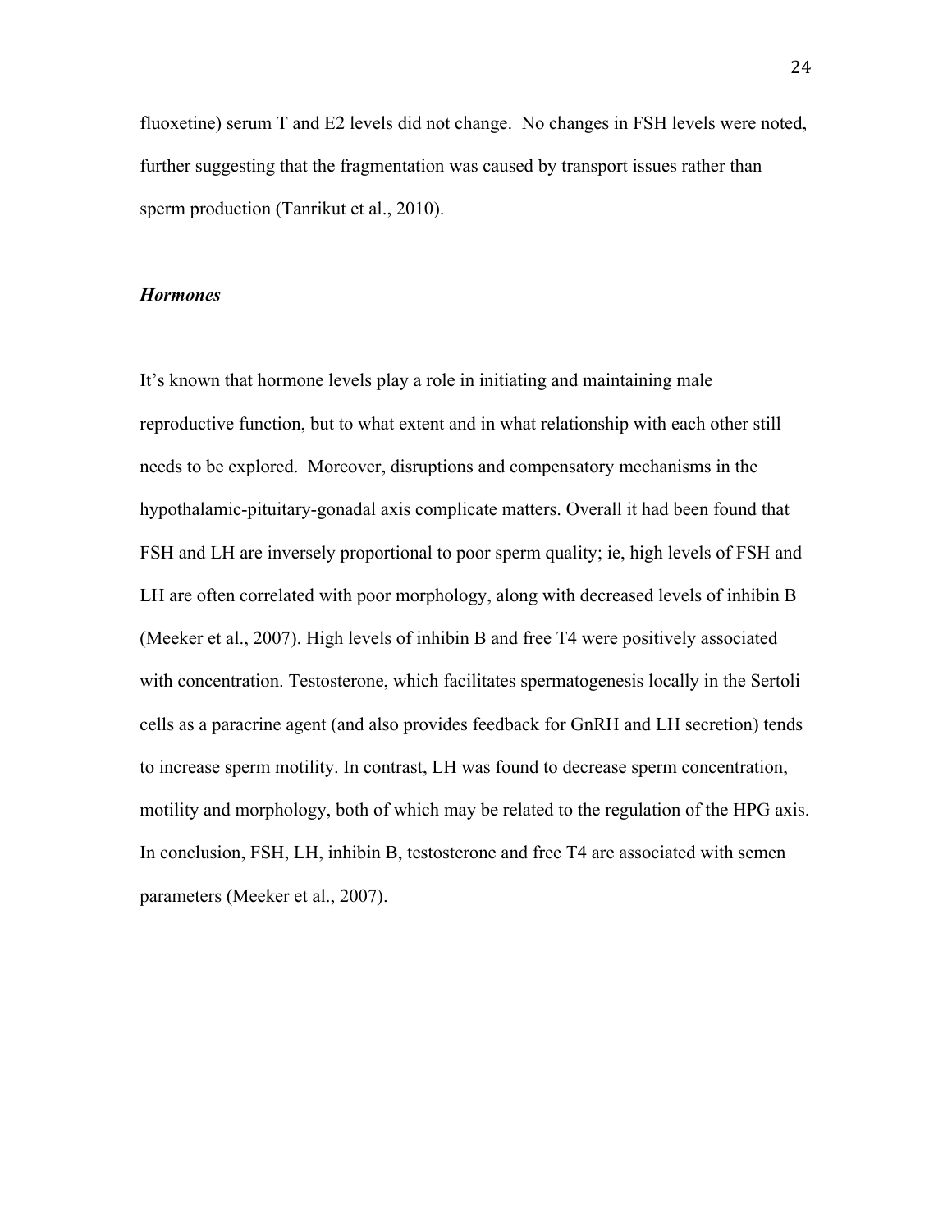fluoxetine) serum T and E2 levels did not change. No changes in FSH levels were noted, further suggesting that the fragmentation was caused by transport issues rather than sperm production (Tanrikut et al., 2010).

### *Hormones*

It's known that hormone levels play a role in initiating and maintaining male reproductive function, but to what extent and in what relationship with each other still needs to be explored. Moreover, disruptions and compensatory mechanisms in the hypothalamic-pituitary-gonadal axis complicate matters. Overall it had been found that FSH and LH are inversely proportional to poor sperm quality; ie, high levels of FSH and LH are often correlated with poor morphology, along with decreased levels of inhibin B (Meeker et al., 2007). High levels of inhibin B and free T4 were positively associated with concentration. Testosterone, which facilitates spermatogenesis locally in the Sertoli cells as a paracrine agent (and also provides feedback for GnRH and LH secretion) tends to increase sperm motility. In contrast, LH was found to decrease sperm concentration, motility and morphology, both of which may be related to the regulation of the HPG axis. In conclusion, FSH, LH, inhibin B, testosterone and free T4 are associated with semen parameters (Meeker et al., 2007).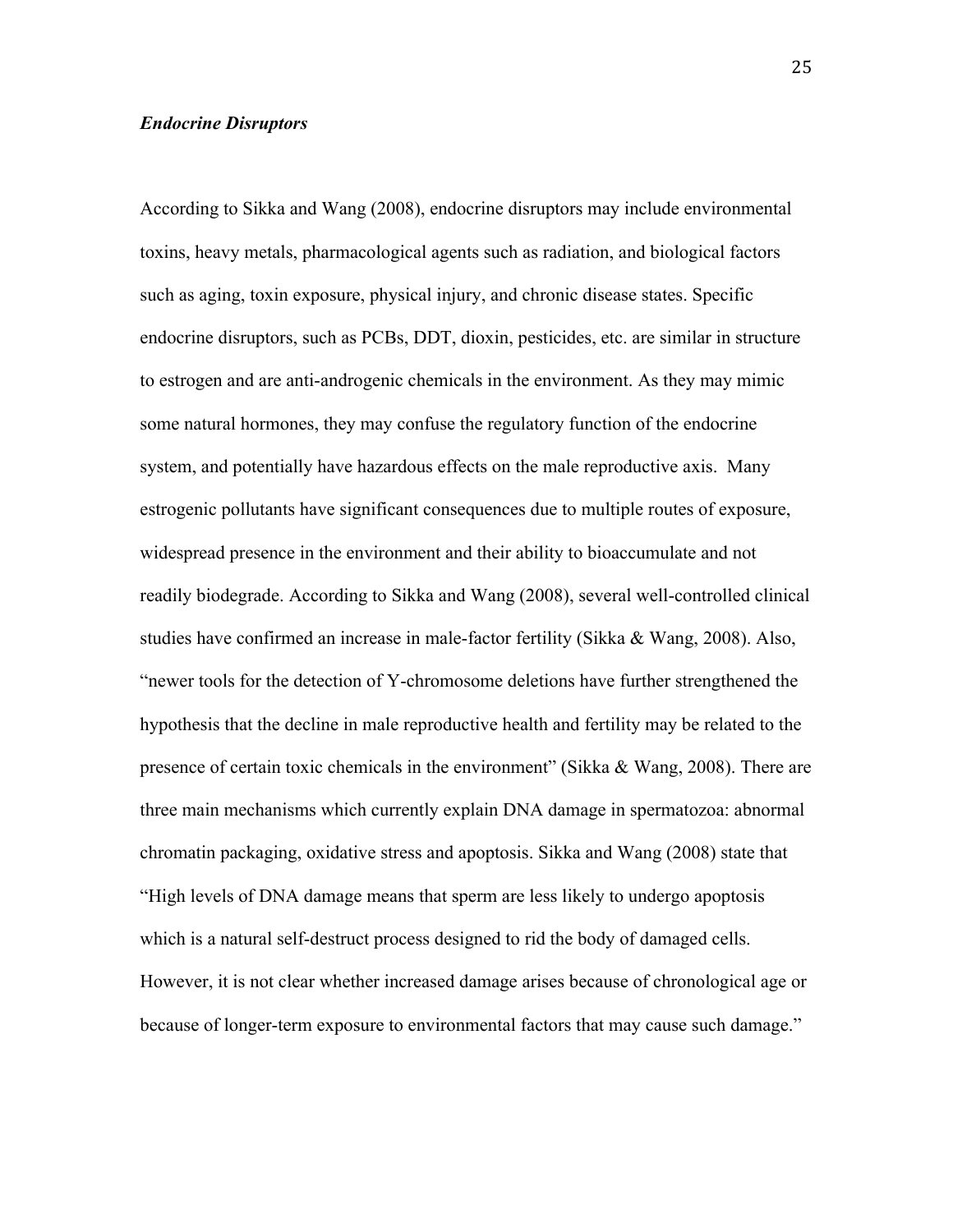### *Endocrine Disruptors*

According to Sikka and Wang (2008), endocrine disruptors may include environmental toxins, heavy metals, pharmacological agents such as radiation, and biological factors such as aging, toxin exposure, physical injury, and chronic disease states. Specific endocrine disruptors, such as PCBs, DDT, dioxin, pesticides, etc. are similar in structure to estrogen and are anti-androgenic chemicals in the environment. As they may mimic some natural hormones, they may confuse the regulatory function of the endocrine system, and potentially have hazardous effects on the male reproductive axis. Many estrogenic pollutants have significant consequences due to multiple routes of exposure, widespread presence in the environment and their ability to bioaccumulate and not readily biodegrade. According to Sikka and Wang (2008), several well-controlled clinical studies have confirmed an increase in male-factor fertility (Sikka & Wang, 2008). Also, "newer tools for the detection of Y-chromosome deletions have further strengthened the hypothesis that the decline in male reproductive health and fertility may be related to the presence of certain toxic chemicals in the environment" (Sikka & Wang, 2008). There are three main mechanisms which currently explain DNA damage in spermatozoa: abnormal chromatin packaging, oxidative stress and apoptosis. Sikka and Wang (2008) state that "High levels of DNA damage means that sperm are less likely to undergo apoptosis which is a natural self-destruct process designed to rid the body of damaged cells. However, it is not clear whether increased damage arises because of chronological age or because of longer-term exposure to environmental factors that may cause such damage."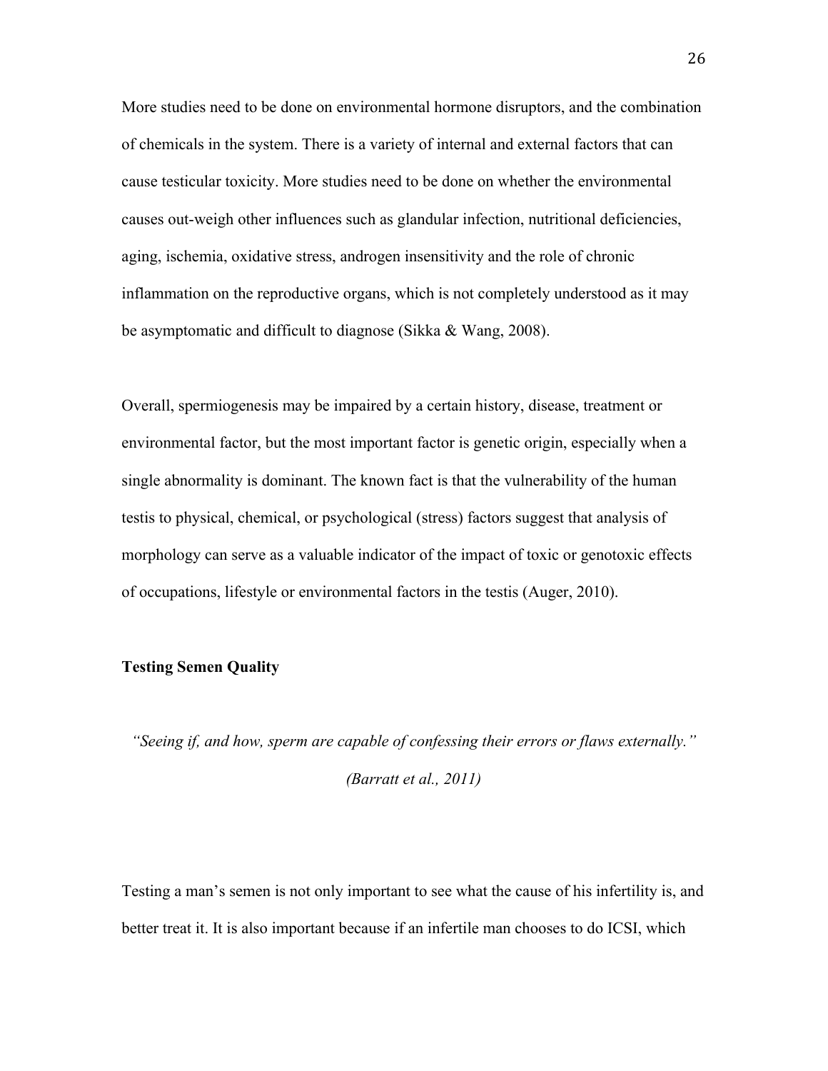More studies need to be done on environmental hormone disruptors, and the combination of chemicals in the system. There is a variety of internal and external factors that can cause testicular toxicity. More studies need to be done on whether the environmental causes out-weigh other influences such as glandular infection, nutritional deficiencies, aging, ischemia, oxidative stress, androgen insensitivity and the role of chronic inflammation on the reproductive organs, which is not completely understood as it may be asymptomatic and difficult to diagnose (Sikka & Wang, 2008).

Overall, spermiogenesis may be impaired by a certain history, disease, treatment or environmental factor, but the most important factor is genetic origin, especially when a single abnormality is dominant. The known fact is that the vulnerability of the human testis to physical, chemical, or psychological (stress) factors suggest that analysis of morphology can serve as a valuable indicator of the impact of toxic or genotoxic effects of occupations, lifestyle or environmental factors in the testis (Auger, 2010).

**Testing Semen Quality**

*"Seeing if, and how, sperm are capable of confessing their errors or flaws externally."*
*(Barratt et al., 2011)*

Testing a man's semen is not only important to see what the cause of his infertility is, and better treat it. It is also important because if an infertile man chooses to do ICSI, which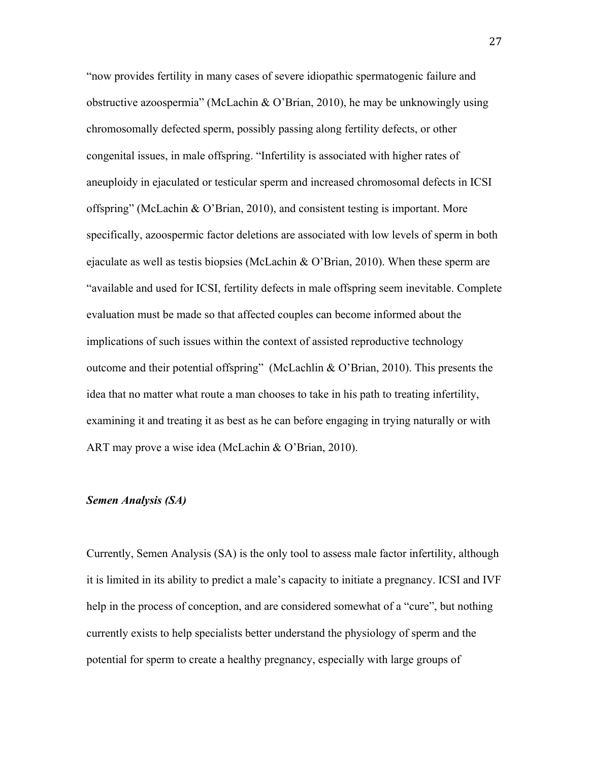"now provides fertility in many cases of severe idiopathic spermatogenic failure and obstructive azoospermia" (McLachin & O'Brian, 2010), he may be unknowingly using chromosomally defected sperm, possibly passing along fertility defects, or other congenital issues, in male offspring. "Infertility is associated with higher rates of aneuploidy in ejaculated or testicular sperm and increased chromosomal defects in ICSI offspring" (McLachin & O'Brian, 2010), and consistent testing is important. More specifically, azoospermic factor deletions are associated with low levels of sperm in both ejaculate as well as testis biopsies (McLachin & O'Brian, 2010). When these sperm are "available and used for ICSI, fertility defects in male offspring seem inevitable. Complete evaluation must be made so that affected couples can become informed about the implications of such issues within the context of assisted reproductive technology outcome and their potential offspring" (McLachlin & O'Brian, 2010). This presents the idea that no matter what route a man chooses to take in his path to treating infertility, examining it and treating it as best as he can before engaging in trying naturally or with ART may prove a wise idea (McLachin & O'Brian, 2010).

### ***Semen Analysis (SA)***

Currently, Semen Analysis (SA) is the only tool to assess male factor infertility, although it is limited in its ability to predict a male's capacity to initiate a pregnancy. ICSI and IVF help in the process of conception, and are considered somewhat of a "cure", but nothing currently exists to help specialists better understand the physiology of sperm and the potential for sperm to create a healthy pregnancy, especially with large groups of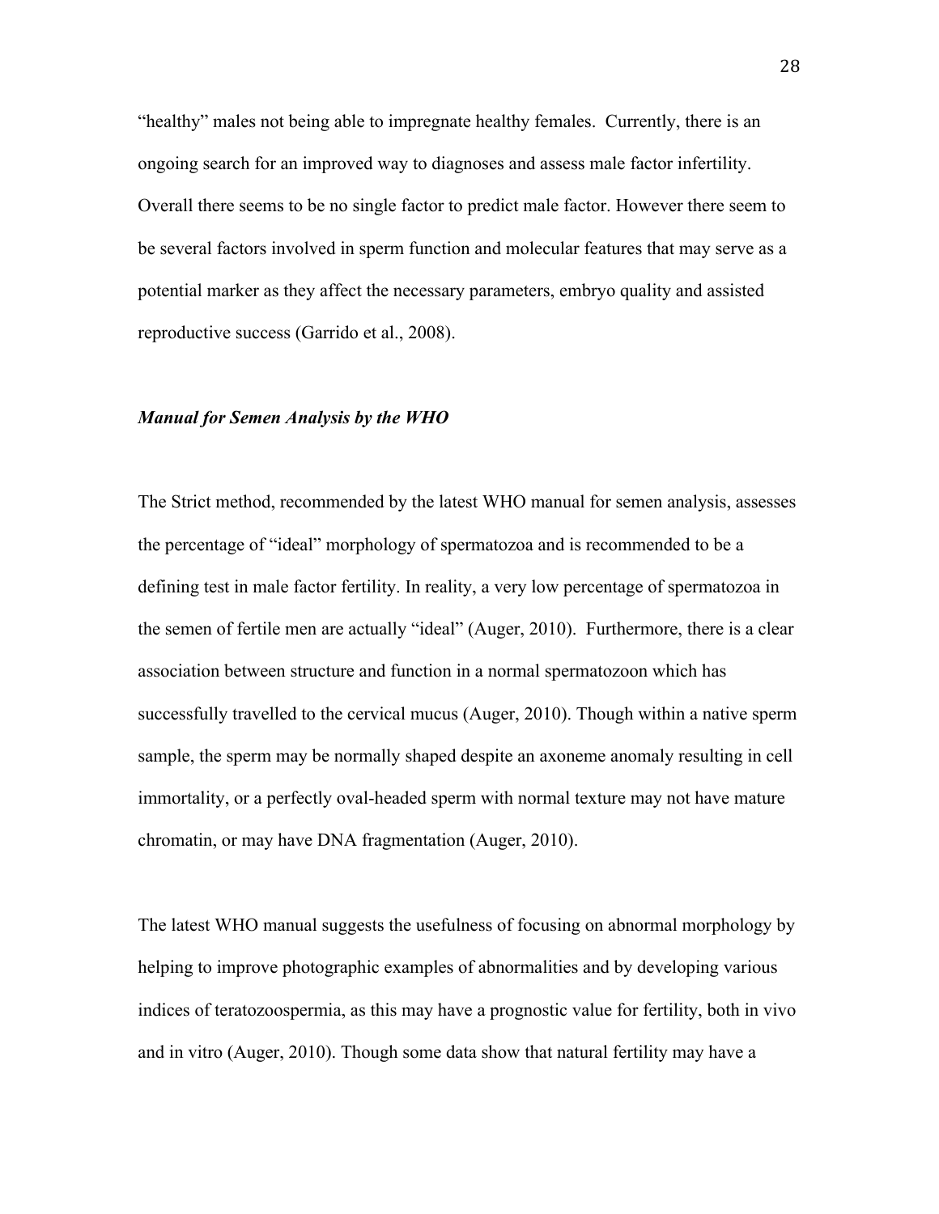"healthy" males not being able to impregnate healthy females. Currently, there is an ongoing search for an improved way to diagnoses and assess male factor infertility. Overall there seems to be no single factor to predict male factor. However there seem to be several factors involved in sperm function and molecular features that may serve as a potential marker as they affect the necessary parameters, embryo quality and assisted reproductive success (Garrido et al., 2008).

### *Manual for Semen Analysis by the WHO*

The Strict method, recommended by the latest WHO manual for semen analysis, assesses the percentage of "ideal" morphology of spermatozoa and is recommended to be a defining test in male factor fertility. In reality, a very low percentage of spermatozoa in the semen of fertile men are actually "ideal" (Auger, 2010). Furthermore, there is a clear association between structure and function in a normal spermatozoon which has successfully travelled to the cervical mucus (Auger, 2010). Though within a native sperm sample, the sperm may be normally shaped despite an axoneme anomaly resulting in cell immortality, or a perfectly oval-headed sperm with normal texture may not have mature chromatin, or may have DNA fragmentation (Auger, 2010).

The latest WHO manual suggests the usefulness of focusing on abnormal morphology by helping to improve photographic examples of abnormalities and by developing various indices of teratozoospermia, as this may have a prognostic value for fertility, both in vivo and in vitro (Auger, 2010). Though some data show that natural fertility may have a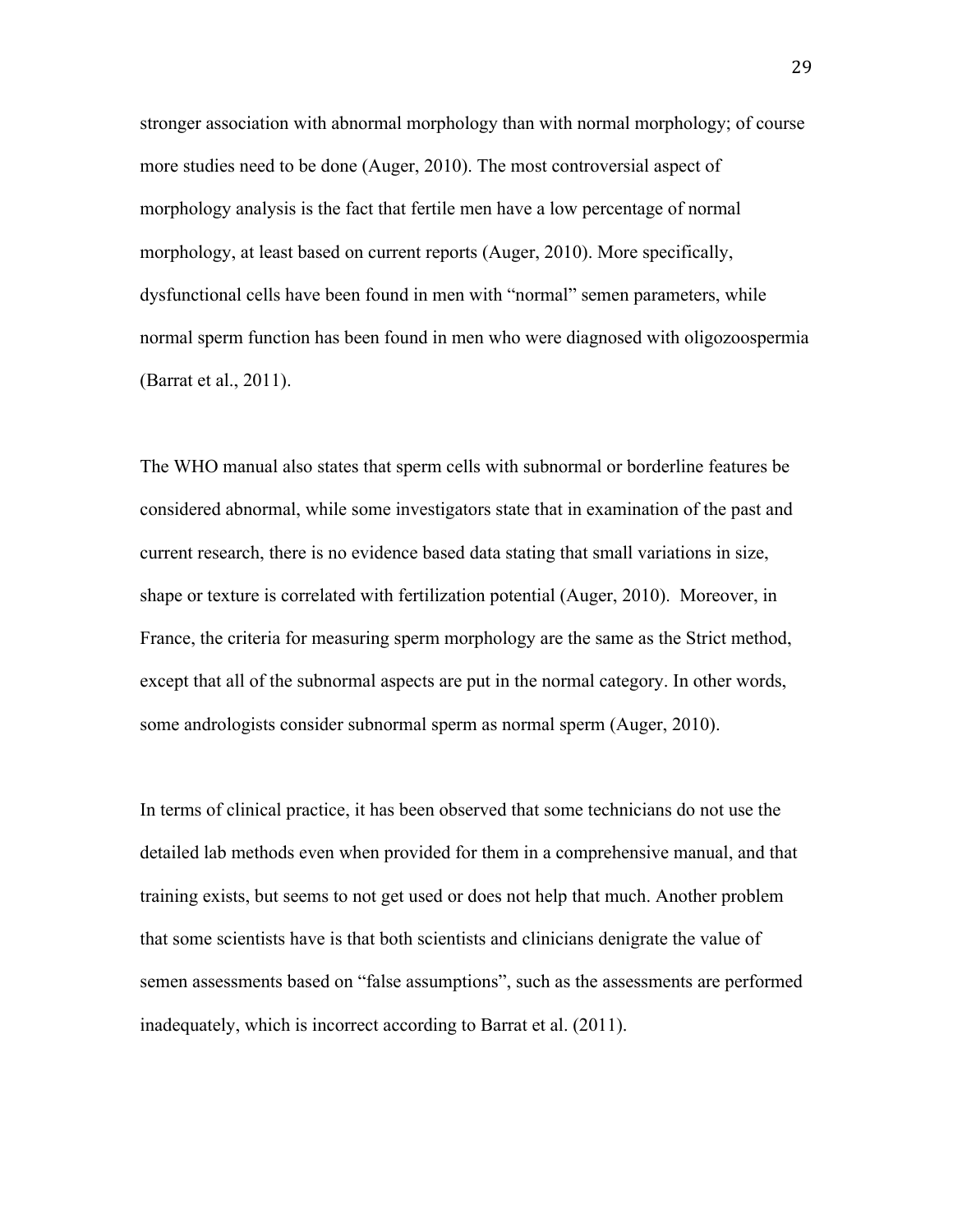stronger association with abnormal morphology than with normal morphology; of course more studies need to be done (Auger, 2010). The most controversial aspect of morphology analysis is the fact that fertile men have a low percentage of normal morphology, at least based on current reports (Auger, 2010). More specifically, dysfunctional cells have been found in men with "normal" semen parameters, while normal sperm function has been found in men who were diagnosed with oligozoospermia (Barrat et al., 2011).

The WHO manual also states that sperm cells with subnormal or borderline features be considered abnormal, while some investigators state that in examination of the past and current research, there is no evidence based data stating that small variations in size, shape or texture is correlated with fertilization potential (Auger, 2010). Moreover, in France, the criteria for measuring sperm morphology are the same as the Strict method, except that all of the subnormal aspects are put in the normal category. In other words, some andrologists consider subnormal sperm as normal sperm (Auger, 2010).

In terms of clinical practice, it has been observed that some technicians do not use the detailed lab methods even when provided for them in a comprehensive manual, and that training exists, but seems to not get used or does not help that much. Another problem that some scientists have is that both scientists and clinicians denigrate the value of semen assessments based on "false assumptions", such as the assessments are performed inadequately, which is incorrect according to Barrat et al. (2011).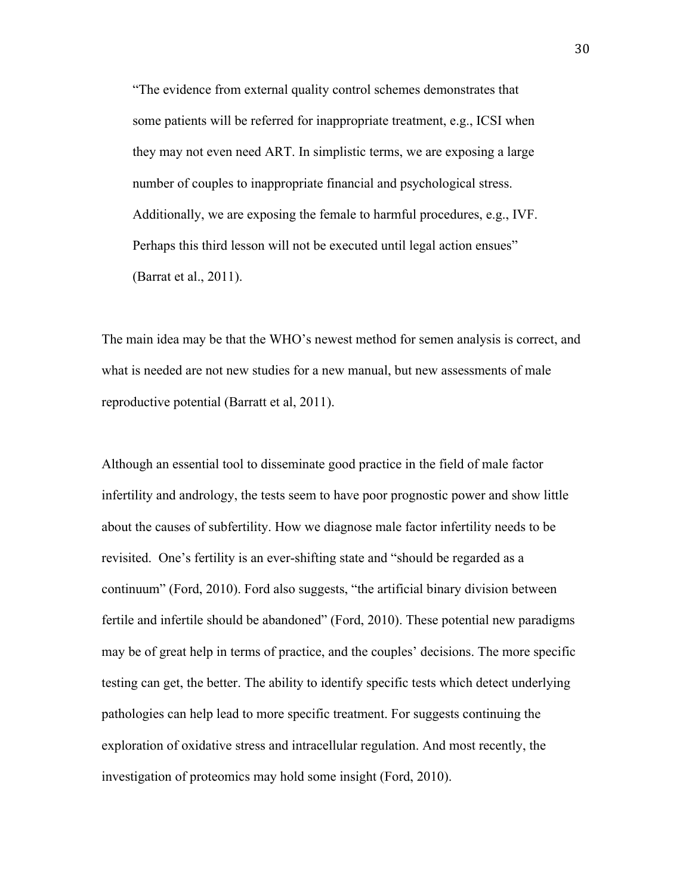> "The evidence from external quality control schemes demonstrates that some patients will be referred for inappropriate treatment, e.g., ICSI when they may not even need ART. In simplistic terms, we are exposing a large number of couples to inappropriate financial and psychological stress. Additionally, we are exposing the female to harmful procedures, e.g., IVF. Perhaps this third lesson will not be executed until legal action ensues" (Barrat et al., 2011).

The main idea may be that the WHO's newest method for semen analysis is correct, and what is needed are not new studies for a new manual, but new assessments of male reproductive potential (Barratt et al, 2011).

Although an essential tool to disseminate good practice in the field of male factor infertility and andrology, the tests seem to have poor prognostic power and show little about the causes of subfertility. How we diagnose male factor infertility needs to be revisited. One's fertility is an ever-shifting state and "should be regarded as a continuum" (Ford, 2010). Ford also suggests, "the artificial binary division between fertile and infertile should be abandoned" (Ford, 2010). These potential new paradigms may be of great help in terms of practice, and the couples' decisions. The more specific testing can get, the better. The ability to identify specific tests which detect underlying pathologies can help lead to more specific treatment. For suggests continuing the exploration of oxidative stress and intracellular regulation. And most recently, the investigation of proteomics may hold some insight (Ford, 2010).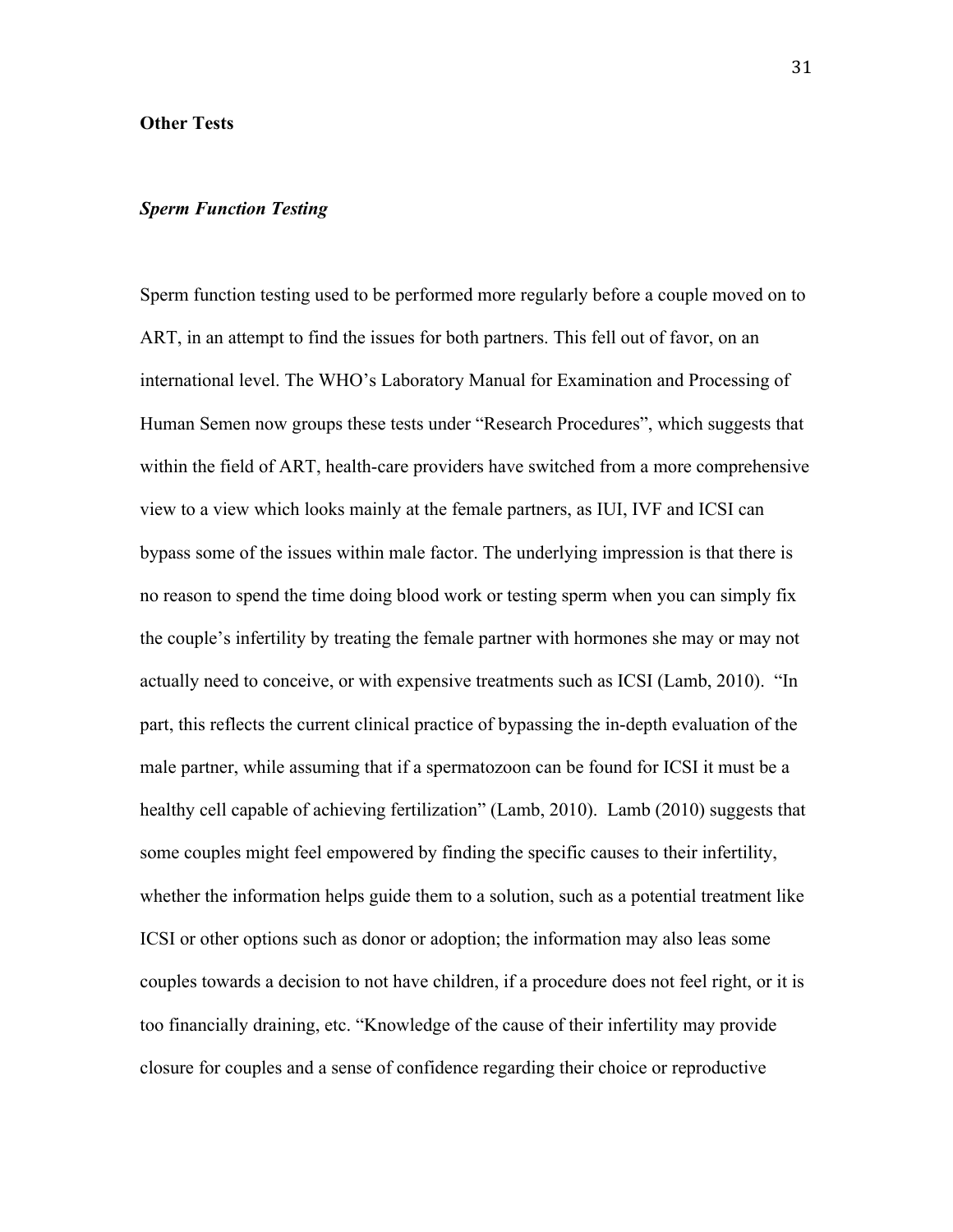**Other Tests**

***Sperm Function Testing***

Sperm function testing used to be performed more regularly before a couple moved on to ART, in an attempt to find the issues for both partners. This fell out of favor, on an international level. The WHO's Laboratory Manual for Examination and Processing of Human Semen now groups these tests under "Research Procedures", which suggests that within the field of ART, health-care providers have switched from a more comprehensive view to a view which looks mainly at the female partners, as IUI, IVF and ICSI can bypass some of the issues within male factor. The underlying impression is that there is no reason to spend the time doing blood work or testing sperm when you can simply fix the couple's infertility by treating the female partner with hormones she may or may not actually need to conceive, or with expensive treatments such as ICSI (Lamb, 2010). "In part, this reflects the current clinical practice of bypassing the in-depth evaluation of the male partner, while assuming that if a spermatozoon can be found for ICSI it must be a healthy cell capable of achieving fertilization" (Lamb, 2010). Lamb (2010) suggests that some couples might feel empowered by finding the specific causes to their infertility, whether the information helps guide them to a solution, such as a potential treatment like ICSI or other options such as donor or adoption; the information may also leas some couples towards a decision to not have children, if a procedure does not feel right, or it is too financially draining, etc. "Knowledge of the cause of their infertility may provide closure for couples and a sense of confidence regarding their choice or reproductive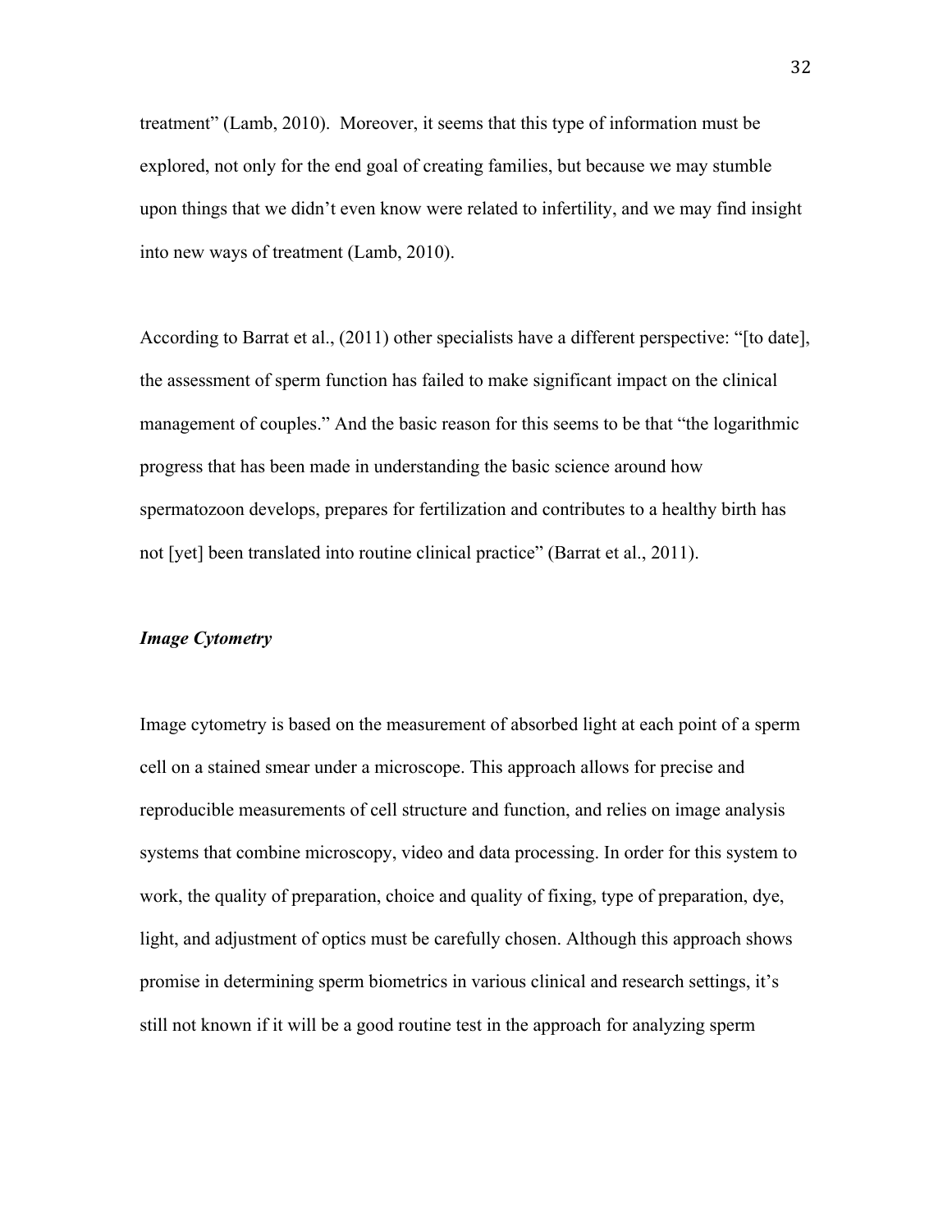treatment" (Lamb, 2010). Moreover, it seems that this type of information must be explored, not only for the end goal of creating families, but because we may stumble upon things that we didn't even know were related to infertility, and we may find insight into new ways of treatment (Lamb, 2010).

According to Barrat et al., (2011) other specialists have a different perspective: "[to date], the assessment of sperm function has failed to make significant impact on the clinical management of couples." And the basic reason for this seems to be that "the logarithmic progress that has been made in understanding the basic science around how spermatozoon develops, prepares for fertilization and contributes to a healthy birth has not [yet] been translated into routine clinical practice" (Barrat et al., 2011).

***Image Cytometry***

Image cytometry is based on the measurement of absorbed light at each point of a sperm cell on a stained smear under a microscope. This approach allows for precise and reproducible measurements of cell structure and function, and relies on image analysis systems that combine microscopy, video and data processing. In order for this system to work, the quality of preparation, choice and quality of fixing, type of preparation, dye, light, and adjustment of optics must be carefully chosen. Although this approach shows promise in determining sperm biometrics in various clinical and research settings, it's still not known if it will be a good routine test in the approach for analyzing sperm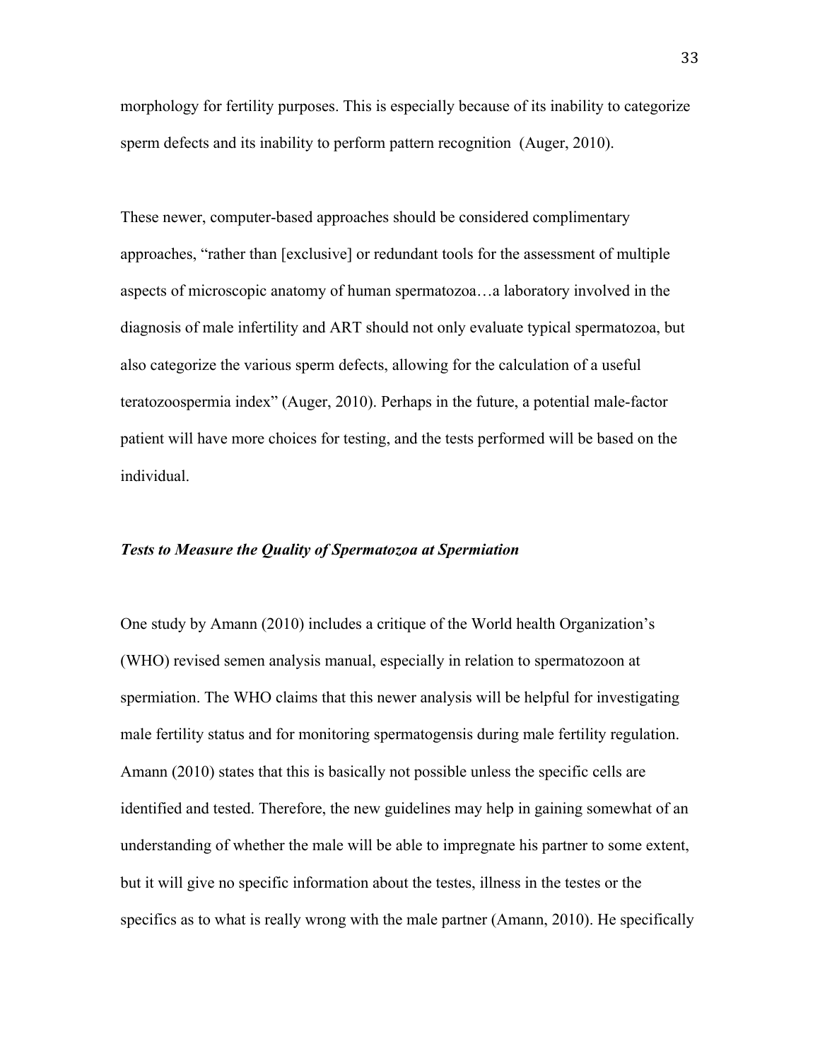morphology for fertility purposes. This is especially because of its inability to categorize sperm defects and its inability to perform pattern recognition (Auger, 2010).

These newer, computer-based approaches should be considered complimentary approaches, "rather than [exclusive] or redundant tools for the assessment of multiple aspects of microscopic anatomy of human spermatozoa…a laboratory involved in the diagnosis of male infertility and ART should not only evaluate typical spermatozoa, but also categorize the various sperm defects, allowing for the calculation of a useful teratozoospermia index" (Auger, 2010). Perhaps in the future, a potential male-factor patient will have more choices for testing, and the tests performed will be based on the individual.

### *Tests to Measure the Quality of Spermatozoa at Spermiation*

One study by Amann (2010) includes a critique of the World health Organization's (WHO) revised semen analysis manual, especially in relation to spermatozoon at spermiation. The WHO claims that this newer analysis will be helpful for investigating male fertility status and for monitoring spermatogensis during male fertility regulation. Amann (2010) states that this is basically not possible unless the specific cells are identified and tested. Therefore, the new guidelines may help in gaining somewhat of an understanding of whether the male will be able to impregnate his partner to some extent, but it will give no specific information about the testes, illness in the testes or the specifics as to what is really wrong with the male partner (Amann, 2010). He specifically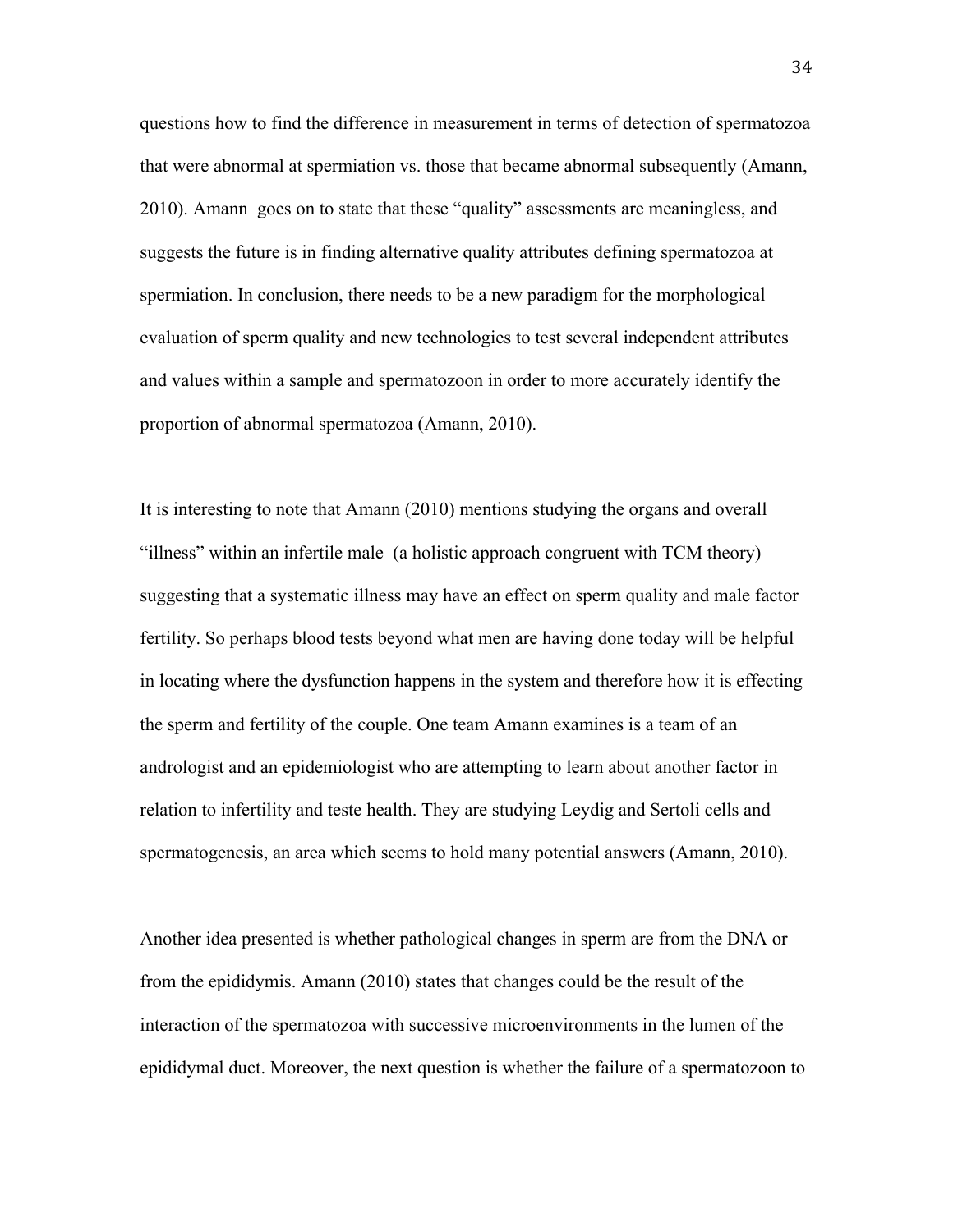questions how to find the difference in measurement in terms of detection of spermatozoa that were abnormal at spermiation vs. those that became abnormal subsequently (Amann, 2010). Amann goes on to state that these "quality" assessments are meaningless, and suggests the future is in finding alternative quality attributes defining spermatozoa at spermiation. In conclusion, there needs to be a new paradigm for the morphological evaluation of sperm quality and new technologies to test several independent attributes and values within a sample and spermatozoon in order to more accurately identify the proportion of abnormal spermatozoa (Amann, 2010).

It is interesting to note that Amann (2010) mentions studying the organs and overall "illness" within an infertile male (a holistic approach congruent with TCM theory) suggesting that a systematic illness may have an effect on sperm quality and male factor fertility. So perhaps blood tests beyond what men are having done today will be helpful in locating where the dysfunction happens in the system and therefore how it is effecting the sperm and fertility of the couple. One team Amann examines is a team of an andrologist and an epidemiologist who are attempting to learn about another factor in relation to infertility and teste health. They are studying Leydig and Sertoli cells and spermatogenesis, an area which seems to hold many potential answers (Amann, 2010).

Another idea presented is whether pathological changes in sperm are from the DNA or from the epididymis. Amann (2010) states that changes could be the result of the interaction of the spermatozoa with successive microenvironments in the lumen of the epididymal duct. Moreover, the next question is whether the failure of a spermatozoon to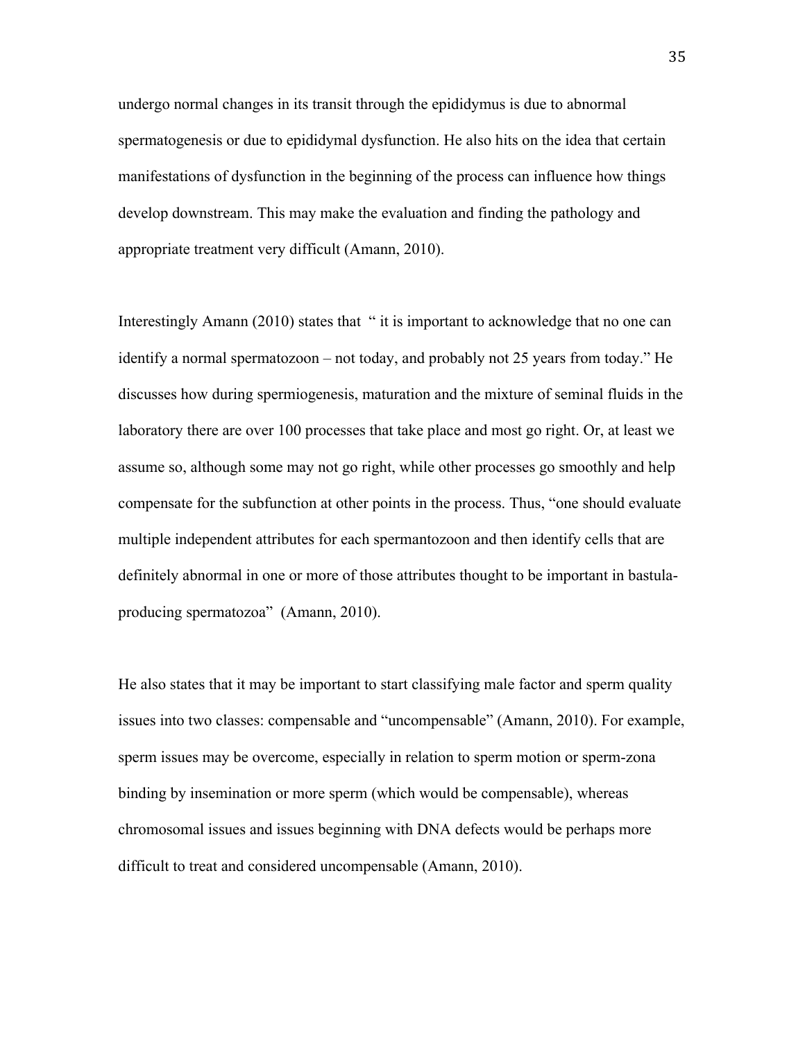undergo normal changes in its transit through the epididymus is due to abnormal spermatogenesis or due to epididymal dysfunction. He also hits on the idea that certain manifestations of dysfunction in the beginning of the process can influence how things develop downstream. This may make the evaluation and finding the pathology and appropriate treatment very difficult (Amann, 2010).

Interestingly Amann (2010) states that " it is important to acknowledge that no one can identify a normal spermatozoon – not today, and probably not 25 years from today." He discusses how during spermiogenesis, maturation and the mixture of seminal fluids in the laboratory there are over 100 processes that take place and most go right. Or, at least we assume so, although some may not go right, while other processes go smoothly and help compensate for the subfunction at other points in the process. Thus, "one should evaluate multiple independent attributes for each spermantozoon and then identify cells that are definitely abnormal in one or more of those attributes thought to be important in bastula-producing spermatozoa" (Amann, 2010).

He also states that it may be important to start classifying male factor and sperm quality issues into two classes: compensable and "uncompensable" (Amann, 2010). For example, sperm issues may be overcome, especially in relation to sperm motion or sperm-zona binding by insemination or more sperm (which would be compensable), whereas chromosomal issues and issues beginning with DNA defects would be perhaps more difficult to treat and considered uncompensable (Amann, 2010).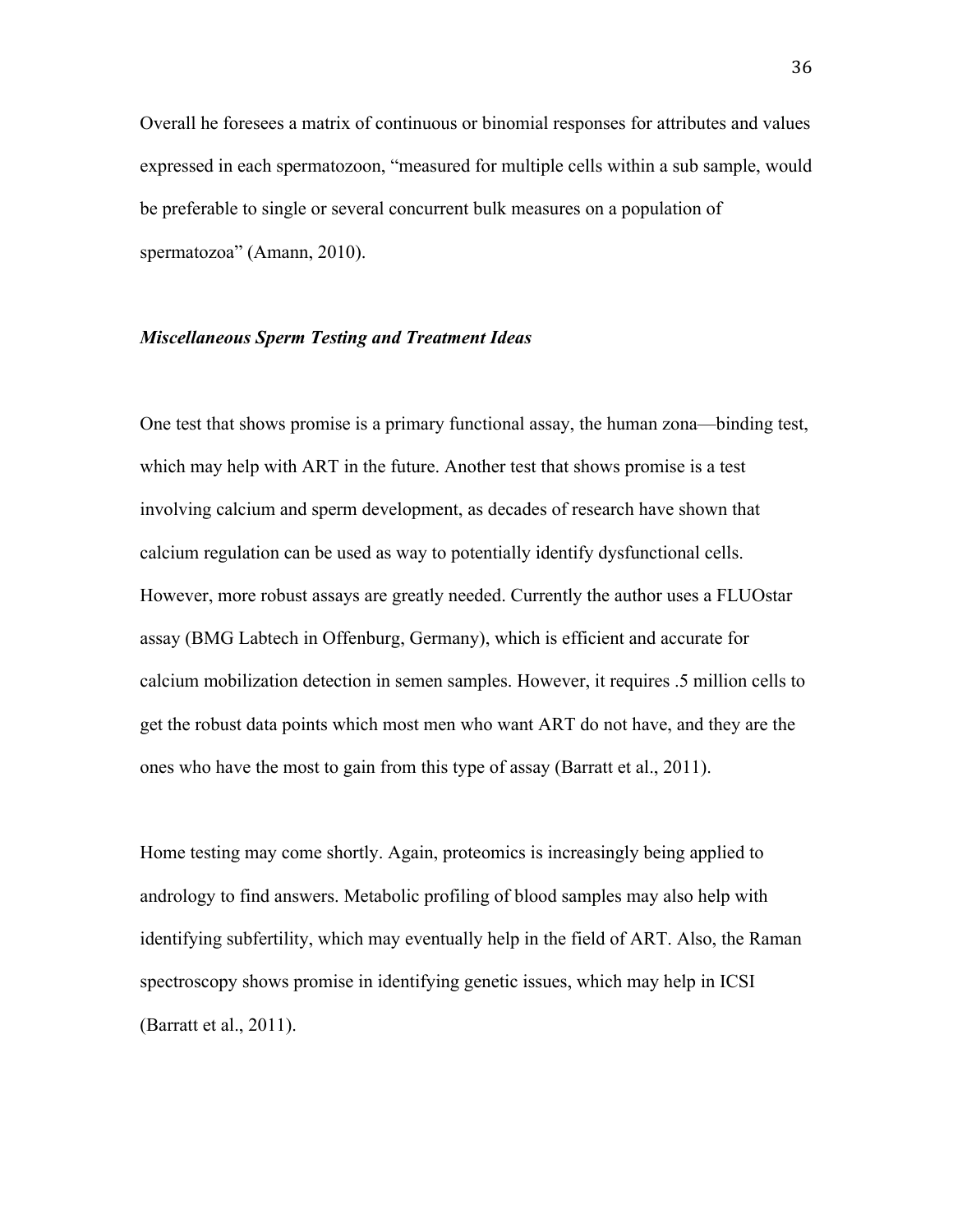Overall he foresees a matrix of continuous or binomial responses for attributes and values expressed in each spermatozoon, “measured for multiple cells within a sub sample, would be preferable to single or several concurrent bulk measures on a population of spermatozoa” (Amann, 2010).

### ***Miscellaneous Sperm Testing and Treatment Ideas***

One test that shows promise is a primary functional assay, the human zona—binding test, which may help with ART in the future. Another test that shows promise is a test involving calcium and sperm development, as decades of research have shown that calcium regulation can be used as way to potentially identify dysfunctional cells. However, more robust assays are greatly needed. Currently the author uses a FLUOstar assay (BMG Labtech in Offenburg, Germany), which is efficient and accurate for calcium mobilization detection in semen samples. However, it requires .5 million cells to get the robust data points which most men who want ART do not have, and they are the ones who have the most to gain from this type of assay (Barratt et al., 2011).

Home testing may come shortly. Again, proteomics is increasingly being applied to andrology to find answers. Metabolic profiling of blood samples may also help with identifying subfertility, which may eventually help in the field of ART. Also, the Raman spectroscopy shows promise in identifying genetic issues, which may help in ICSI (Barratt et al., 2011).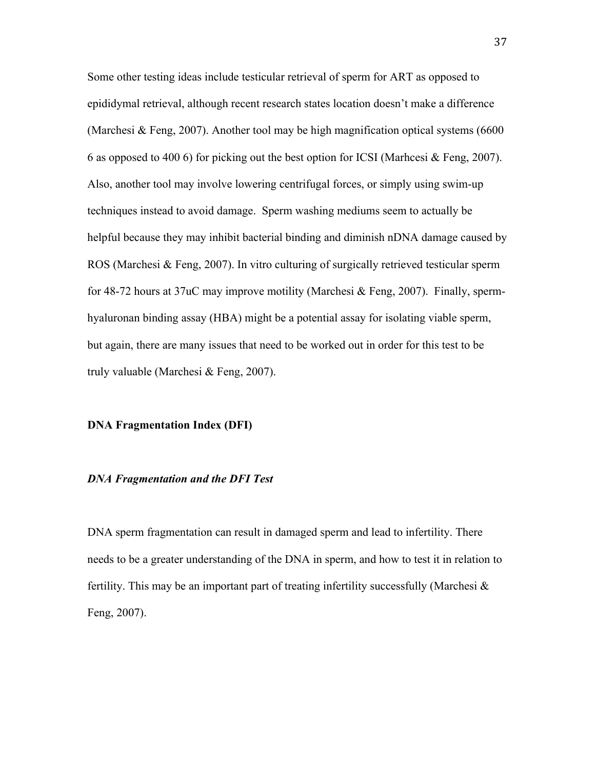Some other testing ideas include testicular retrieval of sperm for ART as opposed to epididymal retrieval, although recent research states location doesn't make a difference (Marchesi & Feng, 2007). Another tool may be high magnification optical systems (6600 6 as opposed to 400 6) for picking out the best option for ICSI (Marhcesi & Feng, 2007). Also, another tool may involve lowering centrifugal forces, or simply using swim-up techniques instead to avoid damage. Sperm washing mediums seem to actually be helpful because they may inhibit bacterial binding and diminish nDNA damage caused by ROS (Marchesi & Feng, 2007). In vitro culturing of surgically retrieved testicular sperm for 48-72 hours at 37uC may improve motility (Marchesi & Feng, 2007). Finally, sperm-hyaluronan binding assay (HBA) might be a potential assay for isolating viable sperm, but again, there are many issues that need to be worked out in order for this test to be truly valuable (Marchesi & Feng, 2007).

## DNA Fragmentation Index (DFI)

### *DNA Fragmentation and the DFI Test*

DNA sperm fragmentation can result in damaged sperm and lead to infertility. There needs to be a greater understanding of the DNA in sperm, and how to test it in relation to fertility. This may be an important part of treating infertility successfully (Marchesi & Feng, 2007).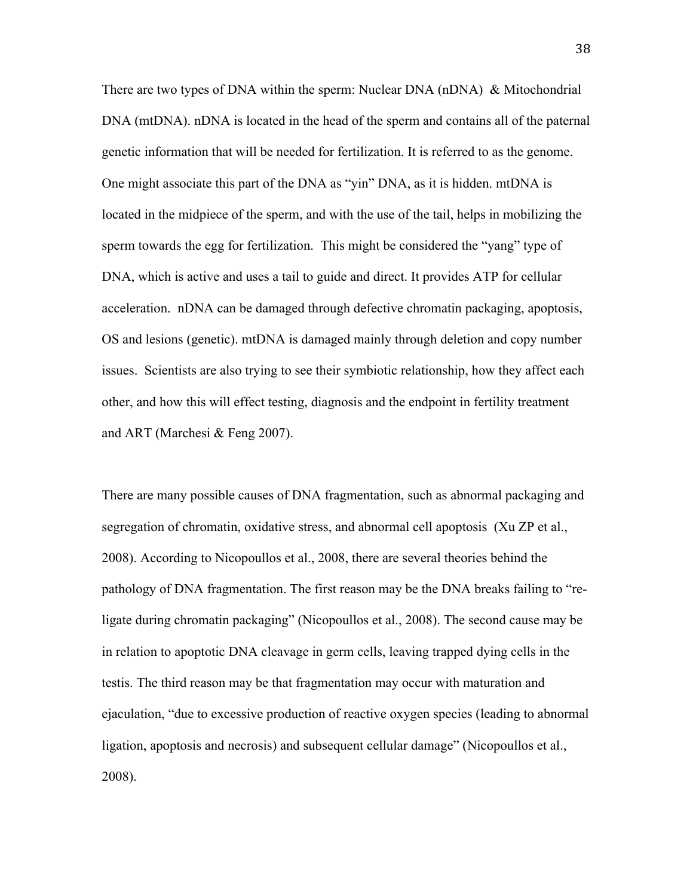There are two types of DNA within the sperm: Nuclear DNA (nDNA) & Mitochondrial DNA (mtDNA). nDNA is located in the head of the sperm and contains all of the paternal genetic information that will be needed for fertilization. It is referred to as the genome. One might associate this part of the DNA as "yin" DNA, as it is hidden. mtDNA is located in the midpiece of the sperm, and with the use of the tail, helps in mobilizing the sperm towards the egg for fertilization. This might be considered the "yang" type of DNA, which is active and uses a tail to guide and direct. It provides ATP for cellular acceleration. nDNA can be damaged through defective chromatin packaging, apoptosis, OS and lesions (genetic). mtDNA is damaged mainly through deletion and copy number issues. Scientists are also trying to see their symbiotic relationship, how they affect each other, and how this will effect testing, diagnosis and the endpoint in fertility treatment and ART (Marchesi & Feng 2007).

There are many possible causes of DNA fragmentation, such as abnormal packaging and segregation of chromatin, oxidative stress, and abnormal cell apoptosis (Xu ZP et al., 2008). According to Nicopoullos et al., 2008, there are several theories behind the pathology of DNA fragmentation. The first reason may be the DNA breaks failing to "re-ligate during chromatin packaging" (Nicopoullos et al., 2008). The second cause may be in relation to apoptotic DNA cleavage in germ cells, leaving trapped dying cells in the testis. The third reason may be that fragmentation may occur with maturation and ejaculation, "due to excessive production of reactive oxygen species (leading to abnormal ligation, apoptosis and necrosis) and subsequent cellular damage" (Nicopoullos et al., 2008).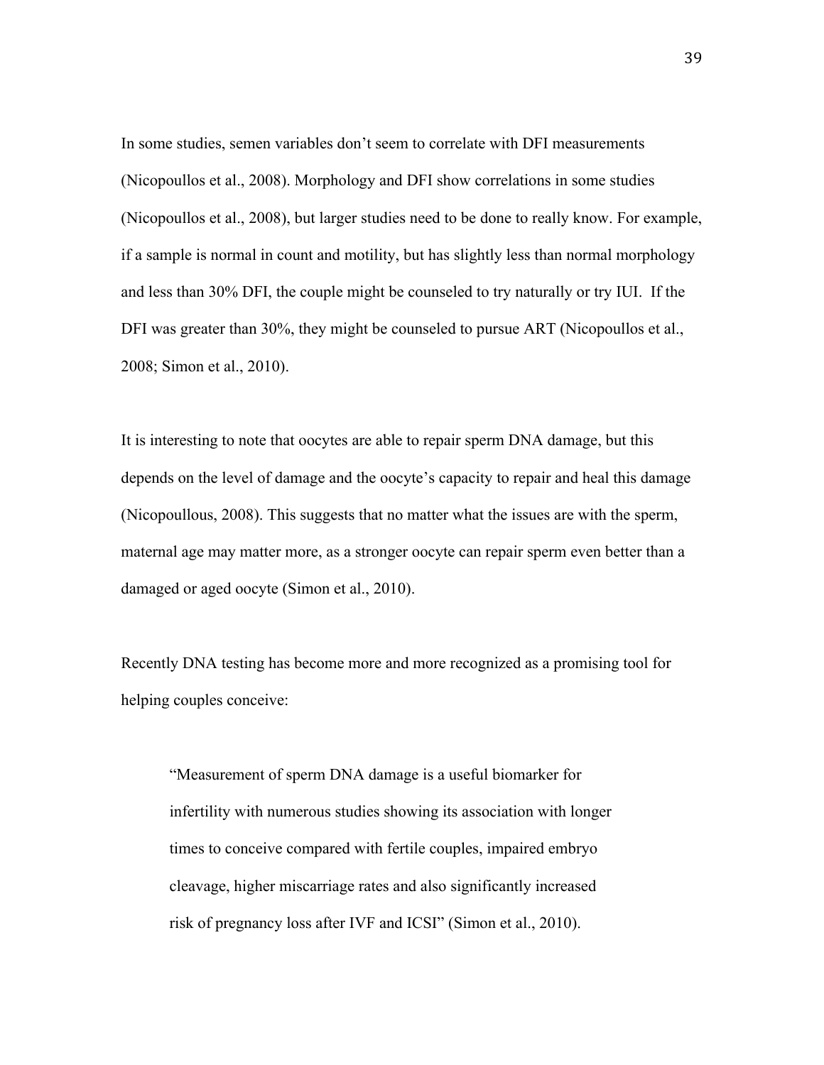In some studies, semen variables don't seem to correlate with DFI measurements (Nicopoullos et al., 2008). Morphology and DFI show correlations in some studies (Nicopoullos et al., 2008), but larger studies need to be done to really know. For example, if a sample is normal in count and motility, but has slightly less than normal morphology and less than 30% DFI, the couple might be counseled to try naturally or try IUI. If the DFI was greater than 30%, they might be counseled to pursue ART (Nicopoullos et al., 2008; Simon et al., 2010).

It is interesting to note that oocytes are able to repair sperm DNA damage, but this depends on the level of damage and the oocyte's capacity to repair and heal this damage (Nicopoullous, 2008). This suggests that no matter what the issues are with the sperm, maternal age may matter more, as a stronger oocyte can repair sperm even better than a damaged or aged oocyte (Simon et al., 2010).

Recently DNA testing has become more and more recognized as a promising tool for helping couples conceive:

> "Measurement of sperm DNA damage is a useful biomarker for infertility with numerous studies showing its association with longer times to conceive compared with fertile couples, impaired embryo cleavage, higher miscarriage rates and also significantly increased risk of pregnancy loss after IVF and ICSI" (Simon et al., 2010).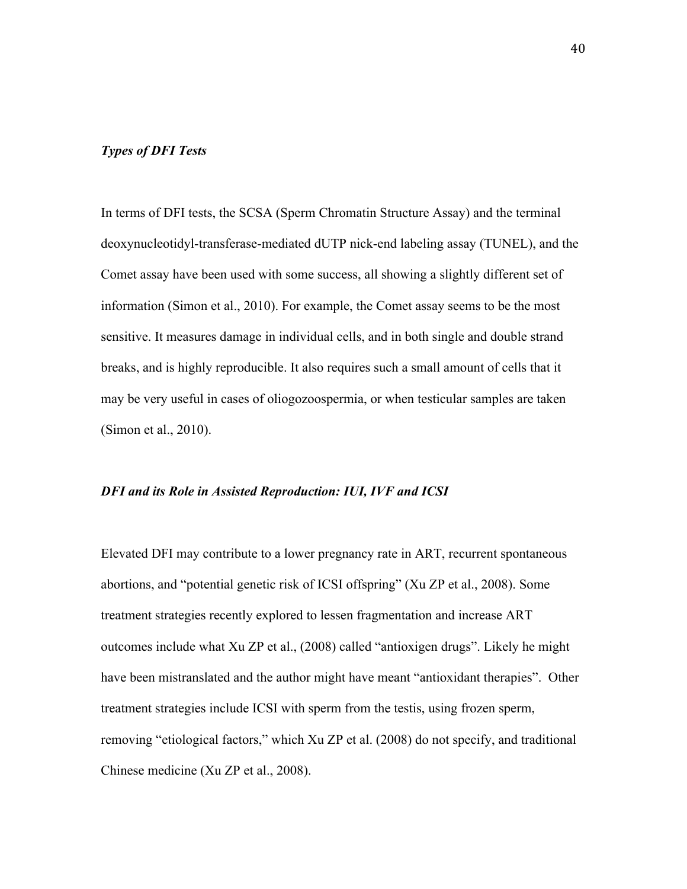### *Types of DFI Tests*

In terms of DFI tests, the SCSA (Sperm Chromatin Structure Assay) and the terminal deoxynucleotidyl-transferase-mediated dUTP nick-end labeling assay (TUNEL), and the Comet assay have been used with some success, all showing a slightly different set of information (Simon et al., 2010). For example, the Comet assay seems to be the most sensitive. It measures damage in individual cells, and in both single and double strand breaks, and is highly reproducible. It also requires such a small amount of cells that it may be very useful in cases of oliogozoospermia, or when testicular samples are taken (Simon et al., 2010).

### *DFI and its Role in Assisted Reproduction: IUI, IVF and ICSI*

Elevated DFI may contribute to a lower pregnancy rate in ART, recurrent spontaneous abortions, and "potential genetic risk of ICSI offspring" (Xu ZP et al., 2008). Some treatment strategies recently explored to lessen fragmentation and increase ART outcomes include what Xu ZP et al., (2008) called "antioxigen drugs". Likely he might have been mistranslated and the author might have meant "antioxidant therapies". Other treatment strategies include ICSI with sperm from the testis, using frozen sperm, removing "etiological factors," which Xu ZP et al. (2008) do not specify, and traditional Chinese medicine (Xu ZP et al., 2008).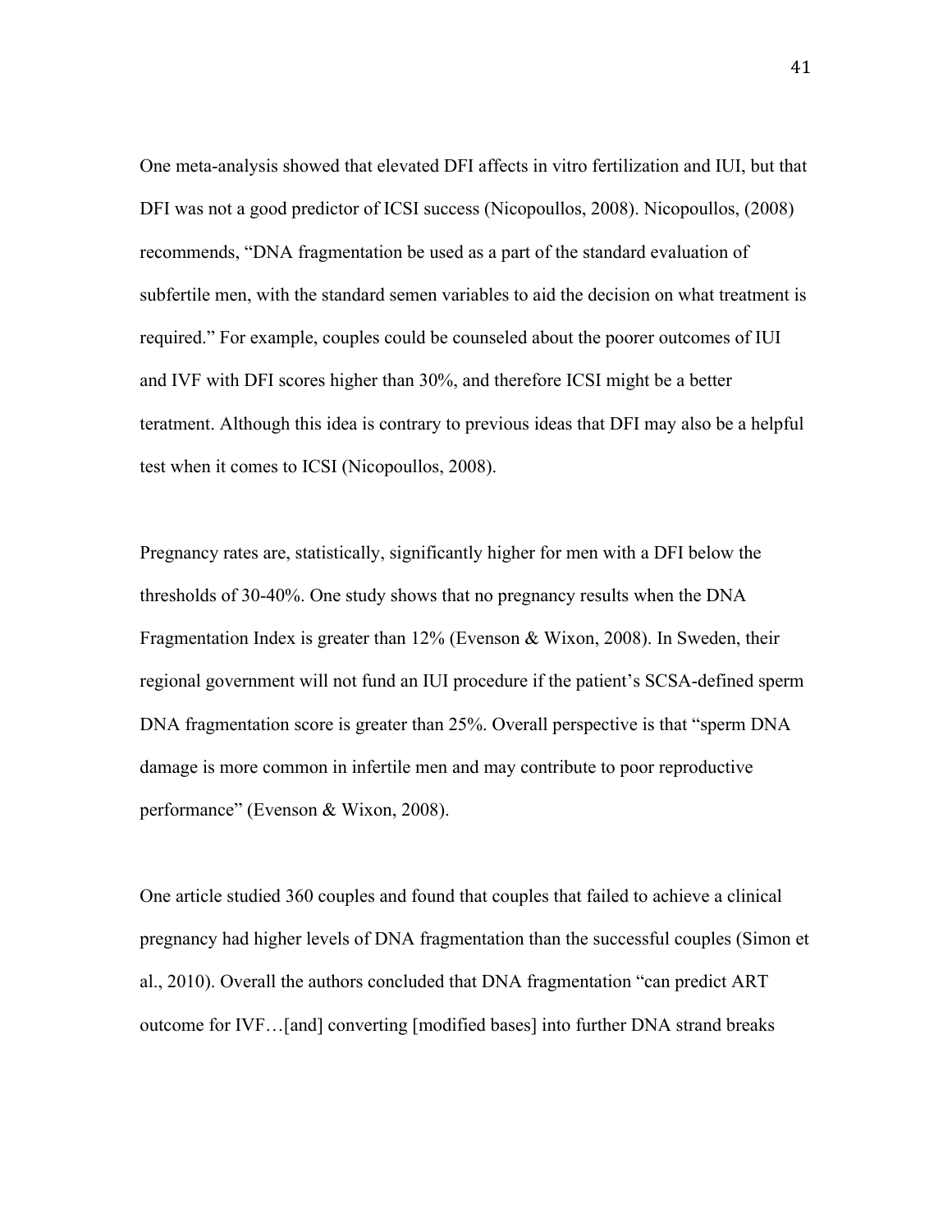One meta-analysis showed that elevated DFI affects in vitro fertilization and IUI, but that DFI was not a good predictor of ICSI success (Nicopoullos, 2008). Nicopoullos, (2008) recommends, "DNA fragmentation be used as a part of the standard evaluation of subfertile men, with the standard semen variables to aid the decision on what treatment is required." For example, couples could be counseled about the poorer outcomes of IUI and IVF with DFI scores higher than 30%, and therefore ICSI might be a better teratment. Although this idea is contrary to previous ideas that DFI may also be a helpful test when it comes to ICSI (Nicopoullos, 2008).

Pregnancy rates are, statistically, significantly higher for men with a DFI below the thresholds of 30-40%. One study shows that no pregnancy results when the DNA Fragmentation Index is greater than 12% (Evenson & Wixon, 2008). In Sweden, their regional government will not fund an IUI procedure if the patient's SCSA-defined sperm DNA fragmentation score is greater than 25%. Overall perspective is that "sperm DNA damage is more common in infertile men and may contribute to poor reproductive performance" (Evenson & Wixon, 2008).

One article studied 360 couples and found that couples that failed to achieve a clinical pregnancy had higher levels of DNA fragmentation than the successful couples (Simon et al., 2010). Overall the authors concluded that DNA fragmentation "can predict ART outcome for IVF…[and] converting [modified bases] into further DNA strand breaks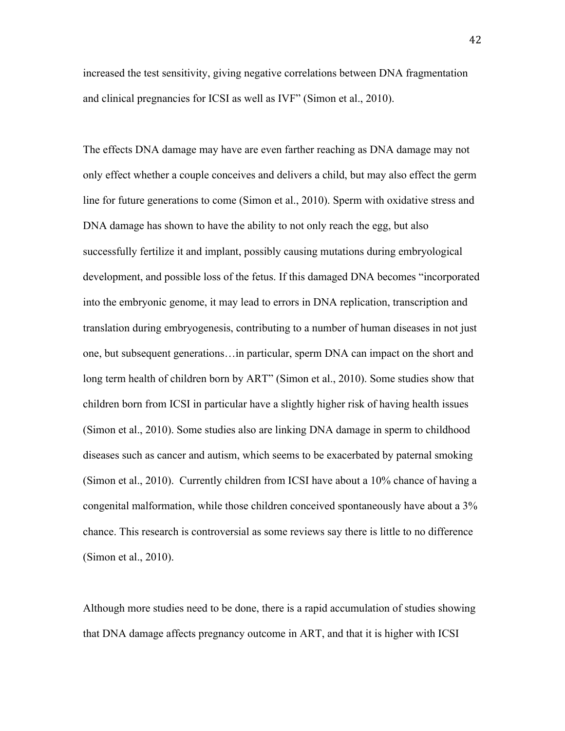increased the test sensitivity, giving negative correlations between DNA fragmentation and clinical pregnancies for ICSI as well as IVF" (Simon et al., 2010).

The effects DNA damage may have are even farther reaching as DNA damage may not only effect whether a couple conceives and delivers a child, but may also effect the germ line for future generations to come (Simon et al., 2010). Sperm with oxidative stress and DNA damage has shown to have the ability to not only reach the egg, but also successfully fertilize it and implant, possibly causing mutations during embryological development, and possible loss of the fetus. If this damaged DNA becomes "incorporated into the embryonic genome, it may lead to errors in DNA replication, transcription and translation during embryogenesis, contributing to a number of human diseases in not just one, but subsequent generations…in particular, sperm DNA can impact on the short and long term health of children born by ART" (Simon et al., 2010). Some studies show that children born from ICSI in particular have a slightly higher risk of having health issues (Simon et al., 2010). Some studies also are linking DNA damage in sperm to childhood diseases such as cancer and autism, which seems to be exacerbated by paternal smoking (Simon et al., 2010). Currently children from ICSI have about a 10% chance of having a congenital malformation, while those children conceived spontaneously have about a 3% chance. This research is controversial as some reviews say there is little to no difference (Simon et al., 2010).

Although more studies need to be done, there is a rapid accumulation of studies showing that DNA damage affects pregnancy outcome in ART, and that it is higher with ICSI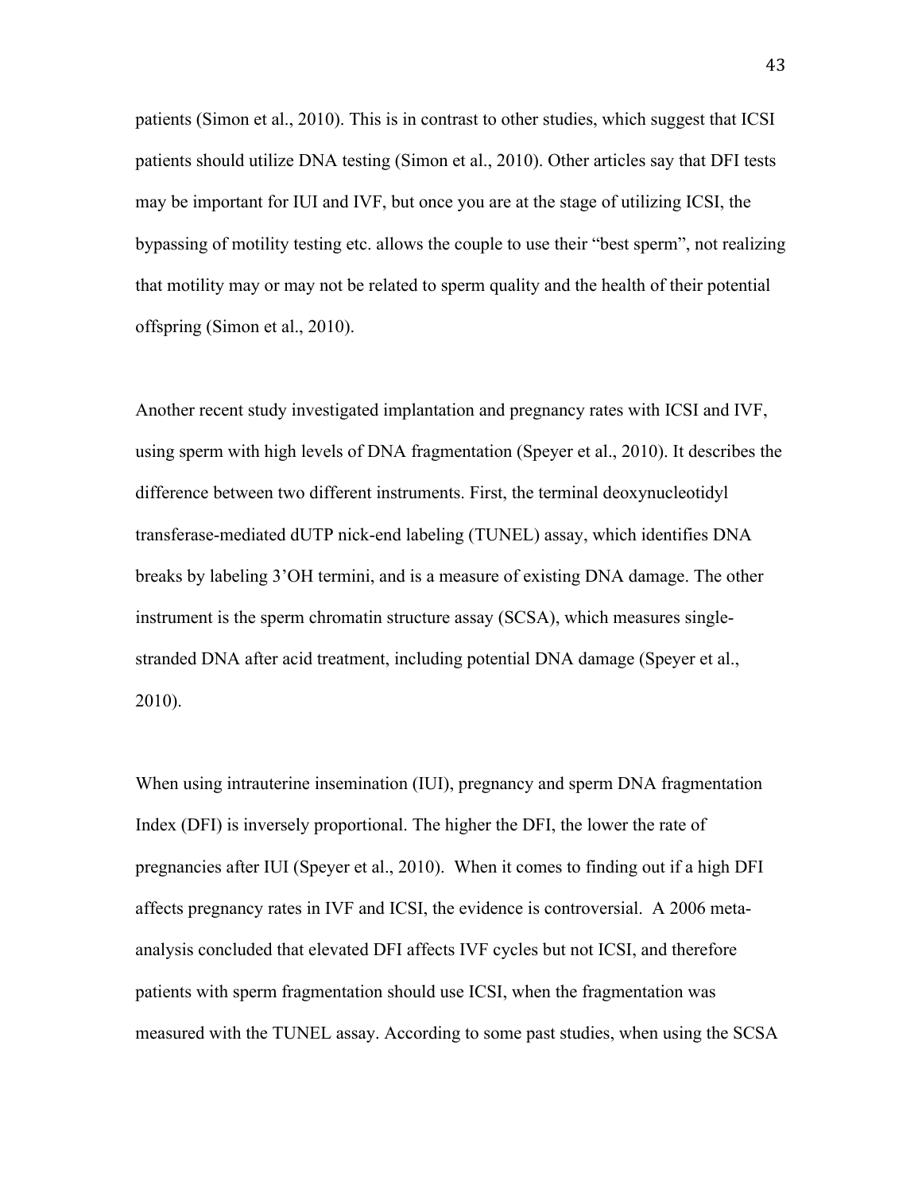patients (Simon et al., 2010). This is in contrast to other studies, which suggest that ICSI patients should utilize DNA testing (Simon et al., 2010). Other articles say that DFI tests may be important for IUI and IVF, but once you are at the stage of utilizing ICSI, the bypassing of motility testing etc. allows the couple to use their "best sperm", not realizing that motility may or may not be related to sperm quality and the health of their potential offspring (Simon et al., 2010).

Another recent study investigated implantation and pregnancy rates with ICSI and IVF, using sperm with high levels of DNA fragmentation (Speyer et al., 2010). It describes the difference between two different instruments. First, the terminal deoxynucleotidyl transferase-mediated dUTP nick-end labeling (TUNEL) assay, which identifies DNA breaks by labeling 3'OH termini, and is a measure of existing DNA damage. The other instrument is the sperm chromatin structure assay (SCSA), which measures single-stranded DNA after acid treatment, including potential DNA damage (Speyer et al., 2010).

When using intrauterine insemination (IUI), pregnancy and sperm DNA fragmentation Index (DFI) is inversely proportional. The higher the DFI, the lower the rate of pregnancies after IUI (Speyer et al., 2010). When it comes to finding out if a high DFI affects pregnancy rates in IVF and ICSI, the evidence is controversial. A 2006 meta-analysis concluded that elevated DFI affects IVF cycles but not ICSI, and therefore patients with sperm fragmentation should use ICSI, when the fragmentation was measured with the TUNEL assay. According to some past studies, when using the SCSA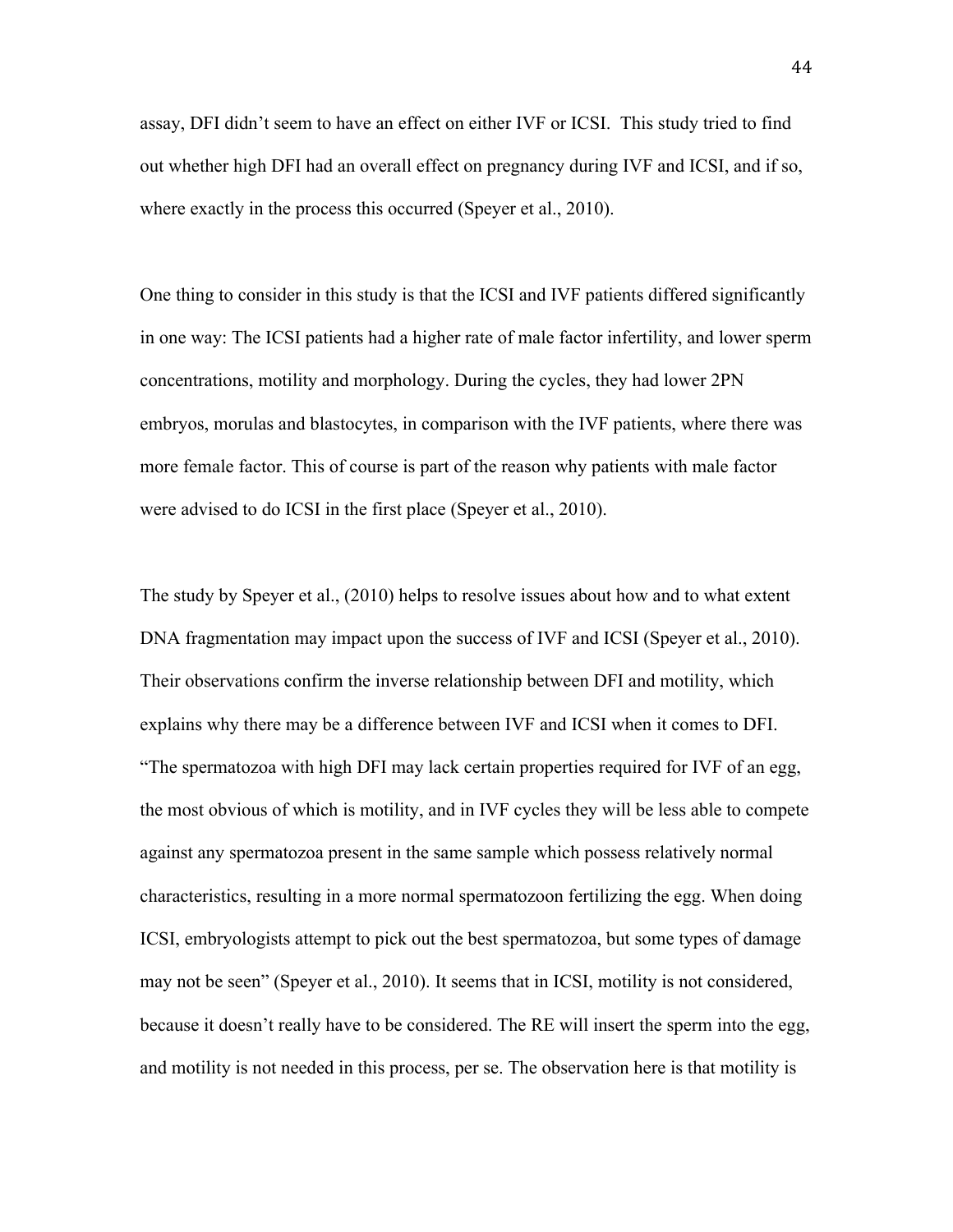assay, DFI didn't seem to have an effect on either IVF or ICSI. This study tried to find out whether high DFI had an overall effect on pregnancy during IVF and ICSI, and if so, where exactly in the process this occurred (Speyer et al., 2010).

One thing to consider in this study is that the ICSI and IVF patients differed significantly in one way: The ICSI patients had a higher rate of male factor infertility, and lower sperm concentrations, motility and morphology. During the cycles, they had lower 2PN embryos, morulas and blastocytes, in comparison with the IVF patients, where there was more female factor. This of course is part of the reason why patients with male factor were advised to do ICSI in the first place (Speyer et al., 2010).

The study by Speyer et al., (2010) helps to resolve issues about how and to what extent DNA fragmentation may impact upon the success of IVF and ICSI (Speyer et al., 2010). Their observations confirm the inverse relationship between DFI and motility, which explains why there may be a difference between IVF and ICSI when it comes to DFI. "The spermatozoa with high DFI may lack certain properties required for IVF of an egg, the most obvious of which is motility, and in IVF cycles they will be less able to compete against any spermatozoa present in the same sample which possess relatively normal characteristics, resulting in a more normal spermatozoon fertilizing the egg. When doing ICSI, embryologists attempt to pick out the best spermatozoa, but some types of damage may not be seen" (Speyer et al., 2010). It seems that in ICSI, motility is not considered, because it doesn't really have to be considered. The RE will insert the sperm into the egg, and motility is not needed in this process, per se. The observation here is that motility is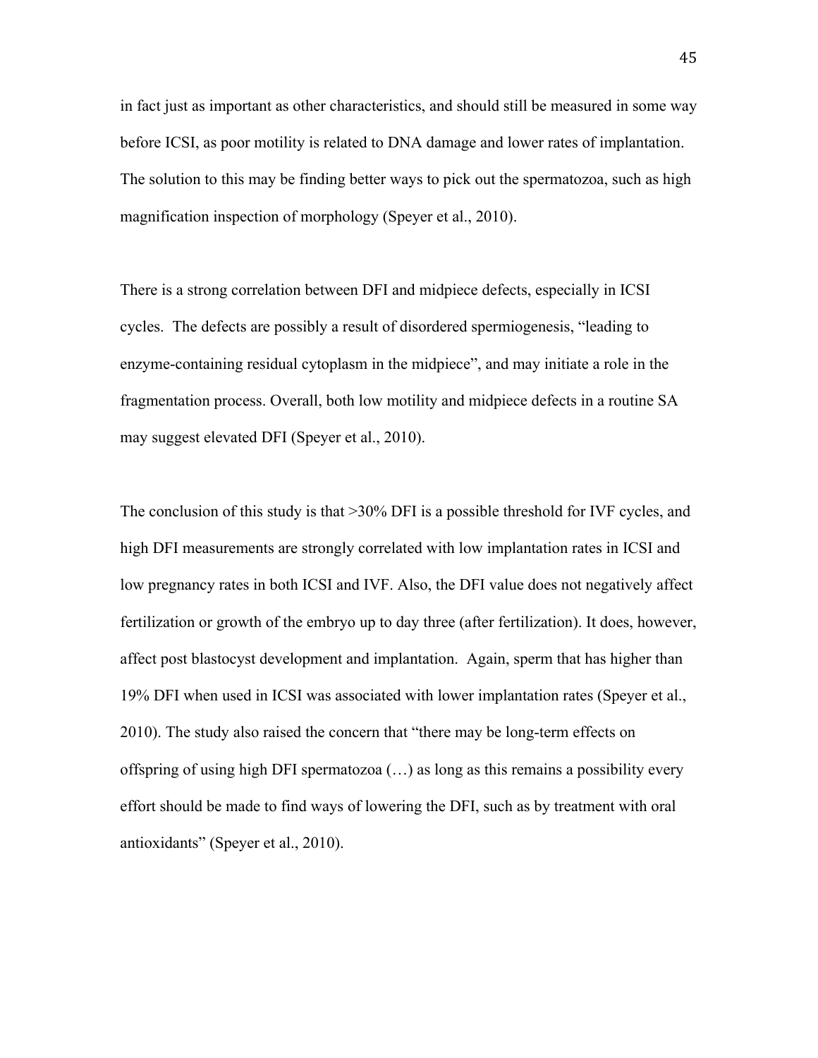in fact just as important as other characteristics, and should still be measured in some way before ICSI, as poor motility is related to DNA damage and lower rates of implantation. The solution to this may be finding better ways to pick out the spermatozoa, such as high magnification inspection of morphology (Speyer et al., 2010).

There is a strong correlation between DFI and midpiece defects, especially in ICSI cycles. The defects are possibly a result of disordered spermiogenesis, "leading to enzyme-containing residual cytoplasm in the midpiece", and may initiate a role in the fragmentation process. Overall, both low motility and midpiece defects in a routine SA may suggest elevated DFI (Speyer et al., 2010).

The conclusion of this study is that >30% DFI is a possible threshold for IVF cycles, and high DFI measurements are strongly correlated with low implantation rates in ICSI and low pregnancy rates in both ICSI and IVF. Also, the DFI value does not negatively affect fertilization or growth of the embryo up to day three (after fertilization). It does, however, affect post blastocyst development and implantation. Again, sperm that has higher than 19% DFI when used in ICSI was associated with lower implantation rates (Speyer et al., 2010). The study also raised the concern that "there may be long-term effects on offspring of using high DFI spermatozoa (…) as long as this remains a possibility every effort should be made to find ways of lowering the DFI, such as by treatment with oral antioxidants" (Speyer et al., 2010).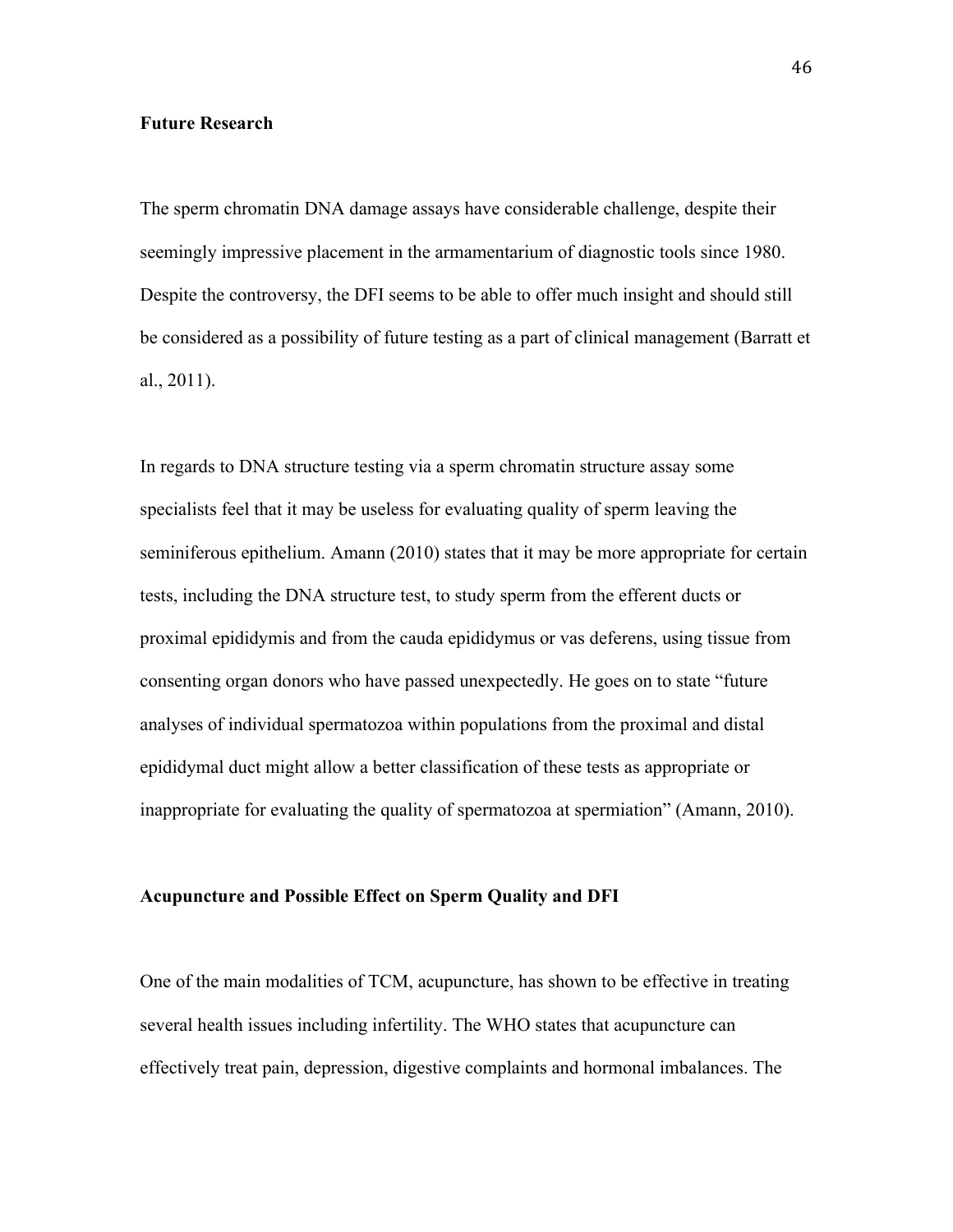**Future Research**

The sperm chromatin DNA damage assays have considerable challenge, despite their seemingly impressive placement in the armamentarium of diagnostic tools since 1980. Despite the controversy, the DFI seems to be able to offer much insight and should still be considered as a possibility of future testing as a part of clinical management (Barratt et al., 2011).

In regards to DNA structure testing via a sperm chromatin structure assay some specialists feel that it may be useless for evaluating quality of sperm leaving the seminiferous epithelium. Amann (2010) states that it may be more appropriate for certain tests, including the DNA structure test, to study sperm from the efferent ducts or proximal epididymis and from the cauda epididymus or vas deferens, using tissue from consenting organ donors who have passed unexpectedly. He goes on to state "future analyses of individual spermatozoa within populations from the proximal and distal epididymal duct might allow a better classification of these tests as appropriate or inappropriate for evaluating the quality of spermatozoa at spermiation" (Amann, 2010).

**Acupuncture and Possible Effect on Sperm Quality and DFI**

One of the main modalities of TCM, acupuncture, has shown to be effective in treating several health issues including infertility. The WHO states that acupuncture can effectively treat pain, depression, digestive complaints and hormonal imbalances. The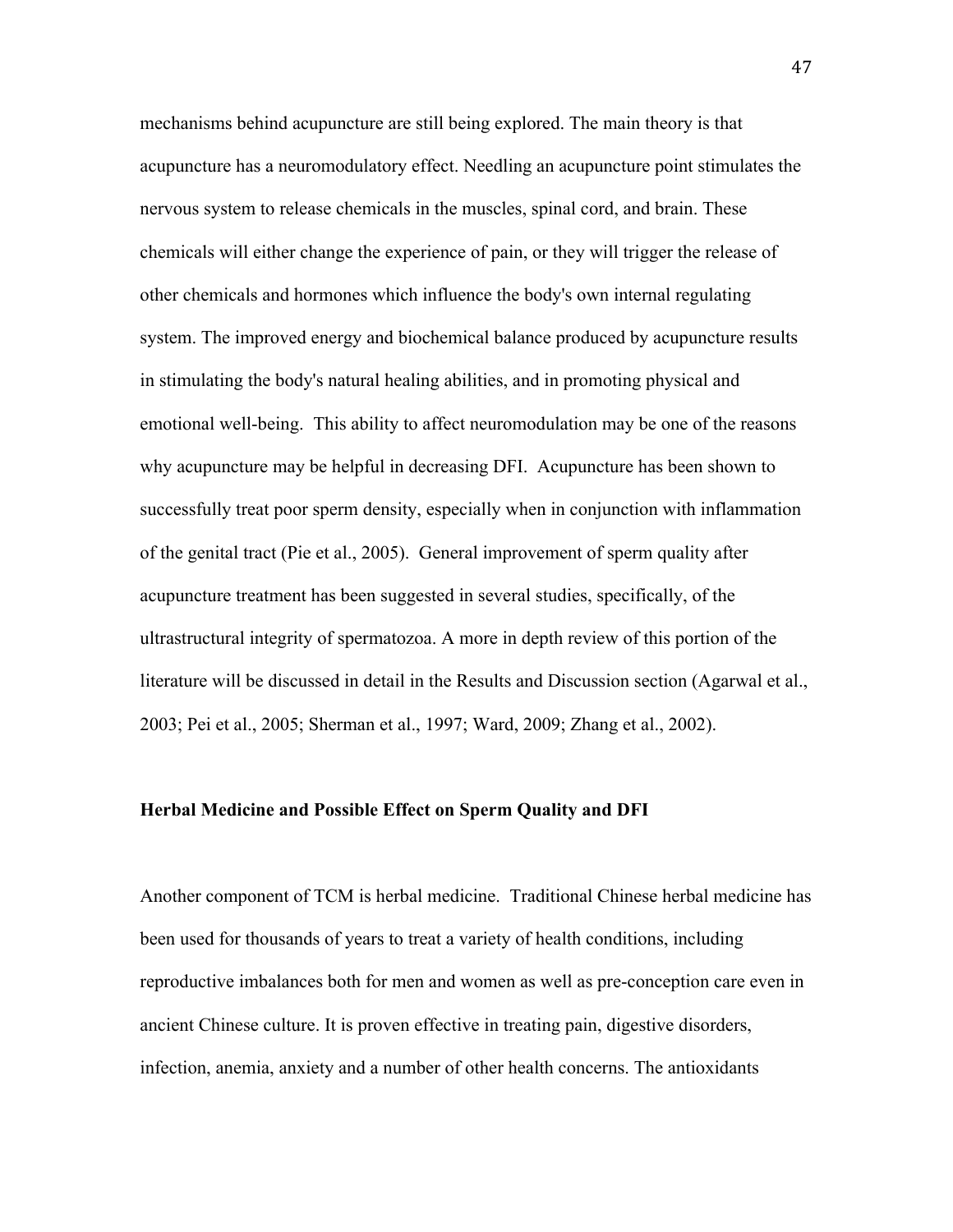mechanisms behind acupuncture are still being explored. The main theory is that acupuncture has a neuromodulatory effect. Needling an acupuncture point stimulates the nervous system to release chemicals in the muscles, spinal cord, and brain. These chemicals will either change the experience of pain, or they will trigger the release of other chemicals and hormones which influence the body's own internal regulating system. The improved energy and biochemical balance produced by acupuncture results in stimulating the body's natural healing abilities, and in promoting physical and emotional well-being. This ability to affect neuromodulation may be one of the reasons why acupuncture may be helpful in decreasing DFI. Acupuncture has been shown to successfully treat poor sperm density, especially when in conjunction with inflammation of the genital tract (Pie et al., 2005). General improvement of sperm quality after acupuncture treatment has been suggested in several studies, specifically, of the ultrastructural integrity of spermatozoa. A more in depth review of this portion of the literature will be discussed in detail in the Results and Discussion section (Agarwal et al., 2003; Pei et al., 2005; Sherman et al., 1997; Ward, 2009; Zhang et al., 2002).

**Herbal Medicine and Possible Effect on Sperm Quality and DFI**

Another component of TCM is herbal medicine. Traditional Chinese herbal medicine has been used for thousands of years to treat a variety of health conditions, including reproductive imbalances both for men and women as well as pre-conception care even in ancient Chinese culture. It is proven effective in treating pain, digestive disorders, infection, anemia, anxiety and a number of other health concerns. The antioxidants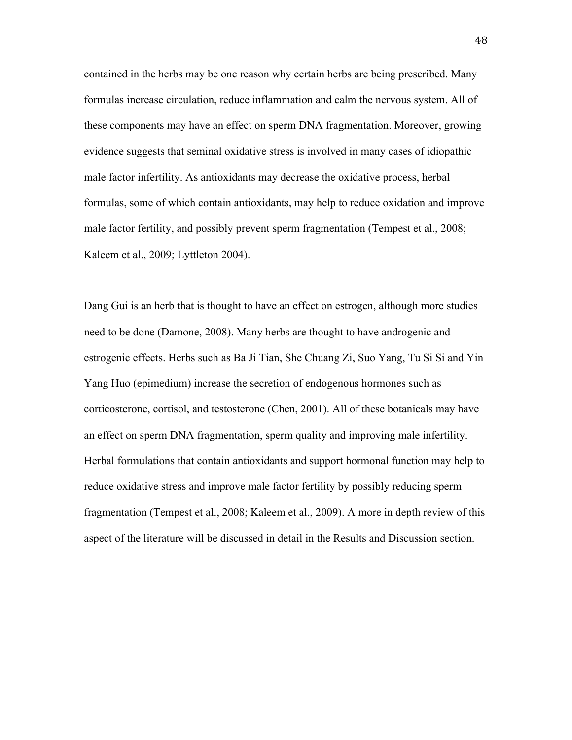contained in the herbs may be one reason why certain herbs are being prescribed. Many formulas increase circulation, reduce inflammation and calm the nervous system. All of these components may have an effect on sperm DNA fragmentation. Moreover, growing evidence suggests that seminal oxidative stress is involved in many cases of idiopathic male factor infertility. As antioxidants may decrease the oxidative process, herbal formulas, some of which contain antioxidants, may help to reduce oxidation and improve male factor fertility, and possibly prevent sperm fragmentation (Tempest et al., 2008; Kaleem et al., 2009; Lyttleton 2004).

Dang Gui is an herb that is thought to have an effect on estrogen, although more studies need to be done (Damone, 2008). Many herbs are thought to have androgenic and estrogenic effects. Herbs such as Ba Ji Tian, She Chuang Zi, Suo Yang, Tu Si Si and Yin Yang Huo (epimedium) increase the secretion of endogenous hormones such as corticosterone, cortisol, and testosterone (Chen, 2001). All of these botanicals may have an effect on sperm DNA fragmentation, sperm quality and improving male infertility. Herbal formulations that contain antioxidants and support hormonal function may help to reduce oxidative stress and improve male factor fertility by possibly reducing sperm fragmentation (Tempest et al., 2008; Kaleem et al., 2009). A more in depth review of this aspect of the literature will be discussed in detail in the Results and Discussion section.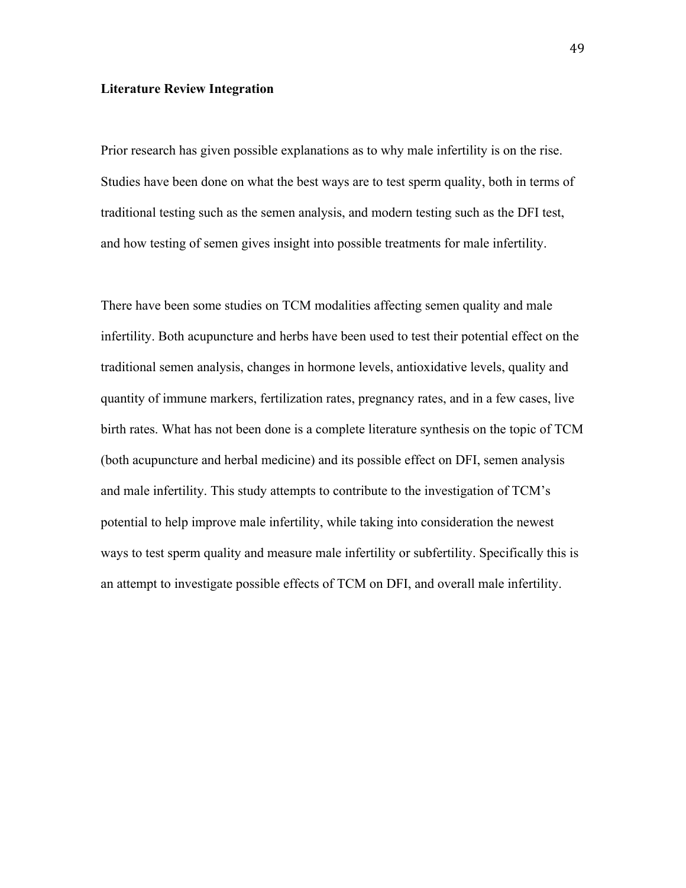**Literature Review Integration**

Prior research has given possible explanations as to why male infertility is on the rise. Studies have been done on what the best ways are to test sperm quality, both in terms of traditional testing such as the semen analysis, and modern testing such as the DFI test, and how testing of semen gives insight into possible treatments for male infertility.

There have been some studies on TCM modalities affecting semen quality and male infertility. Both acupuncture and herbs have been used to test their potential effect on the traditional semen analysis, changes in hormone levels, antioxidative levels, quality and quantity of immune markers, fertilization rates, pregnancy rates, and in a few cases, live birth rates. What has not been done is a complete literature synthesis on the topic of TCM (both acupuncture and herbal medicine) and its possible effect on DFI, semen analysis and male infertility. This study attempts to contribute to the investigation of TCM's potential to help improve male infertility, while taking into consideration the newest ways to test sperm quality and measure male infertility or subfertility. Specifically this is an attempt to investigate possible effects of TCM on DFI, and overall male infertility.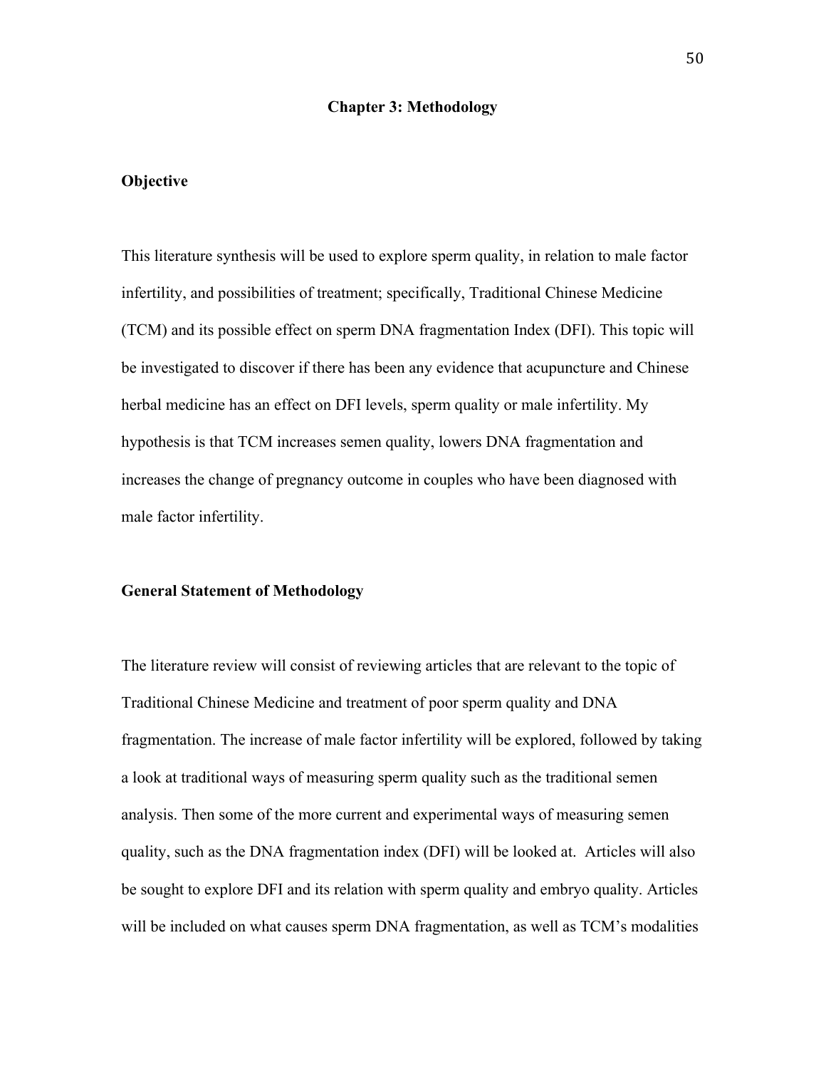# Chapter 3: Methodology

## Objective

This literature synthesis will be used to explore sperm quality, in relation to male factor infertility, and possibilities of treatment; specifically, Traditional Chinese Medicine (TCM) and its possible effect on sperm DNA fragmentation Index (DFI). This topic will be investigated to discover if there has been any evidence that acupuncture and Chinese herbal medicine has an effect on DFI levels, sperm quality or male infertility. My hypothesis is that TCM increases semen quality, lowers DNA fragmentation and increases the change of pregnancy outcome in couples who have been diagnosed with male factor infertility.

## General Statement of Methodology

The literature review will consist of reviewing articles that are relevant to the topic of Traditional Chinese Medicine and treatment of poor sperm quality and DNA fragmentation. The increase of male factor infertility will be explored, followed by taking a look at traditional ways of measuring sperm quality such as the traditional semen analysis. Then some of the more current and experimental ways of measuring semen quality, such as the DNA fragmentation index (DFI) will be looked at. Articles will also be sought to explore DFI and its relation with sperm quality and embryo quality. Articles will be included on what causes sperm DNA fragmentation, as well as TCM's modalities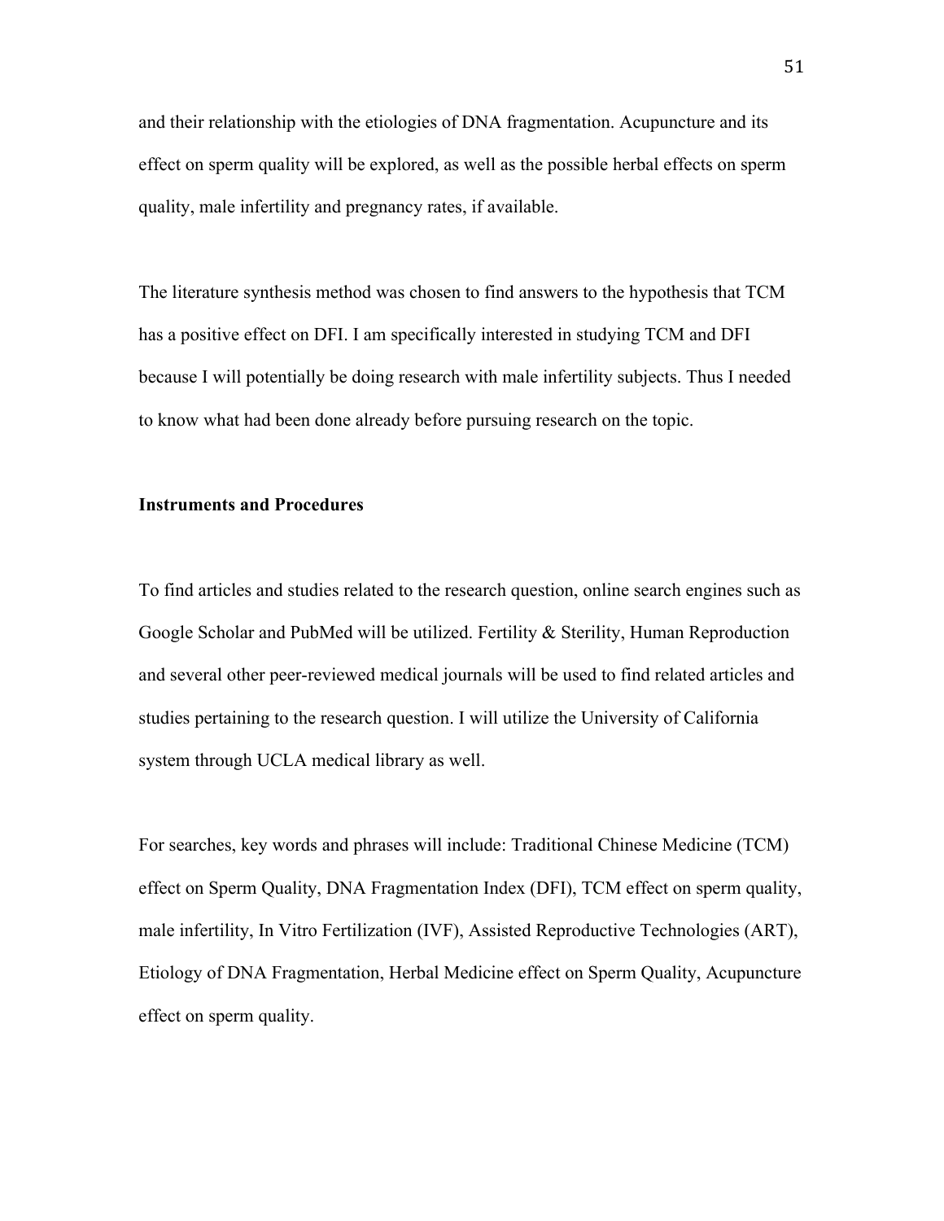and their relationship with the etiologies of DNA fragmentation. Acupuncture and its effect on sperm quality will be explored, as well as the possible herbal effects on sperm quality, male infertility and pregnancy rates, if available.

The literature synthesis method was chosen to find answers to the hypothesis that TCM has a positive effect on DFI. I am specifically interested in studying TCM and DFI because I will potentially be doing research with male infertility subjects. Thus I needed to know what had been done already before pursuing research on the topic.

**Instruments and Procedures**

To find articles and studies related to the research question, online search engines such as Google Scholar and PubMed will be utilized. Fertility & Sterility, Human Reproduction and several other peer-reviewed medical journals will be used to find related articles and studies pertaining to the research question. I will utilize the University of California system through UCLA medical library as well.

For searches, key words and phrases will include: Traditional Chinese Medicine (TCM) effect on Sperm Quality, DNA Fragmentation Index (DFI), TCM effect on sperm quality, male infertility, In Vitro Fertilization (IVF), Assisted Reproductive Technologies (ART), Etiology of DNA Fragmentation, Herbal Medicine effect on Sperm Quality, Acupuncture effect on sperm quality.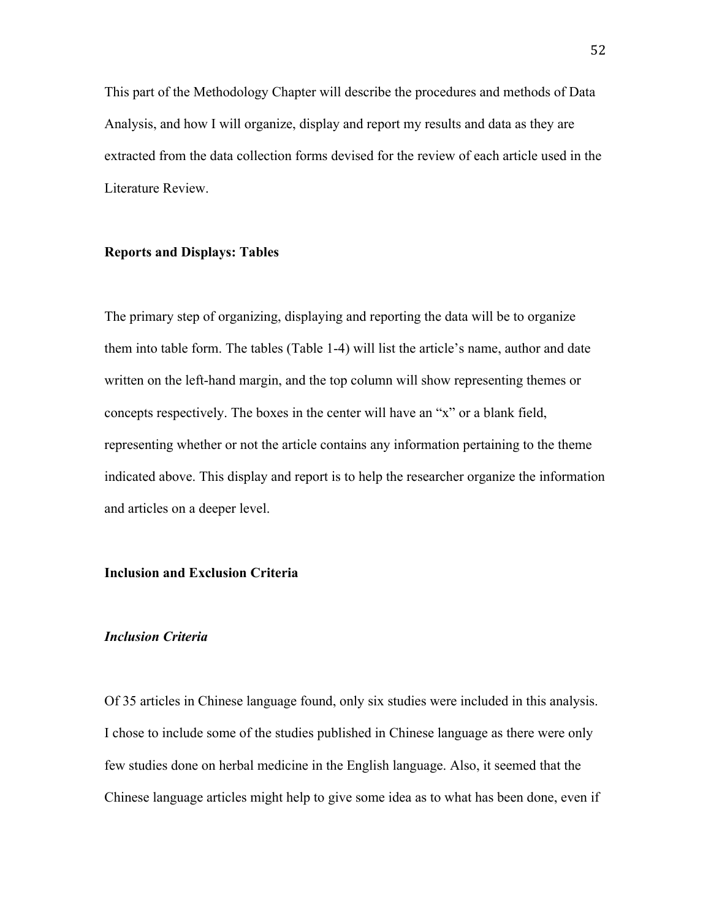This part of the Methodology Chapter will describe the procedures and methods of Data Analysis, and how I will organize, display and report my results and data as they are extracted from the data collection forms devised for the review of each article used in the Literature Review.

**Reports and Displays: Tables**

The primary step of organizing, displaying and reporting the data will be to organize them into table form. The tables (Table 1-4) will list the article's name, author and date written on the left-hand margin, and the top column will show representing themes or concepts respectively. The boxes in the center will have an "x" or a blank field, representing whether or not the article contains any information pertaining to the theme indicated above. This display and report is to help the researcher organize the information and articles on a deeper level.

**Inclusion and Exclusion Criteria**

***Inclusion Criteria***

Of 35 articles in Chinese language found, only six studies were included in this analysis. I chose to include some of the studies published in Chinese language as there were only few studies done on herbal medicine in the English language. Also, it seemed that the Chinese language articles might help to give some idea as to what has been done, even if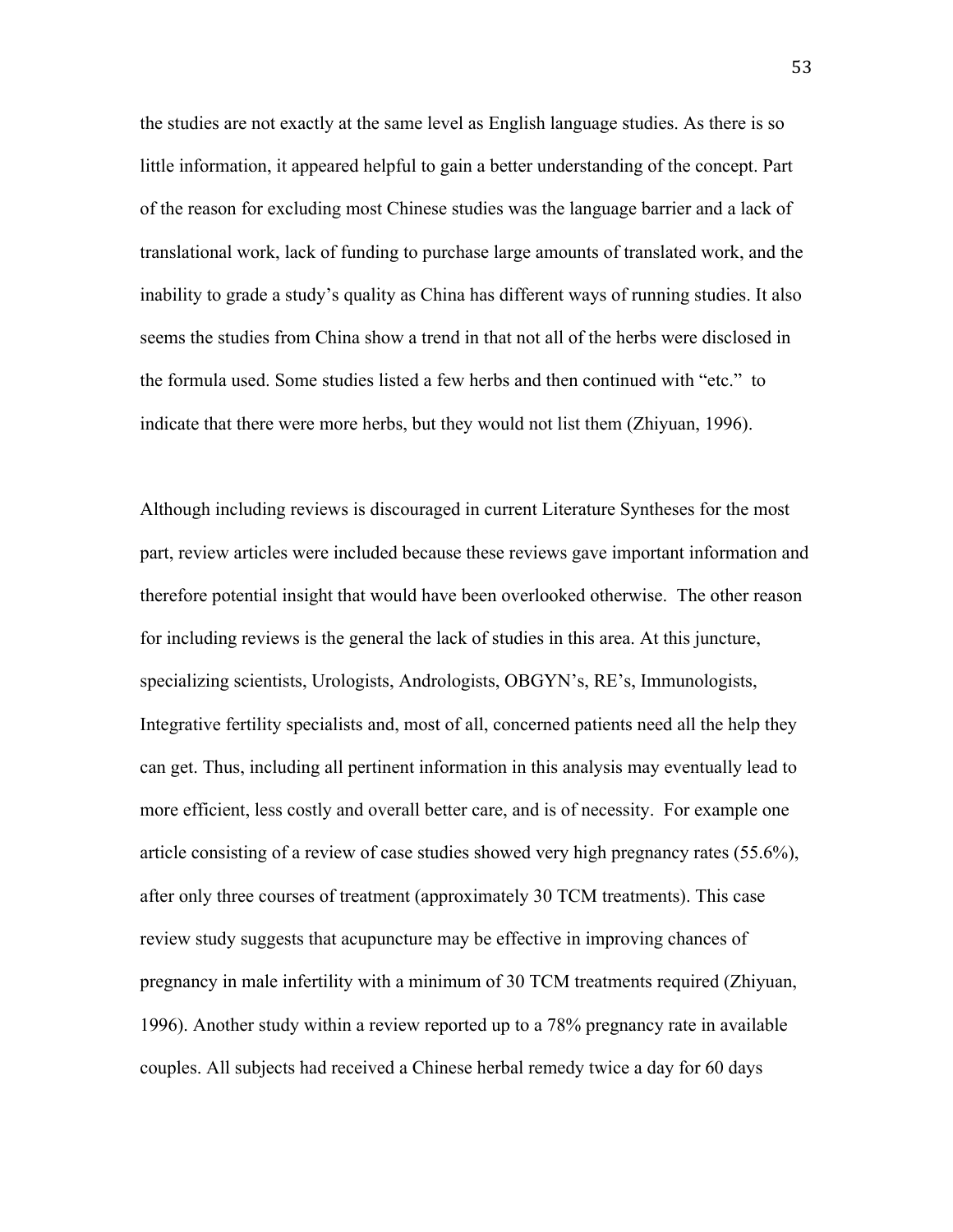the studies are not exactly at the same level as English language studies. As there is so little information, it appeared helpful to gain a better understanding of the concept. Part of the reason for excluding most Chinese studies was the language barrier and a lack of translational work, lack of funding to purchase large amounts of translated work, and the inability to grade a study's quality as China has different ways of running studies. It also seems the studies from China show a trend in that not all of the herbs were disclosed in the formula used. Some studies listed a few herbs and then continued with "etc." to indicate that there were more herbs, but they would not list them (Zhiyuan, 1996).

Although including reviews is discouraged in current Literature Syntheses for the most part, review articles were included because these reviews gave important information and therefore potential insight that would have been overlooked otherwise. The other reason for including reviews is the general the lack of studies in this area. At this juncture, specializing scientists, Urologists, Andrologists, OBGYN's, RE's, Immunologists, Integrative fertility specialists and, most of all, concerned patients need all the help they can get. Thus, including all pertinent information in this analysis may eventually lead to more efficient, less costly and overall better care, and is of necessity. For example one article consisting of a review of case studies showed very high pregnancy rates (55.6%), after only three courses of treatment (approximately 30 TCM treatments). This case review study suggests that acupuncture may be effective in improving chances of pregnancy in male infertility with a minimum of 30 TCM treatments required (Zhiyuan, 1996). Another study within a review reported up to a 78% pregnancy rate in available couples. All subjects had received a Chinese herbal remedy twice a day for 60 days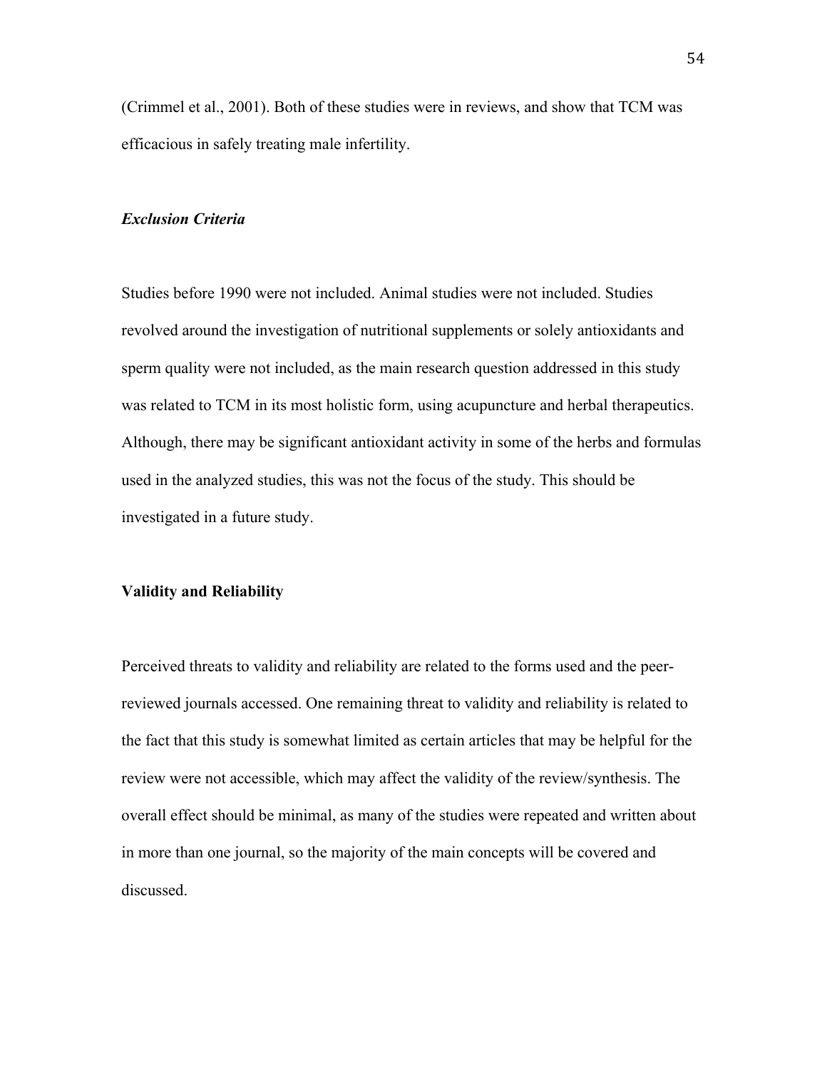(Crimmel et al., 2001). Both of these studies were in reviews, and show that TCM was efficacious in safely treating male infertility.

### *Exclusion Criteria*

Studies before 1990 were not included. Animal studies were not included. Studies revolved around the investigation of nutritional supplements or solely antioxidants and sperm quality were not included, as the main research question addressed in this study was related to TCM in its most holistic form, using acupuncture and herbal therapeutics. Although, there may be significant antioxidant activity in some of the herbs and formulas used in the analyzed studies, this was not the focus of the study. This should be investigated in a future study.

## **Validity and Reliability**

Perceived threats to validity and reliability are related to the forms used and the peer-reviewed journals accessed. One remaining threat to validity and reliability is related to the fact that this study is somewhat limited as certain articles that may be helpful for the review were not accessible, which may affect the validity of the review/synthesis. The overall effect should be minimal, as many of the studies were repeated and written about in more than one journal, so the majority of the main concepts will be covered and discussed.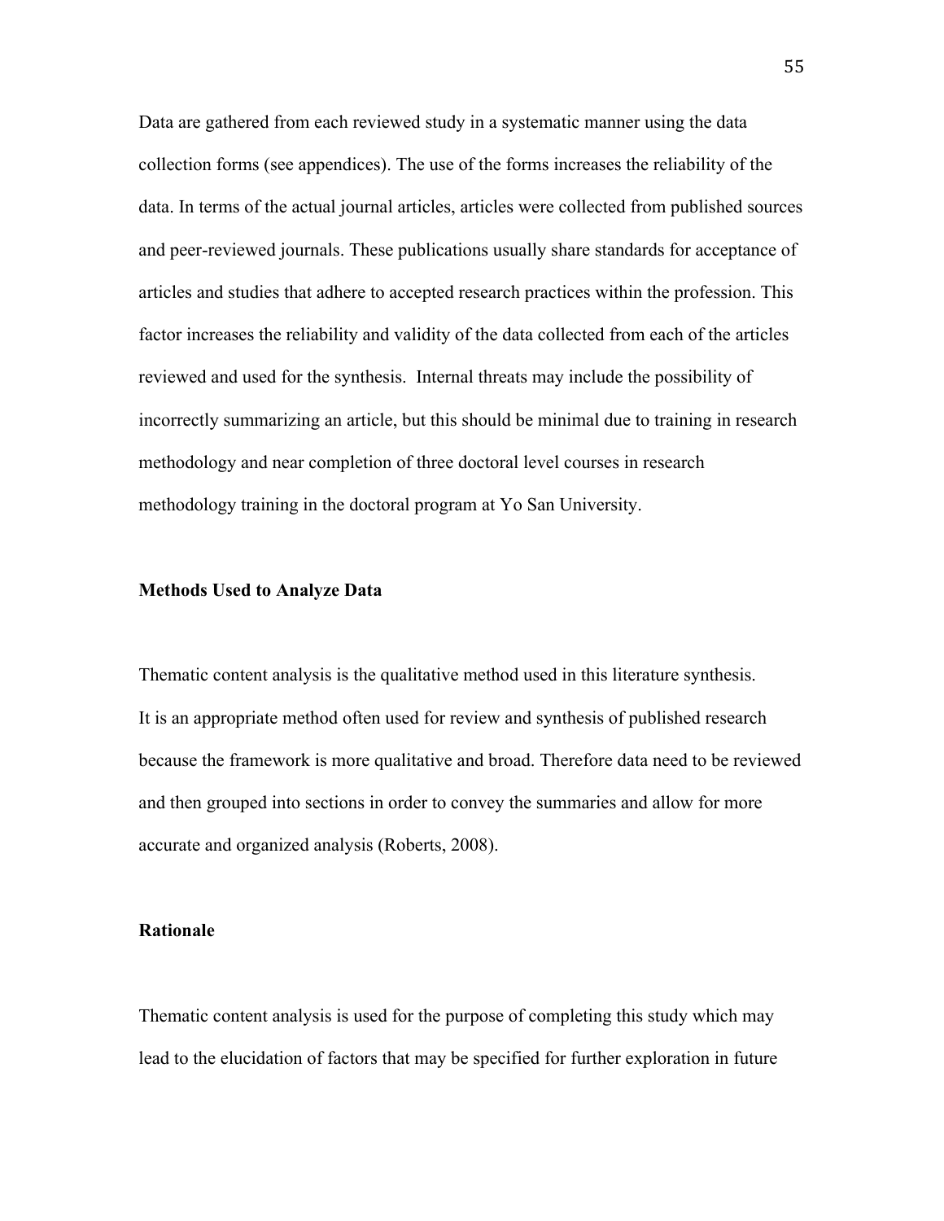Data are gathered from each reviewed study in a systematic manner using the data collection forms (see appendices). The use of the forms increases the reliability of the data. In terms of the actual journal articles, articles were collected from published sources and peer-reviewed journals. These publications usually share standards for acceptance of articles and studies that adhere to accepted research practices within the profession. This factor increases the reliability and validity of the data collected from each of the articles reviewed and used for the synthesis. Internal threats may include the possibility of incorrectly summarizing an article, but this should be minimal due to training in research methodology and near completion of three doctoral level courses in research methodology training in the doctoral program at Yo San University.

### Methods Used to Analyze Data

Thematic content analysis is the qualitative method used in this literature synthesis. It is an appropriate method often used for review and synthesis of published research because the framework is more qualitative and broad. Therefore data need to be reviewed and then grouped into sections in order to convey the summaries and allow for more accurate and organized analysis (Roberts, 2008).

### Rationale

Thematic content analysis is used for the purpose of completing this study which may lead to the elucidation of factors that may be specified for further exploration in future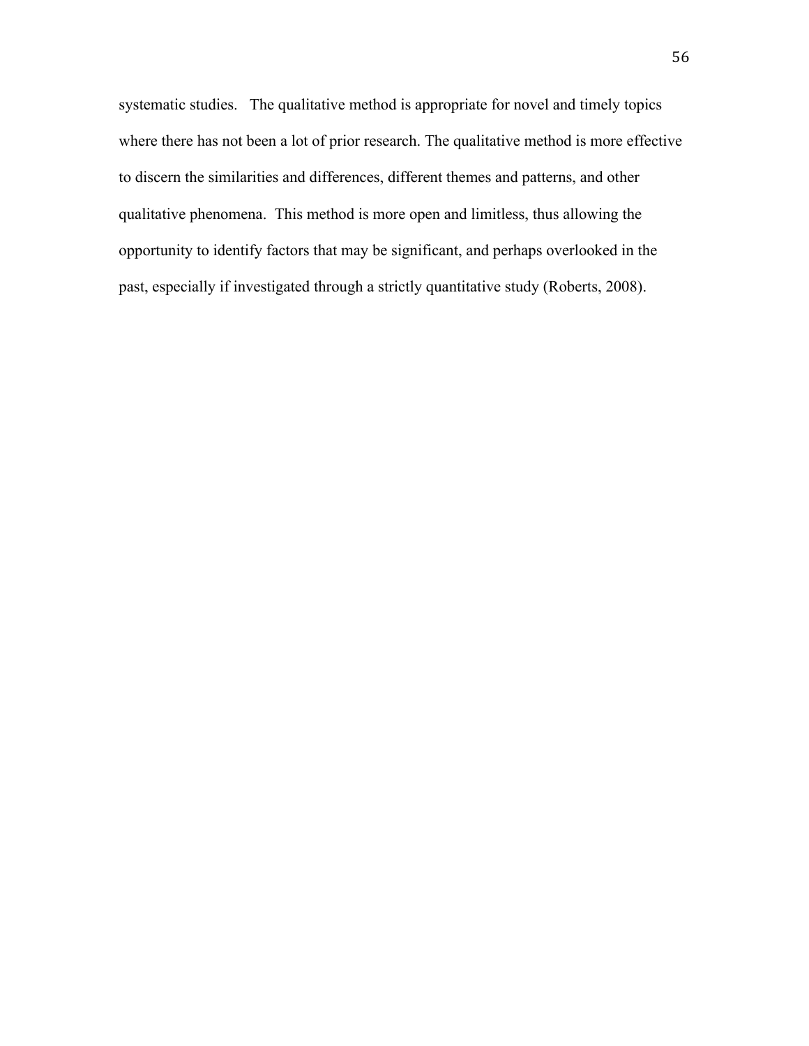systematic studies. The qualitative method is appropriate for novel and timely topics where there has not been a lot of prior research. The qualitative method is more effective to discern the similarities and differences, different themes and patterns, and other qualitative phenomena. This method is more open and limitless, thus allowing the opportunity to identify factors that may be significant, and perhaps overlooked in the past, especially if investigated through a strictly quantitative study (Roberts, 2008).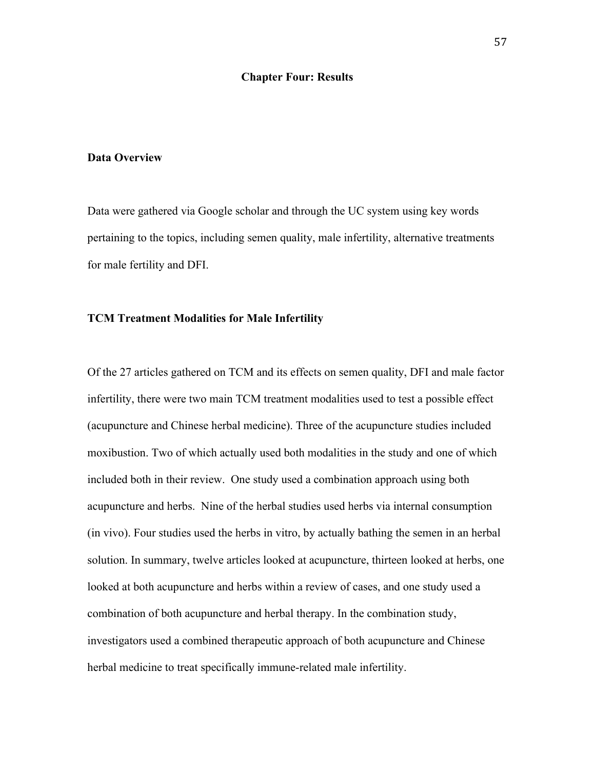# Chapter Four: Results

## Data Overview

Data were gathered via Google scholar and through the UC system using key words pertaining to the topics, including semen quality, male infertility, alternative treatments for male fertility and DFI.

## TCM Treatment Modalities for Male Infertility

Of the 27 articles gathered on TCM and its effects on semen quality, DFI and male factor infertility, there were two main TCM treatment modalities used to test a possible effect (acupuncture and Chinese herbal medicine). Three of the acupuncture studies included moxibustion. Two of which actually used both modalities in the study and one of which included both in their review. One study used a combination approach using both acupuncture and herbs. Nine of the herbal studies used herbs via internal consumption (in vivo). Four studies used the herbs in vitro, by actually bathing the semen in an herbal solution. In summary, twelve articles looked at acupuncture, thirteen looked at herbs, one looked at both acupuncture and herbs within a review of cases, and one study used a combination of both acupuncture and herbal therapy. In the combination study, investigators used a combined therapeutic approach of both acupuncture and Chinese herbal medicine to treat specifically immune-related male infertility.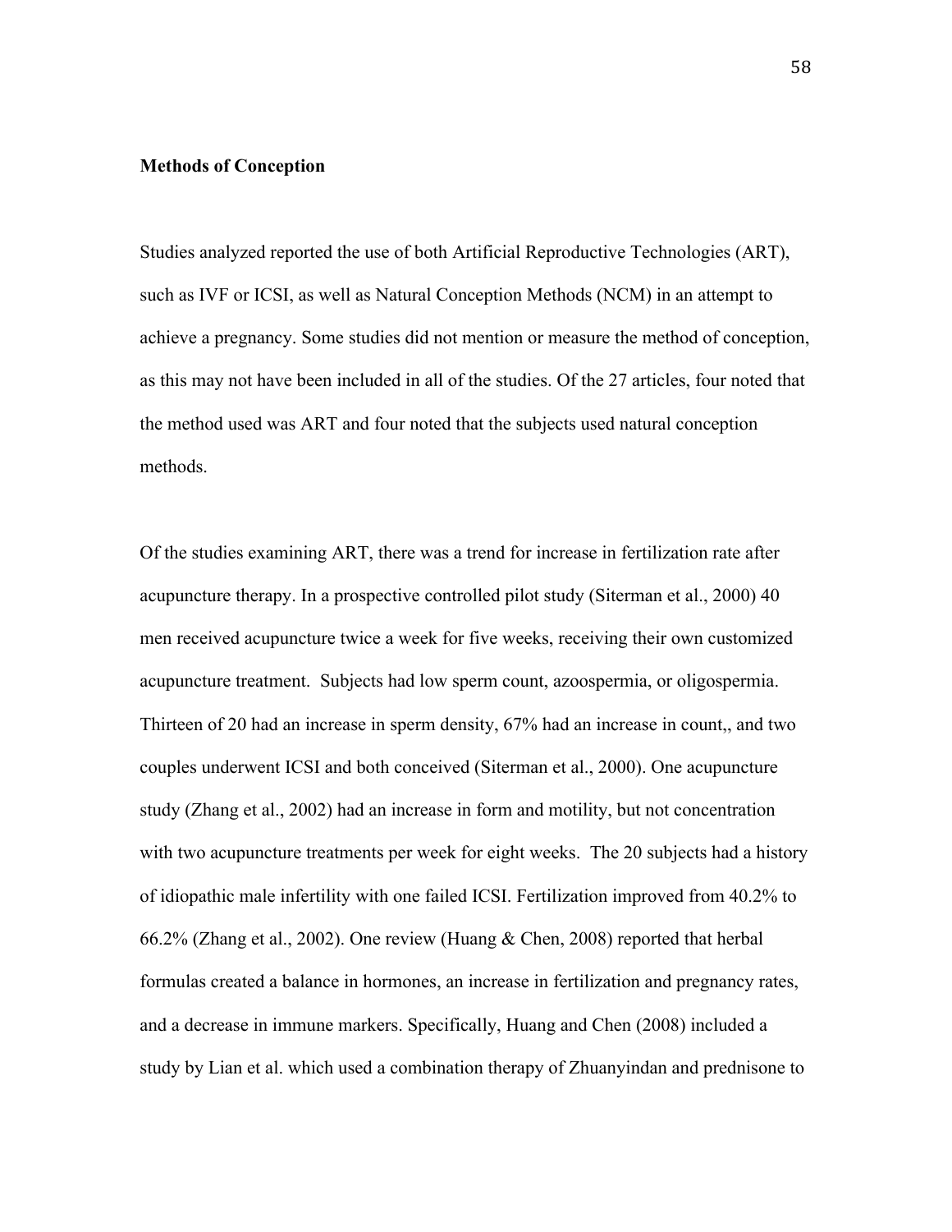**Methods of Conception**

Studies analyzed reported the use of both Artificial Reproductive Technologies (ART), such as IVF or ICSI, as well as Natural Conception Methods (NCM) in an attempt to achieve a pregnancy. Some studies did not mention or measure the method of conception, as this may not have been included in all of the studies. Of the 27 articles, four noted that the method used was ART and four noted that the subjects used natural conception methods.

Of the studies examining ART, there was a trend for increase in fertilization rate after acupuncture therapy. In a prospective controlled pilot study (Siterman et al., 2000) 40 men received acupuncture twice a week for five weeks, receiving their own customized acupuncture treatment. Subjects had low sperm count, azoospermia, or oligospermia. Thirteen of 20 had an increase in sperm density, 67% had an increase in count,, and two couples underwent ICSI and both conceived (Siterman et al., 2000). One acupuncture study (Zhang et al., 2002) had an increase in form and motility, but not concentration with two acupuncture treatments per week for eight weeks. The 20 subjects had a history of idiopathic male infertility with one failed ICSI. Fertilization improved from 40.2% to 66.2% (Zhang et al., 2002). One review (Huang & Chen, 2008) reported that herbal formulas created a balance in hormones, an increase in fertilization and pregnancy rates, and a decrease in immune markers. Specifically, Huang and Chen (2008) included a study by Lian et al. which used a combination therapy of Zhuanyindan and prednisone to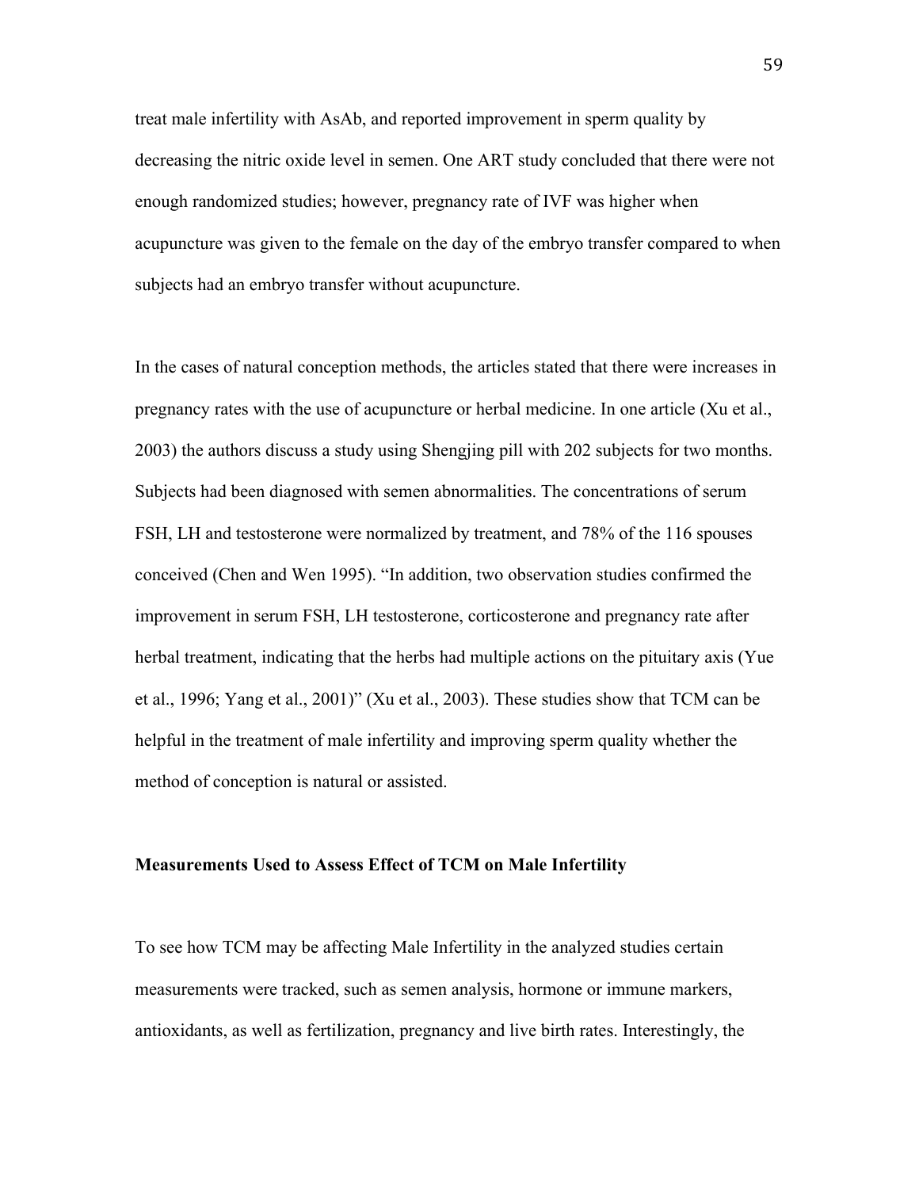treat male infertility with AsAb, and reported improvement in sperm quality by decreasing the nitric oxide level in semen. One ART study concluded that there were not enough randomized studies; however, pregnancy rate of IVF was higher when acupuncture was given to the female on the day of the embryo transfer compared to when subjects had an embryo transfer without acupuncture.

In the cases of natural conception methods, the articles stated that there were increases in pregnancy rates with the use of acupuncture or herbal medicine. In one article (Xu et al., 2003) the authors discuss a study using Shengjing pill with 202 subjects for two months. Subjects had been diagnosed with semen abnormalities. The concentrations of serum FSH, LH and testosterone were normalized by treatment, and 78% of the 116 spouses conceived (Chen and Wen 1995). "In addition, two observation studies confirmed the improvement in serum FSH, LH testosterone, corticosterone and pregnancy rate after herbal treatment, indicating that the herbs had multiple actions on the pituitary axis (Yue et al., 1996; Yang et al., 2001)" (Xu et al., 2003). These studies show that TCM can be helpful in the treatment of male infertility and improving sperm quality whether the method of conception is natural or assisted.

**Measurements Used to Assess Effect of TCM on Male Infertility**

To see how TCM may be affecting Male Infertility in the analyzed studies certain measurements were tracked, such as semen analysis, hormone or immune markers, antioxidants, as well as fertilization, pregnancy and live birth rates. Interestingly, the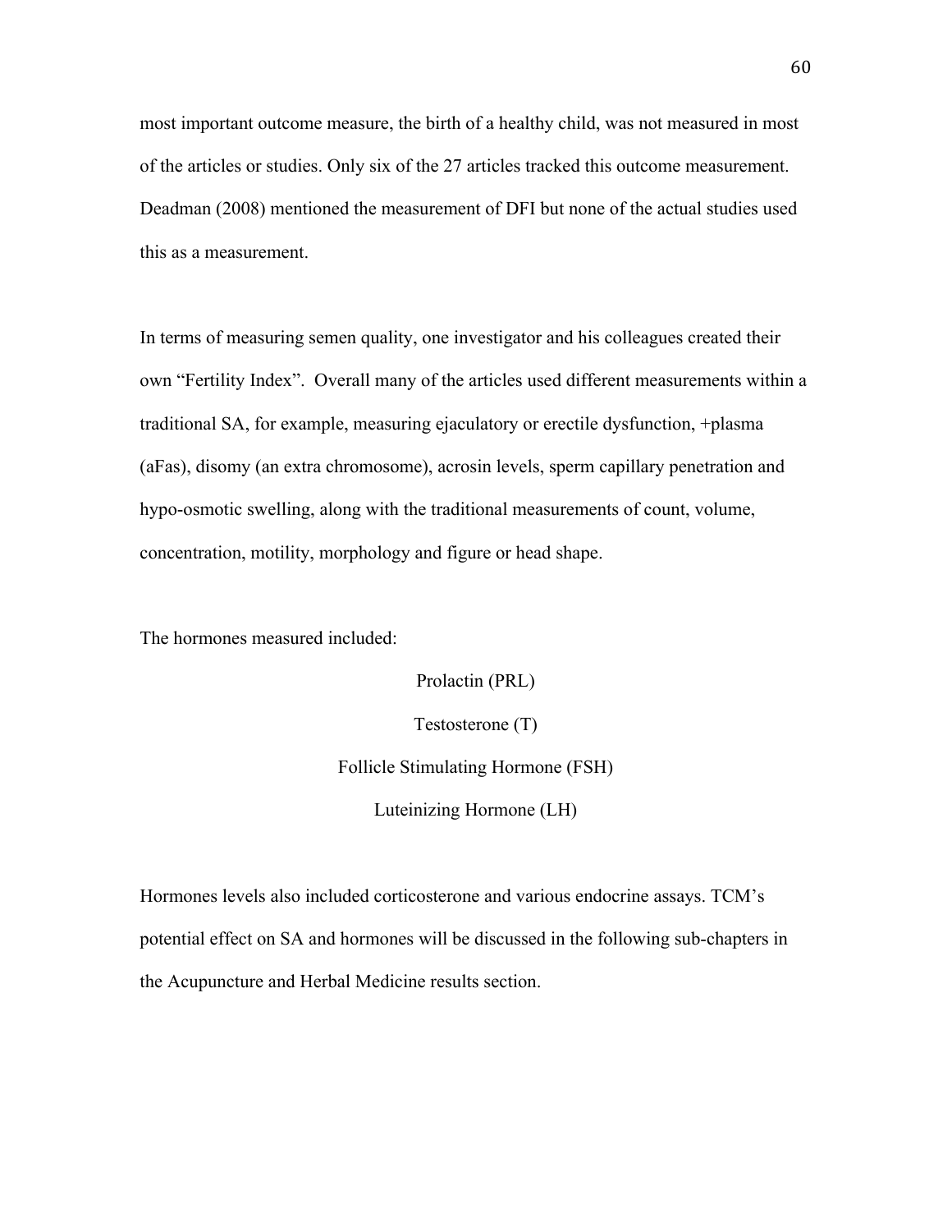most important outcome measure, the birth of a healthy child, was not measured in most of the articles or studies. Only six of the 27 articles tracked this outcome measurement. Deadman (2008) mentioned the measurement of DFI but none of the actual studies used this as a measurement.

In terms of measuring semen quality, one investigator and his colleagues created their own "Fertility Index". Overall many of the articles used different measurements within a traditional SA, for example, measuring ejaculatory or erectile dysfunction, +plasma (aFas), disomy (an extra chromosome), acrosin levels, sperm capillary penetration and hypo-osmotic swelling, along with the traditional measurements of count, volume, concentration, motility, morphology and figure or head shape.

The hormones measured included:

Prolactin (PRL)

Testosterone (T)

Follicle Stimulating Hormone (FSH)

Luteinizing Hormone (LH)

Hormones levels also included corticosterone and various endocrine assays. TCM's potential effect on SA and hormones will be discussed in the following sub-chapters in the Acupuncture and Herbal Medicine results section.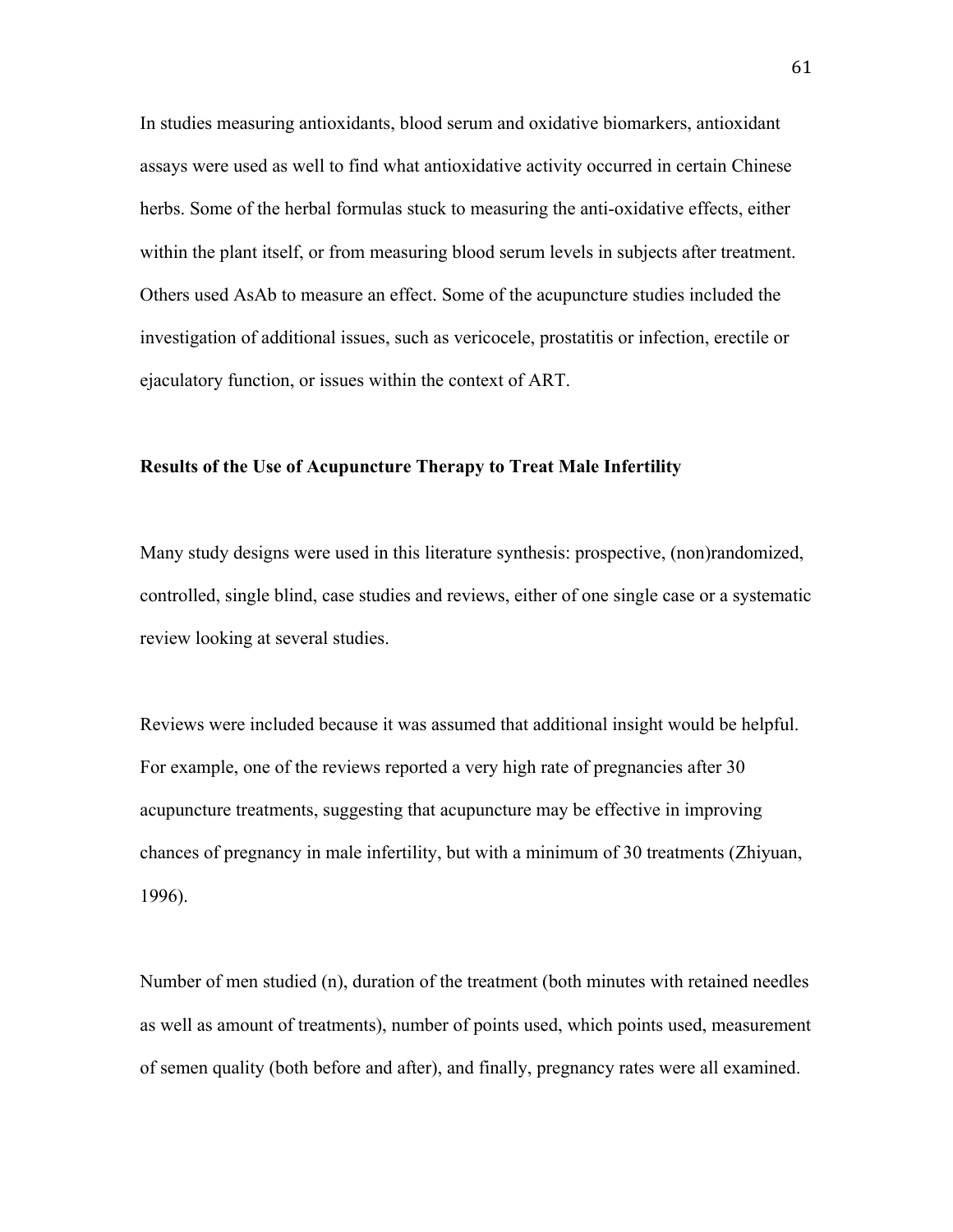In studies measuring antioxidants, blood serum and oxidative biomarkers, antioxidant assays were used as well to find what antioxidative activity occurred in certain Chinese herbs. Some of the herbal formulas stuck to measuring the anti-oxidative effects, either within the plant itself, or from measuring blood serum levels in subjects after treatment. Others used AsAb to measure an effect. Some of the acupuncture studies included the investigation of additional issues, such as vericocele, prostatitis or infection, erectile or ejaculatory function, or issues within the context of ART.

**Results of the Use of Acupuncture Therapy to Treat Male Infertility**

Many study designs were used in this literature synthesis: prospective, (non)randomized, controlled, single blind, case studies and reviews, either of one single case or a systematic review looking at several studies.

Reviews were included because it was assumed that additional insight would be helpful. For example, one of the reviews reported a very high rate of pregnancies after 30 acupuncture treatments, suggesting that acupuncture may be effective in improving chances of pregnancy in male infertility, but with a minimum of 30 treatments (Zhiyuan, 1996).

Number of men studied (n), duration of the treatment (both minutes with retained needles as well as amount of treatments), number of points used, which points used, measurement of semen quality (both before and after), and finally, pregnancy rates were all examined.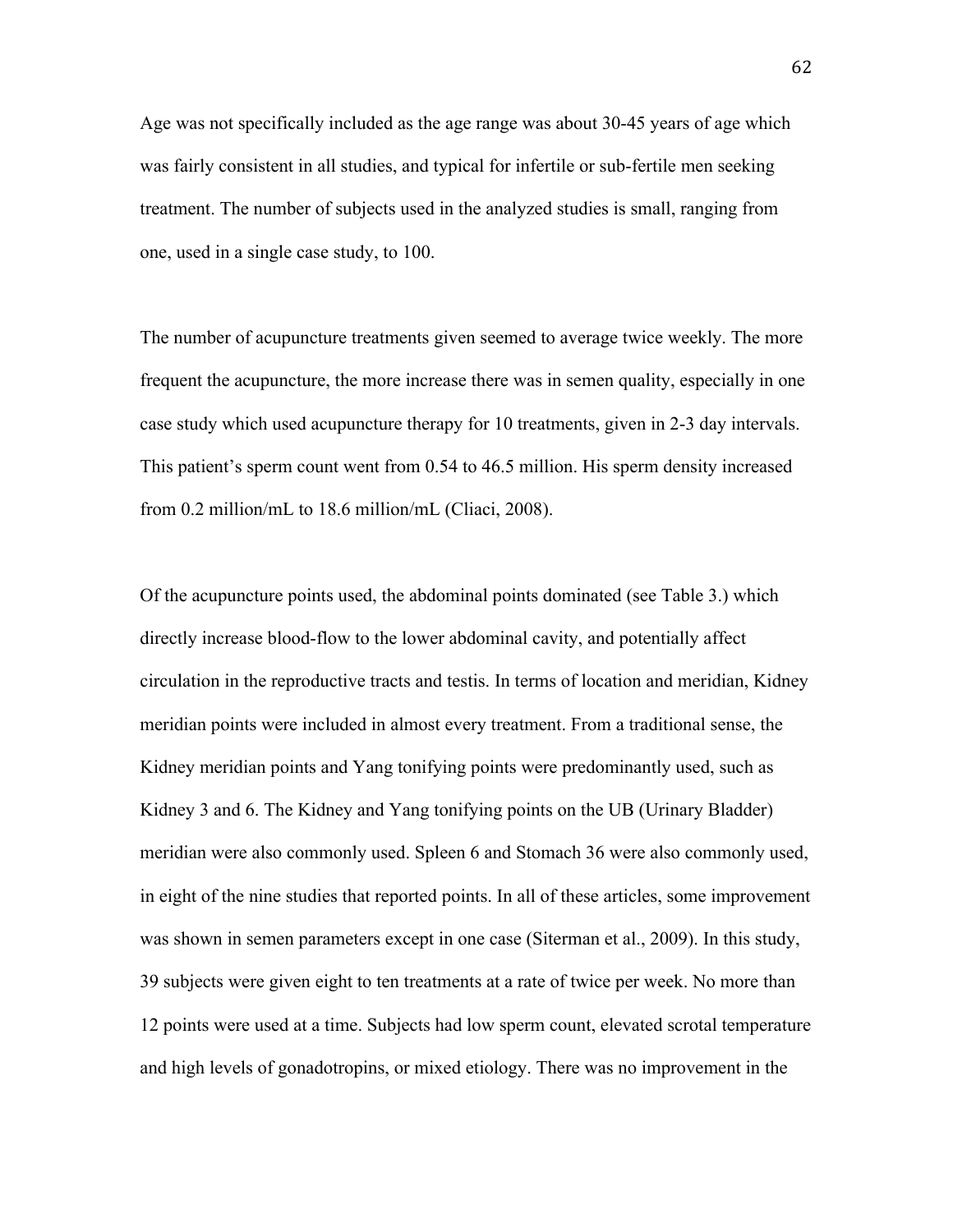Age was not specifically included as the age range was about 30-45 years of age which was fairly consistent in all studies, and typical for infertile or sub-fertile men seeking treatment. The number of subjects used in the analyzed studies is small, ranging from one, used in a single case study, to 100.

The number of acupuncture treatments given seemed to average twice weekly. The more frequent the acupuncture, the more increase there was in semen quality, especially in one case study which used acupuncture therapy for 10 treatments, given in 2-3 day intervals. This patient's sperm count went from 0.54 to 46.5 million. His sperm density increased from 0.2 million/mL to 18.6 million/mL (Cliaci, 2008).

Of the acupuncture points used, the abdominal points dominated (see Table 3.) which directly increase blood-flow to the lower abdominal cavity, and potentially affect circulation in the reproductive tracts and testis. In terms of location and meridian, Kidney meridian points were included in almost every treatment. From a traditional sense, the Kidney meridian points and Yang tonifying points were predominantly used, such as Kidney 3 and 6. The Kidney and Yang tonifying points on the UB (Urinary Bladder) meridian were also commonly used. Spleen 6 and Stomach 36 were also commonly used, in eight of the nine studies that reported points. In all of these articles, some improvement was shown in semen parameters except in one case (Siterman et al., 2009). In this study, 39 subjects were given eight to ten treatments at a rate of twice per week. No more than 12 points were used at a time. Subjects had low sperm count, elevated scrotal temperature and high levels of gonadotropins, or mixed etiology. There was no improvement in the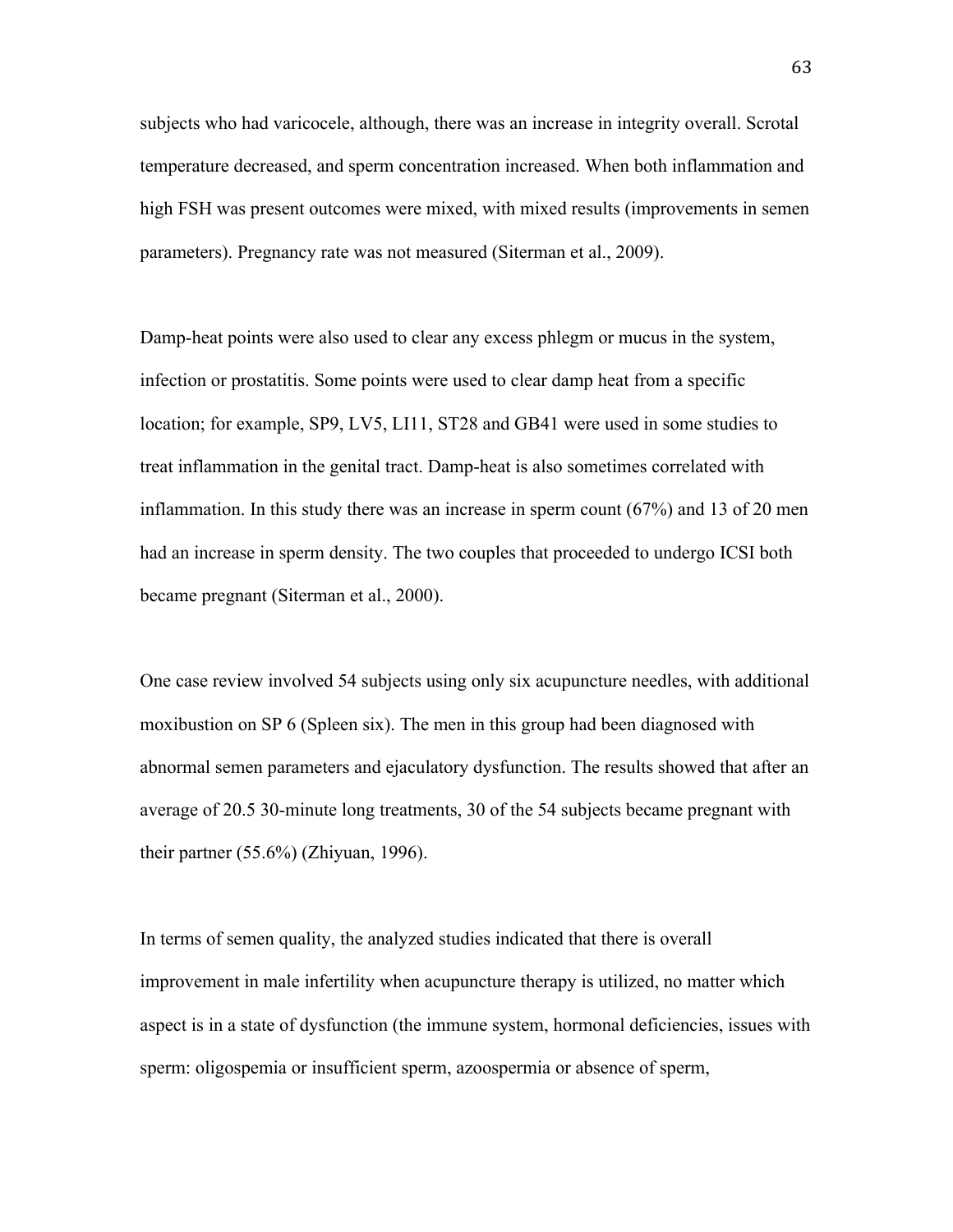subjects who had varicocele, although, there was an increase in integrity overall. Scrotal temperature decreased, and sperm concentration increased. When both inflammation and high FSH was present outcomes were mixed, with mixed results (improvements in semen parameters). Pregnancy rate was not measured (Siterman et al., 2009).

Damp-heat points were also used to clear any excess phlegm or mucus in the system, infection or prostatitis. Some points were used to clear damp heat from a specific location; for example, SP9, LV5, LI11, ST28 and GB41 were used in some studies to treat inflammation in the genital tract. Damp-heat is also sometimes correlated with inflammation. In this study there was an increase in sperm count (67%) and 13 of 20 men had an increase in sperm density. The two couples that proceeded to undergo ICSI both became pregnant (Siterman et al., 2000).

One case review involved 54 subjects using only six acupuncture needles, with additional moxibustion on SP 6 (Spleen six). The men in this group had been diagnosed with abnormal semen parameters and ejaculatory dysfunction. The results showed that after an average of 20.5 30-minute long treatments, 30 of the 54 subjects became pregnant with their partner (55.6%) (Zhiyuan, 1996).

In terms of semen quality, the analyzed studies indicated that there is overall improvement in male infertility when acupuncture therapy is utilized, no matter which aspect is in a state of dysfunction (the immune system, hormonal deficiencies, issues with sperm: oligospemia or insufficient sperm, azoospermia or absence of sperm,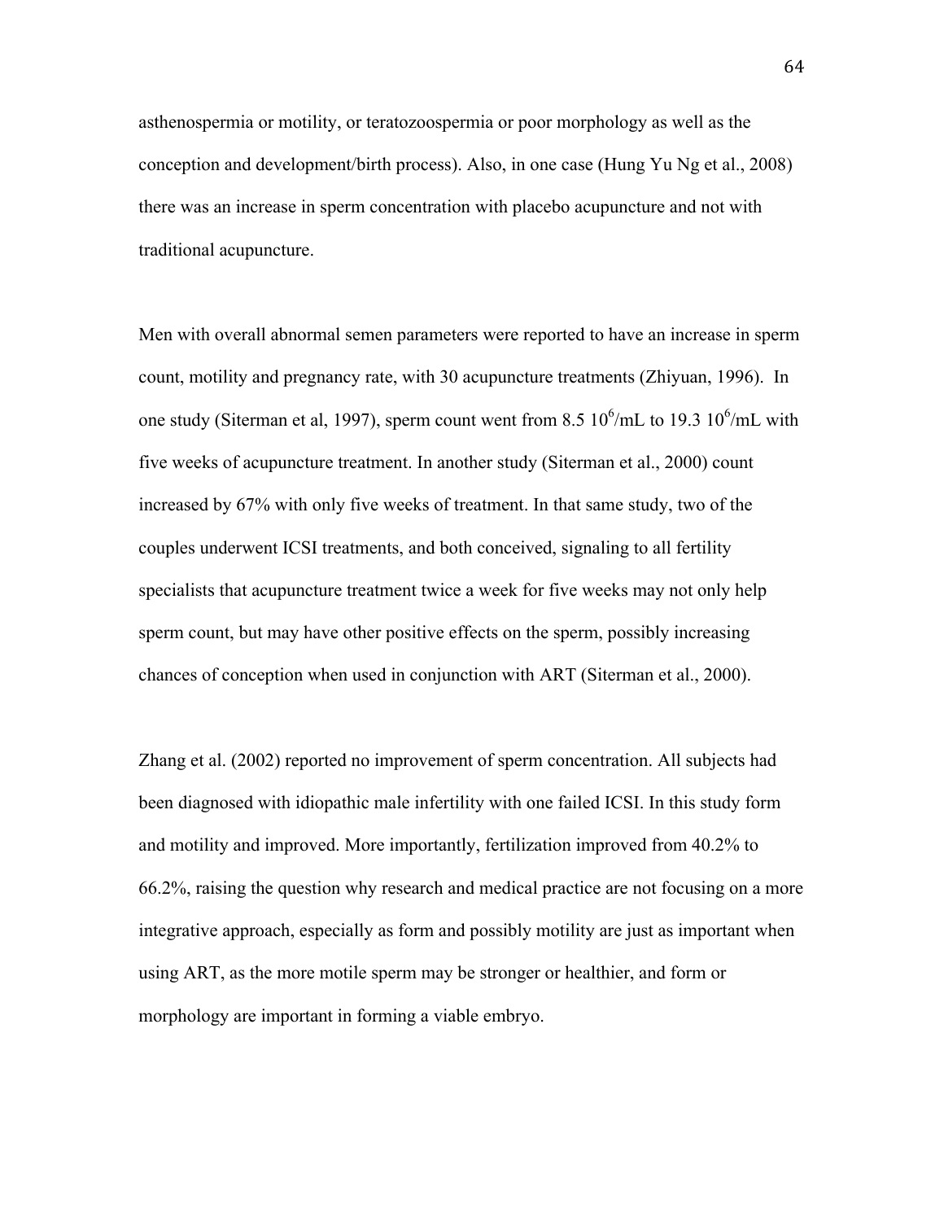asthenospermia or motility, or teratozoospermia or poor morphology as well as the conception and development/birth process). Also, in one case (Hung Yu Ng et al., 2008) there was an increase in sperm concentration with placebo acupuncture and not with traditional acupuncture.

Men with overall abnormal semen parameters were reported to have an increase in sperm count, motility and pregnancy rate, with 30 acupuncture treatments (Zhiyuan, 1996). In one study (Siterman et al, 1997), sperm count went from 8.5 $10^6$/mL to 19.3 $10^6$/mL with five weeks of acupuncture treatment. In another study (Siterman et al., 2000) count increased by 67% with only five weeks of treatment. In that same study, two of the couples underwent ICSI treatments, and both conceived, signaling to all fertility specialists that acupuncture treatment twice a week for five weeks may not only help sperm count, but may have other positive effects on the sperm, possibly increasing chances of conception when used in conjunction with ART (Siterman et al., 2000).

Zhang et al. (2002) reported no improvement of sperm concentration. All subjects had been diagnosed with idiopathic male infertility with one failed ICSI. In this study form and motility and improved. More importantly, fertilization improved from 40.2% to 66.2%, raising the question why research and medical practice are not focusing on a more integrative approach, especially as form and possibly motility are just as important when using ART, as the more motile sperm may be stronger or healthier, and form or morphology are important in forming a viable embryo.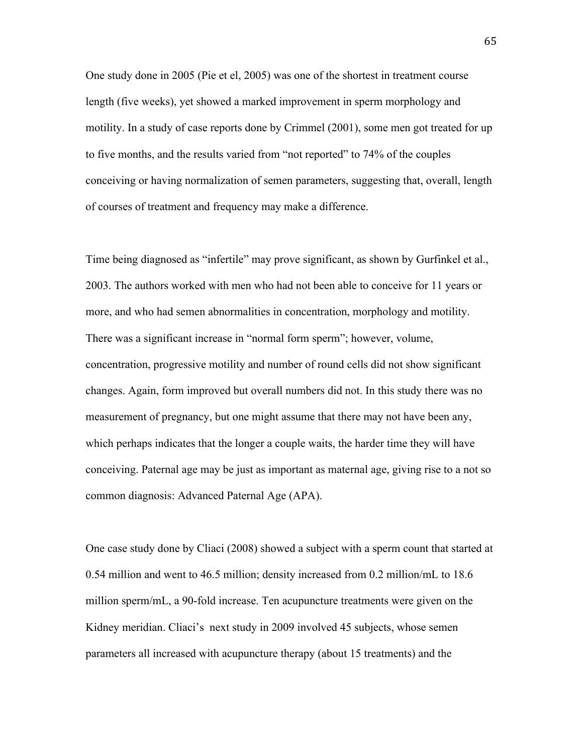One study done in 2005 (Pie et el, 2005) was one of the shortest in treatment course length (five weeks), yet showed a marked improvement in sperm morphology and motility. In a study of case reports done by Crimmel (2001), some men got treated for up to five months, and the results varied from "not reported" to 74% of the couples conceiving or having normalization of semen parameters, suggesting that, overall, length of courses of treatment and frequency may make a difference.

Time being diagnosed as "infertile" may prove significant, as shown by Gurfinkel et al., 2003. The authors worked with men who had not been able to conceive for 11 years or more, and who had semen abnormalities in concentration, morphology and motility. There was a significant increase in "normal form sperm"; however, volume, concentration, progressive motility and number of round cells did not show significant changes. Again, form improved but overall numbers did not. In this study there was no measurement of pregnancy, but one might assume that there may not have been any, which perhaps indicates that the longer a couple waits, the harder time they will have conceiving. Paternal age may be just as important as maternal age, giving rise to a not so common diagnosis: Advanced Paternal Age (APA).

One case study done by Cliaci (2008) showed a subject with a sperm count that started at 0.54 million and went to 46.5 million; density increased from 0.2 million/mL to 18.6 million sperm/mL, a 90-fold increase. Ten acupuncture treatments were given on the Kidney meridian. Cliaci's next study in 2009 involved 45 subjects, whose semen parameters all increased with acupuncture therapy (about 15 treatments) and the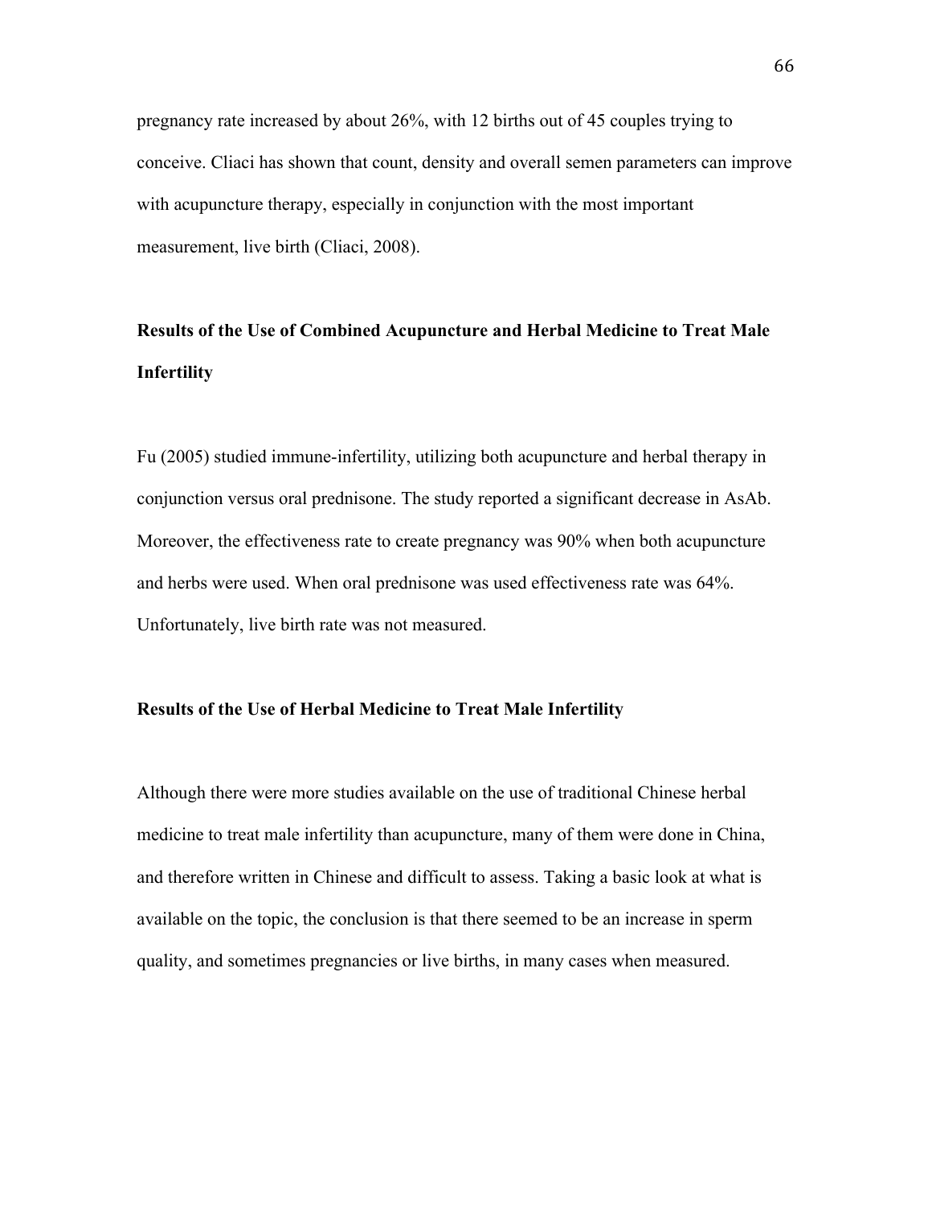pregnancy rate increased by about 26%, with 12 births out of 45 couples trying to conceive. Cliaci has shown that count, density and overall semen parameters can improve with acupuncture therapy, especially in conjunction with the most important measurement, live birth (Cliaci, 2008).

### Results of the Use of Combined Acupuncture and Herbal Medicine to Treat Male Infertility

Fu (2005) studied immune-infertility, utilizing both acupuncture and herbal therapy in conjunction versus oral prednisone. The study reported a significant decrease in AsAb. Moreover, the effectiveness rate to create pregnancy was 90% when both acupuncture and herbs were used. When oral prednisone was used effectiveness rate was 64%. Unfortunately, live birth rate was not measured.

### Results of the Use of Herbal Medicine to Treat Male Infertility

Although there were more studies available on the use of traditional Chinese herbal medicine to treat male infertility than acupuncture, many of them were done in China, and therefore written in Chinese and difficult to assess. Taking a basic look at what is available on the topic, the conclusion is that there seemed to be an increase in sperm quality, and sometimes pregnancies or live births, in many cases when measured.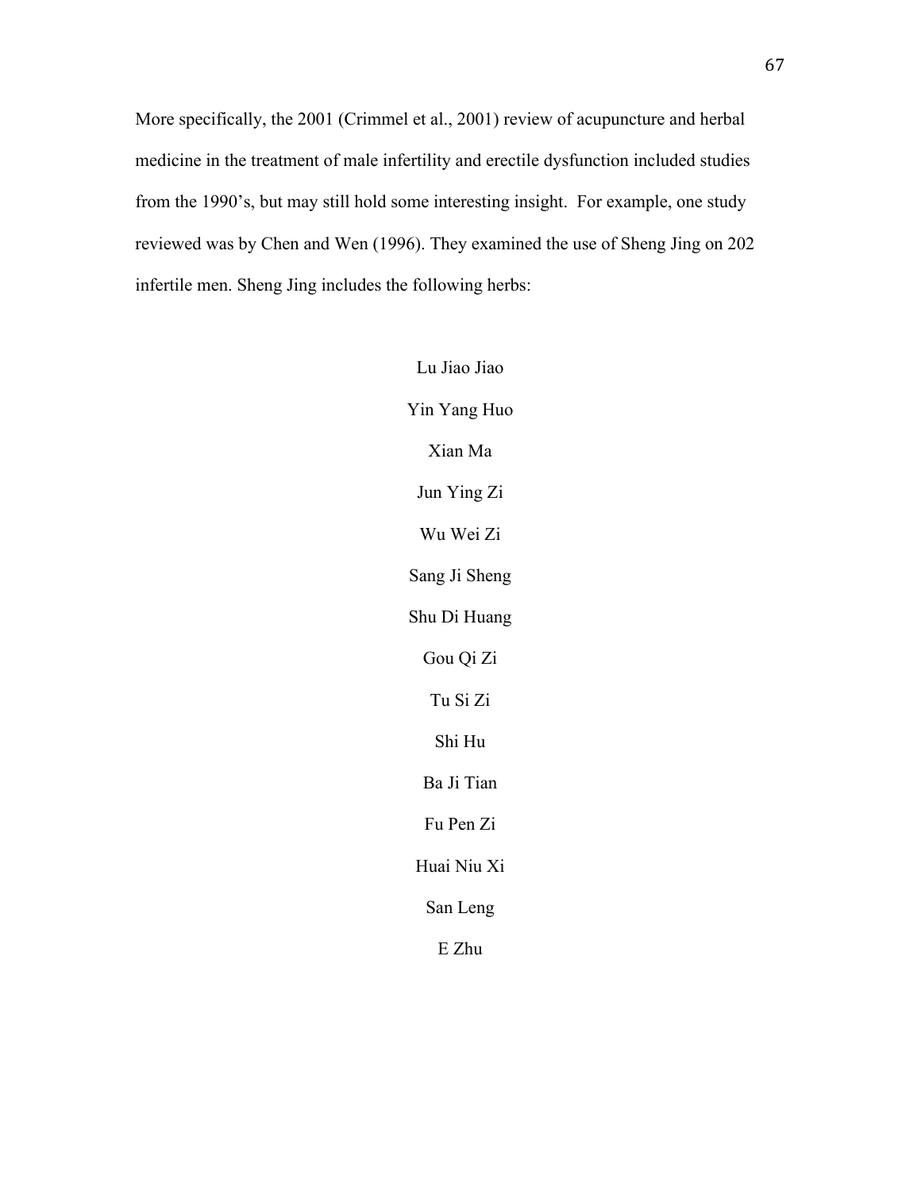More specifically, the 2001 (Crimmel et al., 2001) review of acupuncture and herbal medicine in the treatment of male infertility and erectile dysfunction included studies from the 1990's, but may still hold some interesting insight. For example, one study reviewed was by Chen and Wen (1996). They examined the use of Sheng Jing on 202 infertile men. Sheng Jing includes the following herbs:

Lu Jiao Jiao

Yin Yang Huo

Xian Ma

Jun Ying Zi

Wu Wei Zi

Sang Ji Sheng

Shu Di Huang

Gou Qi Zi

Tu Si Zi

Shi Hu

Ba Ji Tian

Fu Pen Zi

Huai Niu Xi

San Leng

E Zhu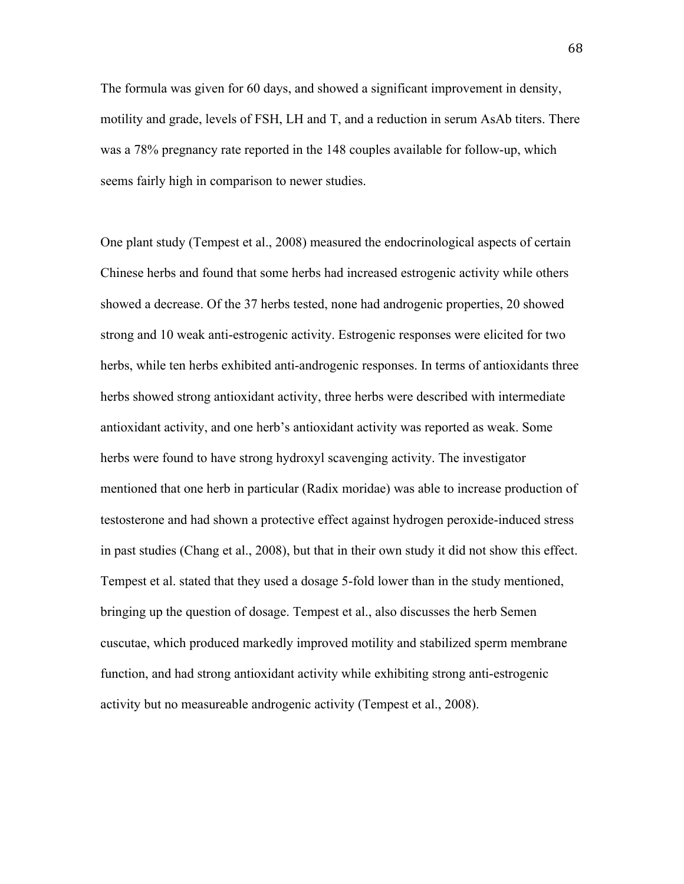The formula was given for 60 days, and showed a significant improvement in density, motility and grade, levels of FSH, LH and T, and a reduction in serum AsAb titers. There was a 78% pregnancy rate reported in the 148 couples available for follow-up, which seems fairly high in comparison to newer studies.

One plant study (Tempest et al., 2008) measured the endocrinological aspects of certain Chinese herbs and found that some herbs had increased estrogenic activity while others showed a decrease. Of the 37 herbs tested, none had androgenic properties, 20 showed strong and 10 weak anti-estrogenic activity. Estrogenic responses were elicited for two herbs, while ten herbs exhibited anti-androgenic responses. In terms of antioxidants three herbs showed strong antioxidant activity, three herbs were described with intermediate antioxidant activity, and one herb's antioxidant activity was reported as weak. Some herbs were found to have strong hydroxyl scavenging activity. The investigator mentioned that one herb in particular (Radix moridae) was able to increase production of testosterone and had shown a protective effect against hydrogen peroxide-induced stress in past studies (Chang et al., 2008), but that in their own study it did not show this effect. Tempest et al. stated that they used a dosage 5-fold lower than in the study mentioned, bringing up the question of dosage. Tempest et al., also discusses the herb Semen cuscutae, which produced markedly improved motility and stabilized sperm membrane function, and had strong antioxidant activity while exhibiting strong anti-estrogenic activity but no measureable androgenic activity (Tempest et al., 2008).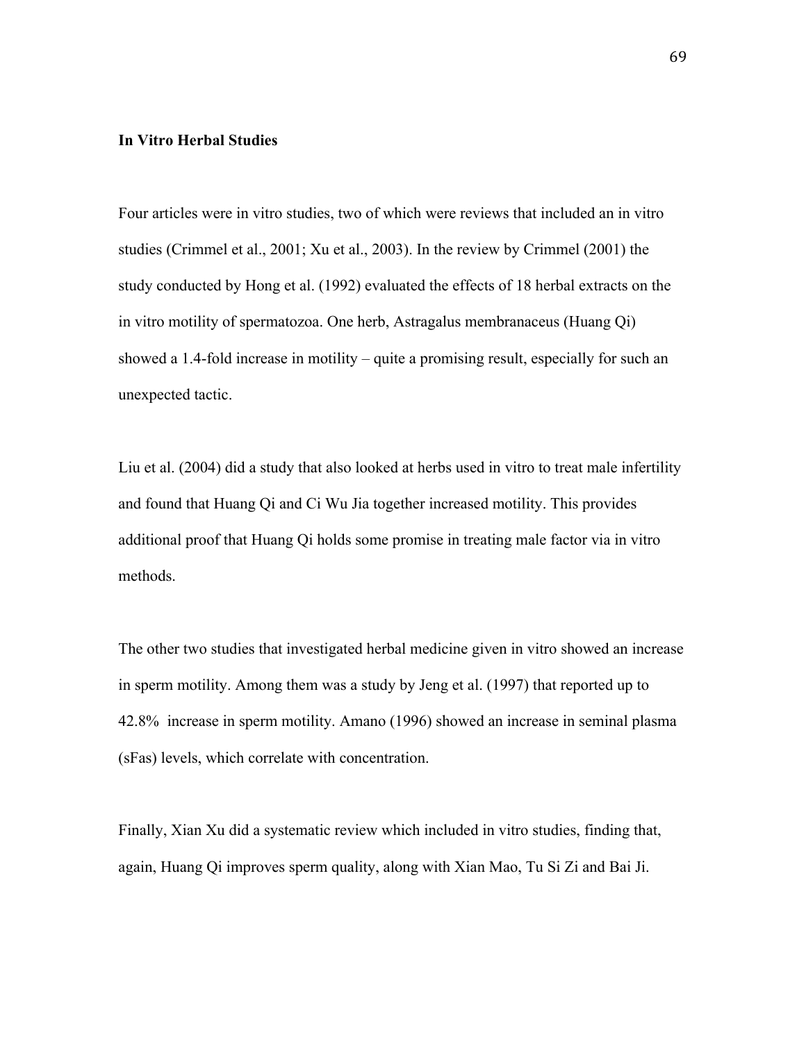**In Vitro Herbal Studies**

Four articles were in vitro studies, two of which were reviews that included an in vitro studies (Crimmel et al., 2001; Xu et al., 2003). In the review by Crimmel (2001) the study conducted by Hong et al. (1992) evaluated the effects of 18 herbal extracts on the in vitro motility of spermatozoa. One herb, Astragalus membranaceus (Huang Qi) showed a 1.4-fold increase in motility – quite a promising result, especially for such an unexpected tactic.

Liu et al. (2004) did a study that also looked at herbs used in vitro to treat male infertility and found that Huang Qi and Ci Wu Jia together increased motility. This provides additional proof that Huang Qi holds some promise in treating male factor via in vitro methods.

The other two studies that investigated herbal medicine given in vitro showed an increase in sperm motility. Among them was a study by Jeng et al. (1997) that reported up to 42.8% increase in sperm motility. Amano (1996) showed an increase in seminal plasma (sFas) levels, which correlate with concentration.

Finally, Xian Xu did a systematic review which included in vitro studies, finding that, again, Huang Qi improves sperm quality, along with Xian Mao, Tu Si Zi and Bai Ji.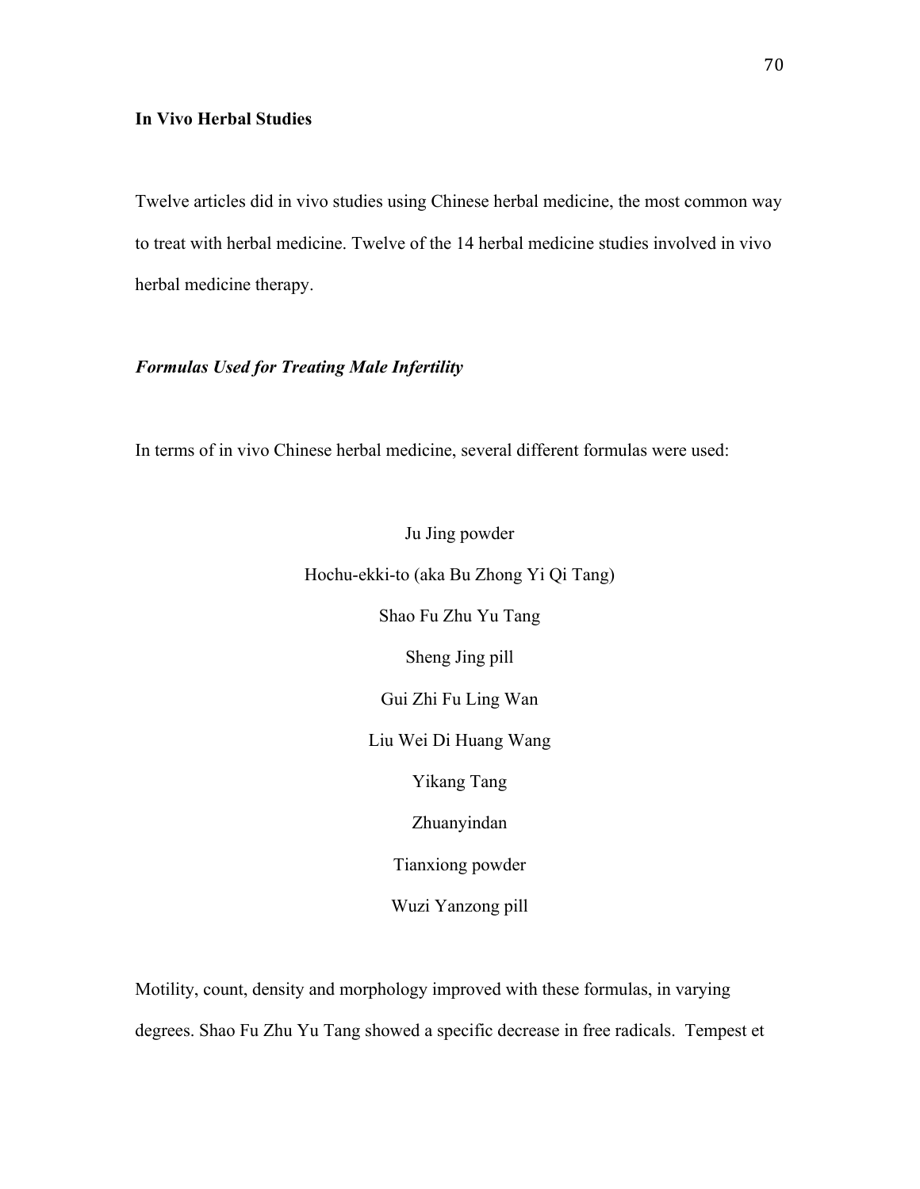**In Vivo Herbal Studies**

Twelve articles did in vivo studies using Chinese herbal medicine, the most common way to treat with herbal medicine. Twelve of the 14 herbal medicine studies involved in vivo herbal medicine therapy.

***Formulas Used for Treating Male Infertility***

In terms of in vivo Chinese herbal medicine, several different formulas were used:

Ju Jing powder

Hochu-ekki-to (aka Bu Zhong Yi Qi Tang)

Shao Fu Zhu Yu Tang

Sheng Jing pill

Gui Zhi Fu Ling Wan

Liu Wei Di Huang Wang

Yikang Tang

Zhuanyindan

Tianxiong powder

Wuzi Yanzong pill

Motility, count, density and morphology improved with these formulas, in varying degrees. Shao Fu Zhu Yu Tang showed a specific decrease in free radicals. Tempest et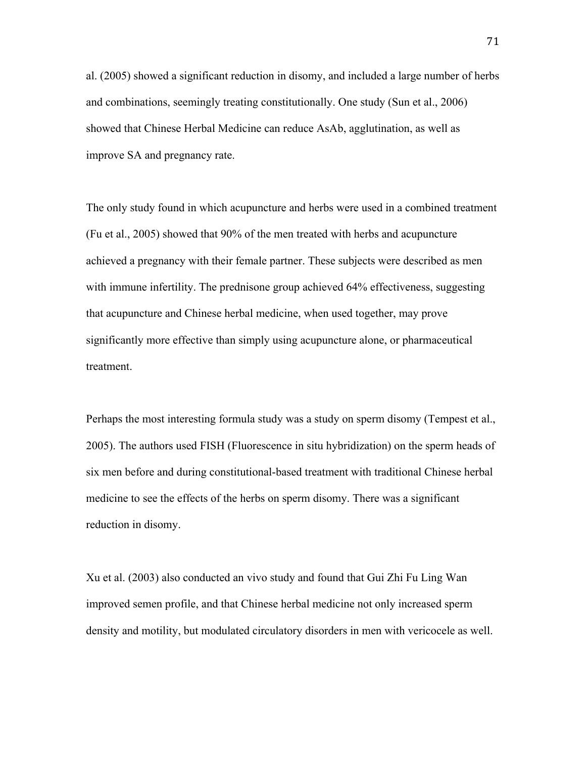al. (2005) showed a significant reduction in disomy, and included a large number of herbs and combinations, seemingly treating constitutionally. One study (Sun et al., 2006) showed that Chinese Herbal Medicine can reduce AsAb, agglutination, as well as improve SA and pregnancy rate.

The only study found in which acupuncture and herbs were used in a combined treatment (Fu et al., 2005) showed that 90% of the men treated with herbs and acupuncture achieved a pregnancy with their female partner. These subjects were described as men with immune infertility. The prednisone group achieved 64% effectiveness, suggesting that acupuncture and Chinese herbal medicine, when used together, may prove significantly more effective than simply using acupuncture alone, or pharmaceutical treatment.

Perhaps the most interesting formula study was a study on sperm disomy (Tempest et al., 2005). The authors used FISH (Fluorescence in situ hybridization) on the sperm heads of six men before and during constitutional-based treatment with traditional Chinese herbal medicine to see the effects of the herbs on sperm disomy. There was a significant reduction in disomy.

Xu et al. (2003) also conducted an vivo study and found that Gui Zhi Fu Ling Wan improved semen profile, and that Chinese herbal medicine not only increased sperm density and motility, but modulated circulatory disorders in men with vericocele as well.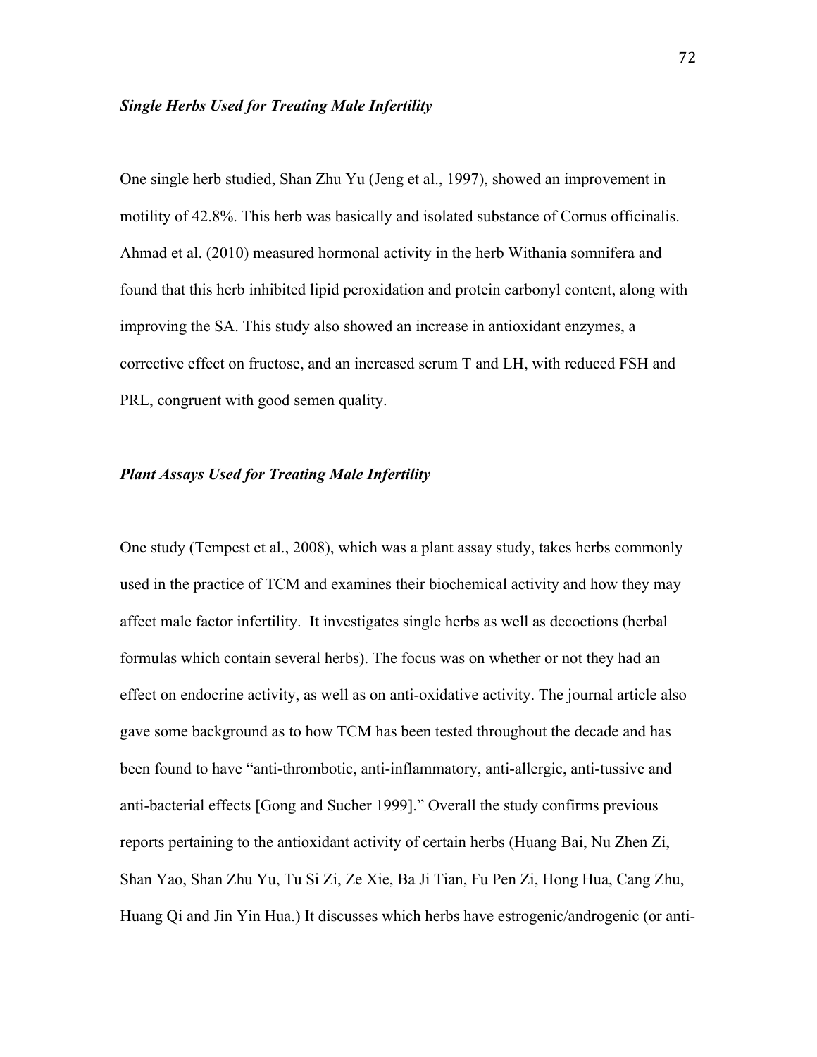### *Single Herbs Used for Treating Male Infertility*

One single herb studied, Shan Zhu Yu (Jeng et al., 1997), showed an improvement in motility of 42.8%. This herb was basically and isolated substance of Cornus officinalis. Ahmad et al. (2010) measured hormonal activity in the herb Withania somnifera and found that this herb inhibited lipid peroxidation and protein carbonyl content, along with improving the SA. This study also showed an increase in antioxidant enzymes, a corrective effect on fructose, and an increased serum T and LH, with reduced FSH and PRL, congruent with good semen quality.

### *Plant Assays Used for Treating Male Infertility*

One study (Tempest et al., 2008), which was a plant assay study, takes herbs commonly used in the practice of TCM and examines their biochemical activity and how they may affect male factor infertility. It investigates single herbs as well as decoctions (herbal formulas which contain several herbs). The focus was on whether or not they had an effect on endocrine activity, as well as on anti-oxidative activity. The journal article also gave some background as to how TCM has been tested throughout the decade and has been found to have "anti-thrombotic, anti-inflammatory, anti-allergic, anti-tussive and anti-bacterial effects [Gong and Sucher 1999]." Overall the study confirms previous reports pertaining to the antioxidant activity of certain herbs (Huang Bai, Nu Zhen Zi, Shan Yao, Shan Zhu Yu, Tu Si Zi, Ze Xie, Ba Ji Tian, Fu Pen Zi, Hong Hua, Cang Zhu, Huang Qi and Jin Yin Hua.) It discusses which herbs have estrogenic/androgenic (or anti-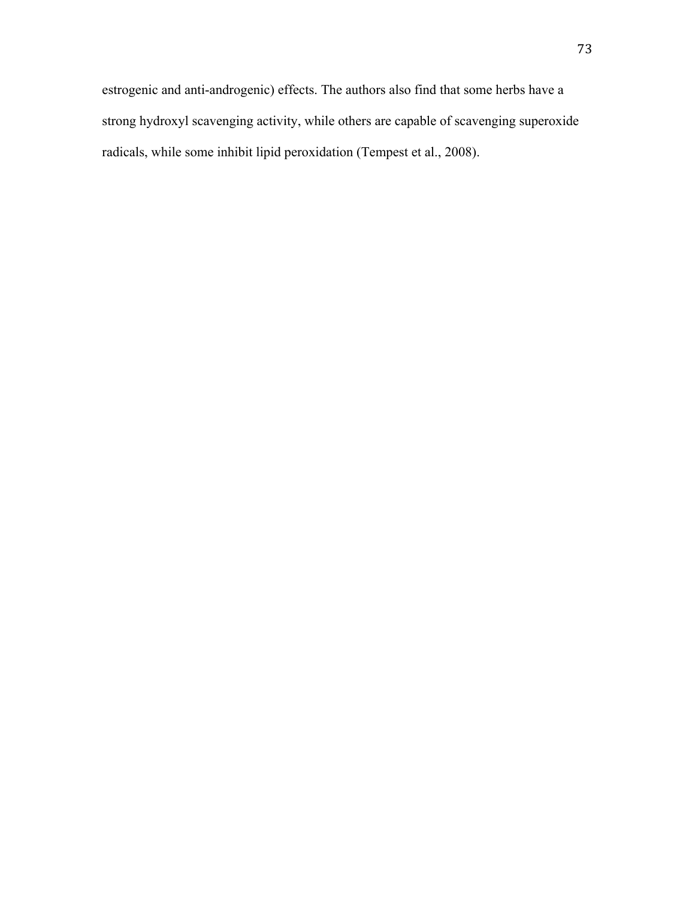estrogenic and anti-androgenic) effects. The authors also find that some herbs have a strong hydroxyl scavenging activity, while others are capable of scavenging superoxide radicals, while some inhibit lipid peroxidation (Tempest et al., 2008).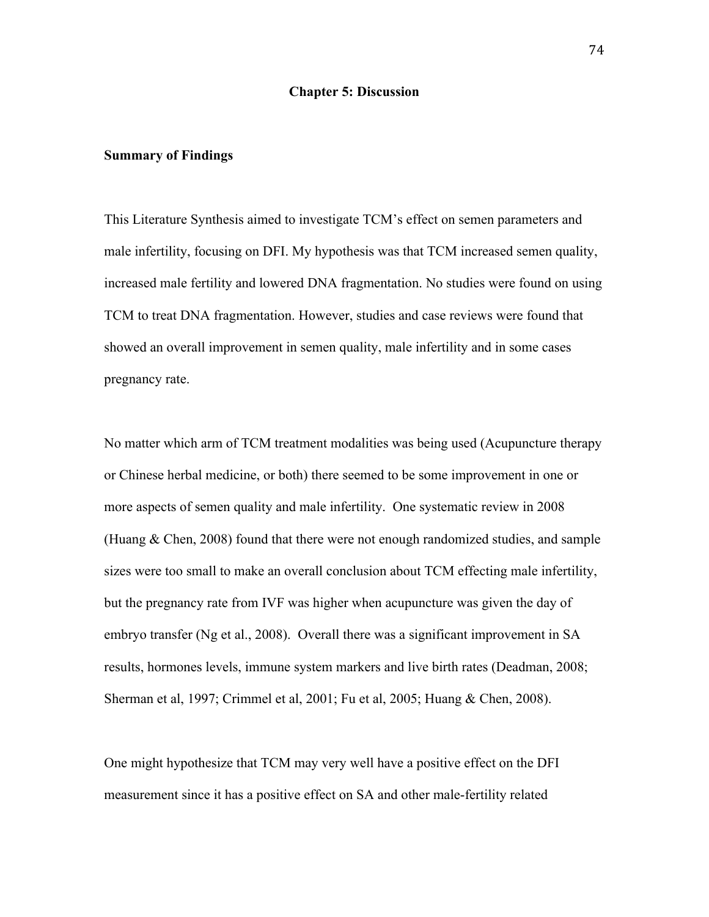# Chapter 5: Discussion

## Summary of Findings

This Literature Synthesis aimed to investigate TCM's effect on semen parameters and male infertility, focusing on DFI. My hypothesis was that TCM increased semen quality, increased male fertility and lowered DNA fragmentation. No studies were found on using TCM to treat DNA fragmentation. However, studies and case reviews were found that showed an overall improvement in semen quality, male infertility and in some cases pregnancy rate.

No matter which arm of TCM treatment modalities was being used (Acupuncture therapy or Chinese herbal medicine, or both) there seemed to be some improvement in one or more aspects of semen quality and male infertility. One systematic review in 2008 (Huang & Chen, 2008) found that there were not enough randomized studies, and sample sizes were too small to make an overall conclusion about TCM effecting male infertility, but the pregnancy rate from IVF was higher when acupuncture was given the day of embryo transfer (Ng et al., 2008). Overall there was a significant improvement in SA results, hormones levels, immune system markers and live birth rates (Deadman, 2008; Sherman et al, 1997; Crimmel et al, 2001; Fu et al, 2005; Huang & Chen, 2008).

One might hypothesize that TCM may very well have a positive effect on the DFI measurement since it has a positive effect on SA and other male-fertility related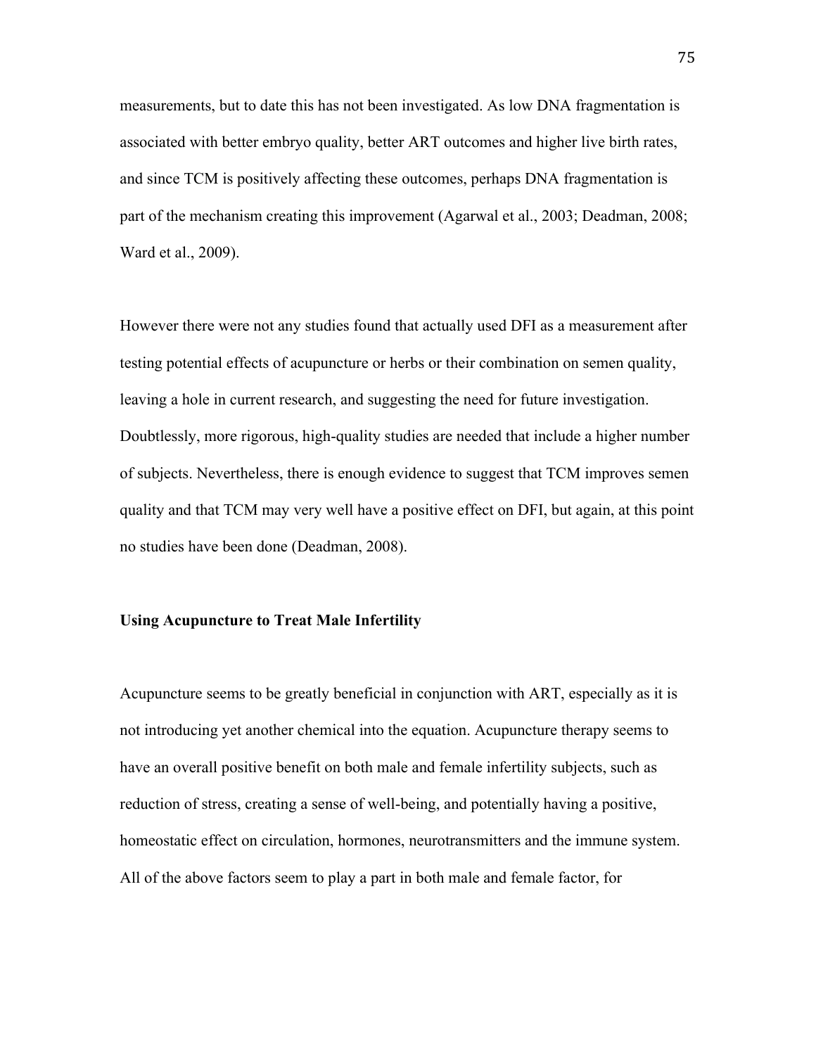measurements, but to date this has not been investigated. As low DNA fragmentation is associated with better embryo quality, better ART outcomes and higher live birth rates, and since TCM is positively affecting these outcomes, perhaps DNA fragmentation is part of the mechanism creating this improvement (Agarwal et al., 2003; Deadman, 2008; Ward et al., 2009).

However there were not any studies found that actually used DFI as a measurement after testing potential effects of acupuncture or herbs or their combination on semen quality, leaving a hole in current research, and suggesting the need for future investigation. Doubtlessly, more rigorous, high-quality studies are needed that include a higher number of subjects. Nevertheless, there is enough evidence to suggest that TCM improves semen quality and that TCM may very well have a positive effect on DFI, but again, at this point no studies have been done (Deadman, 2008).

**Using Acupuncture to Treat Male Infertility**

Acupuncture seems to be greatly beneficial in conjunction with ART, especially as it is not introducing yet another chemical into the equation. Acupuncture therapy seems to have an overall positive benefit on both male and female infertility subjects, such as reduction of stress, creating a sense of well-being, and potentially having a positive, homeostatic effect on circulation, hormones, neurotransmitters and the immune system. All of the above factors seem to play a part in both male and female factor, for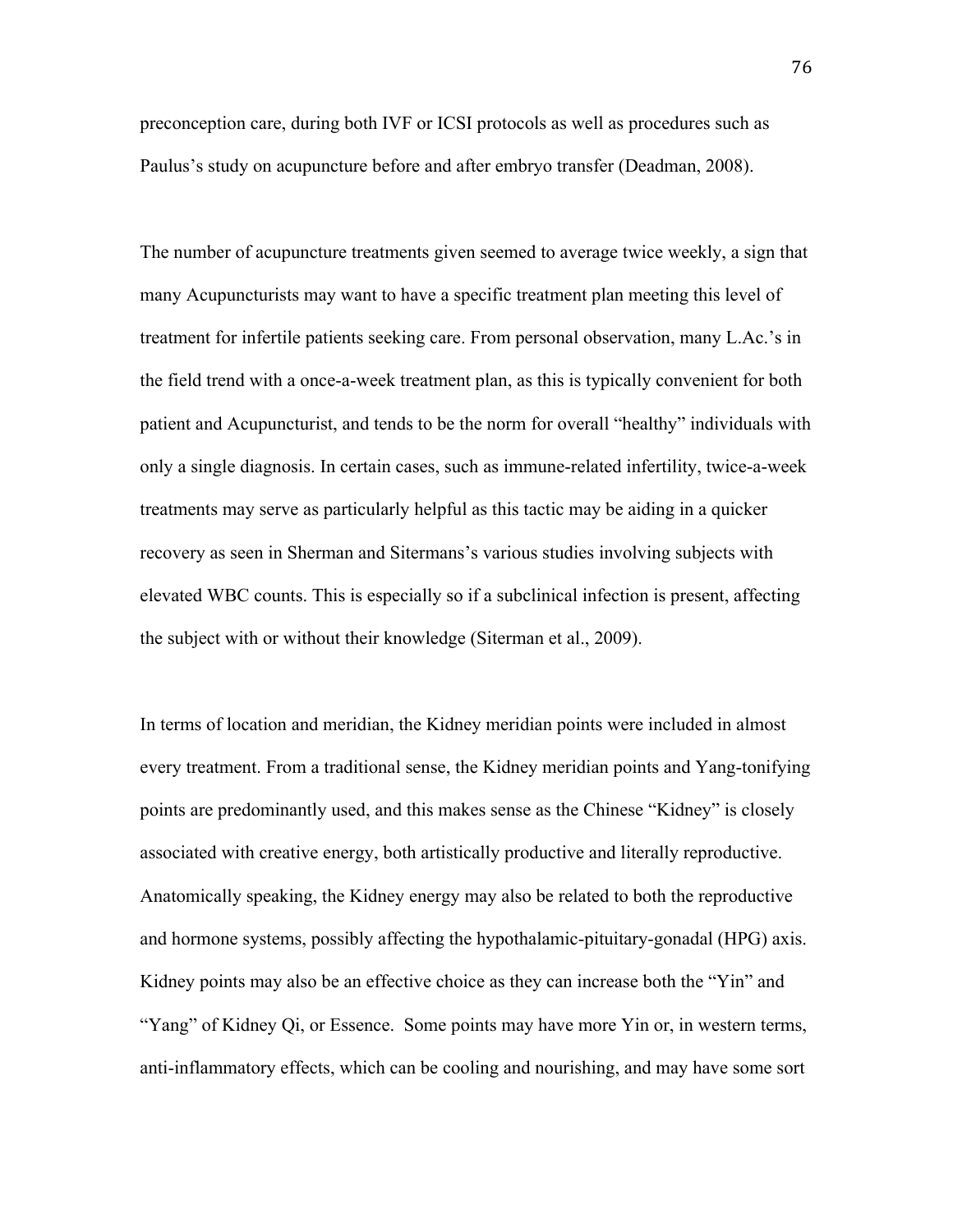preconception care, during both IVF or ICSI protocols as well as procedures such as Paulus's study on acupuncture before and after embryo transfer (Deadman, 2008).

The number of acupuncture treatments given seemed to average twice weekly, a sign that many Acupuncturists may want to have a specific treatment plan meeting this level of treatment for infertile patients seeking care. From personal observation, many L.Ac.'s in the field trend with a once-a-week treatment plan, as this is typically convenient for both patient and Acupuncturist, and tends to be the norm for overall "healthy" individuals with only a single diagnosis. In certain cases, such as immune-related infertility, twice-a-week treatments may serve as particularly helpful as this tactic may be aiding in a quicker recovery as seen in Sherman and Sitermans's various studies involving subjects with elevated WBC counts. This is especially so if a subclinical infection is present, affecting the subject with or without their knowledge (Siterman et al., 2009).

In terms of location and meridian, the Kidney meridian points were included in almost every treatment. From a traditional sense, the Kidney meridian points and Yang-tonifying points are predominantly used, and this makes sense as the Chinese "Kidney" is closely associated with creative energy, both artistically productive and literally reproductive. Anatomically speaking, the Kidney energy may also be related to both the reproductive and hormone systems, possibly affecting the hypothalamic-pituitary-gonadal (HPG) axis. Kidney points may also be an effective choice as they can increase both the "Yin" and "Yang" of Kidney Qi, or Essence. Some points may have more Yin or, in western terms, anti-inflammatory effects, which can be cooling and nourishing, and may have some sort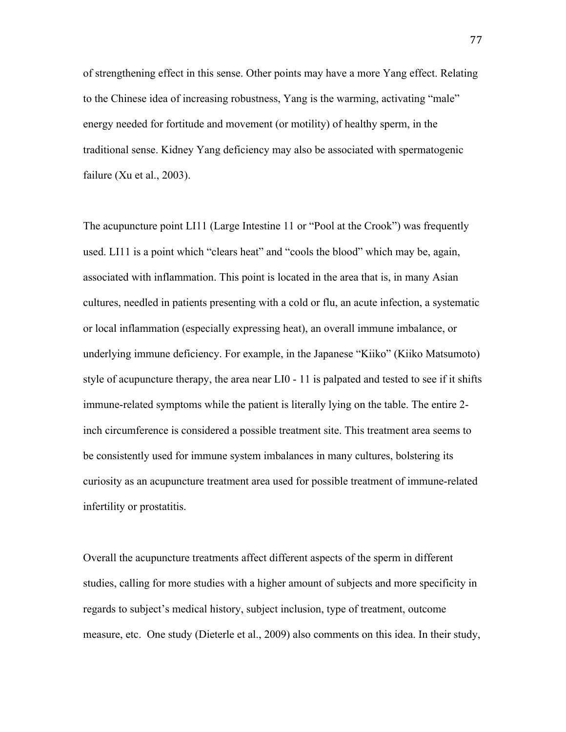of strengthening effect in this sense. Other points may have a more Yang effect. Relating to the Chinese idea of increasing robustness, Yang is the warming, activating "male" energy needed for fortitude and movement (or motility) of healthy sperm, in the traditional sense. Kidney Yang deficiency may also be associated with spermatogenic failure (Xu et al., 2003).

The acupuncture point LI11 (Large Intestine 11 or "Pool at the Crook") was frequently used. LI11 is a point which "clears heat" and "cools the blood" which may be, again, associated with inflammation. This point is located in the area that is, in many Asian cultures, needled in patients presenting with a cold or flu, an acute infection, a systematic or local inflammation (especially expressing heat), an overall immune imbalance, or underlying immune deficiency. For example, in the Japanese "Kiiko" (Kiiko Matsumoto) style of acupuncture therapy, the area near LI0 - 11 is palpated and tested to see if it shifts immune-related symptoms while the patient is literally lying on the table. The entire 2-inch circumference is considered a possible treatment site. This treatment area seems to be consistently used for immune system imbalances in many cultures, bolstering its curiosity as an acupuncture treatment area used for possible treatment of immune-related infertility or prostatitis.

Overall the acupuncture treatments affect different aspects of the sperm in different studies, calling for more studies with a higher amount of subjects and more specificity in regards to subject's medical history, subject inclusion, type of treatment, outcome measure, etc. One study (Dieterle et al., 2009) also comments on this idea. In their study,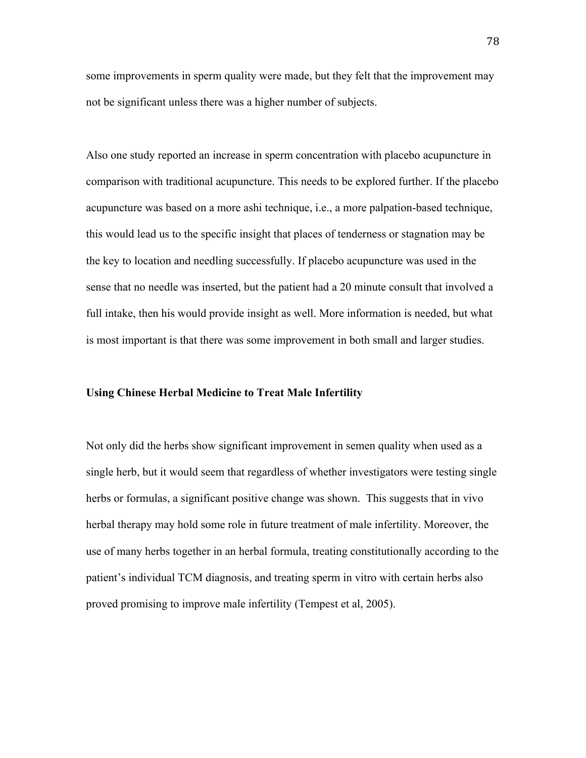some improvements in sperm quality were made, but they felt that the improvement may not be significant unless there was a higher number of subjects.

Also one study reported an increase in sperm concentration with placebo acupuncture in comparison with traditional acupuncture. This needs to be explored further. If the placebo acupuncture was based on a more ashi technique, i.e., a more palpation-based technique, this would lead us to the specific insight that places of tenderness or stagnation may be the key to location and needling successfully. If placebo acupuncture was used in the sense that no needle was inserted, but the patient had a 20 minute consult that involved a full intake, then his would provide insight as well. More information is needed, but what is most important is that there was some improvement in both small and larger studies.

**Using Chinese Herbal Medicine to Treat Male Infertility**

Not only did the herbs show significant improvement in semen quality when used as a single herb, but it would seem that regardless of whether investigators were testing single herbs or formulas, a significant positive change was shown. This suggests that in vivo herbal therapy may hold some role in future treatment of male infertility. Moreover, the use of many herbs together in an herbal formula, treating constitutionally according to the patient's individual TCM diagnosis, and treating sperm in vitro with certain herbs also proved promising to improve male infertility (Tempest et al, 2005).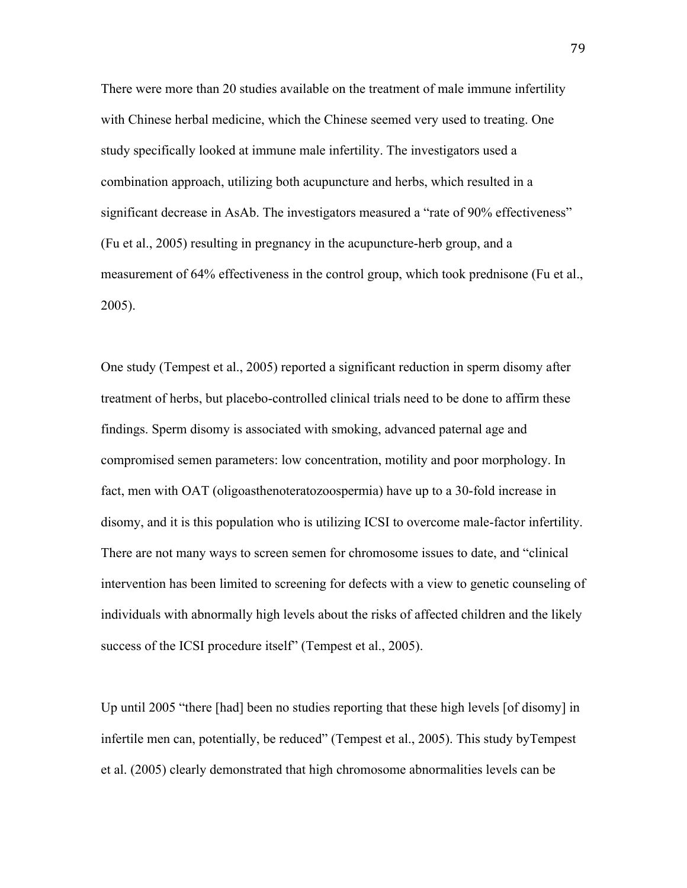There were more than 20 studies available on the treatment of male immune infertility with Chinese herbal medicine, which the Chinese seemed very used to treating. One study specifically looked at immune male infertility. The investigators used a combination approach, utilizing both acupuncture and herbs, which resulted in a significant decrease in AsAb. The investigators measured a "rate of 90% effectiveness" (Fu et al., 2005) resulting in pregnancy in the acupuncture-herb group, and a measurement of 64% effectiveness in the control group, which took prednisone (Fu et al., 2005).

One study (Tempest et al., 2005) reported a significant reduction in sperm disomy after treatment of herbs, but placebo-controlled clinical trials need to be done to affirm these findings. Sperm disomy is associated with smoking, advanced paternal age and compromised semen parameters: low concentration, motility and poor morphology. In fact, men with OAT (oligoasthenoteratozoospermia) have up to a 30-fold increase in disomy, and it is this population who is utilizing ICSI to overcome male-factor infertility. There are not many ways to screen semen for chromosome issues to date, and "clinical intervention has been limited to screening for defects with a view to genetic counseling of individuals with abnormally high levels about the risks of affected children and the likely success of the ICSI procedure itself" (Tempest et al., 2005).

Up until 2005 "there [had] been no studies reporting that these high levels [of disomy] in infertile men can, potentially, be reduced" (Tempest et al., 2005). This study byTempest et al. (2005) clearly demonstrated that high chromosome abnormalities levels can be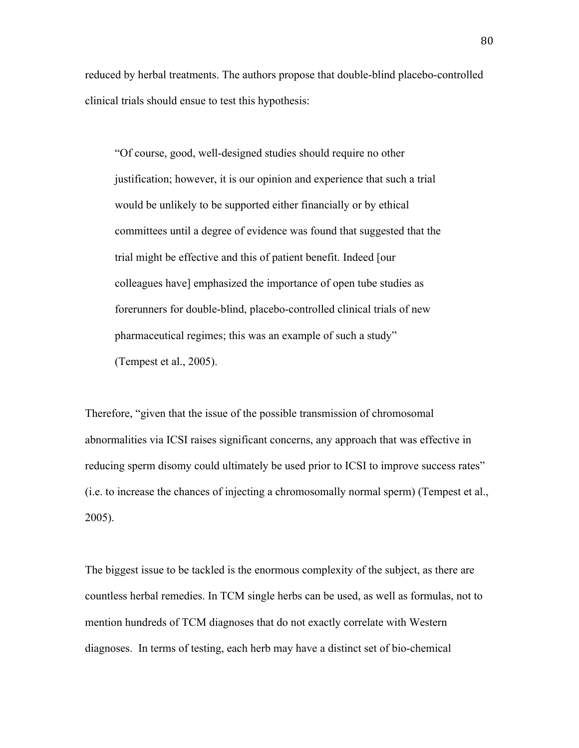reduced by herbal treatments. The authors propose that double-blind placebo-controlled clinical trials should ensue to test this hypothesis:

> "Of course, good, well-designed studies should require no other justification; however, it is our opinion and experience that such a trial would be unlikely to be supported either financially or by ethical committees until a degree of evidence was found that suggested that the trial might be effective and this of patient benefit. Indeed [our colleagues have] emphasized the importance of open tube studies as forerunners for double-blind, placebo-controlled clinical trials of new pharmaceutical regimes; this was an example of such a study" (Tempest et al., 2005).

Therefore, "given that the issue of the possible transmission of chromosomal abnormalities via ICSI raises significant concerns, any approach that was effective in reducing sperm disomy could ultimately be used prior to ICSI to improve success rates" (i.e. to increase the chances of injecting a chromosomally normal sperm) (Tempest et al., 2005).

The biggest issue to be tackled is the enormous complexity of the subject, as there are countless herbal remedies. In TCM single herbs can be used, as well as formulas, not to mention hundreds of TCM diagnoses that do not exactly correlate with Western diagnoses. In terms of testing, each herb may have a distinct set of bio-chemical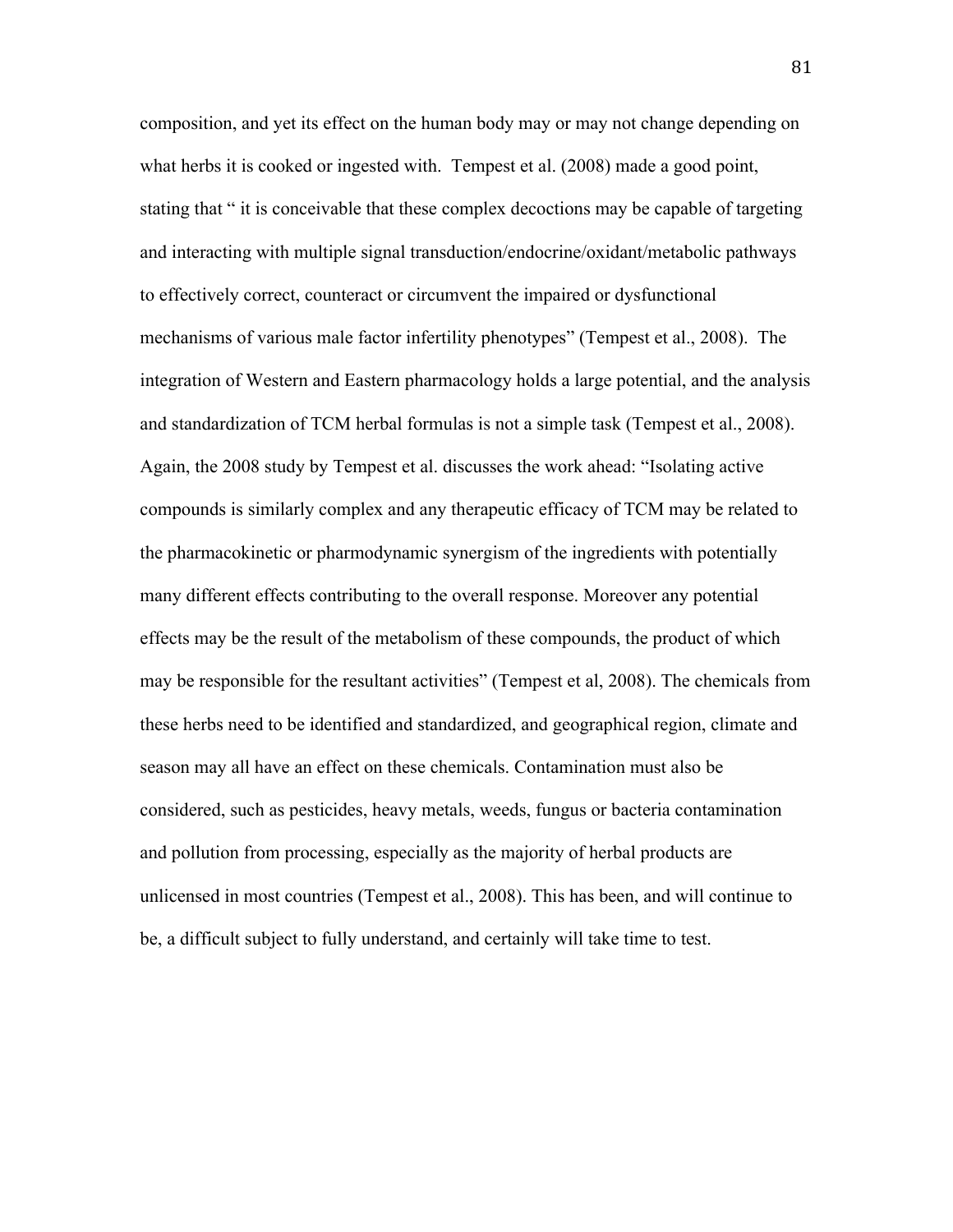composition, and yet its effect on the human body may or may not change depending on what herbs it is cooked or ingested with.  Tempest et al. (2008) made a good point, stating that " it is conceivable that these complex decoctions may be capable of targeting and interacting with multiple signal transduction/endocrine/oxidant/metabolic pathways to effectively correct, counteract or circumvent the impaired or dysfunctional mechanisms of various male factor infertility phenotypes" (Tempest et al., 2008).  The integration of Western and Eastern pharmacology holds a large potential, and the analysis and standardization of TCM herbal formulas is not a simple task (Tempest et al., 2008). Again, the 2008 study by Tempest et al. discusses the work ahead: "Isolating active compounds is similarly complex and any therapeutic efficacy of TCM may be related to the pharmacokinetic or pharmodynamic synergism of the ingredients with potentially many different effects contributing to the overall response. Moreover any potential effects may be the result of the metabolism of these compounds, the product of which may be responsible for the resultant activities" (Tempest et al, 2008). The chemicals from these herbs need to be identified and standardized, and geographical region, climate and season may all have an effect on these chemicals. Contamination must also be considered, such as pesticides, heavy metals, weeds, fungus or bacteria contamination and pollution from processing, especially as the majority of herbal products are unlicensed in most countries (Tempest et al., 2008). This has been, and will continue to be, a difficult subject to fully understand, and certainly will take time to test.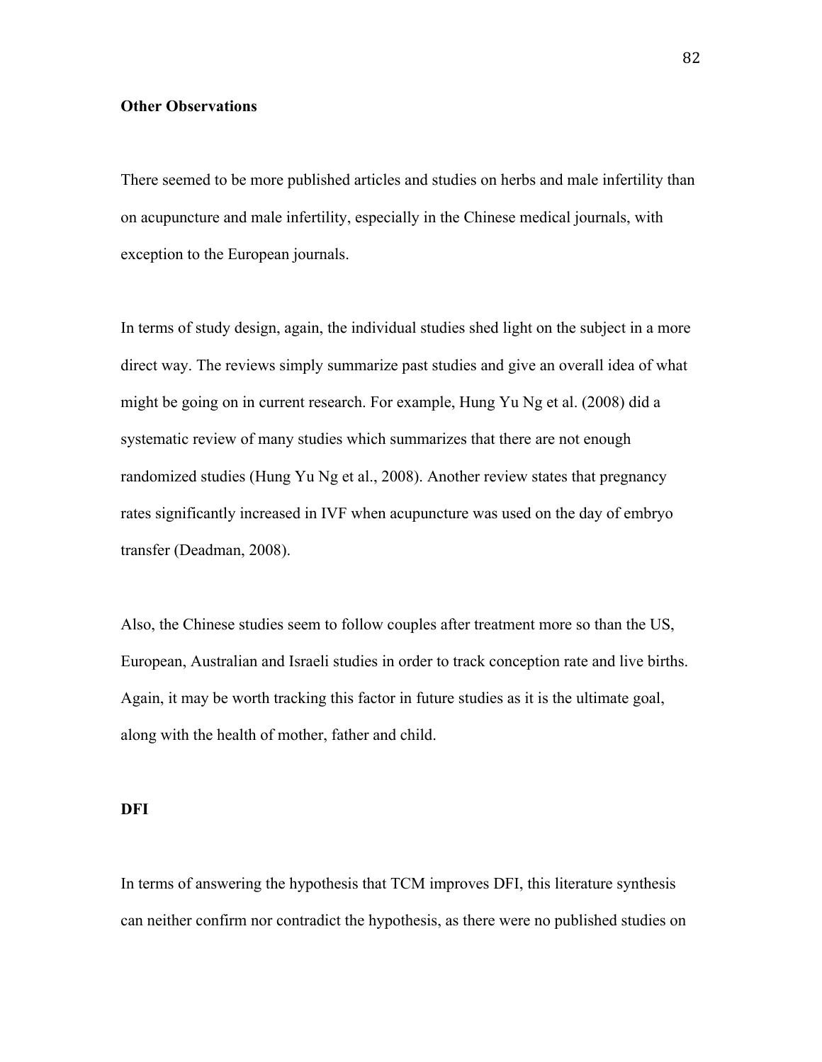**Other Observations**

There seemed to be more published articles and studies on herbs and male infertility than on acupuncture and male infertility, especially in the Chinese medical journals, with exception to the European journals.

In terms of study design, again, the individual studies shed light on the subject in a more direct way. The reviews simply summarize past studies and give an overall idea of what might be going on in current research. For example, Hung Yu Ng et al. (2008) did a systematic review of many studies which summarizes that there are not enough randomized studies (Hung Yu Ng et al., 2008). Another review states that pregnancy rates significantly increased in IVF when acupuncture was used on the day of embryo transfer (Deadman, 2008).

Also, the Chinese studies seem to follow couples after treatment more so than the US, European, Australian and Israeli studies in order to track conception rate and live births. Again, it may be worth tracking this factor in future studies as it is the ultimate goal, along with the health of mother, father and child.

**DFI**

In terms of answering the hypothesis that TCM improves DFI, this literature synthesis can neither confirm nor contradict the hypothesis, as there were no published studies on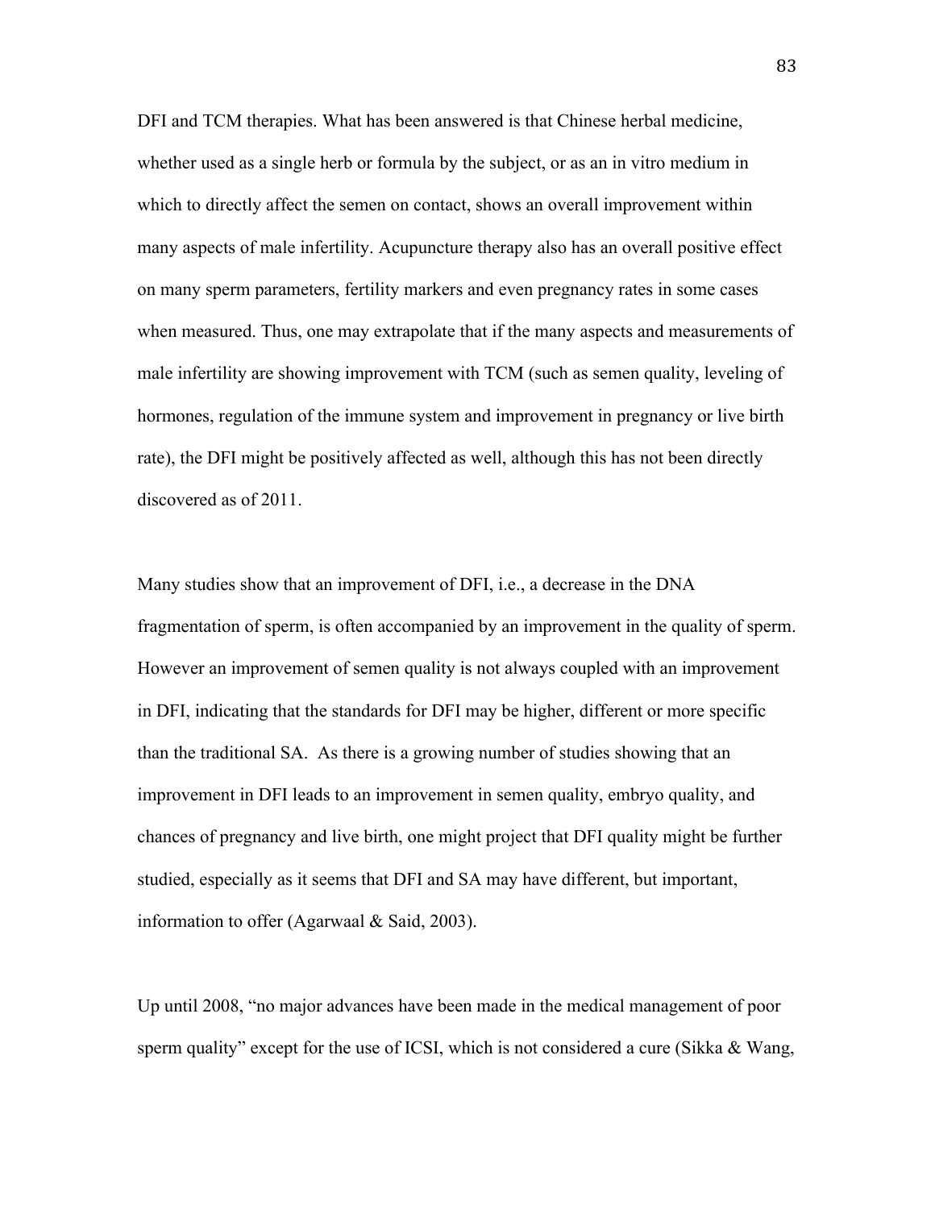DFI and TCM therapies. What has been answered is that Chinese herbal medicine, whether used as a single herb or formula by the subject, or as an in vitro medium in which to directly affect the semen on contact, shows an overall improvement within many aspects of male infertility. Acupuncture therapy also has an overall positive effect on many sperm parameters, fertility markers and even pregnancy rates in some cases when measured. Thus, one may extrapolate that if the many aspects and measurements of male infertility are showing improvement with TCM (such as semen quality, leveling of hormones, regulation of the immune system and improvement in pregnancy or live birth rate), the DFI might be positively affected as well, although this has not been directly discovered as of 2011.

Many studies show that an improvement of DFI, i.e., a decrease in the DNA fragmentation of sperm, is often accompanied by an improvement in the quality of sperm. However an improvement of semen quality is not always coupled with an improvement in DFI, indicating that the standards for DFI may be higher, different or more specific than the traditional SA. As there is a growing number of studies showing that an improvement in DFI leads to an improvement in semen quality, embryo quality, and chances of pregnancy and live birth, one might project that DFI quality might be further studied, especially as it seems that DFI and SA may have different, but important, information to offer (Agarwaal & Said, 2003).

Up until 2008, "no major advances have been made in the medical management of poor sperm quality" except for the use of ICSI, which is not considered a cure (Sikka & Wang,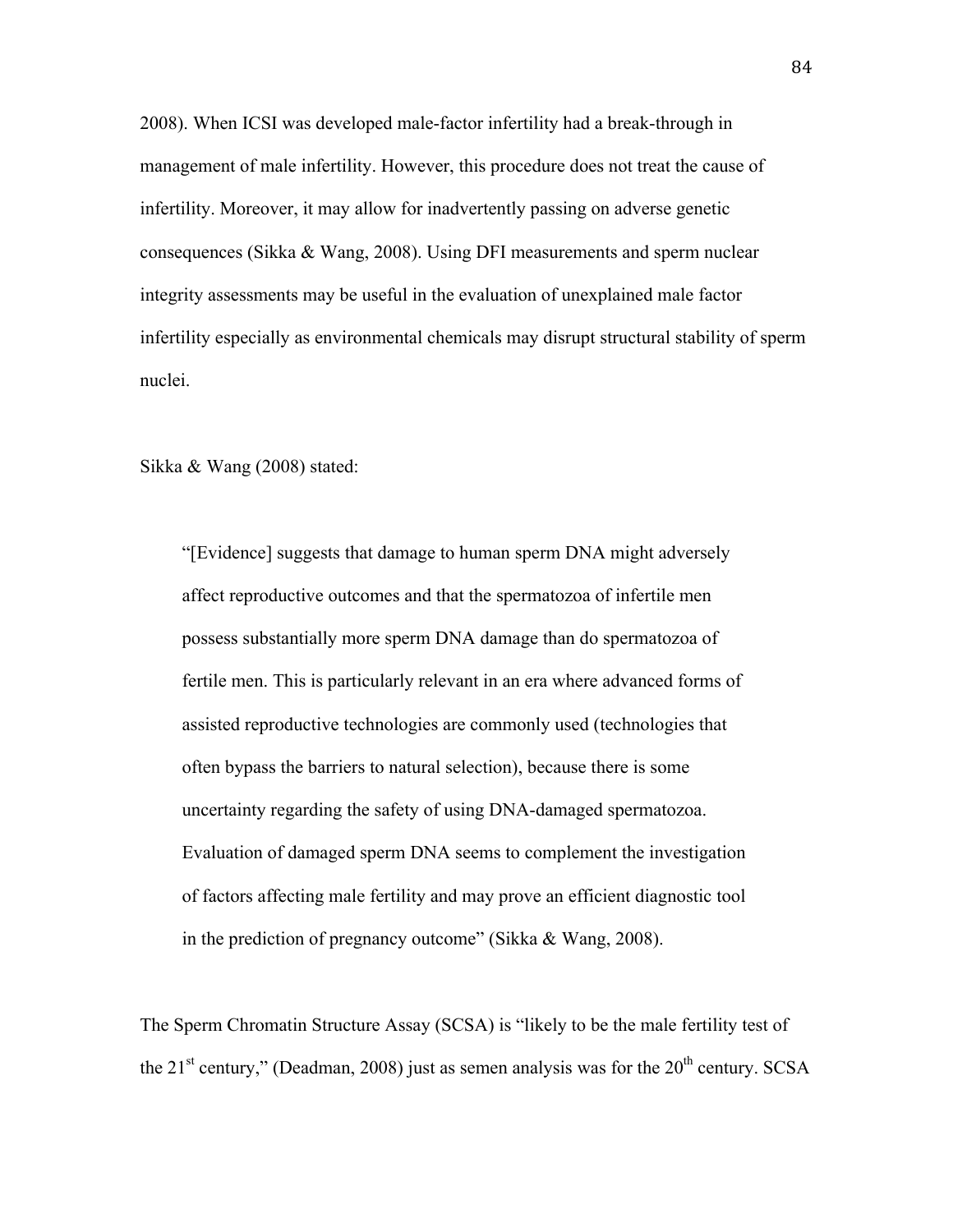2008). When ICSI was developed male-factor infertility had a break-through in management of male infertility. However, this procedure does not treat the cause of infertility. Moreover, it may allow for inadvertently passing on adverse genetic consequences (Sikka & Wang, 2008). Using DFI measurements and sperm nuclear integrity assessments may be useful in the evaluation of unexplained male factor infertility especially as environmental chemicals may disrupt structural stability of sperm nuclei.

Sikka & Wang (2008) stated:

> "[Evidence] suggests that damage to human sperm DNA might adversely affect reproductive outcomes and that the spermatozoa of infertile men possess substantially more sperm DNA damage than do spermatozoa of fertile men. This is particularly relevant in an era where advanced forms of assisted reproductive technologies are commonly used (technologies that often bypass the barriers to natural selection), because there is some uncertainty regarding the safety of using DNA-damaged spermatozoa. Evaluation of damaged sperm DNA seems to complement the investigation of factors affecting male fertility and may prove an efficient diagnostic tool in the prediction of pregnancy outcome" (Sikka & Wang, 2008).

The Sperm Chromatin Structure Assay (SCSA) is "likely to be the male fertility test of the 21st century," (Deadman, 2008) just as semen analysis was for the 20th century. SCSA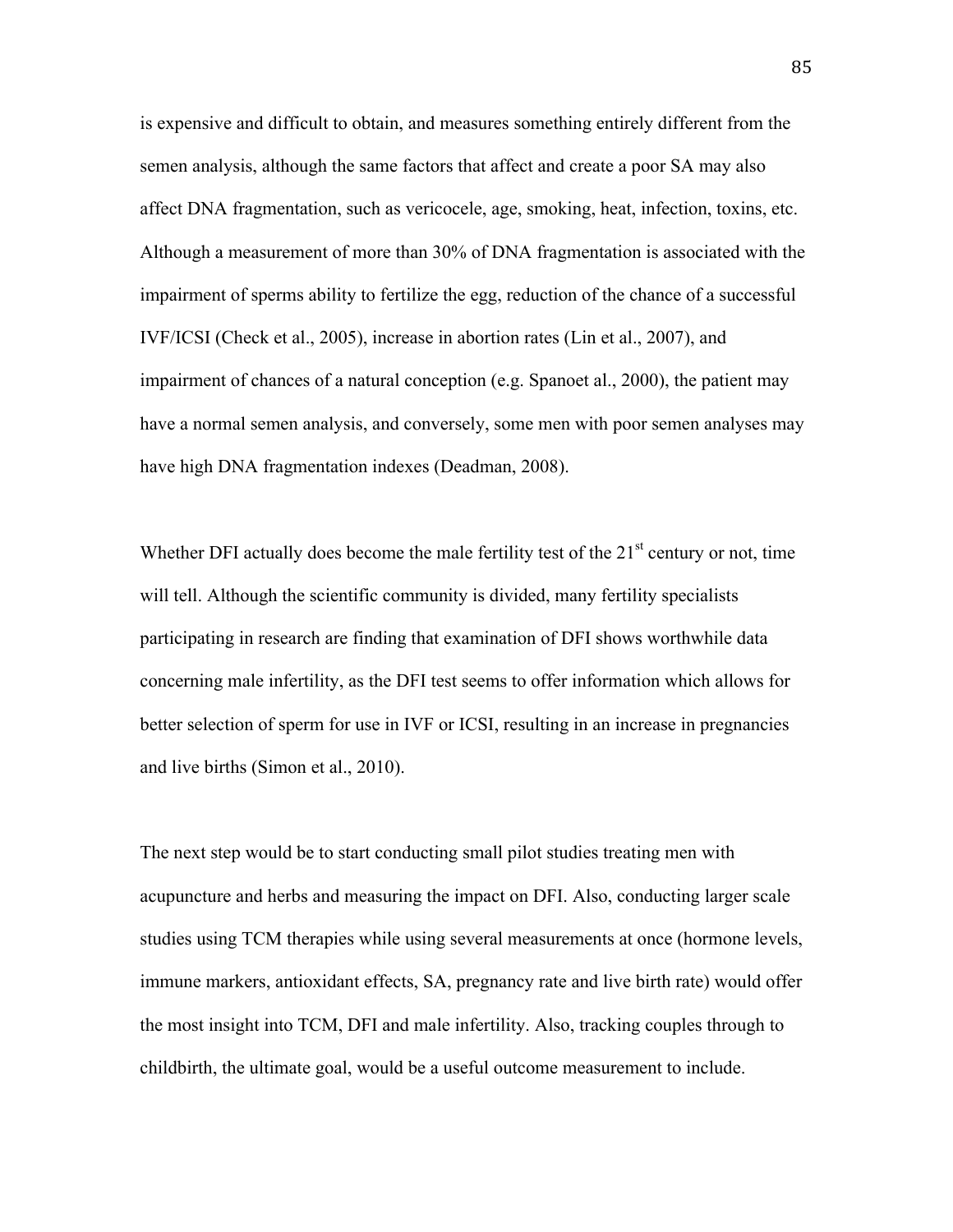is expensive and difficult to obtain, and measures something entirely different from the semen analysis, although the same factors that affect and create a poor SA may also affect DNA fragmentation, such as vericocele, age, smoking, heat, infection, toxins, etc. Although a measurement of more than 30% of DNA fragmentation is associated with the impairment of sperms ability to fertilize the egg, reduction of the chance of a successful IVF/ICSI (Check et al., 2005), increase in abortion rates (Lin et al., 2007), and impairment of chances of a natural conception (e.g. Spanoet al., 2000), the patient may have a normal semen analysis, and conversely, some men with poor semen analyses may have high DNA fragmentation indexes (Deadman, 2008).

Whether DFI actually does become the male fertility test of the 21st century or not, time will tell. Although the scientific community is divided, many fertility specialists participating in research are finding that examination of DFI shows worthwhile data concerning male infertility, as the DFI test seems to offer information which allows for better selection of sperm for use in IVF or ICSI, resulting in an increase in pregnancies and live births (Simon et al., 2010).

The next step would be to start conducting small pilot studies treating men with acupuncture and herbs and measuring the impact on DFI. Also, conducting larger scale studies using TCM therapies while using several measurements at once (hormone levels, immune markers, antioxidant effects, SA, pregnancy rate and live birth rate) would offer the most insight into TCM, DFI and male infertility. Also, tracking couples through to childbirth, the ultimate goal, would be a useful outcome measurement to include.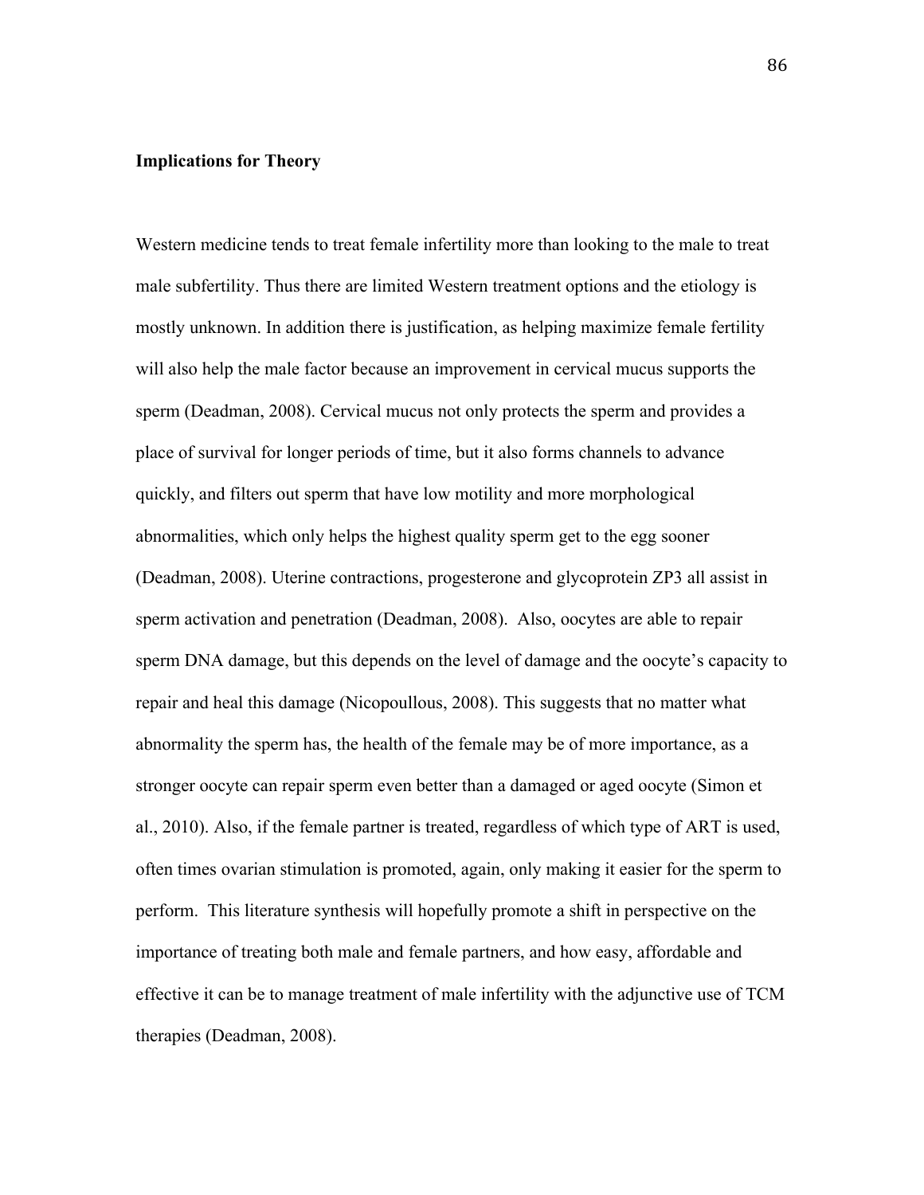**Implications for Theory**

Western medicine tends to treat female infertility more than looking to the male to treat male subfertility. Thus there are limited Western treatment options and the etiology is mostly unknown. In addition there is justification, as helping maximize female fertility will also help the male factor because an improvement in cervical mucus supports the sperm (Deadman, 2008). Cervical mucus not only protects the sperm and provides a place of survival for longer periods of time, but it also forms channels to advance quickly, and filters out sperm that have low motility and more morphological abnormalities, which only helps the highest quality sperm get to the egg sooner (Deadman, 2008). Uterine contractions, progesterone and glycoprotein ZP3 all assist in sperm activation and penetration (Deadman, 2008). Also, oocytes are able to repair sperm DNA damage, but this depends on the level of damage and the oocyte's capacity to repair and heal this damage (Nicopoullous, 2008). This suggests that no matter what abnormality the sperm has, the health of the female may be of more importance, as a stronger oocyte can repair sperm even better than a damaged or aged oocyte (Simon et al., 2010). Also, if the female partner is treated, regardless of which type of ART is used, often times ovarian stimulation is promoted, again, only making it easier for the sperm to perform. This literature synthesis will hopefully promote a shift in perspective on the importance of treating both male and female partners, and how easy, affordable and effective it can be to manage treatment of male infertility with the adjunctive use of TCM therapies (Deadman, 2008).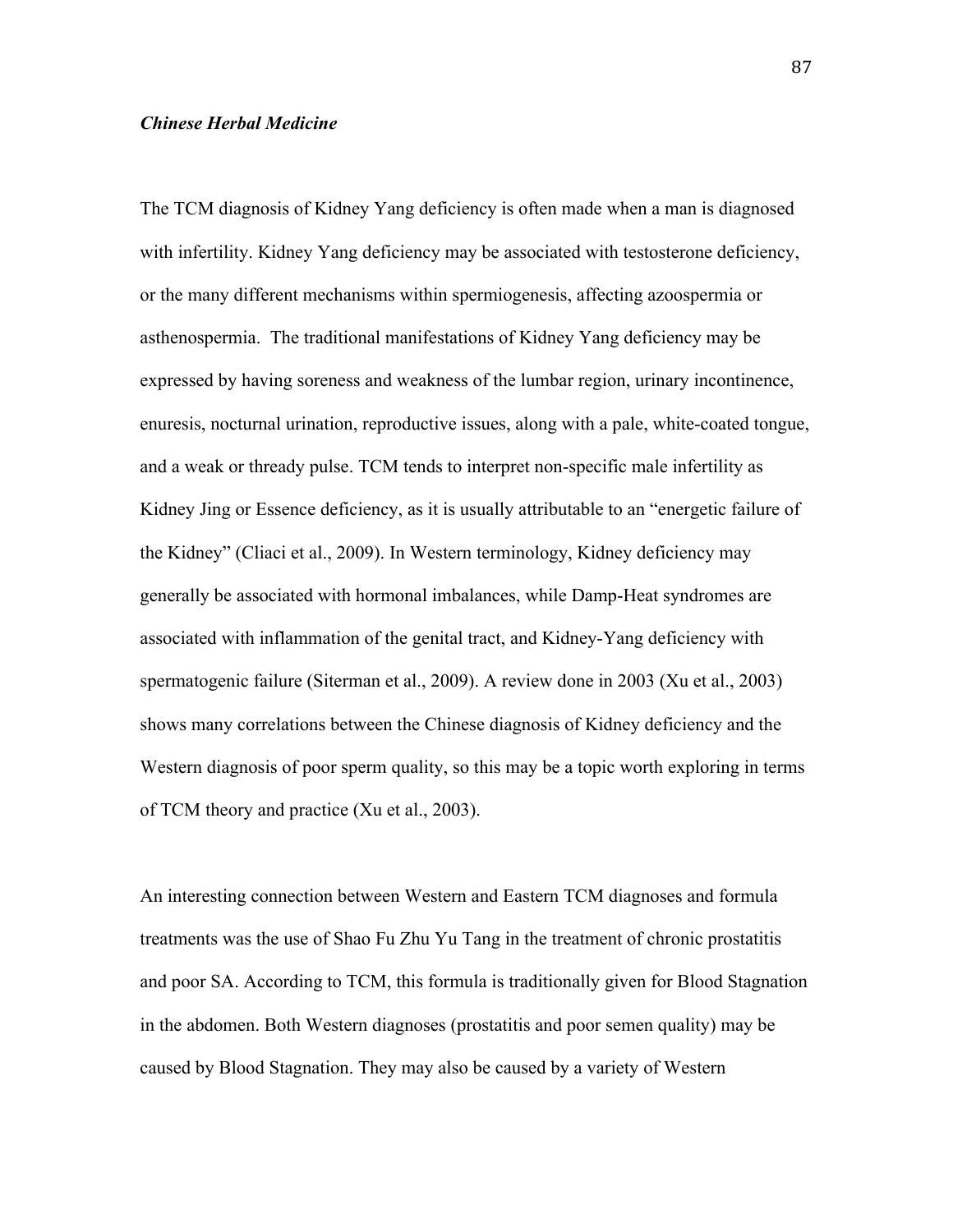### *Chinese Herbal Medicine*

The TCM diagnosis of Kidney Yang deficiency is often made when a man is diagnosed with infertility. Kidney Yang deficiency may be associated with testosterone deficiency, or the many different mechanisms within spermiogenesis, affecting azoospermia or asthenospermia. The traditional manifestations of Kidney Yang deficiency may be expressed by having soreness and weakness of the lumbar region, urinary incontinence, enuresis, nocturnal urination, reproductive issues, along with a pale, white-coated tongue, and a weak or thready pulse. TCM tends to interpret non-specific male infertility as Kidney Jing or Essence deficiency, as it is usually attributable to an "energetic failure of the Kidney" (Cliaci et al., 2009). In Western terminology, Kidney deficiency may generally be associated with hormonal imbalances, while Damp-Heat syndromes are associated with inflammation of the genital tract, and Kidney-Yang deficiency with spermatogenic failure (Siterman et al., 2009). A review done in 2003 (Xu et al., 2003) shows many correlations between the Chinese diagnosis of Kidney deficiency and the Western diagnosis of poor sperm quality, so this may be a topic worth exploring in terms of TCM theory and practice (Xu et al., 2003).

An interesting connection between Western and Eastern TCM diagnoses and formula treatments was the use of Shao Fu Zhu Yu Tang in the treatment of chronic prostatitis and poor SA. According to TCM, this formula is traditionally given for Blood Stagnation in the abdomen. Both Western diagnoses (prostatitis and poor semen quality) may be caused by Blood Stagnation. They may also be caused by a variety of Western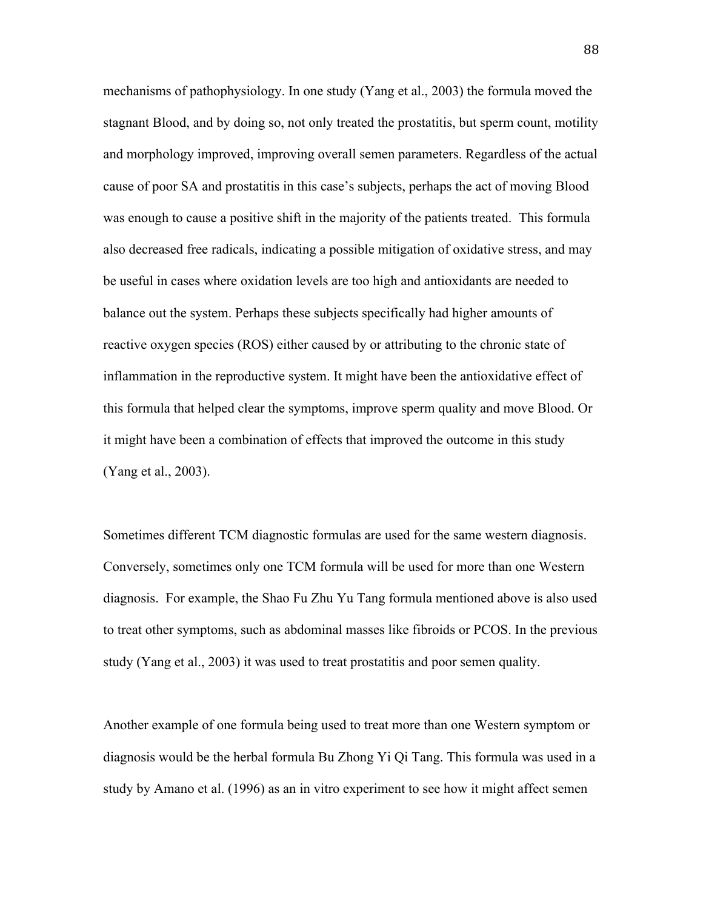mechanisms of pathophysiology. In one study (Yang et al., 2003) the formula moved the stagnant Blood, and by doing so, not only treated the prostatitis, but sperm count, motility and morphology improved, improving overall semen parameters. Regardless of the actual cause of poor SA and prostatitis in this case's subjects, perhaps the act of moving Blood was enough to cause a positive shift in the majority of the patients treated. This formula also decreased free radicals, indicating a possible mitigation of oxidative stress, and may be useful in cases where oxidation levels are too high and antioxidants are needed to balance out the system. Perhaps these subjects specifically had higher amounts of reactive oxygen species (ROS) either caused by or attributing to the chronic state of inflammation in the reproductive system. It might have been the antioxidative effect of this formula that helped clear the symptoms, improve sperm quality and move Blood. Or it might have been a combination of effects that improved the outcome in this study (Yang et al., 2003).

Sometimes different TCM diagnostic formulas are used for the same western diagnosis. Conversely, sometimes only one TCM formula will be used for more than one Western diagnosis. For example, the Shao Fu Zhu Yu Tang formula mentioned above is also used to treat other symptoms, such as abdominal masses like fibroids or PCOS. In the previous study (Yang et al., 2003) it was used to treat prostatitis and poor semen quality.

Another example of one formula being used to treat more than one Western symptom or diagnosis would be the herbal formula Bu Zhong Yi Qi Tang. This formula was used in a study by Amano et al. (1996) as an in vitro experiment to see how it might affect semen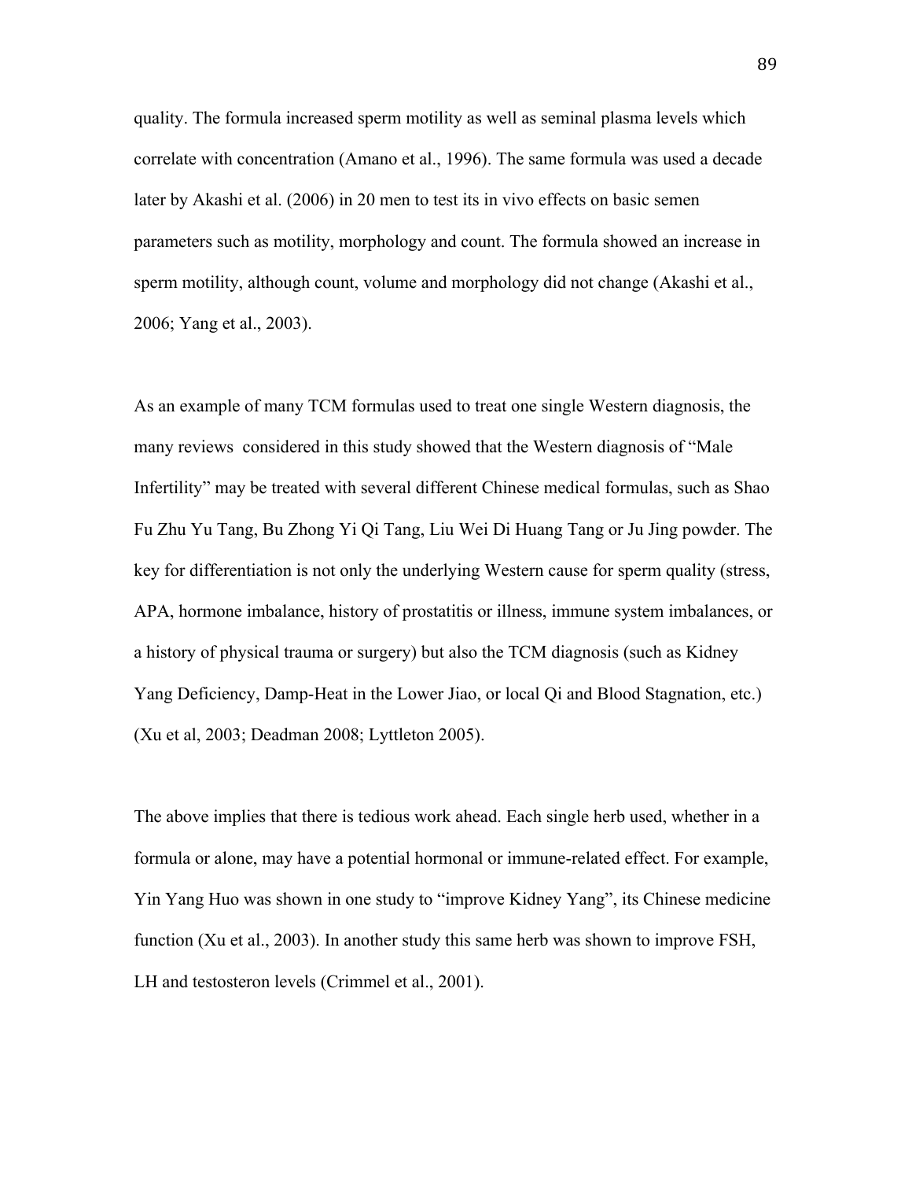quality. The formula increased sperm motility as well as seminal plasma levels which correlate with concentration (Amano et al., 1996). The same formula was used a decade later by Akashi et al. (2006) in 20 men to test its in vivo effects on basic semen parameters such as motility, morphology and count. The formula showed an increase in sperm motility, although count, volume and morphology did not change (Akashi et al., 2006; Yang et al., 2003).

As an example of many TCM formulas used to treat one single Western diagnosis, the many reviews considered in this study showed that the Western diagnosis of "Male Infertility" may be treated with several different Chinese medical formulas, such as Shao Fu Zhu Yu Tang, Bu Zhong Yi Qi Tang, Liu Wei Di Huang Tang or Ju Jing powder. The key for differentiation is not only the underlying Western cause for sperm quality (stress, APA, hormone imbalance, history of prostatitis or illness, immune system imbalances, or a history of physical trauma or surgery) but also the TCM diagnosis (such as Kidney Yang Deficiency, Damp-Heat in the Lower Jiao, or local Qi and Blood Stagnation, etc.) (Xu et al, 2003; Deadman 2008; Lyttleton 2005).

The above implies that there is tedious work ahead. Each single herb used, whether in a formula or alone, may have a potential hormonal or immune-related effect. For example, Yin Yang Huo was shown in one study to "improve Kidney Yang", its Chinese medicine function (Xu et al., 2003). In another study this same herb was shown to improve FSH, LH and testosteron levels (Crimmel et al., 2001).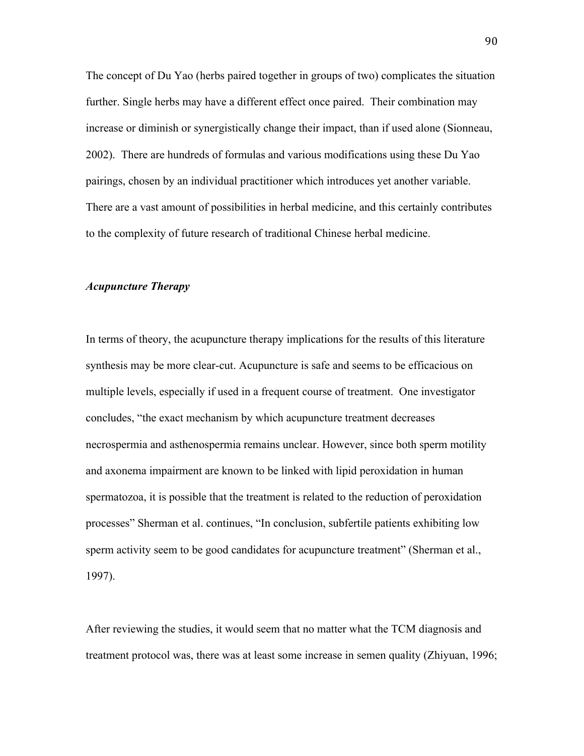The concept of Du Yao (herbs paired together in groups of two) complicates the situation further. Single herbs may have a different effect once paired. Their combination may increase or diminish or synergistically change their impact, than if used alone (Sionneau, 2002). There are hundreds of formulas and various modifications using these Du Yao pairings, chosen by an individual practitioner which introduces yet another variable. There are a vast amount of possibilities in herbal medicine, and this certainly contributes to the complexity of future research of traditional Chinese herbal medicine.

### *Acupuncture Therapy*

In terms of theory, the acupuncture therapy implications for the results of this literature synthesis may be more clear-cut. Acupuncture is safe and seems to be efficacious on multiple levels, especially if used in a frequent course of treatment. One investigator concludes, "the exact mechanism by which acupuncture treatment decreases necrospermia and asthenospermia remains unclear. However, since both sperm motility and axonema impairment are known to be linked with lipid peroxidation in human spermatozoa, it is possible that the treatment is related to the reduction of peroxidation processes" Sherman et al. continues, "In conclusion, subfertile patients exhibiting low sperm activity seem to be good candidates for acupuncture treatment" (Sherman et al., 1997).

After reviewing the studies, it would seem that no matter what the TCM diagnosis and treatment protocol was, there was at least some increase in semen quality (Zhiyuan, 1996;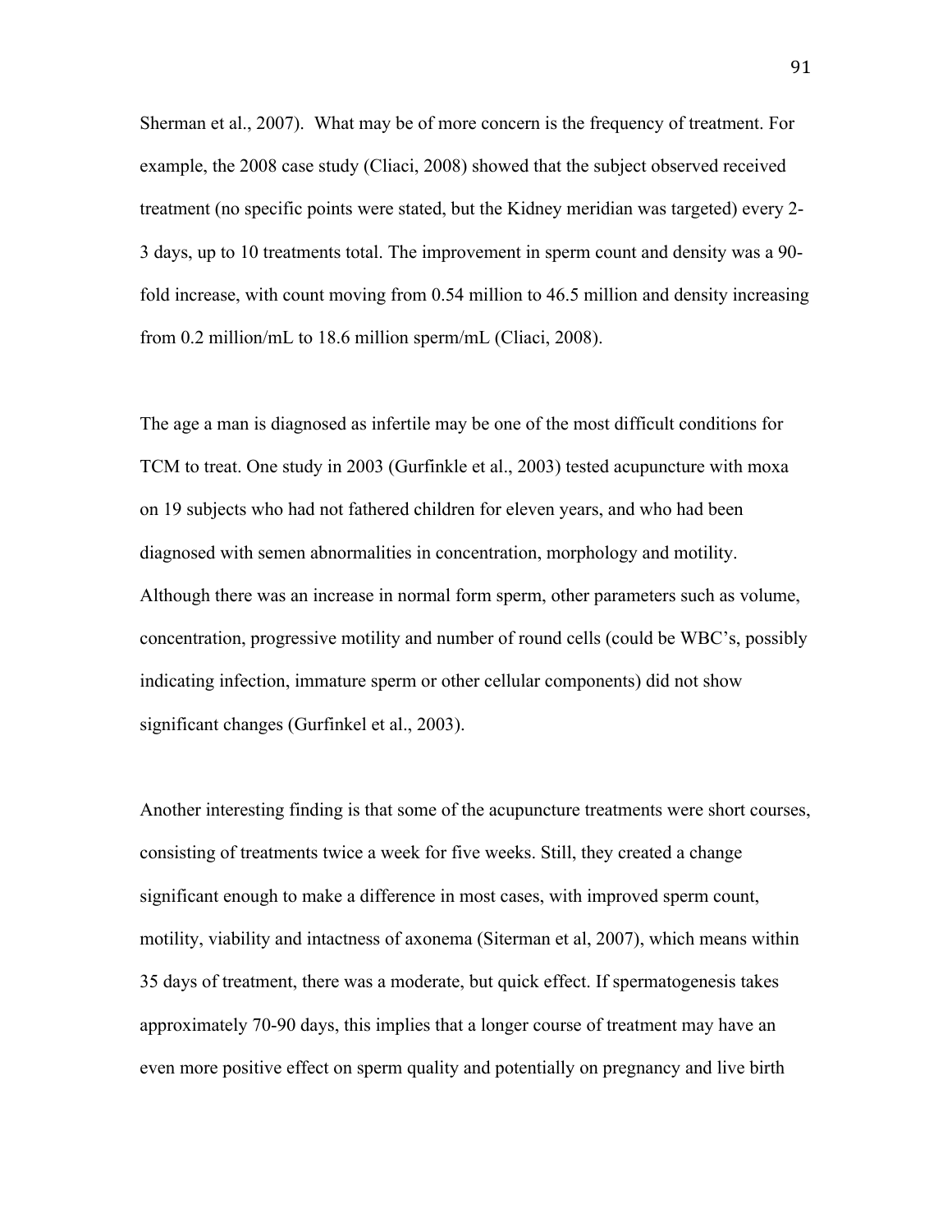Sherman et al., 2007). What may be of more concern is the frequency of treatment. For example, the 2008 case study (Cliaci, 2008) showed that the subject observed received treatment (no specific points were stated, but the Kidney meridian was targeted) every 2-3 days, up to 10 treatments total. The improvement in sperm count and density was a 90-fold increase, with count moving from 0.54 million to 46.5 million and density increasing from 0.2 million/mL to 18.6 million sperm/mL (Cliaci, 2008).

The age a man is diagnosed as infertile may be one of the most difficult conditions for TCM to treat. One study in 2003 (Gurfinkle et al., 2003) tested acupuncture with moxa on 19 subjects who had not fathered children for eleven years, and who had been diagnosed with semen abnormalities in concentration, morphology and motility. Although there was an increase in normal form sperm, other parameters such as volume, concentration, progressive motility and number of round cells (could be WBC's, possibly indicating infection, immature sperm or other cellular components) did not show significant changes (Gurfinkel et al., 2003).

Another interesting finding is that some of the acupuncture treatments were short courses, consisting of treatments twice a week for five weeks. Still, they created a change significant enough to make a difference in most cases, with improved sperm count, motility, viability and intactness of axonema (Siterman et al, 2007), which means within 35 days of treatment, there was a moderate, but quick effect. If spermatogenesis takes approximately 70-90 days, this implies that a longer course of treatment may have an even more positive effect on sperm quality and potentially on pregnancy and live birth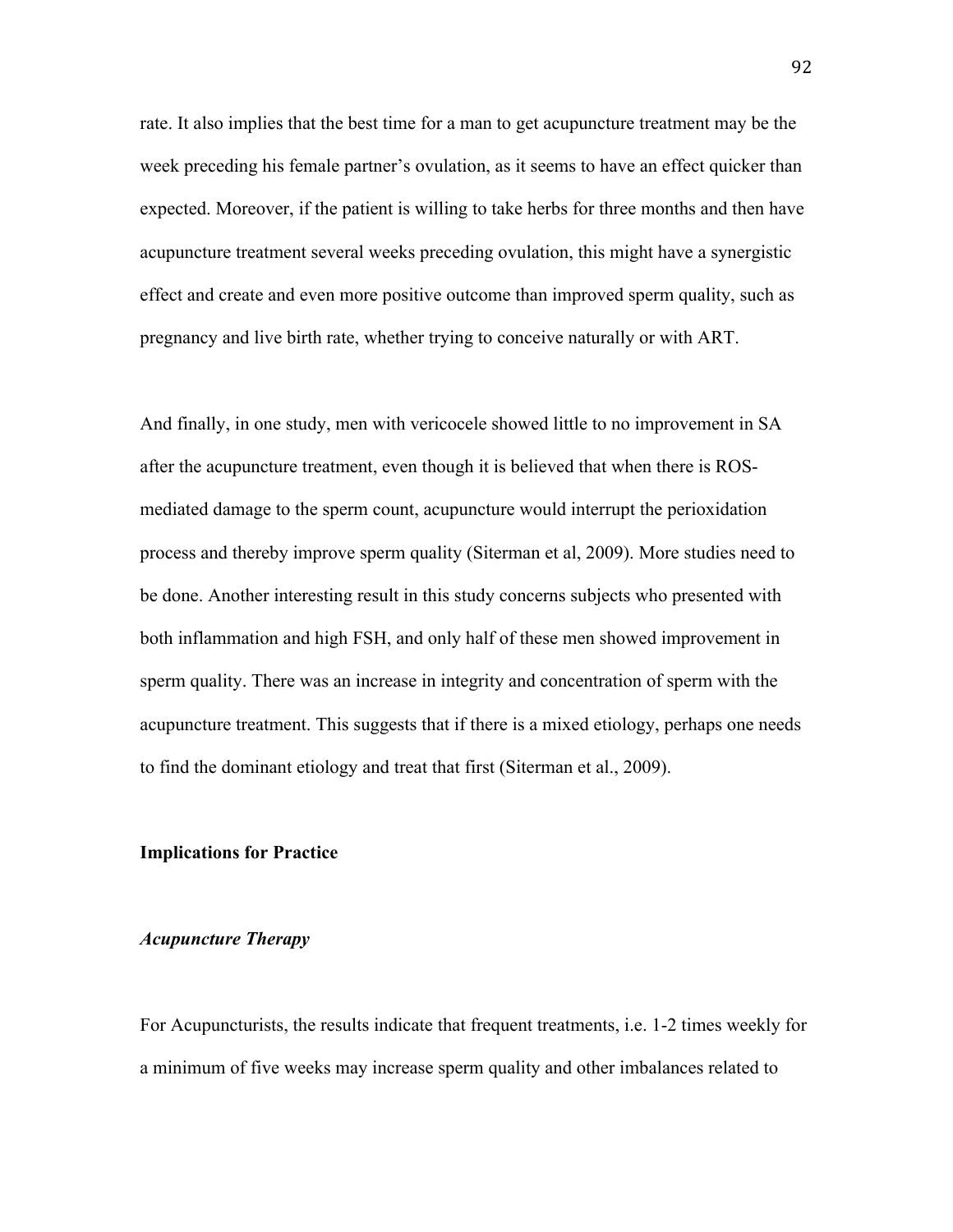rate. It also implies that the best time for a man to get acupuncture treatment may be the week preceding his female partner's ovulation, as it seems to have an effect quicker than expected. Moreover, if the patient is willing to take herbs for three months and then have acupuncture treatment several weeks preceding ovulation, this might have a synergistic effect and create and even more positive outcome than improved sperm quality, such as pregnancy and live birth rate, whether trying to conceive naturally or with ART.

And finally, in one study, men with vericocele showed little to no improvement in SA after the acupuncture treatment, even though it is believed that when there is ROS-mediated damage to the sperm count, acupuncture would interrupt the perioxidation process and thereby improve sperm quality (Siterman et al, 2009). More studies need to be done. Another interesting result in this study concerns subjects who presented with both inflammation and high FSH, and only half of these men showed improvement in sperm quality. There was an increase in integrity and concentration of sperm with the acupuncture treatment. This suggests that if there is a mixed etiology, perhaps one needs to find the dominant etiology and treat that first (Siterman et al., 2009).

## Implications for Practice

### *Acupuncture Therapy*

For Acupuncturists, the results indicate that frequent treatments, i.e. 1-2 times weekly for a minimum of five weeks may increase sperm quality and other imbalances related to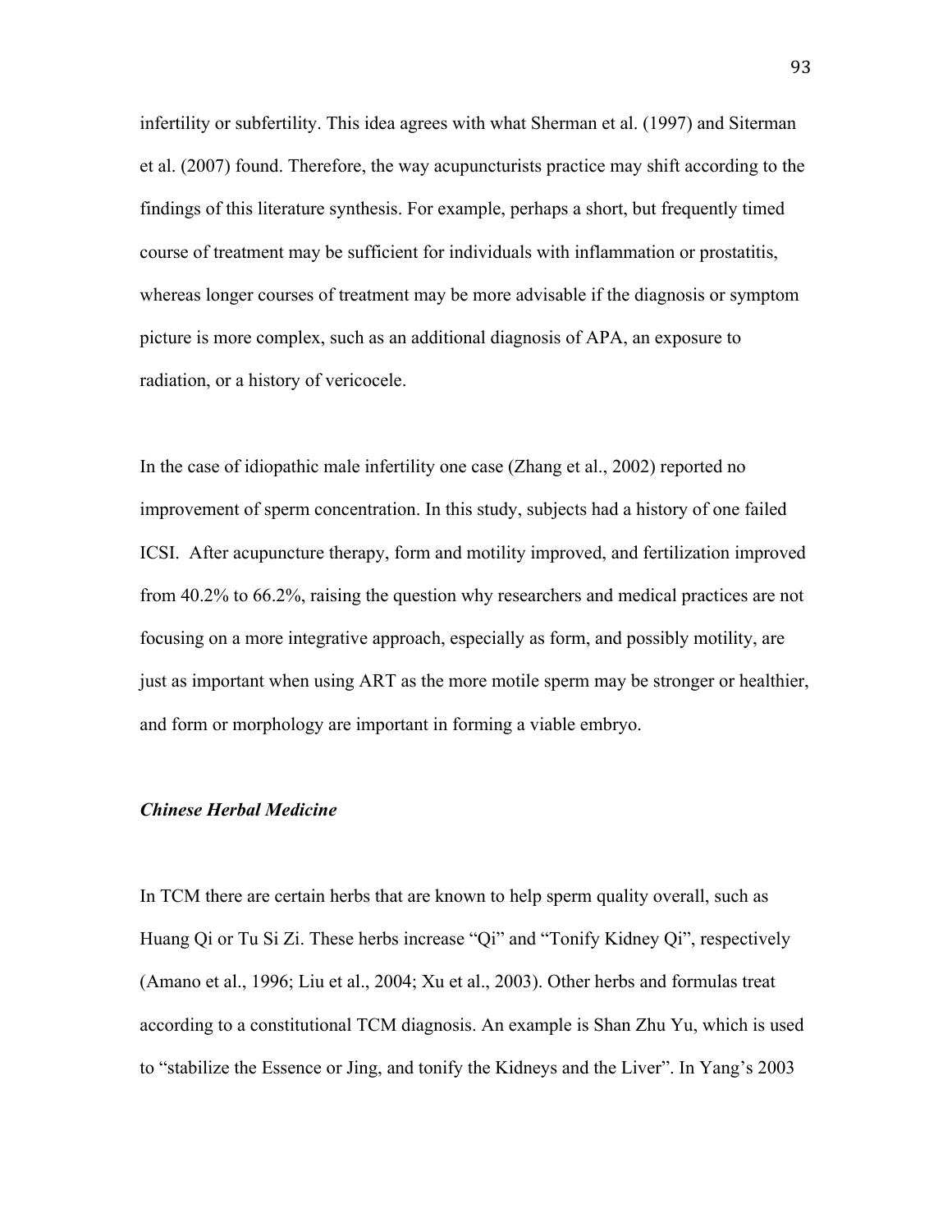infertility or subfertility. This idea agrees with what Sherman et al. (1997) and Siterman et al. (2007) found. Therefore, the way acupuncturists practice may shift according to the findings of this literature synthesis. For example, perhaps a short, but frequently timed course of treatment may be sufficient for individuals with inflammation or prostatitis, whereas longer courses of treatment may be more advisable if the diagnosis or symptom picture is more complex, such as an additional diagnosis of APA, an exposure to radiation, or a history of vericocele.

In the case of idiopathic male infertility one case (Zhang et al., 2002) reported no improvement of sperm concentration. In this study, subjects had a history of one failed ICSI. After acupuncture therapy, form and motility improved, and fertilization improved from 40.2% to 66.2%, raising the question why researchers and medical practices are not focusing on a more integrative approach, especially as form, and possibly motility, are just as important when using ART as the more motile sperm may be stronger or healthier, and form or morphology are important in forming a viable embryo.

### *Chinese Herbal Medicine*

In TCM there are certain herbs that are known to help sperm quality overall, such as Huang Qi or Tu Si Zi. These herbs increase "Qi" and "Tonify Kidney Qi", respectively (Amano et al., 1996; Liu et al., 2004; Xu et al., 2003). Other herbs and formulas treat according to a constitutional TCM diagnosis. An example is Shan Zhu Yu, which is used to "stabilize the Essence or Jing, and tonify the Kidneys and the Liver". In Yang's 2003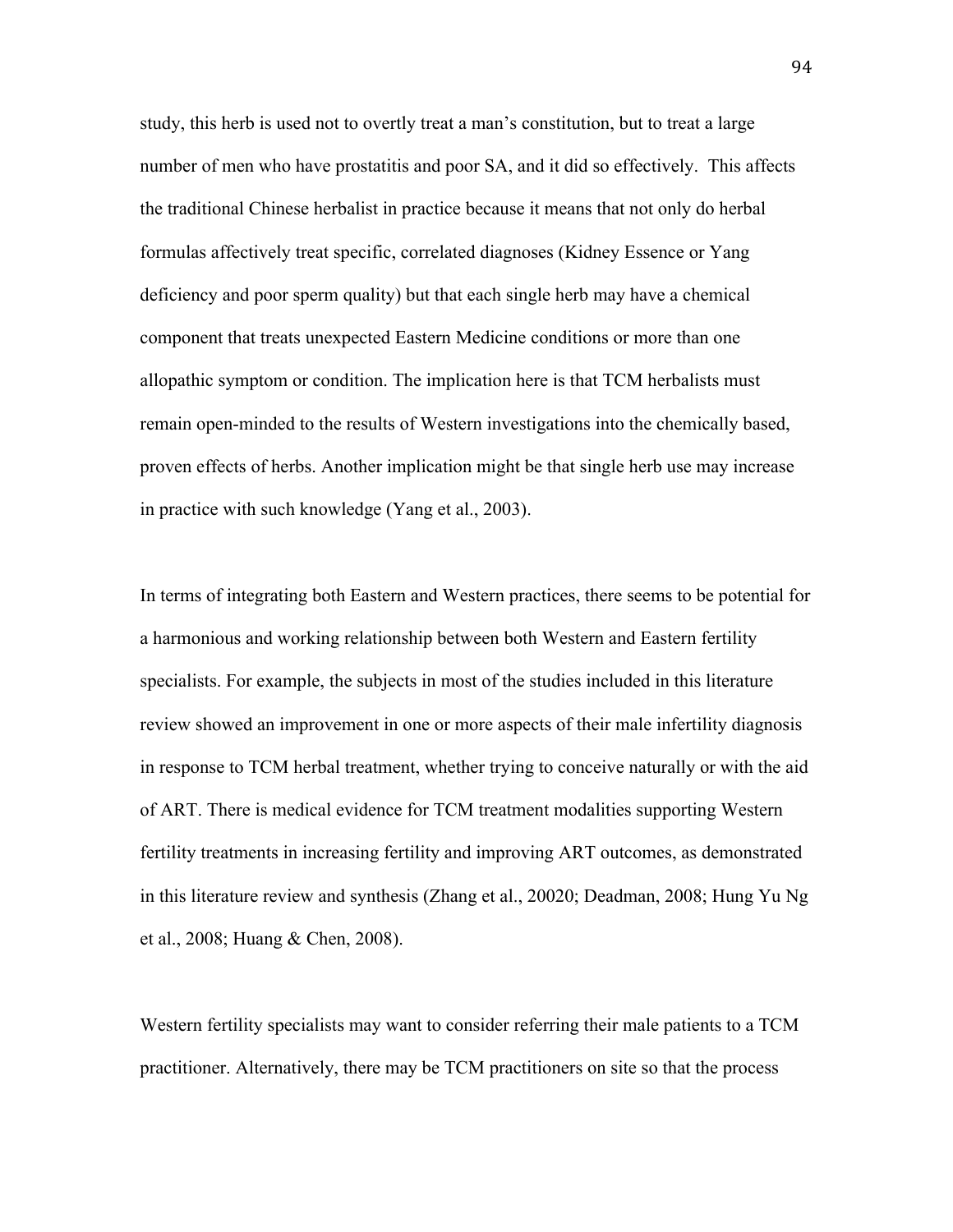study, this herb is used not to overtly treat a man's constitution, but to treat a large number of men who have prostatitis and poor SA, and it did so effectively. This affects the traditional Chinese herbalist in practice because it means that not only do herbal formulas affectively treat specific, correlated diagnoses (Kidney Essence or Yang deficiency and poor sperm quality) but that each single herb may have a chemical component that treats unexpected Eastern Medicine conditions or more than one allopathic symptom or condition. The implication here is that TCM herbalists must remain open-minded to the results of Western investigations into the chemically based, proven effects of herbs. Another implication might be that single herb use may increase in practice with such knowledge (Yang et al., 2003).

In terms of integrating both Eastern and Western practices, there seems to be potential for a harmonious and working relationship between both Western and Eastern fertility specialists. For example, the subjects in most of the studies included in this literature review showed an improvement in one or more aspects of their male infertility diagnosis in response to TCM herbal treatment, whether trying to conceive naturally or with the aid of ART. There is medical evidence for TCM treatment modalities supporting Western fertility treatments in increasing fertility and improving ART outcomes, as demonstrated in this literature review and synthesis (Zhang et al., 20020; Deadman, 2008; Hung Yu Ng et al., 2008; Huang & Chen, 2008).

Western fertility specialists may want to consider referring their male patients to a TCM practitioner. Alternatively, there may be TCM practitioners on site so that the process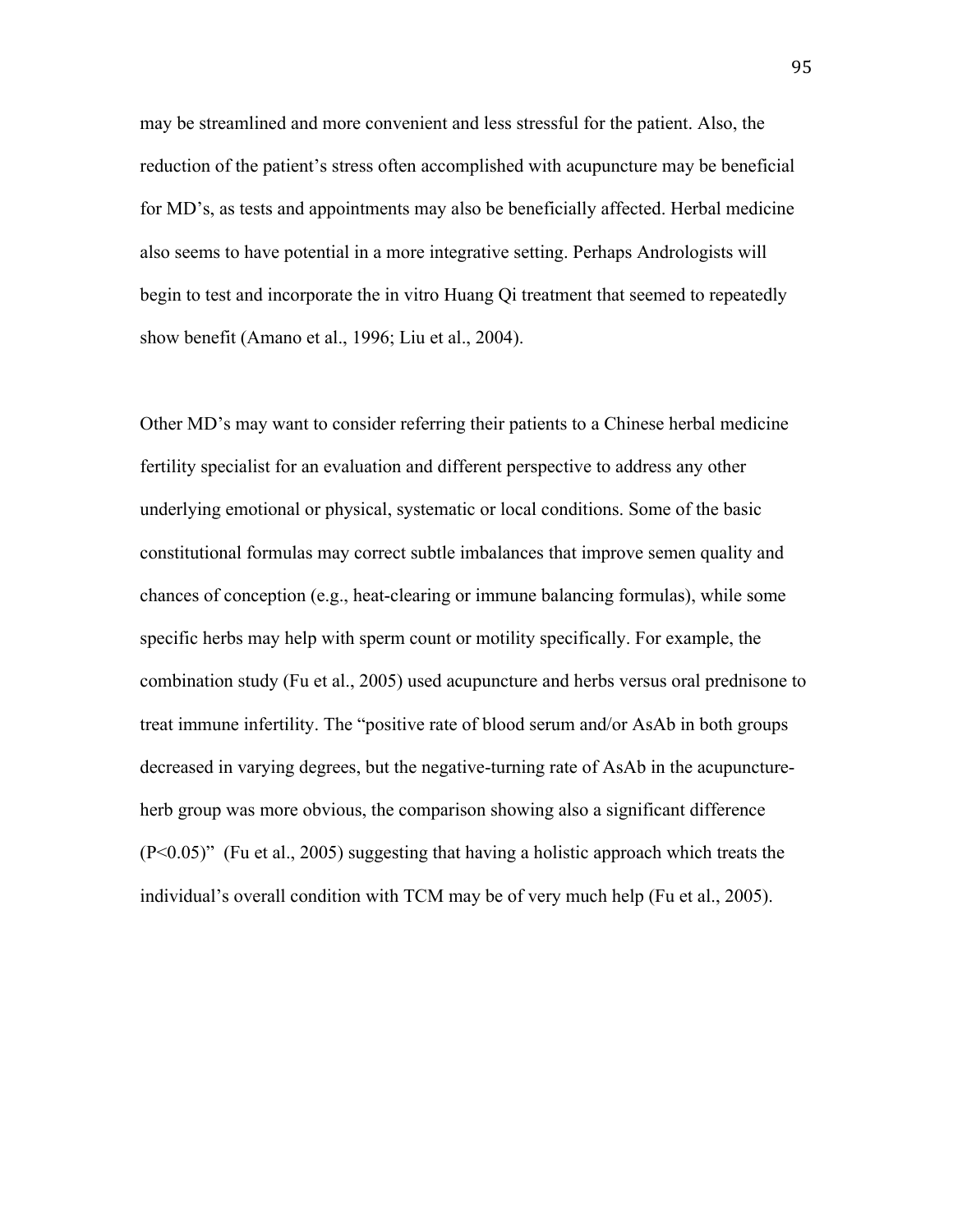may be streamlined and more convenient and less stressful for the patient. Also, the reduction of the patient's stress often accomplished with acupuncture may be beneficial for MD's, as tests and appointments may also be beneficially affected. Herbal medicine also seems to have potential in a more integrative setting. Perhaps Andrologists will begin to test and incorporate the in vitro Huang Qi treatment that seemed to repeatedly show benefit (Amano et al., 1996; Liu et al., 2004).

Other MD's may want to consider referring their patients to a Chinese herbal medicine fertility specialist for an evaluation and different perspective to address any other underlying emotional or physical, systematic or local conditions. Some of the basic constitutional formulas may correct subtle imbalances that improve semen quality and chances of conception (e.g., heat-clearing or immune balancing formulas), while some specific herbs may help with sperm count or motility specifically. For example, the combination study (Fu et al., 2005) used acupuncture and herbs versus oral prednisone to treat immune infertility. The "positive rate of blood serum and/or AsAb in both groups decreased in varying degrees, but the negative-turning rate of AsAb in the acupuncture-herb group was more obvious, the comparison showing also a significant difference ($P<0.05$)" (Fu et al., 2005) suggesting that having a holistic approach which treats the individual's overall condition with TCM may be of very much help (Fu et al., 2005).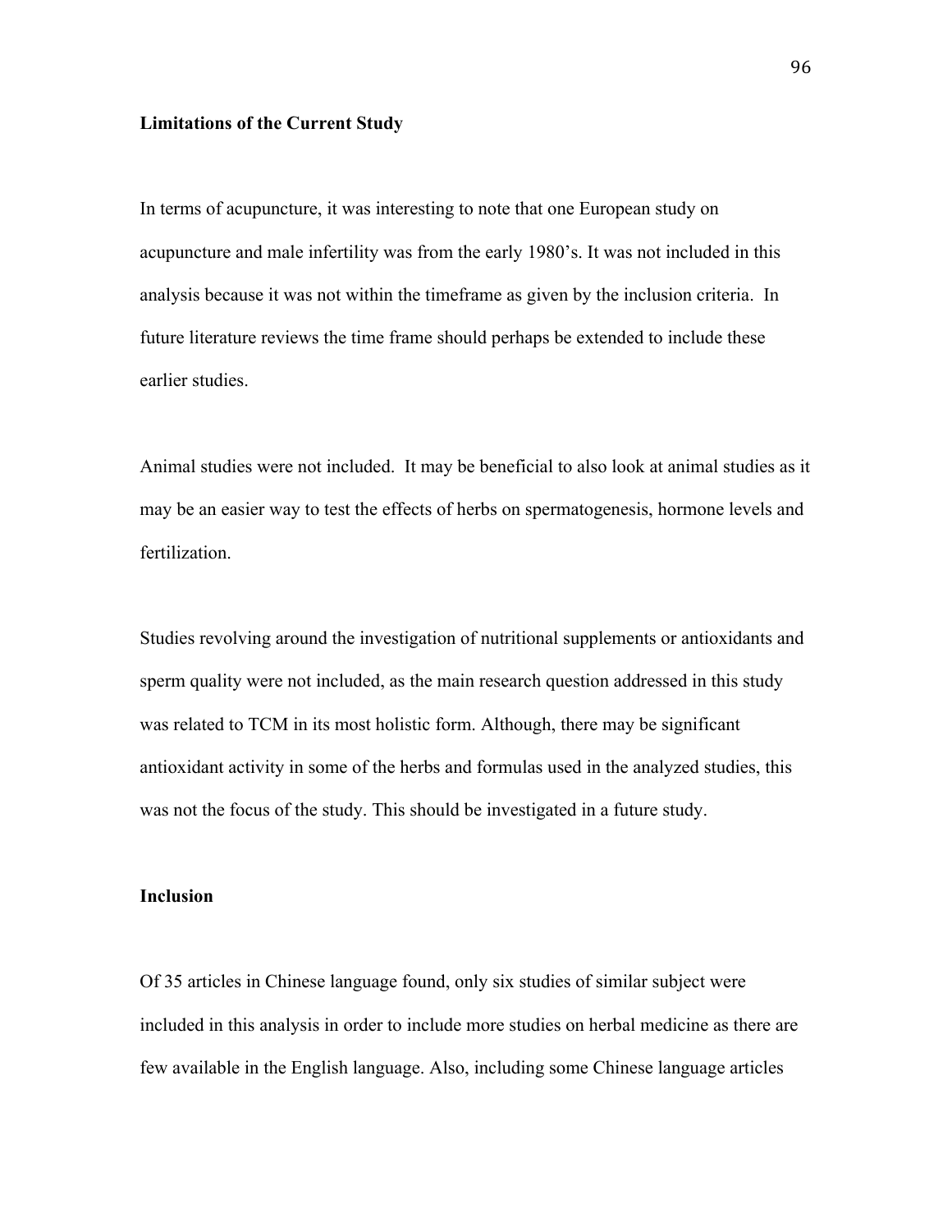**Limitations of the Current Study**

In terms of acupuncture, it was interesting to note that one European study on acupuncture and male infertility was from the early 1980's. It was not included in this analysis because it was not within the timeframe as given by the inclusion criteria. In future literature reviews the time frame should perhaps be extended to include these earlier studies.

Animal studies were not included. It may be beneficial to also look at animal studies as it may be an easier way to test the effects of herbs on spermatogenesis, hormone levels and fertilization.

Studies revolving around the investigation of nutritional supplements or antioxidants and sperm quality were not included, as the main research question addressed in this study was related to TCM in its most holistic form. Although, there may be significant antioxidant activity in some of the herbs and formulas used in the analyzed studies, this was not the focus of the study. This should be investigated in a future study.

**Inclusion**

Of 35 articles in Chinese language found, only six studies of similar subject were included in this analysis in order to include more studies on herbal medicine as there are few available in the English language. Also, including some Chinese language articles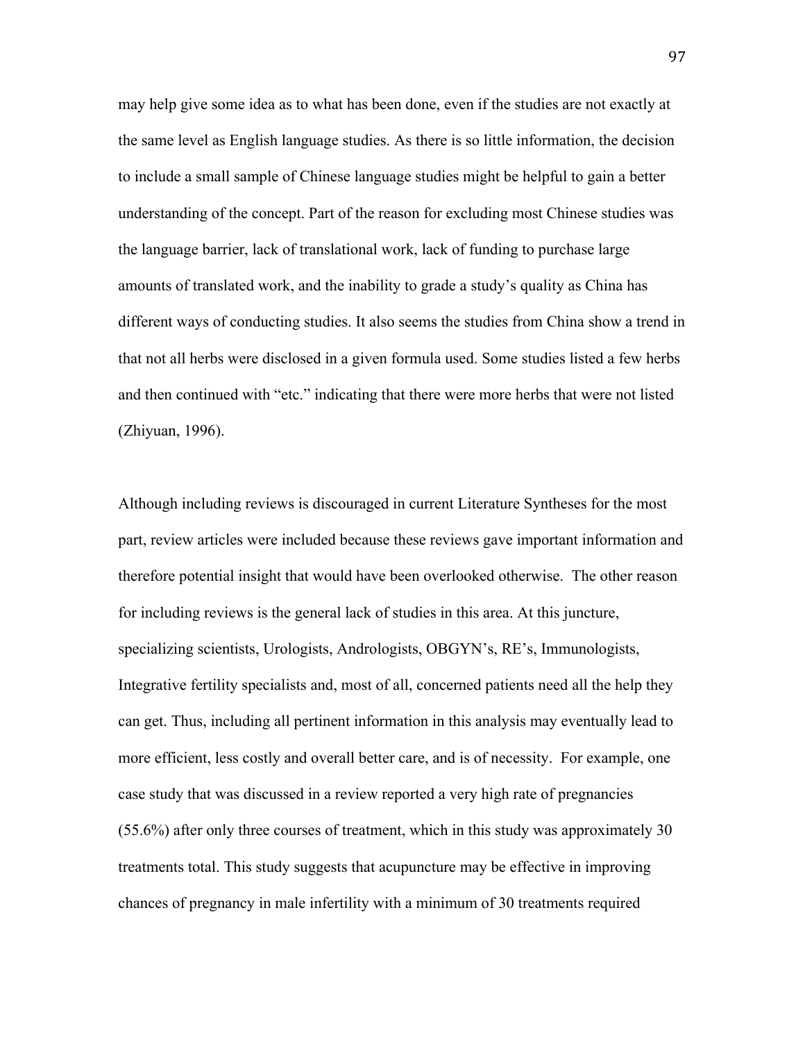may help give some idea as to what has been done, even if the studies are not exactly at the same level as English language studies. As there is so little information, the decision to include a small sample of Chinese language studies might be helpful to gain a better understanding of the concept. Part of the reason for excluding most Chinese studies was the language barrier, lack of translational work, lack of funding to purchase large amounts of translated work, and the inability to grade a study's quality as China has different ways of conducting studies. It also seems the studies from China show a trend in that not all herbs were disclosed in a given formula used. Some studies listed a few herbs and then continued with "etc." indicating that there were more herbs that were not listed (Zhiyuan, 1996).

Although including reviews is discouraged in current Literature Syntheses for the most part, review articles were included because these reviews gave important information and therefore potential insight that would have been overlooked otherwise. The other reason for including reviews is the general lack of studies in this area. At this juncture, specializing scientists, Urologists, Andrologists, OBGYN's, RE's, Immunologists, Integrative fertility specialists and, most of all, concerned patients need all the help they can get. Thus, including all pertinent information in this analysis may eventually lead to more efficient, less costly and overall better care, and is of necessity. For example, one case study that was discussed in a review reported a very high rate of pregnancies (55.6%) after only three courses of treatment, which in this study was approximately 30 treatments total. This study suggests that acupuncture may be effective in improving chances of pregnancy in male infertility with a minimum of 30 treatments required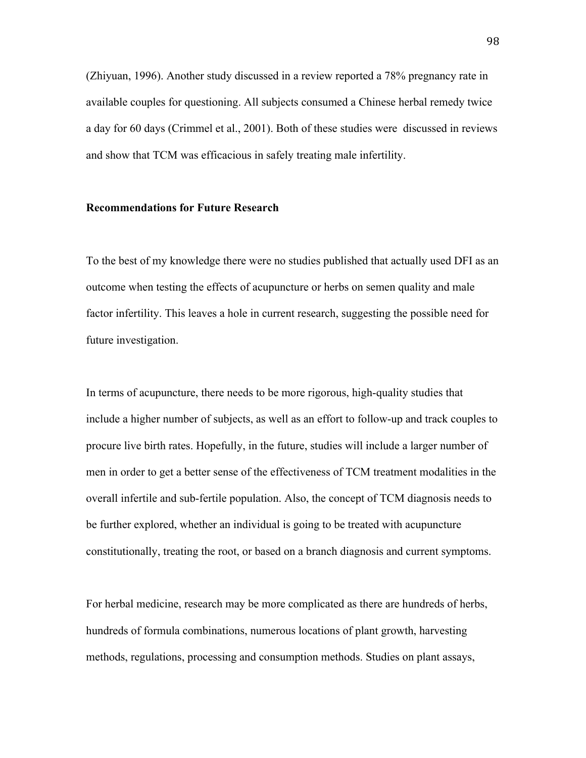(Zhiyuan, 1996). Another study discussed in a review reported a 78% pregnancy rate in available couples for questioning. All subjects consumed a Chinese herbal remedy twice a day for 60 days (Crimmel et al., 2001). Both of these studies were discussed in reviews and show that TCM was efficacious in safely treating male infertility.

**Recommendations for Future Research**

To the best of my knowledge there were no studies published that actually used DFI as an outcome when testing the effects of acupuncture or herbs on semen quality and male factor infertility. This leaves a hole in current research, suggesting the possible need for future investigation.

In terms of acupuncture, there needs to be more rigorous, high-quality studies that include a higher number of subjects, as well as an effort to follow-up and track couples to procure live birth rates. Hopefully, in the future, studies will include a larger number of men in order to get a better sense of the effectiveness of TCM treatment modalities in the overall infertile and sub-fertile population. Also, the concept of TCM diagnosis needs to be further explored, whether an individual is going to be treated with acupuncture constitutionally, treating the root, or based on a branch diagnosis and current symptoms.

For herbal medicine, research may be more complicated as there are hundreds of herbs, hundreds of formula combinations, numerous locations of plant growth, harvesting methods, regulations, processing and consumption methods. Studies on plant assays,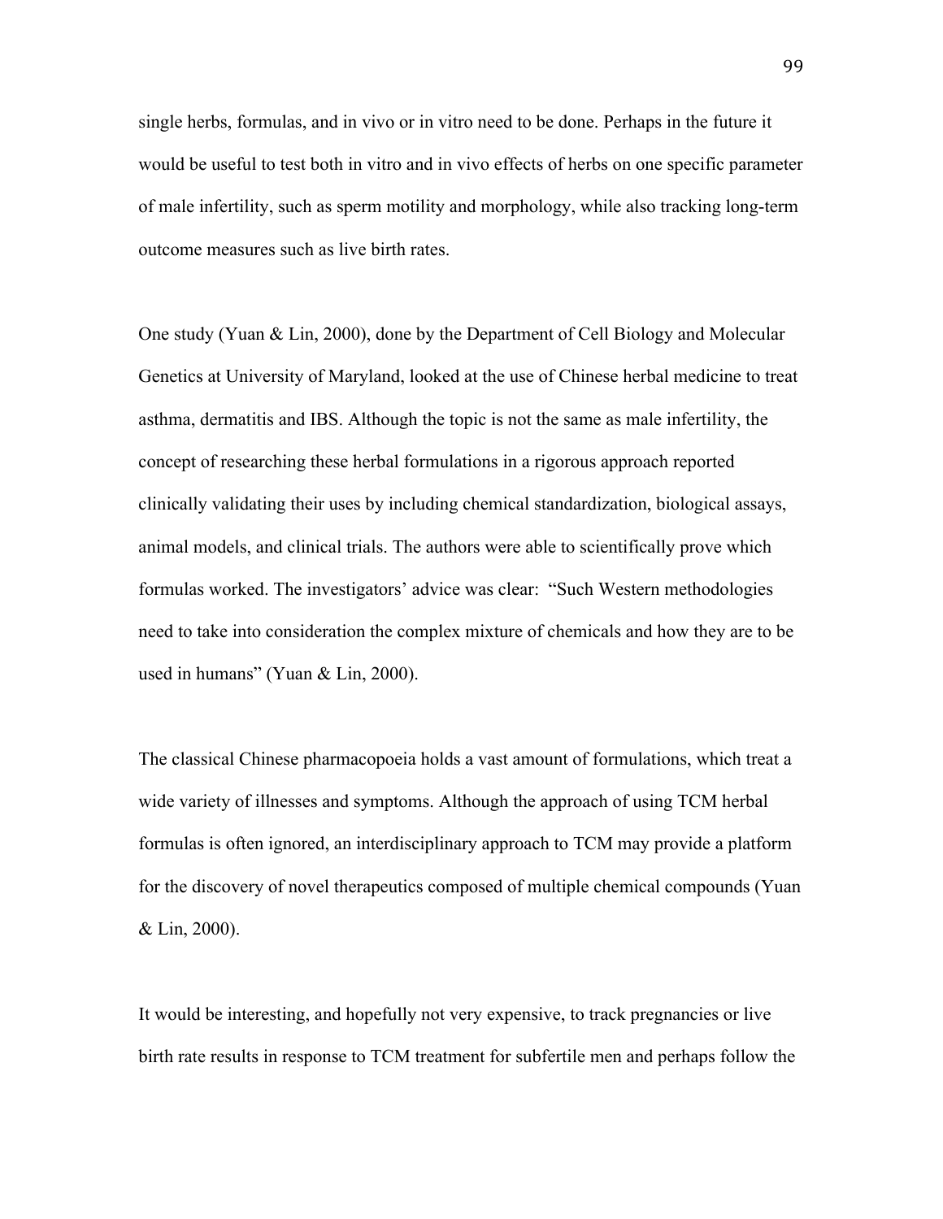single herbs, formulas, and in vivo or in vitro need to be done. Perhaps in the future it would be useful to test both in vitro and in vivo effects of herbs on one specific parameter of male infertility, such as sperm motility and morphology, while also tracking long-term outcome measures such as live birth rates.

One study (Yuan & Lin, 2000), done by the Department of Cell Biology and Molecular Genetics at University of Maryland, looked at the use of Chinese herbal medicine to treat asthma, dermatitis and IBS. Although the topic is not the same as male infertility, the concept of researching these herbal formulations in a rigorous approach reported clinically validating their uses by including chemical standardization, biological assays, animal models, and clinical trials. The authors were able to scientifically prove which formulas worked. The investigators' advice was clear: "Such Western methodologies need to take into consideration the complex mixture of chemicals and how they are to be used in humans" (Yuan & Lin, 2000).

The classical Chinese pharmacopoeia holds a vast amount of formulations, which treat a wide variety of illnesses and symptoms. Although the approach of using TCM herbal formulas is often ignored, an interdisciplinary approach to TCM may provide a platform for the discovery of novel therapeutics composed of multiple chemical compounds (Yuan & Lin, 2000).

It would be interesting, and hopefully not very expensive, to track pregnancies or live birth rate results in response to TCM treatment for subfertile men and perhaps follow the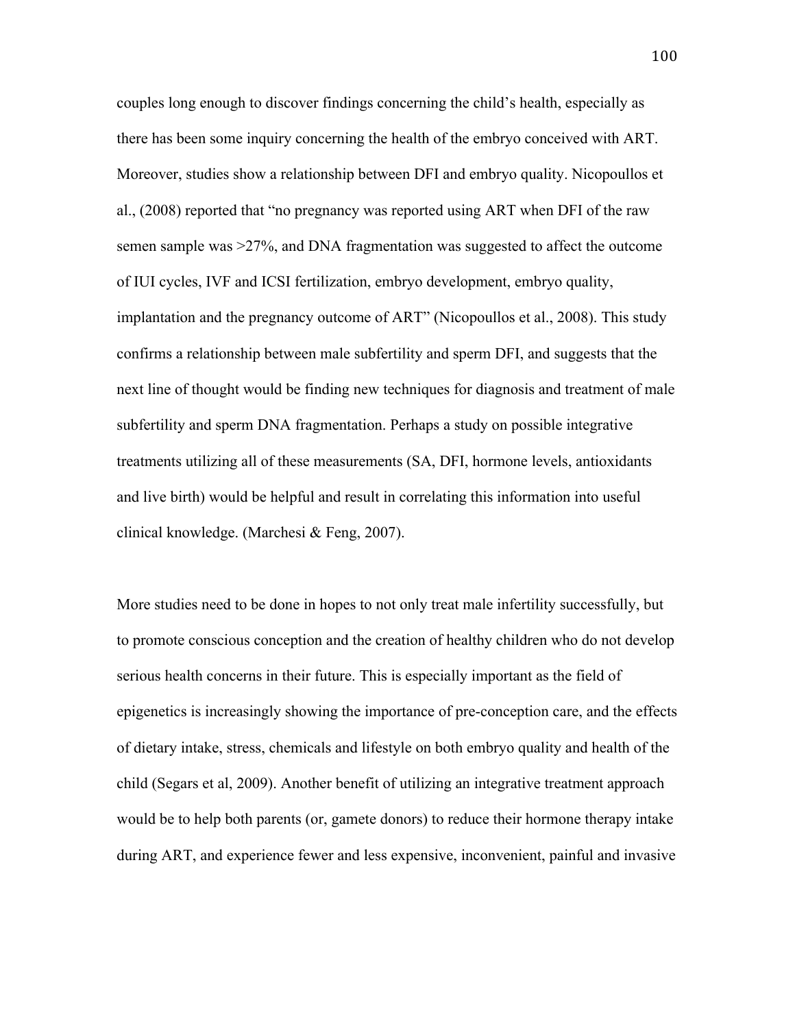couples long enough to discover findings concerning the child's health, especially as there has been some inquiry concerning the health of the embryo conceived with ART. Moreover, studies show a relationship between DFI and embryo quality. Nicopoullos et al., (2008) reported that "no pregnancy was reported using ART when DFI of the raw semen sample was >27%, and DNA fragmentation was suggested to affect the outcome of IUI cycles, IVF and ICSI fertilization, embryo development, embryo quality, implantation and the pregnancy outcome of ART" (Nicopoullos et al., 2008). This study confirms a relationship between male subfertility and sperm DFI, and suggests that the next line of thought would be finding new techniques for diagnosis and treatment of male subfertility and sperm DNA fragmentation. Perhaps a study on possible integrative treatments utilizing all of these measurements (SA, DFI, hormone levels, antioxidants and live birth) would be helpful and result in correlating this information into useful clinical knowledge. (Marchesi & Feng, 2007).

More studies need to be done in hopes to not only treat male infertility successfully, but to promote conscious conception and the creation of healthy children who do not develop serious health concerns in their future. This is especially important as the field of epigenetics is increasingly showing the importance of pre-conception care, and the effects of dietary intake, stress, chemicals and lifestyle on both embryo quality and health of the child (Segars et al, 2009). Another benefit of utilizing an integrative treatment approach would be to help both parents (or, gamete donors) to reduce their hormone therapy intake during ART, and experience fewer and less expensive, inconvenient, painful and invasive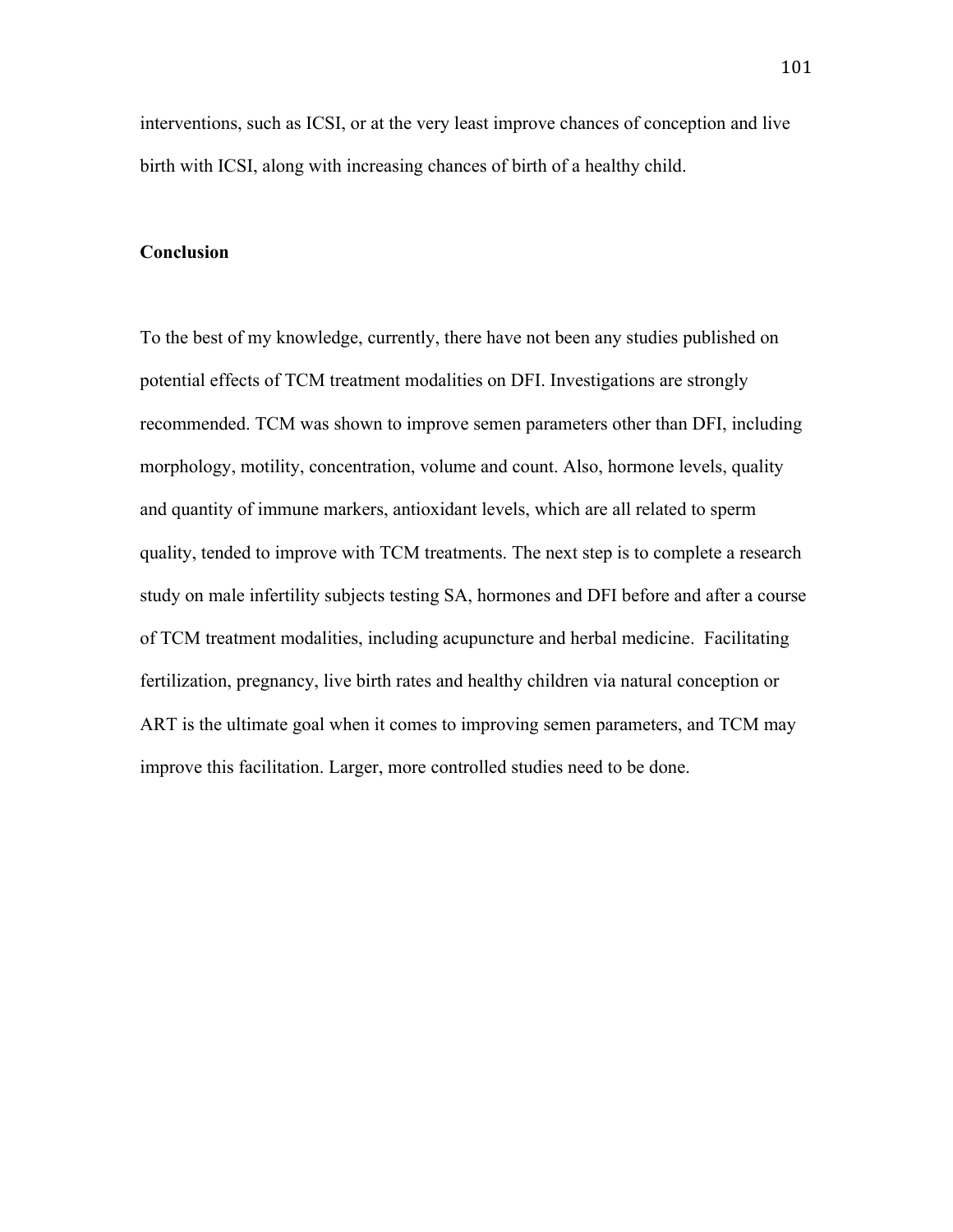interventions, such as ICSI, or at the very least improve chances of conception and live birth with ICSI, along with increasing chances of birth of a healthy child.

## Conclusion

To the best of my knowledge, currently, there have not been any studies published on potential effects of TCM treatment modalities on DFI. Investigations are strongly recommended. TCM was shown to improve semen parameters other than DFI, including morphology, motility, concentration, volume and count. Also, hormone levels, quality and quantity of immune markers, antioxidant levels, which are all related to sperm quality, tended to improve with TCM treatments. The next step is to complete a research study on male infertility subjects testing SA, hormones and DFI before and after a course of TCM treatment modalities, including acupuncture and herbal medicine. Facilitating fertilization, pregnancy, live birth rates and healthy children via natural conception or ART is the ultimate goal when it comes to improving semen parameters, and TCM may improve this facilitation. Larger, more controlled studies need to be done.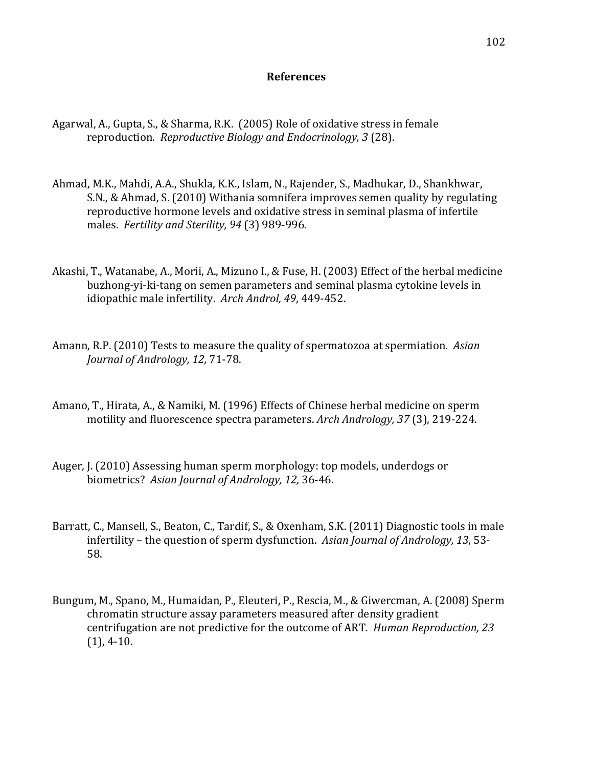# References

Agarwal, A., Gupta, S., & Sharma, R.K. (2005) Role of oxidative stress in female reproduction. *Reproductive Biology and Endocrinology, 3* (28).

Ahmad, M.K., Mahdi, A.A., Shukla, K.K., Islam, N., Rajender, S., Madhukar, D., Shankhwar, S.N., & Ahmad, S. (2010) Withania somnifera improves semen quality by regulating reproductive hormone levels and oxidative stress in seminal plasma of infertile males. *Fertility and Sterility, 94* (3) 989-996.

Akashi, T., Watanabe, A., Morii, A., Mizuno I., & Fuse, H. (2003) Effect of the herbal medicine buzhong-yi-ki-tang on semen parameters and seminal plasma cytokine levels in idiopathic male infertility. *Arch Androl, 49*, 449-452.

Amann, R.P. (2010) Tests to measure the quality of spermatozoa at spermiation. *Asian Journal of Andrology, 12,* 71-78.

Amano, T., Hirata, A., & Namiki, M. (1996) Effects of Chinese herbal medicine on sperm motility and fluorescence spectra parameters. *Arch Andrology, 37* (3), 219-224.

Auger, J. (2010) Assessing human sperm morphology: top models, underdogs or biometrics? *Asian Journal of Andrology, 12,* 36-46.

Barratt, C., Mansell, S., Beaton, C., Tardif, S., & Oxenham, S.K. (2011) Diagnostic tools in male infertility – the question of sperm dysfunction. *Asian Journal of Andrology, 13*, 53-58.

Bungum, M., Spano, M., Humaidan, P., Eleuteri, P., Rescia, M., & Giwercman, A. (2008) Sperm chromatin structure assay parameters measured after density gradient centrifugation are not predictive for the outcome of ART. *Human Reproduction, 23* (1), 4-10.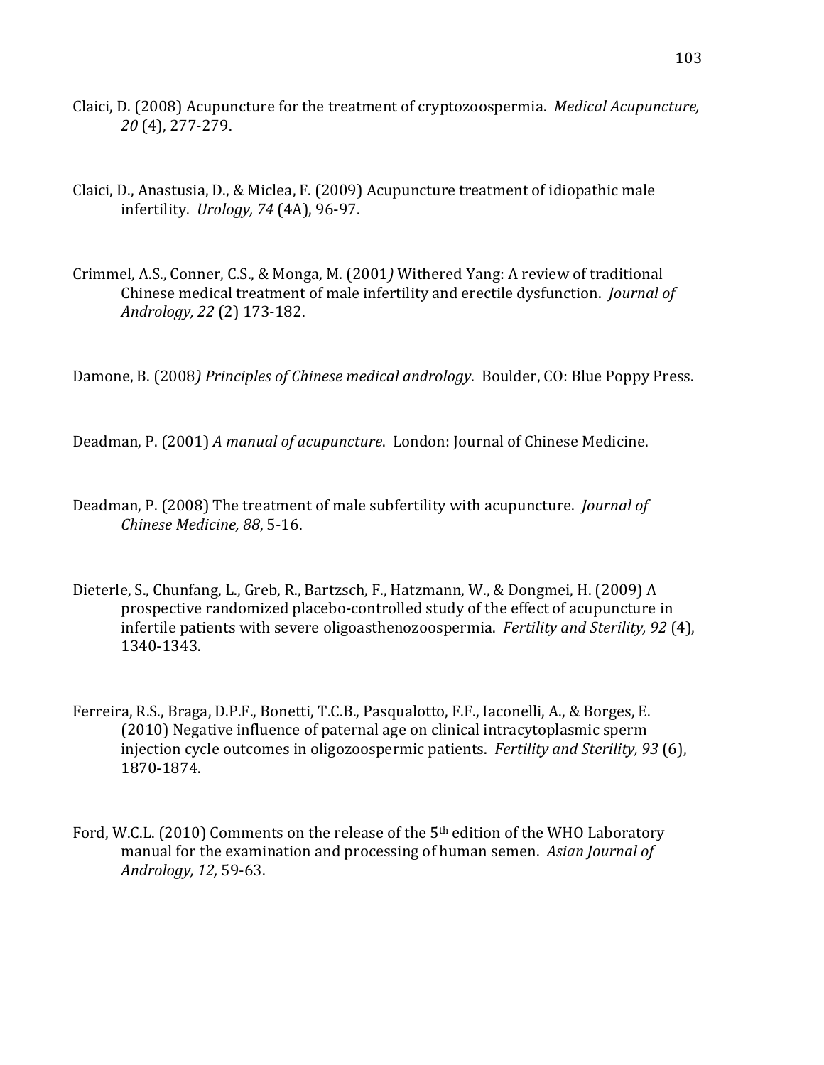Claici, D. (2008) Acupuncture for the treatment of cryptozoospermia. *Medical Acupuncture, 20* (4), 277-279.

Claici, D., Anastusia, D., & Miclea, F. (2009) Acupuncture treatment of idiopathic male infertility. *Urology, 74* (4A), 96-97.

Crimmel, A.S., Conner, C.S., & Monga, M. (2001*)* Withered Yang: A review of traditional Chinese medical treatment of male infertility and erectile dysfunction. *Journal of Andrology, 22* (2) 173-182.

Damone, B. (2008*) Principles of Chinese medical andrology*. Boulder, CO: Blue Poppy Press.

Deadman, P. (2001) *A manual of acupuncture*. London: Journal of Chinese Medicine.

Deadman, P. (2008) The treatment of male subfertility with acupuncture. *Journal of Chinese Medicine, 88*, 5-16.

Dieterle, S., Chunfang, L., Greb, R., Bartzsch, F., Hatzmann, W., & Dongmei, H. (2009) A prospective randomized placebo-controlled study of the effect of acupuncture in infertile patients with severe oligoasthenozoospermia. *Fertility and Sterility, 92* (4), 1340-1343.

Ferreira, R.S., Braga, D.P.F., Bonetti, T.C.B., Pasqualotto, F.F., Iaconelli, A., & Borges, E. (2010) Negative influence of paternal age on clinical intracytoplasmic sperm injection cycle outcomes in oligozoospermic patients. *Fertility and Sterility, 93* (6), 1870-1874.

Ford, W.C.L. (2010) Comments on the release of the 5th edition of the WHO Laboratory manual for the examination and processing of human semen. *Asian Journal of Andrology, 12,* 59-63.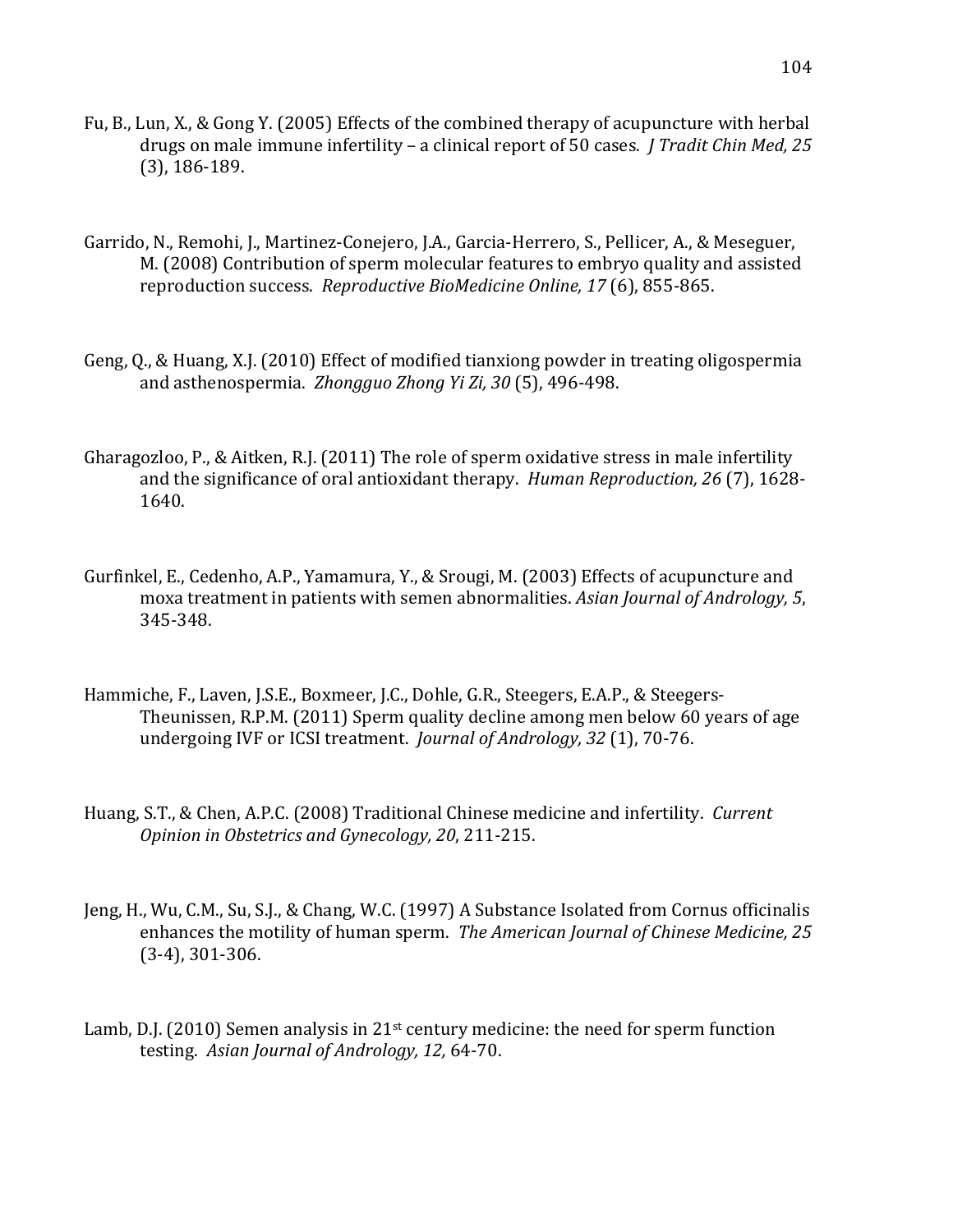Fu, B., Lun, X., & Gong Y. (2005) Effects of the combined therapy of acupuncture with herbal drugs on male immune infertility – a clinical report of 50 cases. *J Tradit Chin Med, 25* (3), 186-189.

Garrido, N., Remohi, J., Martinez-Conejero, J.A., Garcia-Herrero, S., Pellicer, A., & Meseguer, M. (2008) Contribution of sperm molecular features to embryo quality and assisted reproduction success. *Reproductive BioMedicine Online, 17* (6), 855-865.

Geng, Q., & Huang, X.J. (2010) Effect of modified tianxiong powder in treating oligospermia and asthenospermia. *Zhongguo Zhong Yi Zi, 30* (5), 496-498.

Gharagozloo, P., & Aitken, R.J. (2011) The role of sperm oxidative stress in male infertility and the significance of oral antioxidant therapy. *Human Reproduction, 26* (7), 1628-1640.

Gurfinkel, E., Cedenho, A.P., Yamamura, Y., & Srougi, M. (2003) Effects of acupuncture and moxa treatment in patients with semen abnormalities. *Asian Journal of Andrology, 5*, 345-348.

Hammiche, F., Laven, J.S.E., Boxmeer, J.C., Dohle, G.R., Steegers, E.A.P., & Steegers-Theunissen, R.P.M. (2011) Sperm quality decline among men below 60 years of age undergoing IVF or ICSI treatment. *Journal of Andrology, 32* (1), 70-76.

Huang, S.T., & Chen, A.P.C. (2008) Traditional Chinese medicine and infertility. *Current Opinion in Obstetrics and Gynecology, 20*, 211-215.

Jeng, H., Wu, C.M., Su, S.J., & Chang, W.C. (1997) A Substance Isolated from Cornus officinalis enhances the motility of human sperm. *The American Journal of Chinese Medicine, 25* (3-4), 301-306.

Lamb, D.J. (2010) Semen analysis in 21st century medicine: the need for sperm function testing. *Asian Journal of Andrology, 12,* 64-70.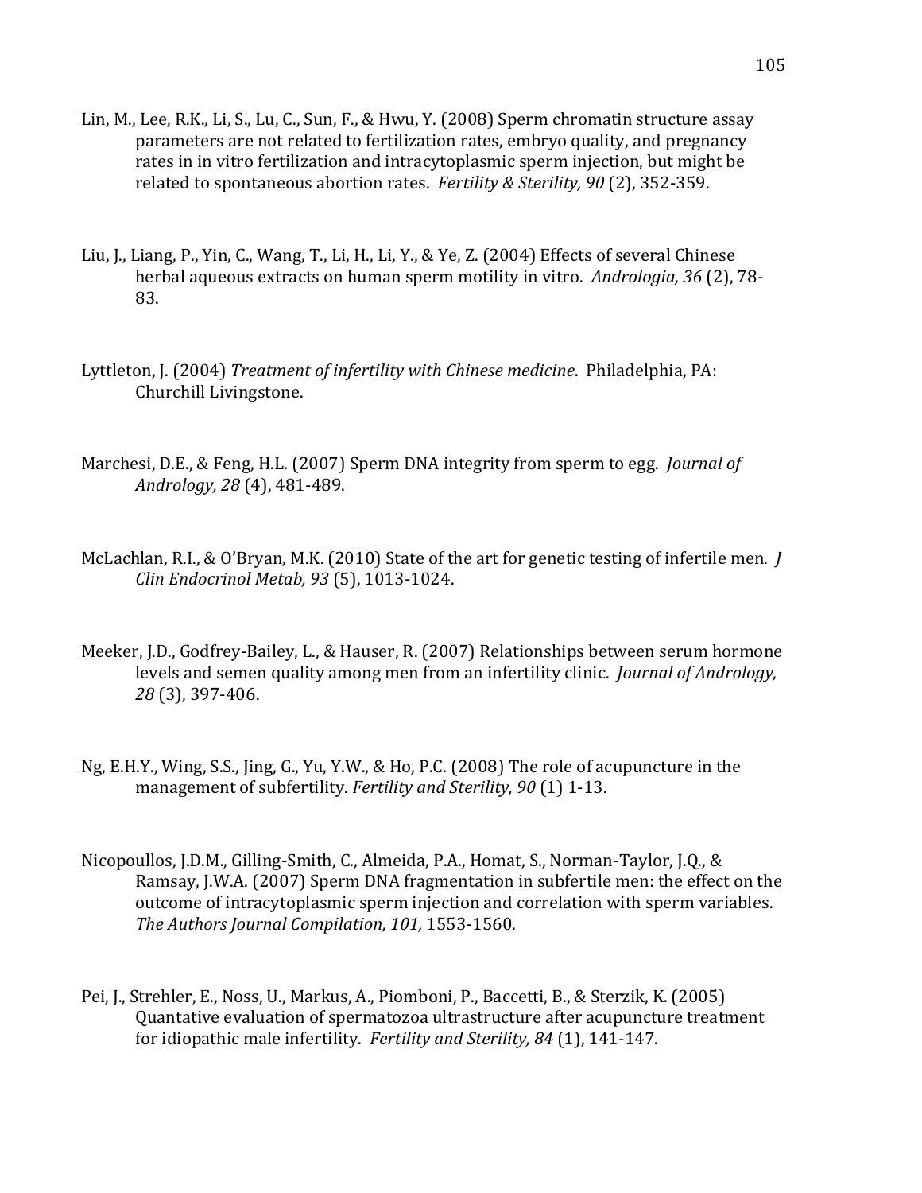Lin, M., Lee, R.K., Li, S., Lu, C., Sun, F., & Hwu, Y. (2008) Sperm chromatin structure assay parameters are not related to fertilization rates, embryo quality, and pregnancy rates in in vitro fertilization and intracytoplasmic sperm injection, but might be related to spontaneous abortion rates. *Fertility & Sterility, 90* (2), 352-359.

Liu, J., Liang, P., Yin, C., Wang, T., Li, H., Li, Y., & Ye, Z. (2004) Effects of several Chinese herbal aqueous extracts on human sperm motility in vitro. *Andrologia, 36* (2), 78-83.

Lyttleton, J. (2004) *Treatment of infertility with Chinese medicine*. Philadelphia, PA: Churchill Livingstone.

Marchesi, D.E., & Feng, H.L. (2007) Sperm DNA integrity from sperm to egg. *Journal of Andrology, 28* (4), 481-489.

McLachlan, R.I., & O'Bryan, M.K. (2010) State of the art for genetic testing of infertile men. *J Clin Endocrinol Metab, 93* (5), 1013-1024.

Meeker, J.D., Godfrey-Bailey, L., & Hauser, R. (2007) Relationships between serum hormone levels and semen quality among men from an infertility clinic. *Journal of Andrology, 28* (3), 397-406.

Ng, E.H.Y., Wing, S.S., Jing, G., Yu, Y.W., & Ho, P.C. (2008) The role of acupuncture in the management of subfertility. *Fertility and Sterility, 90* (1) 1-13.

Nicopoullos, J.D.M., Gilling-Smith, C., Almeida, P.A., Homat, S., Norman-Taylor, J.Q., & Ramsay, J.W.A. (2007) Sperm DNA fragmentation in subfertile men: the effect on the outcome of intracytoplasmic sperm injection and correlation with sperm variables. *The Authors Journal Compilation, 101,* 1553-1560.

Pei, J., Strehler, E., Noss, U., Markus, A., Piomboni, P., Baccetti, B., & Sterzik, K. (2005) Quantative evaluation of spermatozoa ultrastructure after acupuncture treatment for idiopathic male infertility. *Fertility and Sterility, 84* (1), 141-147.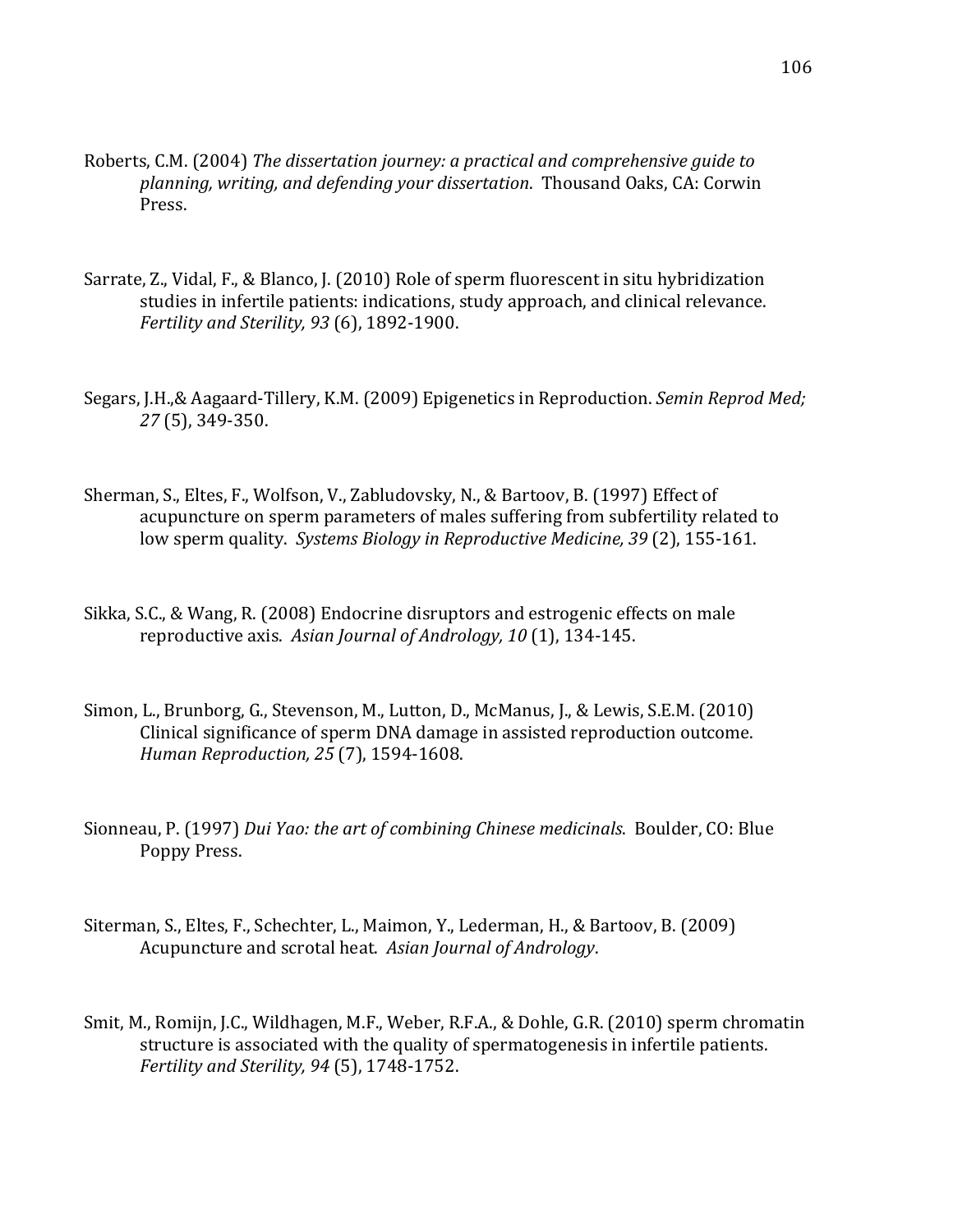Roberts, C.M. (2004) *The dissertation journey: a practical and comprehensive guide to planning, writing, and defending your dissertation*. Thousand Oaks, CA: Corwin Press.

Sarrate, Z., Vidal, F., & Blanco, J. (2010) Role of sperm fluorescent in situ hybridization studies in infertile patients: indications, study approach, and clinical relevance. *Fertility and Sterility, 93* (6), 1892-1900.

Segars, J.H.,& Aagaard-Tillery, K.M. (2009) Epigenetics in Reproduction. *Semin Reprod Med; 27* (5), 349-350.

Sherman, S., Eltes, F., Wolfson, V., Zabludovsky, N., & Bartoov, B. (1997) Effect of acupuncture on sperm parameters of males suffering from subfertility related to low sperm quality. *Systems Biology in Reproductive Medicine, 39* (2), 155-161.

Sikka, S.C., & Wang, R. (2008) Endocrine disruptors and estrogenic effects on male reproductive axis. *Asian Journal of Andrology, 10* (1), 134-145.

Simon, L., Brunborg, G., Stevenson, M., Lutton, D., McManus, J., & Lewis, S.E.M. (2010) Clinical significance of sperm DNA damage in assisted reproduction outcome. *Human Reproduction, 25* (7), 1594-1608.

Sionneau, P. (1997) *Dui Yao: the art of combining Chinese medicinals*. Boulder, CO: Blue Poppy Press.

Siterman, S., Eltes, F., Schechter, L., Maimon, Y., Lederman, H., & Bartoov, B. (2009) Acupuncture and scrotal heat. *Asian Journal of Andrology*.

Smit, M., Romijn, J.C., Wildhagen, M.F., Weber, R.F.A., & Dohle, G.R. (2010) sperm chromatin structure is associated with the quality of spermatogenesis in infertile patients. *Fertility and Sterility, 94* (5), 1748-1752.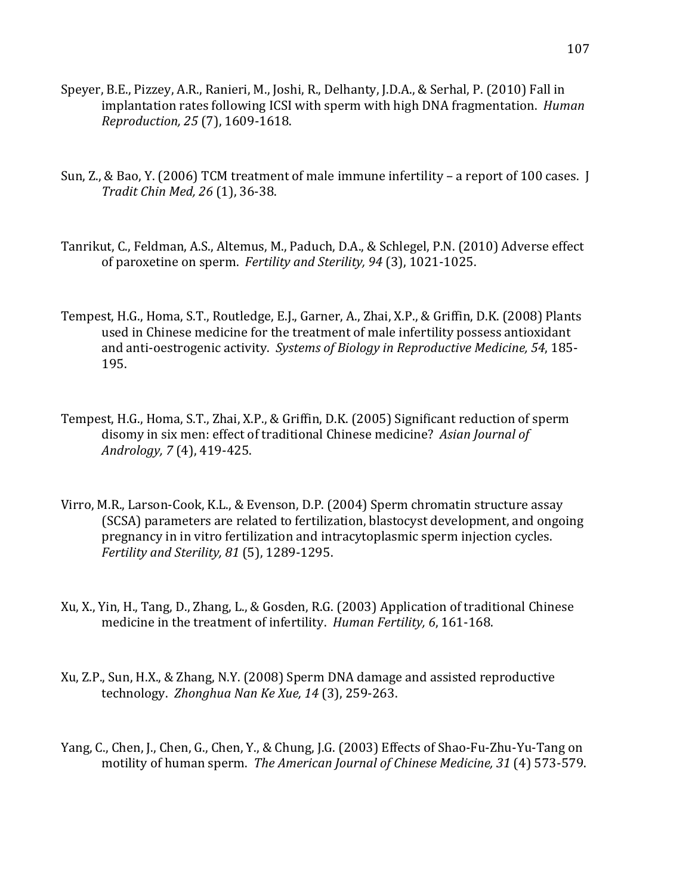Speyer, B.E., Pizzey, A.R., Ranieri, M., Joshi, R., Delhanty, J.D.A., & Serhal, P. (2010) Fall in implantation rates following ICSI with sperm with high DNA fragmentation. *Human Reproduction, 25* (7), 1609-1618.

Sun, Z., & Bao, Y. (2006) TCM treatment of male immune infertility – a report of 100 cases. J *Tradit Chin Med, 26* (1), 36-38.

Tanrikut, C., Feldman, A.S., Altemus, M., Paduch, D.A., & Schlegel, P.N. (2010) Adverse effect of paroxetine on sperm. *Fertility and Sterility, 94* (3), 1021-1025.

Tempest, H.G., Homa, S.T., Routledge, E.J., Garner, A., Zhai, X.P., & Griffin, D.K. (2008) Plants used in Chinese medicine for the treatment of male infertility possess antioxidant and anti-oestrogenic activity. *Systems of Biology in Reproductive Medicine, 54*, 185-195.

Tempest, H.G., Homa, S.T., Zhai, X.P., & Griffin, D.K. (2005) Significant reduction of sperm disomy in six men: effect of traditional Chinese medicine? *Asian Journal of Andrology, 7* (4), 419-425.

Virro, M.R., Larson-Cook, K.L., & Evenson, D.P. (2004) Sperm chromatin structure assay (SCSA) parameters are related to fertilization, blastocyst development, and ongoing pregnancy in in vitro fertilization and intracytoplasmic sperm injection cycles. *Fertility and Sterility, 81* (5), 1289-1295.

Xu, X., Yin, H., Tang, D., Zhang, L., & Gosden, R.G. (2003) Application of traditional Chinese medicine in the treatment of infertility. *Human Fertility, 6*, 161-168.

Xu, Z.P., Sun, H.X., & Zhang, N.Y. (2008) Sperm DNA damage and assisted reproductive technology. *Zhonghua Nan Ke Xue, 14* (3), 259-263.

Yang, C., Chen, J., Chen, G., Chen, Y., & Chung, J.G. (2003) Effects of Shao-Fu-Zhu-Yu-Tang on motility of human sperm. *The American Journal of Chinese Medicine, 31* (4) 573-579.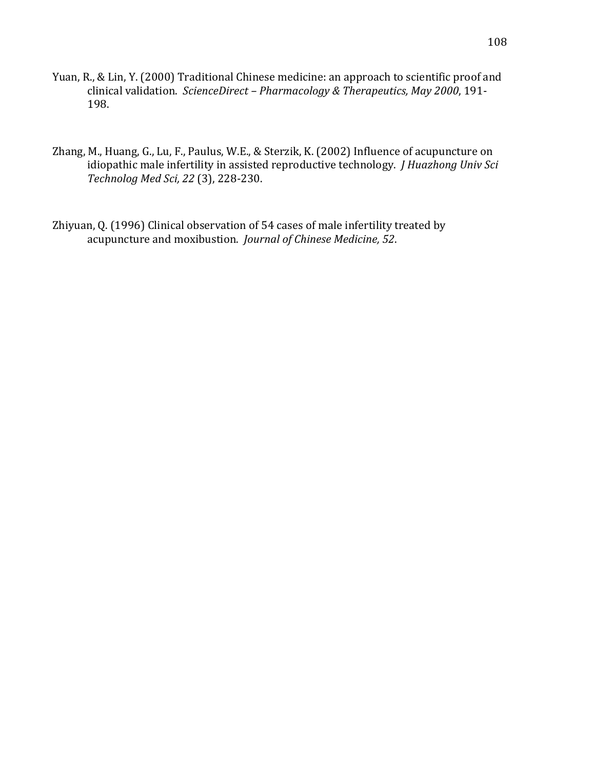Yuan, R., & Lin, Y. (2000) Traditional Chinese medicine: an approach to scientific proof and clinical validation. *ScienceDirect – Pharmacology & Therapeutics, May 2000*, 191-198.

Zhang, M., Huang, G., Lu, F., Paulus, W.E., & Sterzik, K. (2002) Influence of acupuncture on idiopathic male infertility in assisted reproductive technology. *J Huazhong Univ Sci Technolog Med Sci, 22* (3), 228-230.

Zhiyuan, Q. (1996) Clinical observation of 54 cases of male infertility treated by acupuncture and moxibustion. *Journal of Chinese Medicine, 52*.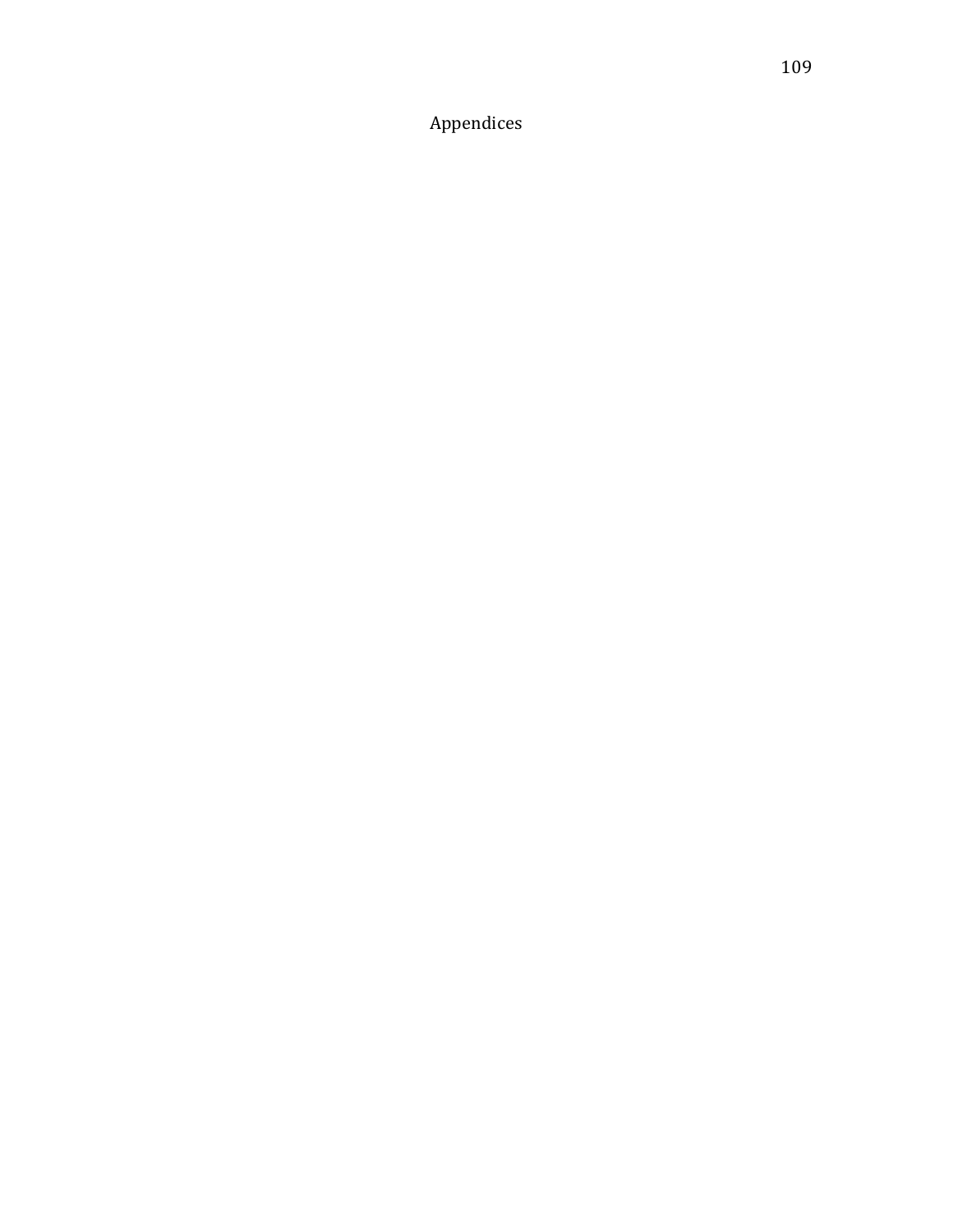# Appendices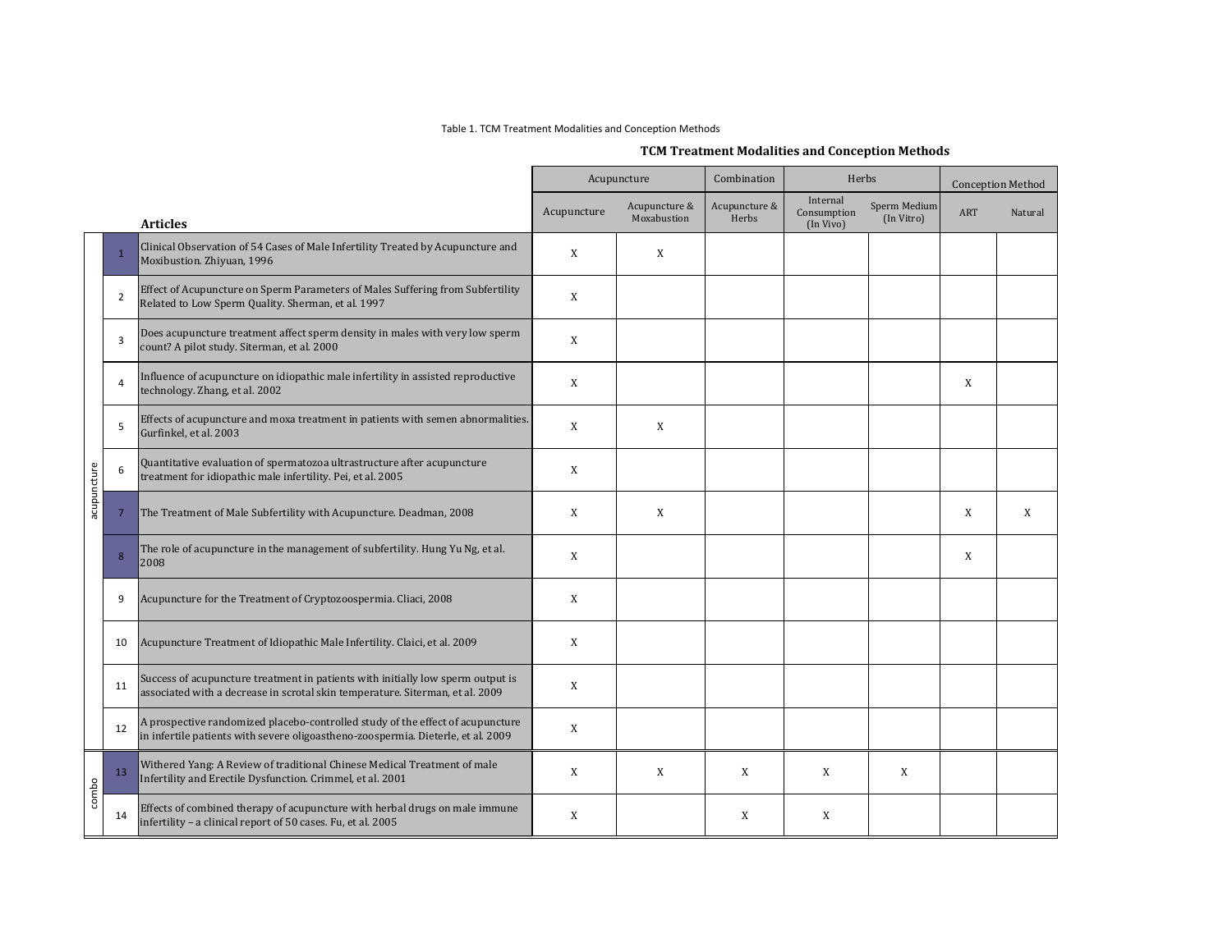Table 1. TCM Treatment Modalities and Conception Methods

**TCM Treatment Modalities and Conception Methods**

| | | Articles | Acupuncture | | Combination | Herbs | | Conception Method | |
|---|---|---|---|---|---|---|---|---|---|
| | | | Acupuncture | Acupuncture & Moxabustion | Acupuncture & Herbs | Internal Consumption (In Vivo) | Sperm Medium (In Vitro) | ART | Natural |
| acupuncture | 1 | Clinical Observation of 54 Cases of Male Infertility Treated by Acupuncture and Moxibustion. Zhiyuan, 1996 | X | X | | | | | |
| | 2 | Effect of Acupuncture on Sperm Parameters of Males Suffering from Subfertility Related to Low Sperm Quality. Sherman, et al. 1997 | X | | | | | | |
| | 3 | Does acupuncture treatment affect sperm density in males with very low sperm count? A pilot study. Siterman, et al. 2000 | X | | | | | | |
| | 4 | Influence of acupuncture on idiopathic male infertility in assisted reproductive technology. Zhang, et al. 2002 | X | | | | | X | |
| | 5 | Effects of acupuncture and moxa treatment in patients with semen abnormalities. Gurfinkel, et al. 2003 | X | X | | | | | |
| | 6 | Quantitative evaluation of spermatozoa ultrastructure after acupuncture treatment for idiopathic male infertility. Pei, et al. 2005 | X | | | | | | |
| | 7 | The Treatment of Male Subfertility with Acupuncture. Deadman, 2008 | X | X | | | | X | X |
| | 8 | The role of acupuncture in the management of subfertility. Hung Yu Ng, et al. 2008 | X | | | | | X | |
| | 9 | Acupuncture for the Treatment of Cryptozoospermia. Cliaci, 2008 | X | | | | | | |
| | 10 | Acupuncture Treatment of Idiopathic Male Infertility. Claici, et al. 2009 | X | | | | | | |
| | 11 | Success of acupuncture treatment in patients with initially low sperm output is associated with a decrease in scrotal skin temperature. Siterman, et al. 2009 | X | | | | | | |
| | 12 | A prospective randomized placebo-controlled study of the effect of acupuncture in infertile patients with severe oligoastheno-zoospermia. Dieterle, et al. 2009 | X | | | | | | |
| combo | 13 | Withered Yang: A Review of traditional Chinese Medical Treatment of male Infertility and Erectile Dysfunction. Crimmel, et al. 2001 | X | X | X | X | X | | |
| | 14 | Effects of combined therapy of acupuncture with herbal drugs on male immune infertility – a clinical report of 50 cases. Fu, et al. 2005 | X | | X | X | | | |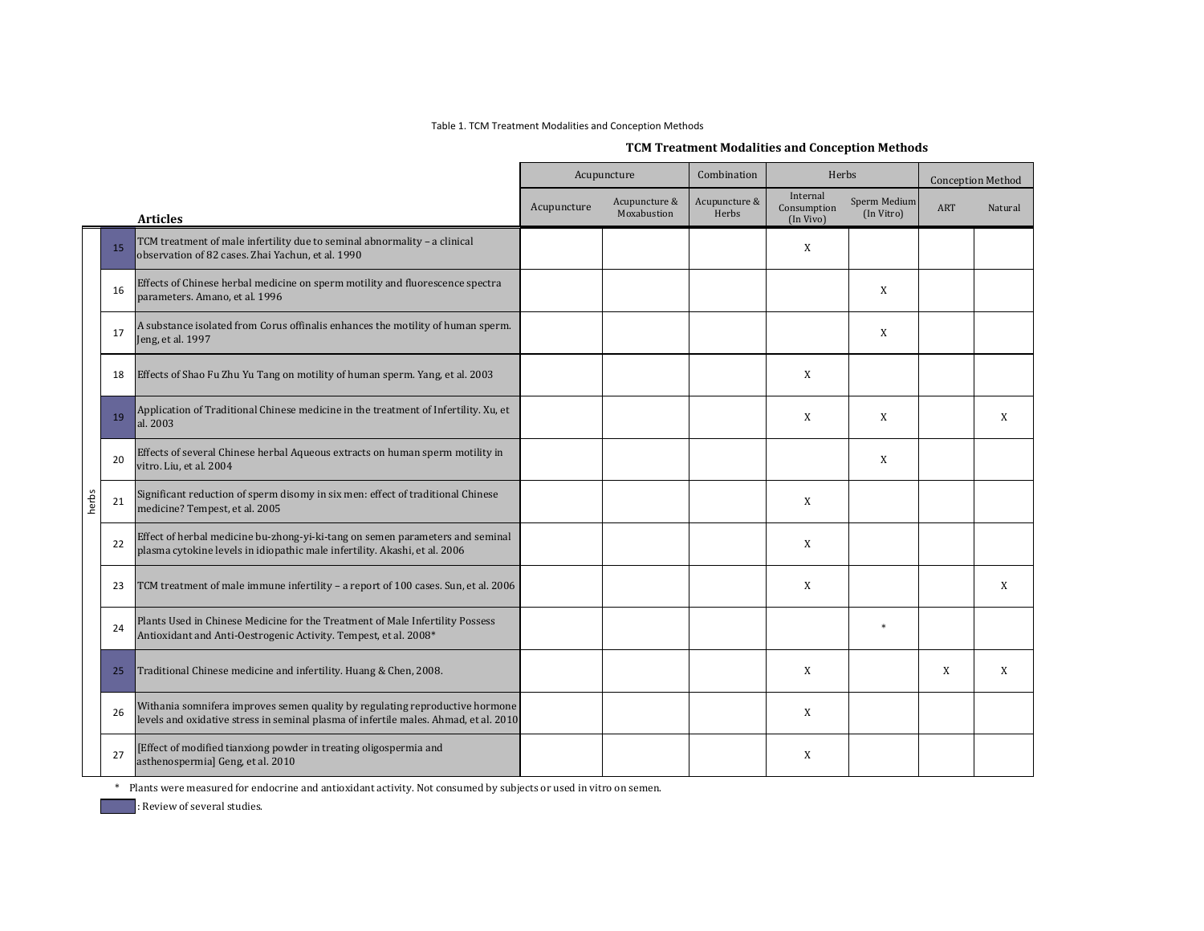Table 1. TCM Treatment Modalities and Conception Methods

**TCM Treatment Modalities and Conception Methods**

| | | Articles | Acupuncture | | Combination | Herbs | | Conception Method | |
|---|---|---|---|---|---|---|---|---|---|
| | | | Acupuncture | Acupuncture & Moxabustion | Acupuncture & Herbs | Internal Consumption (In Vivo) | Sperm Medium (In Vitro) | ART | Natural |
| herbs | 15 | TCM treatment of male infertility due to seminal abnormality – a clinical observation of 82 cases. Zhai Yachun, et al. 1990 | | | | X | | | |
| | 16 | Effects of Chinese herbal medicine on sperm motility and fluorescence spectra parameters. Amano, et al. 1996 | | | | | X | | |
| | 17 | A substance isolated from Corus offinalis enhances the motility of human sperm. Jeng, et al. 1997 | | | | | X | | |
| | 18 | Effects of Shao Fu Zhu Yu Tang on motility of human sperm. Yang, et al. 2003 | | | | X | | | |
| | 19 | Application of Traditional Chinese medicine in the treatment of Infertility. Xu, et al. 2003 | | | | X | X | | X |
| | 20 | Effects of several Chinese herbal Aqueous extracts on human sperm motility in vitro. Liu, et al. 2004 | | | | | X | | |
| | 21 | Significant reduction of sperm disomy in six men: effect of traditional Chinese medicine? Tempest, et al. 2005 | | | | X | | | |
| | 22 | Effect of herbal medicine bu-zhong-yi-ki-tang on semen parameters and seminal plasma cytokine levels in idiopathic male infertility. Akashi, et al. 2006 | | | | X | | | |
| | 23 | TCM treatment of male immune infertility – a report of 100 cases. Sun, et al. 2006 | | | | X | | | X |
| | 24 | Plants Used in Chinese Medicine for the Treatment of Male Infertility Possess Antioxidant and Anti-Oestrogenic Activity. Tempest, et al. 2008* | | | | | * | | |
| | 25 | Traditional Chinese medicine and infertility. Huang & Chen, 2008. | | | | X | | X | X |
| | 26 | Withania somnifera improves semen quality by regulating reproductive hormone levels and oxidative stress in seminal plasma of infertile males. Ahmad, et al. 2010 | | | | X | | | |
| | 27 | [Effect of modified tianxiong powder in treating oligospermia and asthenospermia] Geng, et al. 2010 | | | | X | | | |

\* Plants were measured for endocrine and antioxidant activity. Not consumed by subjects or used in vitro on semen.

(shaded): Review of several studies.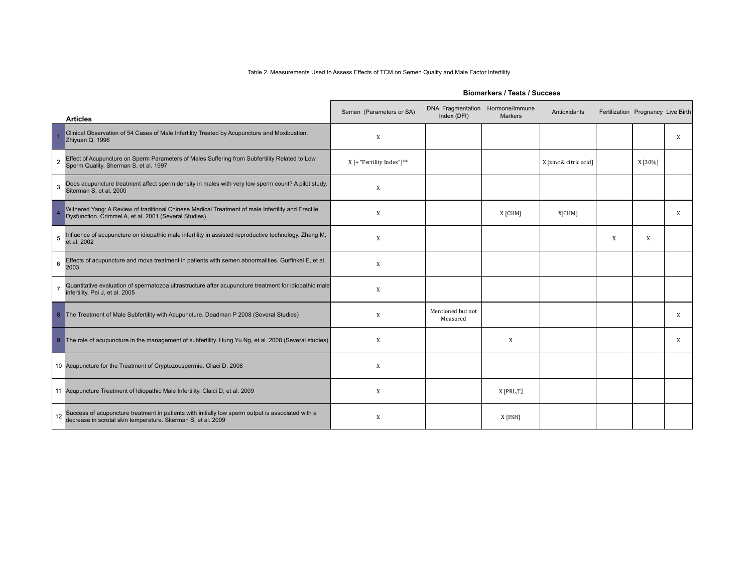Table 2. Measurements Used to Assess Effects of TCM on Semen Quality and Male Factor Infertility

| | Articles | Biomarkers / Tests / Success | | | | | | |
|---|---|---|---|---|---|---|---|---|
| | | Semen (Parameters or SA) | DNA Fragmentation Index (DFI) | Hormone/Immune Markers | Antioxidants | Fertilization | Pregnancy | Live Birth |
| 1 | Clinical Observation of 54 Cases of Male Infertility Treated by Acupuncture and Moxibustion. Zhiyuan Q. 1996 | X | | | | | | X |
| 2 | Effect of Acupuncture on Sperm Parameters of Males Suffering from Subfertility Related to Low Sperm Quality. Sherman S, et al. 1997 | X [+ "Fertility Index"]** | | | X [zinc & citric acid] | | X [30%] | |
| 3 | Does acupuncture treatment affect sperm density in males with very low sperm count? A pilot study. Siterman S, et al. 2000 | X | | | | | | |
| 4 | Withered Yang: A Review of traditional Chinese Medical Treatment of male Infertility and Erectile Dysfunction. Crimmel A, et al. 2001 (Several Studies) | X | | X [CHM] | X[CHM] | | | X |
| 5 | Influence of acupuncture on idiopathic male infertility in assisted reproductive technology. Zhang M, et al. 2002 | X | | | | X | X | |
| 6 | Effects of acupuncture and moxa treatment in patients with semen abnormalities. Gurfinkel E, et al. 2003 | X | | | | | | |
| 7 | Quantitative evaluation of spermatozoa ultrastructure after acupuncture treatment for idiopathic male infertility. Pei J, et al. 2005 | X | | | | | | |
| 8 | The Treatment of Male Subfertility with Acupuncture. Deadman P 2008 (Several Studies) | X | Mentioned but not Measured | | | | | X |
| 9 | The role of acupuncture in the management of subfertility. Hung Yu Ng, et al. 2008 (Several studies) | X | | X | | | | X |
| 10 | Acupuncture for the Treatment of Cryptozoospermia. Cliaci D. 2008 | X | | | | | | |
| 11 | Acupuncture Treatment of Idiopathic Male Infertility. Claici D, et al. 2009 | X | | X [PRL,T] | | | | |
| 12 | Success of acupuncture treatment in patients with initially low sperm output is associated with a decrease in scrotal skin temperature. Siterman S, et al. 2009 | X | | X [FSH] | | | | |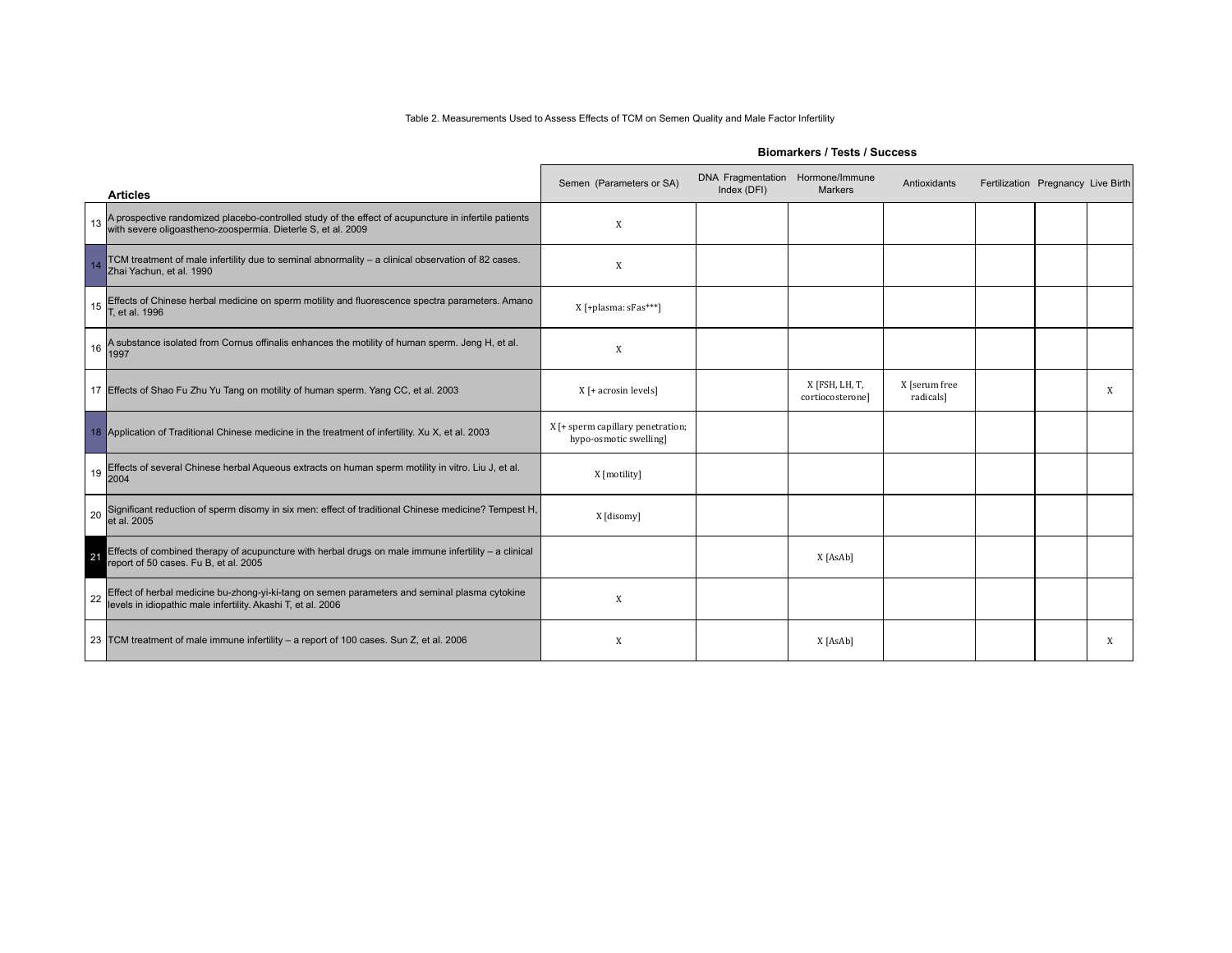Table 2. Measurements Used to Assess Effects of TCM on Semen Quality and Male Factor Infertility

| | | Biomarkers / Tests / Success | | | | | | |
|---|---|---|---|---|---|---|---|---|
| | **Articles** | Semen (Parameters or SA) | DNA Fragmentation Index (DFI) | Hormone/Immune Markers | Antioxidants | Fertilization | Pregnancy | Live Birth |
| 13 | A prospective randomized placebo-controlled study of the effect of acupuncture in infertile patients with severe oligoastheno-zoospermia. Dieterle S, et al. 2009 | X | | | | | | |
| 14 | TCM treatment of male infertility due to seminal abnormality – a clinical observation of 82 cases. Zhai Yachun, et al. 1990 | X | | | | | | |
| 15 | Effects of Chinese herbal medicine on sperm motility and fluorescence spectra parameters. Amano T, et al. 1996 | X [+plasma: sFas***] | | | | | | |
| 16 | A substance isolated from Cornus offinalis enhances the motility of human sperm. Jeng H, et al. 1997 | X | | | | | | |
| 17 | Effects of Shao Fu Zhu Yu Tang on motility of human sperm. Yang CC, et al. 2003 | X [+ acrosin levels] | | X [FSH, LH, T, cortiocosterone] | X [serum free radicals] | | | X |
| 18 | Application of Traditional Chinese medicine in the treatment of infertility. Xu X, et al. 2003 | X [+ sperm capillary penetration; hypo-osmotic swelling] | | | | | | |
| 19 | Effects of several Chinese herbal Aqueous extracts on human sperm motility in vitro. Liu J, et al. 2004 | X [motility] | | | | | | |
| 20 | Significant reduction of sperm disomy in six men: effect of traditional Chinese medicine? Tempest H, et al. 2005 | X [disomy] | | | | | | |
| 21 | Effects of combined therapy of acupuncture with herbal drugs on male immune infertility – a clinical report of 50 cases. Fu B, et al. 2005 | | | X [AsAb] | | | | |
| 22 | Effect of herbal medicine bu-zhong-yi-ki-tang on semen parameters and seminal plasma cytokine levels in idiopathic male infertility. Akashi T, et al. 2006 | X | | | | | | |
| 23 | TCM treatment of male immune infertility – a report of 100 cases. Sun Z, et al. 2006 | X | | X [AsAb] | | | | X |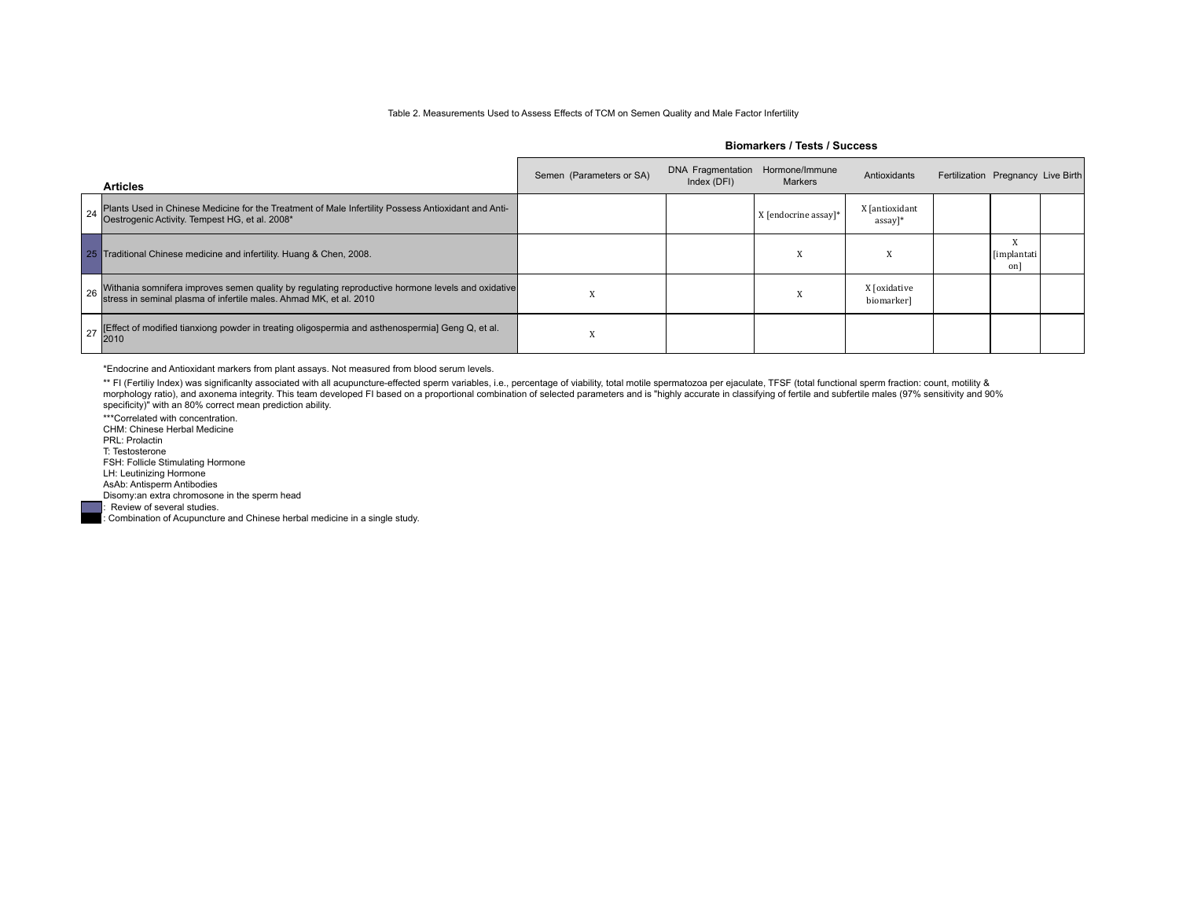Table 2. Measurements Used to Assess Effects of TCM on Semen Quality and Male Factor Infertility

| | Articles | Biomarkers / Tests / Success | | | | | | |
|---|---|---|---|---|---|---|---|---|
| | | Semen (Parameters or SA) | DNA Fragmentation Index (DFI) | Hormone/Immune Markers | Antioxidants | Fertilization | Pregnancy | Live Birth |
| 24 | Plants Used in Chinese Medicine for the Treatment of Male Infertility Possess Antioxidant and Anti-Oestrogenic Activity. Tempest HG, et al. 2008* | | | X [endocrine assay]* | X [antioxidant assay]* | | | |
| 25 | Traditional Chinese medicine and infertility. Huang & Chen, 2008. | | | X | X | | X [implantation] | |
| 26 | Withania somnifera improves semen quality by regulating reproductive hormone levels and oxidative stress in seminal plasma of infertile males. Ahmad MK, et al. 2010 | X | | X | X [oxidative biomarker] | | | |
| 27 | [Effect of modified tianxiong powder in treating oligospermia and asthenospermia] Geng Q, et al. 2010 | X | | | | | | |

*Endocrine and Antioxidant markers from plant assays. Not measured from blood serum levels.

** FI (Fertiliy Index) was significanlty associated with all acupuncture-effected sperm variables, i.e., percentage of viability, total motile spermatozoa per ejaculate, TFSF (total functional sperm fraction: count, motility & morphology ratio), and axonema integrity. This team developed FI based on a proportional combination of selected parameters and is "highly accurate in classifying of fertile and subfertile males (97% sensitivity and 90% specificity)" with an 80% correct mean prediction ability.

***Correlated with concentration.

CHM: Chinese Herbal Medicine

PRL: Prolactin

T: Testosterone

FSH: Follicle Stimulating Hormone

LH: Leutinizing Hormone

AsAb: Antisperm Antibodies

Disomy:an extra chromosone in the sperm head

: Review of several studies.

: Combination of Acupuncture and Chinese herbal medicine in a single study.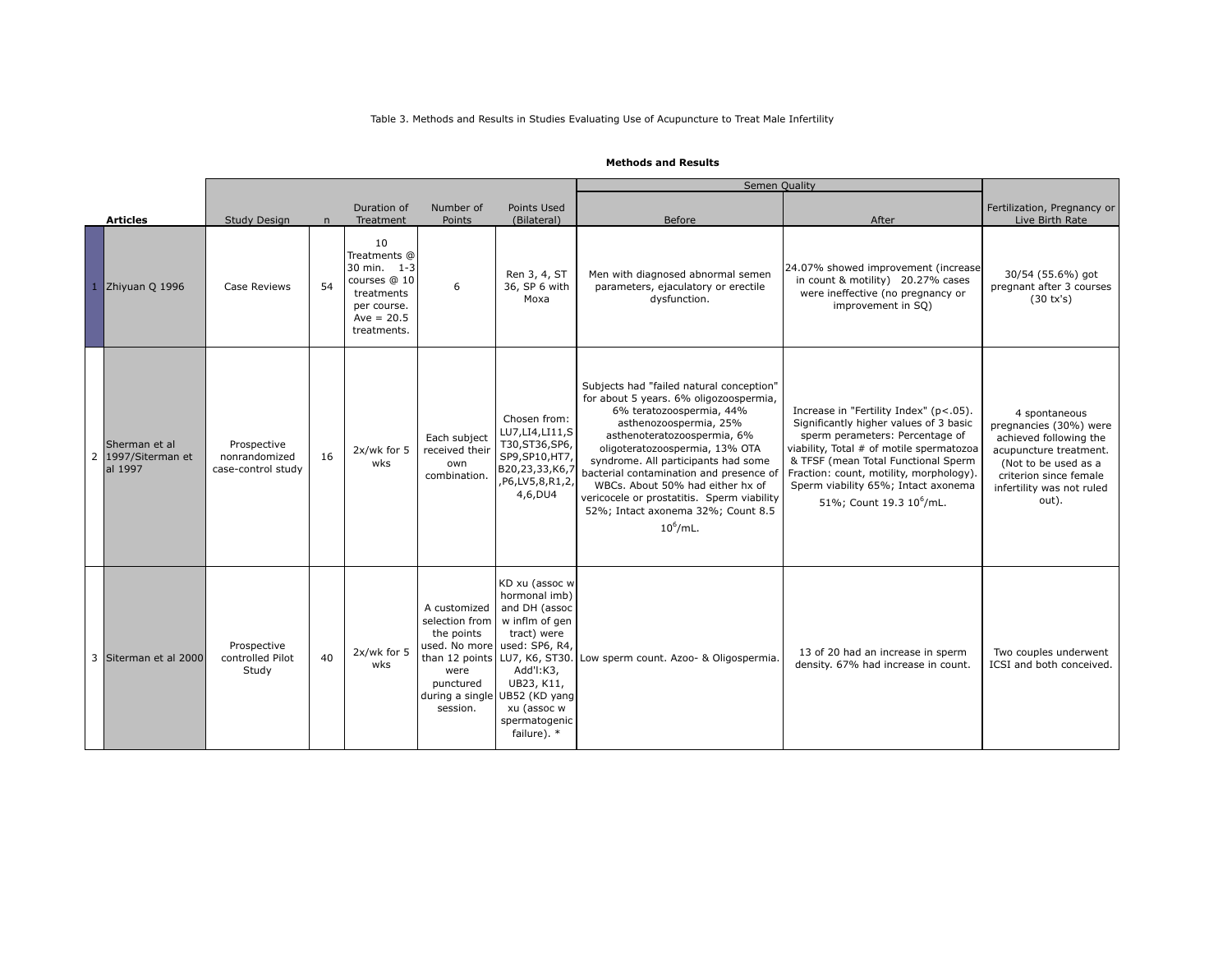Table 3. Methods and Results in Studies Evaluating Use of Acupuncture to Treat Male Infertility

**Methods and Results**

| | Articles | Study Design | n | Duration of Treatment | Number of Points | Points Used (Bilateral) | Semen Quality: Before | Semen Quality: After | Fertilization, Pregnancy or Live Birth Rate |
|---|---|---|---|---|---|---|---|---|---|
| 1 | Zhiyuan Q 1996 | Case Reviews | 54 | 10 Treatments @ 30 min. 1-3 courses @ 10 treatments per course. Ave = 20.5 treatments. | 6 | Ren 3, 4, ST 36, SP 6 with Moxa | Men with diagnosed abnormal semen parameters, ejaculatory or erectile dysfunction. | 24.07% showed improvement (increase in count & motility) 20.27% cases were ineffective (no pregnancy or improvement in SQ) | 30/54 (55.6%) got pregnant after 3 courses (30 tx's) |
| 2 | Sherman et al 1997/Siterman et al 1997 | Prospective nonrandomized case-control study | 16 | 2x/wk for 5 wks | Each subject received their own combination. | Chosen from: LU7,LI4,LI11,ST30,ST36,SP6, SP9,SP10,HT7, B20,23,33,K6,7,P6,LV5,8,R1,2, 4,6,DU4 | Subjects had "failed natural conception" for about 5 years. 6% oligozoospermia, 6% teratozoospermia, 44% asthenozoospermia, 25% asthenoteratozoospermia, 6% oligoteratozoospermia, 13% OTA syndrome. All participants had some bacterial contamination and presence of WBCs. About 50% had either hx of vericocele or prostatitis. Sperm viability 52%; Intact axonema 32%; Count 8.5 $10^6$/mL. | Increase in "Fertility Index" ($p<.05$). Significantly higher values of 3 basic sperm parameters: Percentage of viability, Total # of motile spermatozoa & TFSF (mean Total Functional Sperm Fraction: count, motility, morphology). Sperm viability 65%; Intact axonema 51%; Count 19.3 $10^6$/mL. | 4 spontaneous pregnancies (30%) were achieved following the acupuncture treatment. (Not to be used as a criterion since female infertility was not ruled out). |
| 3 | Siterman et al 2000 | Prospective controlled Pilot Study | 40 | 2x/wk for 5 wks | A customized selection from the points used. No more than 12 points were punctured during a single session. | KD xu (assoc w hormonal imb) and DH (assoc w inflm of gen tract) were used: SP6, R4, LU7, K6, ST30. Add'l:K3, UB23, K11, UB52 (KD yang xu (assoc w spermatogenic failure). * | Low sperm count. Azoo- & Oligospermia. | 13 of 20 had an increase in sperm density. 67% had increase in count. | Two couples underwent ICSI and both conceived. |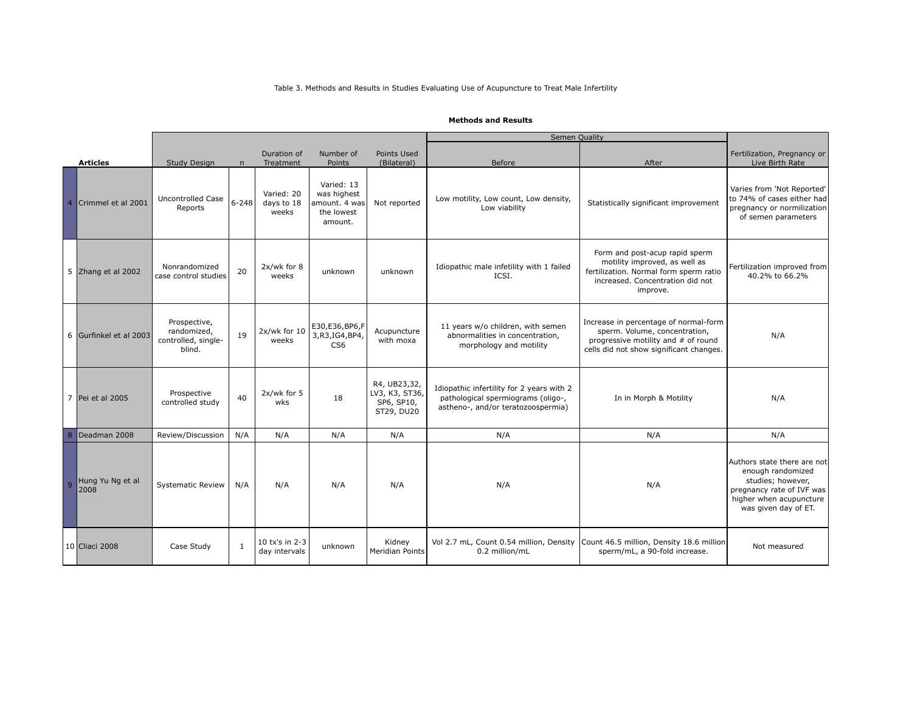Table 3. Methods and Results in Studies Evaluating Use of Acupuncture to Treat Male Infertility

**Methods and Results**

| | Articles | Study Design | n | Duration of Treatment | Number of Points | Points Used (Bilateral) | Semen Quality: Before | Semen Quality: After | Fertilization, Pregnancy or Live Birth Rate |
|---|---|---|---|---|---|---|---|---|---|
| 4 | Crimmel et al 2001 | Uncontrolled Case Reports | 6-248 | Varied: 20 days to 18 weeks | Varied: 13 was highest amount. 4 was the lowest amount. | Not reported | Low motility, Low count, Low density, Low viability | Statistically significant improvement | Varies from 'Not Reported' to 74% of cases either had pregnancy or normilization of semen parameters |
| 5 | Zhang et al 2002 | Nonrandomized case control studies | 20 | 2x/wk for 8 weeks | unknown | unknown | Idiopathic male infetility with 1 failed ICSI. | Form and post-acup rapid sperm motility improved, as well as fertilization. Normal form sperm ratio increased. Concentration did not improve. | Fertilization improved from 40.2% to 66.2% |
| 6 | Gurfinkel et al 2003 | Prospective, randomized, controlled, single-blind. | 19 | 2x/wk for 10 weeks | E30,E36,BP6,F3,R3,IG4,BP4,CS6 | Acupuncture with moxa | 11 years w/o children, with semen abnormalities in concentration, morphology and motility | Increase in percentage of normal-form sperm. Volume, concentration, progressive motility and # of round cells did not show significant changes. | N/A |
| 7 | Pei et al 2005 | Prospective controlled study | 40 | 2x/wk for 5 wks | 18 | R4, UB23,32, LV3, K3, ST36, SP6, SP10, ST29, DU20 | Idiopathic infertility for 2 years with 2 pathological spermiograms (oligo-, astheno-, and/or teratozoospermia) | In in Morph & Motility | N/A |
| 8 | Deadman 2008 | Review/Discussion | N/A | N/A | N/A | N/A | N/A | N/A | N/A |
| 9 | Hung Yu Ng et al 2008 | Systematic Review | N/A | N/A | N/A | N/A | N/A | N/A | Authors state there are not enough randomized studies; however, pregnancy rate of IVF was higher when acupuncture was given day of ET. |
| 10 | Cliaci 2008 | Case Study | 1 | 10 tx's in 2-3 day intervals | unknown | Kidney Meridian Points | Vol 2.7 mL, Count 0.54 million, Density 0.2 million/mL | Count 46.5 million, Density 18.6 million sperm/mL, a 90-fold increase. | Not measured |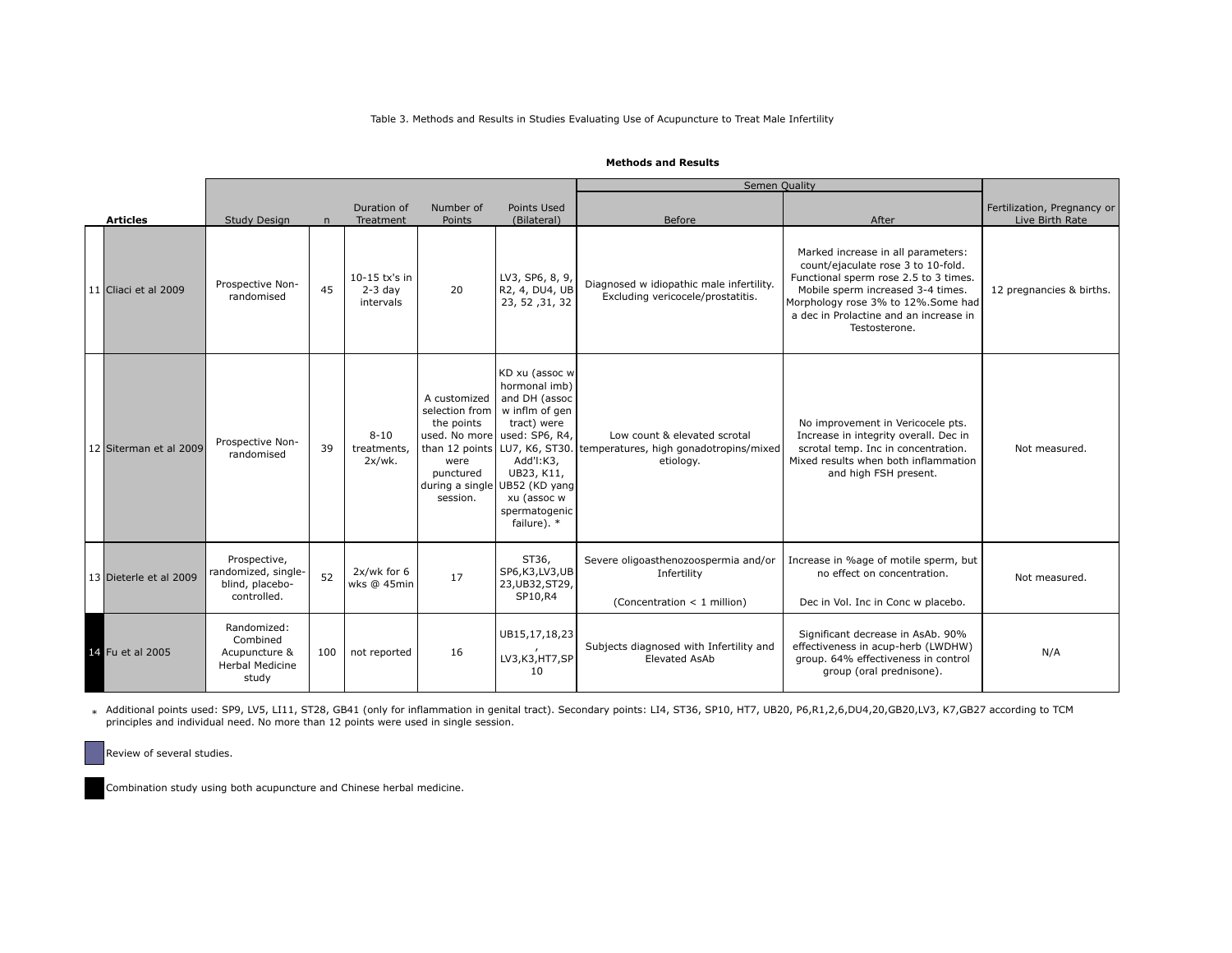Table 3. Methods and Results in Studies Evaluating Use of Acupuncture to Treat Male Infertility

**Methods and Results**

| Articles | Study Design | n | Duration of Treatment | Number of Points | Points Used (Bilateral) | Semen Quality Before | Semen Quality After | Fertilization, Pregnancy or Live Birth Rate |
|---|---|---|---|---|---|---|---|---|
| 11 Cliaci et al 2009 | Prospective Non-randomised | 45 | 10-15 tx's in 2-3 day intervals | 20 | LV3, SP6, 8, 9, R2, 4, DU4, UB 23, 52 ,31, 32 | Diagnosed w idiopathic male infertility. Excluding vericocele/prostatitis. | Marked increase in all parameters: count/ejaculate rose 3 to 10-fold. Functional sperm rose 2.5 to 3 times. Mobile sperm increased 3-4 times. Morphology rose 3% to 12%.Some had a dec in Prolactine and an increase in Testosterone. | 12 pregnancies & births. |
| 12 Siterman et al 2009 | Prospective Non-randomised | 39 | 8-10 treatments, 2x/wk. | A customized selection from the points used. No more than 12 points were punctured during a single session. | KD xu (assoc w hormonal imb) and DH (assoc w inflm of gen tract) were used: SP6, R4, LU7, K6, ST30. Add'l:K3, UB23, K11, UB52 (KD yang xu (assoc w spermatogenic failure). * | Low count & elevated scrotal temperatures, high gonadotropins/mixed etiology. | No improvement in Vericocele pts. Increase in integrity overall. Dec in scrotal temp. Inc in concentration. Mixed results when both inflammation and high FSH present. | Not measured. |
| 13 Dieterle et al 2009 | Prospective, randomized, single-blind, placebo-controlled. | 52 | 2x/wk for 6 wks @ 45min | 17 | ST36, SP6,K3,LV3,UB 23,UB32,ST29, SP10,R4 | Severe oligoasthenozoospermia and/or Infertility<br><br>(Concentration < 1 million) | Increase in %age of motile sperm, but no effect on concentration.<br><br>Dec in Vol. Inc in Conc w placebo. | Not measured. |
| 14 Fu et al 2005 | Randomized: Combined Acupuncture & Herbal Medicine study | 100 | not reported | 16 | UB15,17,18,23, LV3,K3,HT7,SP 10 | Subjects diagnosed with Infertility and Elevated AsAb | Significant decrease in AsAb. 90% effectiveness in acup-herb (LWDHW) group. 64% effectiveness in control group (oral prednisone). | N/A |

\* Additional points used: SP9, LV5, LI11, ST28, GB41 (only for inflammation in genital tract). Secondary points: LI4, ST36, SP10, HT7, UB20, P6,R1,2,6,DU4,20,GB20,LV3, K7,GB27 according to TCM principles and individual need. No more than 12 points were used in single session.

Review of several studies.

Combination study using both acupuncture and Chinese herbal medicine.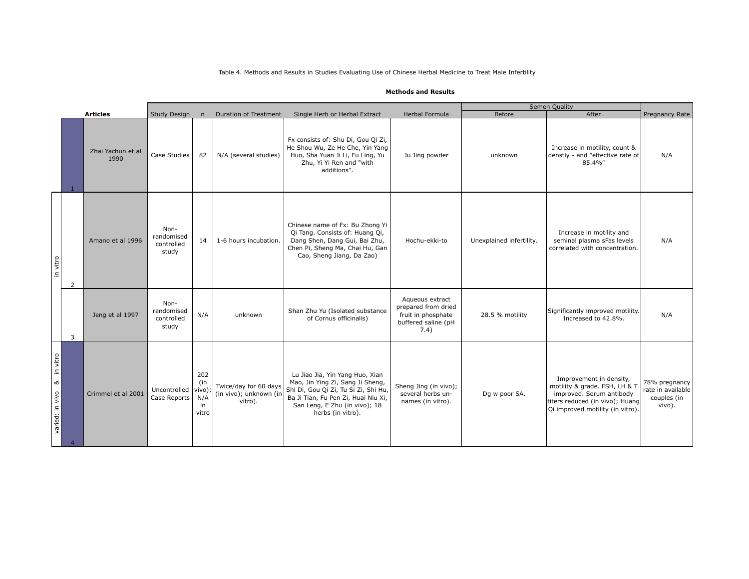Table 4. Methods and Results in Studies Evaluating Use of Chinese Herbal Medicine to Treat Male Infertility

**Methods and Results**

| | | Articles | Study Design | n | Duration of Treatment | Single Herb or Herbal Extract | Herbal Formula | Semen Quality | | Pregnancy Rate |
|---|---|---|---|---|---|---|---|---|---|---|
| | | | | | | | | Before | After | |
| | 1 | Zhai Yachun et al 1990 | Case Studies | 82 | N/A (several studies) | Fx consists of: Shu Di, Gou Qi Zi, He Shou Wu, Ze He Che, Yin Yang Huo, Sha Yuan Ji Li, Fu Ling, Yu Zhu, Yi Yi Ren and "with additions". | Ju Jing powder | unknown | Increase in motility, count & denstiy - and "effective rate of 85.4%" | N/A |
| in vitro | 2 | Amano et al 1996 | Non-randomised controlled study | 14 | 1-6 hours incubation. | Chinese name of Fx: Bu Zhong Yi Qi Tang. Consists of: Huang Qi, Dang Shen, Dang Gui, Bai Zhu, Chen Pi, Sheng Ma, Chai Hu, Gan Cao, Sheng Jiang, Da Zao) | Hochu-ekki-to | Unexplained infertility. | Increase in motility and seminal plasma sFas levels correlated with concentration. | N/A |
| in vitro | 3 | Jeng et al 1997 | Non-randomised controlled study | N/A | unknown | Shan Zhu Yu (Isolated substance of Cornus officinalis) | Aqueous extract prepared from dried fruit in phosphate buffered saline (pH 7.4) | 28.5 % motility | Significantly improved motility. Increased to 42.8%. | N/A |
| varied: in vivo & in vitro | 4 | Crimmel et al 2001 | Uncontrolled Case Reports | 202 (in vivo); N/A in vitro | Twice/day for 60 days (in vivo); unknown (in vitro). | Lu Jiao Jia, Yin Yang Huo, Xian Mao, Jin Ying Zi, Sang Ji Sheng, Shi Di, Gou Qi Zi, Tu Si Zi, Shi Hu, Ba Ji Tian, Fu Pen Zi, Huai Niu Xi, San Leng, E Zhu (in vivo); 18 herbs (in vitro). | Sheng Jing (in vivo); several herbs un-names (in vitro). | Dg w poor SA. | Improvement in density, motility & grade. FSH, LH & T improved. Serum antibody titers reduced (in vivo); Huang Qi improved motility (in vitro). | 78% pregnancy rate in available couples (in vivo). |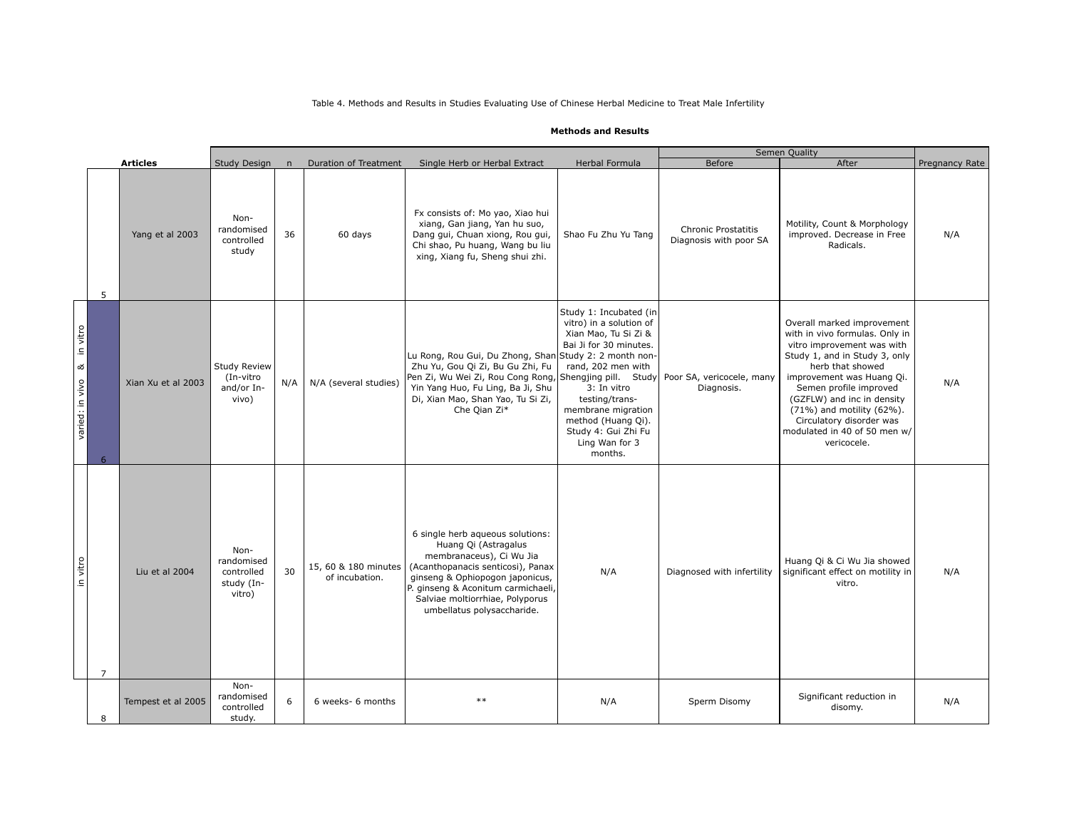Table 4. Methods and Results in Studies Evaluating Use of Chinese Herbal Medicine to Treat Male Infertility

**Methods and Results**

| | | **Articles** | Study Design | n | Duration of Treatment | Single Herb or Herbal Extract | Herbal Formula | Semen Quality | | Pregnancy Rate |
|---|---|---|---|---|---|---|---|---|---|---|
| | | | | | | | | Before | After | |
| | 5 | Yang et al 2003 | Non-randomised controlled study | 36 | 60 days | Fx consists of: Mo yao, Xiao hui xiang, Gan jiang, Yan hu suo, Dang gui, Chuan xiong, Rou gui, Chi shao, Pu huang, Wang bu liu xing, Xiang fu, Sheng shui zhi. | Shao Fu Zhu Yu Tang | Chronic Prostatitis Diagnosis with poor SA | Motility, Count & Morphology improved. Decrease in Free Radicals. | N/A |
| varied: in vivo & in vitro | 6 | Xian Xu et al 2003 | Study Review (In-vitro and/or In-vivo) | N/A | N/A (several studies) | Lu Rong, Rou Gui, Du Zhong, Shan Zhu Yu, Gou Qi Zi, Bu Gu Zhi, Fu Pen Zi, Wu Wei Zi, Rou Cong Rong, Yin Yang Huo, Fu Ling, Ba Ji, Shu Di, Xian Mao, Shan Yao, Tu Si Zi, Che Qian Zi* | Study 1: Incubated (in vitro) in a solution of Xian Mao, Tu Si Zi & Bai Ji for 30 minutes. Study 2: 2 month non-rand, 202 men with Shengjing pill. Study 3: In vitro testing/trans-membrane migration method (Huang Qi). Study 4: Gui Zhi Fu Ling Wan for 3 months. | Poor SA, vericocele, many Diagnosis. | Overall marked improvement with in vivo formulas. Only in vitro improvement was with Study 1, and in Study 3, only herb that showed improvement was Huang Qi. Semen profile improved (GZFLW) and inc in density (71%) and motility (62%). Circulatory disorder was modulated in 40 of 50 men w/ vericocele. | N/A |
| in vitro | 7 | Liu et al 2004 | Non-randomised controlled study (In-vitro) | 30 | 15, 60 & 180 minutes of incubation. | 6 single herb aqueous solutions: Huang Qi (Astragalus membranaceus), Ci Wu Jia (Acanthopanacis senticosi), Panax ginseng & Ophiopogon japonicus, P. ginseng & Aconitum carmichaeli, Salviae moltiorrhiae, Polyporus umbellatus polysaccharide. | N/A | Diagnosed with infertility | Huang Qi & Ci Wu Jia showed significant effect on motility in vitro. | N/A |
| | 8 | Tempest et al 2005 | Non-randomised controlled study. | 6 | 6 weeks- 6 months | ** | N/A | Sperm Disomy | Significant reduction in disomy. | N/A |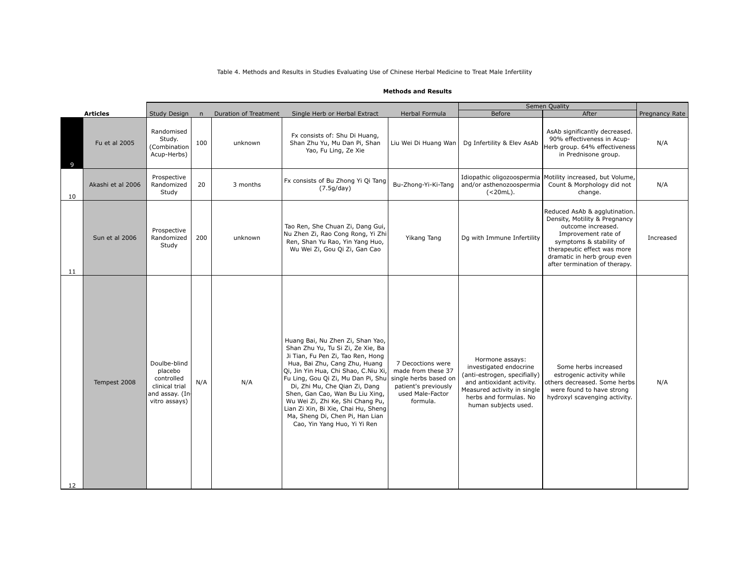Table 4. Methods and Results in Studies Evaluating Use of Chinese Herbal Medicine to Treat Male Infertility

**Methods and Results**

| | Articles | Study Design | n | Duration of Treatment | Single Herb or Herbal Extract | Herbal Formula | Semen Quality | | Pregnancy Rate |
|---|---|---|---|---|---|---|---|---|---|
| | | | | | | | Before | After | |
| 9 | Fu et al 2005 | Randomised Study. (Combination Acup-Herbs) | 100 | unknown | Fx consists of: Shu Di Huang, Shan Zhu Yu, Mu Dan Pi, Shan Yao, Fu Ling, Ze Xie | Liu Wei Di Huang Wan | Dg Infertility & Elev AsAb | AsAb significantly decreased. 90% effectiveness in Acup-Herb group. 64% effectiveness in Prednisone group. | N/A |
| 10 | Akashi et al 2006 | Prospective Randomized Study | 20 | 3 months | Fx consists of Bu Zhong Yi Qi Tang (7.5g/day) | Bu-Zhong-Yi-Ki-Tang | Idiopathic oligozoospermia and/or asthenozoospermia (<20mL). | Motility increased, but Volume, Count & Morphology did not change. | N/A |
| 11 | Sun et al 2006 | Prospective Randomized Study | 200 | unknown | Tao Ren, She Chuan Zi, Dang Gui, Nu Zhen Zi, Rao Cong Rong, Yi Zhi Ren, Shan Yu Rao, Yin Yang Huo, Wu Wei Zi, Gou Qi Zi, Gan Cao | Yikang Tang | Dg with Immune Infertility | Reduced AsAb & agglutination. Density, Motility & Pregnancy outcome increased. Improvement rate of symptoms & stability of therapeutic effect was more dramatic in herb group even after termination of therapy. | Increased |
| 12 | Tempest 2008 | Doulbe-blind placebo controlled clinical trial and assay. (In-vitro assays) | N/A | N/A | Huang Bai, Nu Zhen Zi, Shan Yao, Shan Zhu Yu, Tu Si Zi, Ze Xie, Ba Ji Tian, Fu Pen Zi, Tao Ren, Hong Hua, Bai Zhu, Cang Zhu, Huang Qi, Jin Yin Hua, Chi Shao, C.Niu Xi, Fu Ling, Gou Qi Zi, Mu Dan Pi, Shu Di, Zhi Mu, Che Qian Zi, Dang Shen, Gan Cao, Wan Bu Liu Xing, Wu Wei Zi, Zhi Ke, Shi Chang Pu, Lian Zi Xin, Bi Xie, Chai Hu, Sheng Ma, Sheng Di, Chen Pi, Han Lian Cao, Yin Yang Huo, Yi Yi Ren | 7 Decoctions were made from these 37 single herbs based on patient's previously used Male-Factor formula. | Hormone assays: investigated endocrine (anti-estrogen, specifically) and antioxidant activity. Measured activity in single herbs and formulas. No human subjects used. | Some herbs increased estrogenic activity while others decreased. Some herbs were found to have strong hydroxyl scavenging activity. | N/A |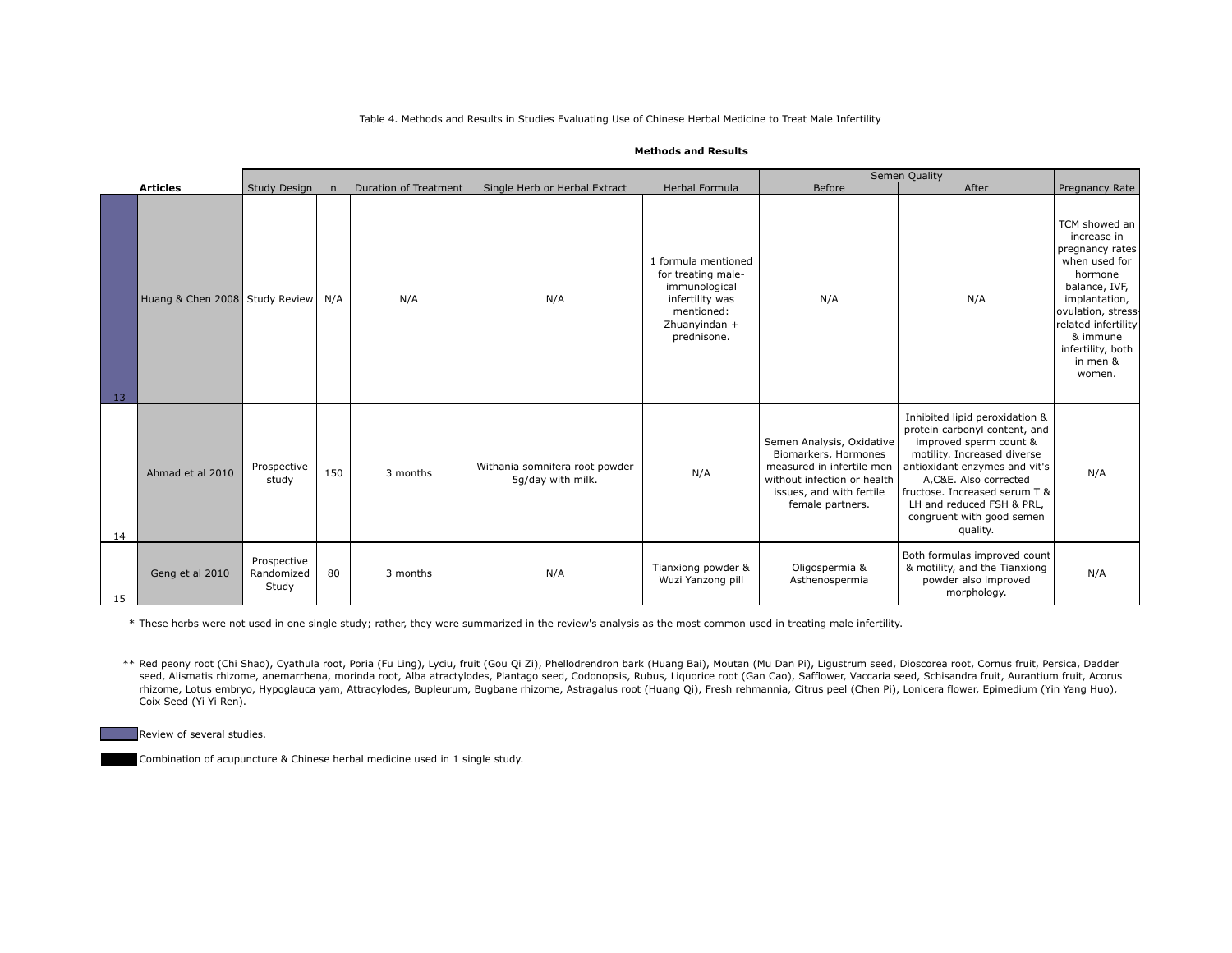Table 4. Methods and Results in Studies Evaluating Use of Chinese Herbal Medicine to Treat Male Infertility

**Methods and Results**

| | Articles | Study Design | n | Duration of Treatment | Single Herb or Herbal Extract | Herbal Formula | Semen Quality | | Pregnancy Rate |
|---|---|---|---|---|---|---|---|---|---|
| | | | | | | | Before | After | |
| 13 | Huang & Chen 2008 | Study Review | N/A | N/A | N/A | 1 formula mentioned for treating male-immunological infertility was mentioned: Zhuanyindan + prednisone. | N/A | N/A | TCM showed an increase in pregnancy rates when used for hormone balance, IVF, implantation, ovulation, stress-related infertility & immune infertility, both in men & women. |
| 14 | Ahmad et al 2010 | Prospective study | 150 | 3 months | Withania somnifera root powder 5g/day with milk. | N/A | Semen Analysis, Oxidative Biomarkers, Hormones measured in infertile men without infection or health issues, and with fertile female partners. | Inhibited lipid peroxidation & protein carbonyl content, and improved sperm count & motility. Increased diverse antioxidant enzymes and vit's A,C&E. Also corrected fructose. Increased serum T & LH and reduced FSH & PRL, congruent with good semen quality. | N/A |
| 15 | Geng et al 2010 | Prospective Randomized Study | 80 | 3 months | N/A | Tianxiong powder & Wuzi Yanzong pill | Oligospermia & Asthenospermia | Both formulas improved count & motility, and the Tianxiong powder also improved morphology. | N/A |

\* These herbs were not used in one single study; rather, they were summarized in the review's analysis as the most common used in treating male infertility.

\*\* Red peony root (Chi Shao), Cyathula root, Poria (Fu Ling), Lyciu, fruit (Gou Qi Zi), Phellodrendron bark (Huang Bai), Moutan (Mu Dan Pi), Ligustrum seed, Dioscorea root, Cornus fruit, Persica, Dadder seed, Alismatis rhizome, anemarrhena, morinda root, Alba atractylodes, Plantago seed, Codonopsis, Rubus, Liquorice root (Gan Cao), Safflower, Vaccaria seed, Schisandra fruit, Aurantium fruit, Acorus rhizome, Lotus embryo, Hypoglauca yam, Attracylodes, Bupleurum, Bugbane rhizome, Astragalus root (Huang Qi), Fresh rehmannia, Citrus peel (Chen Pi), Lonicera flower, Epimedium (Yin Yang Huo), Coix Seed (Yi Yi Ren).

Review of several studies.

Combination of acupuncture & Chinese herbal medicine used in 1 single study.